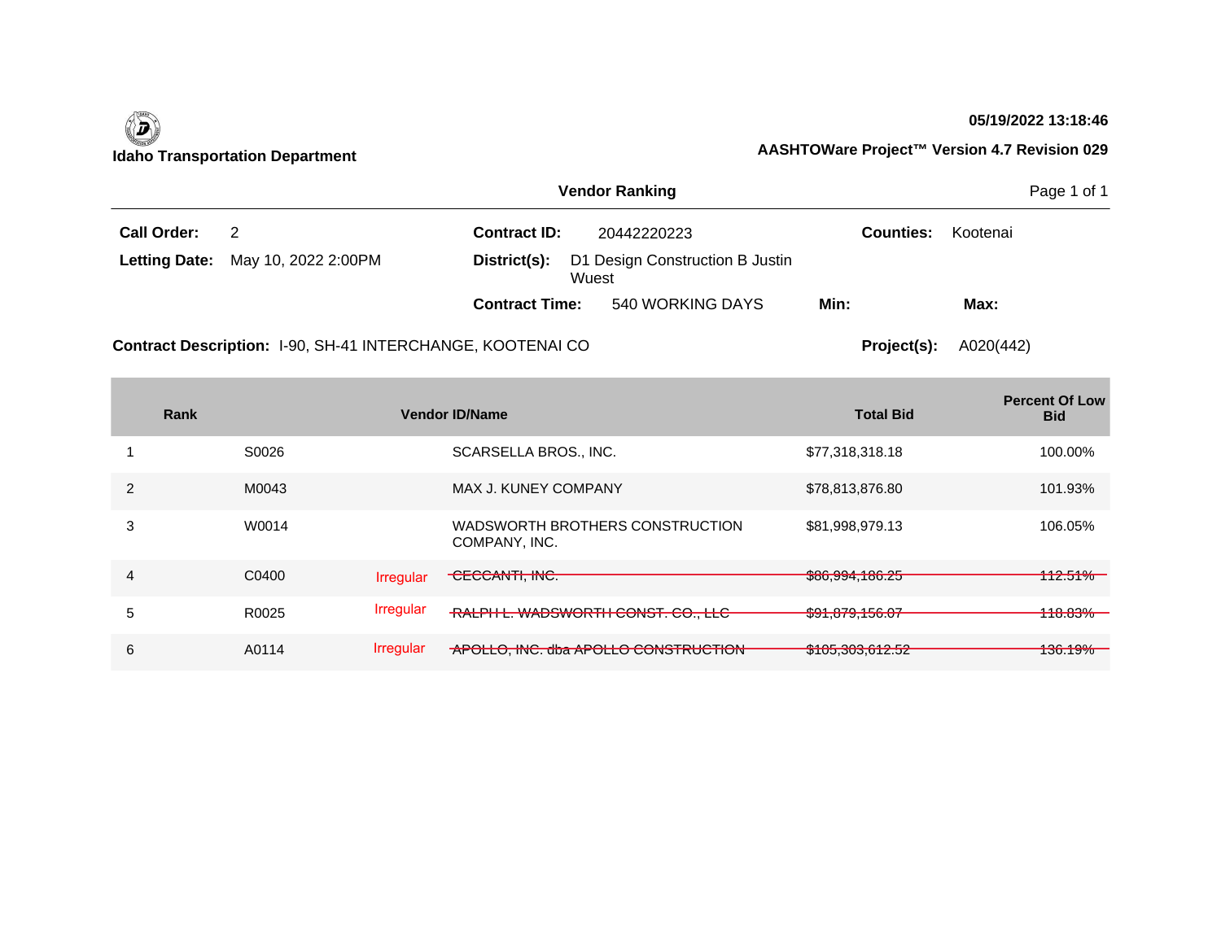**Idaho Transportation Department**

**05/19/2022 13:18:46**

**AASHTOWare Project™ Version 4.7 Revision 029**

## Vendor Ranking

**Call Order:** 2

**Letting Date:** May 10, 2022 2:00PM

**Contract ID:** 20442220223

**District(s):** D1 Design Construction B Justin Wuest

**Contract Time:** 540 WORKING DAYS

**Min:**

**Max:**

**Counties:** Kootenai

**Contract Description:** I-90, SH-41 INTERCHANGE, KOOTENAI CO

**Project(s):** A020(442)

| Rank | Vendor ID | | Vendor Name | Total Bid | Percent Of Low Bid |
|---|---|---|---|---|---|
| 1 | S0026 | | SCARSELLA BROS., INC. | $77,318,318.18 | 100.00% |
| 2 | M0043 | | MAX J. KUNEY COMPANY | $78,813,876.80 | 101.93% |
| 3 | W0014 | | WADSWORTH BROTHERS CONSTRUCTION COMPANY, INC. | $81,998,979.13 | 106.05% |
| 4 | C0400 | Irregular | ~~CECCANTI, INC.~~ | ~~$86,994,186.25~~ | ~~112.51%~~ |
| 5 | R0025 | Irregular | ~~RALPH L. WADSWORTH CONST. CO., LLC~~ | ~~$91,879,156.07~~ | ~~118.83%~~ |
| 6 | A0114 | Irregular | ~~APOLLO, INC. dba APOLLO CONSTRUCTION~~ | ~~$105,303,612.52~~ | ~~136.19%~~ |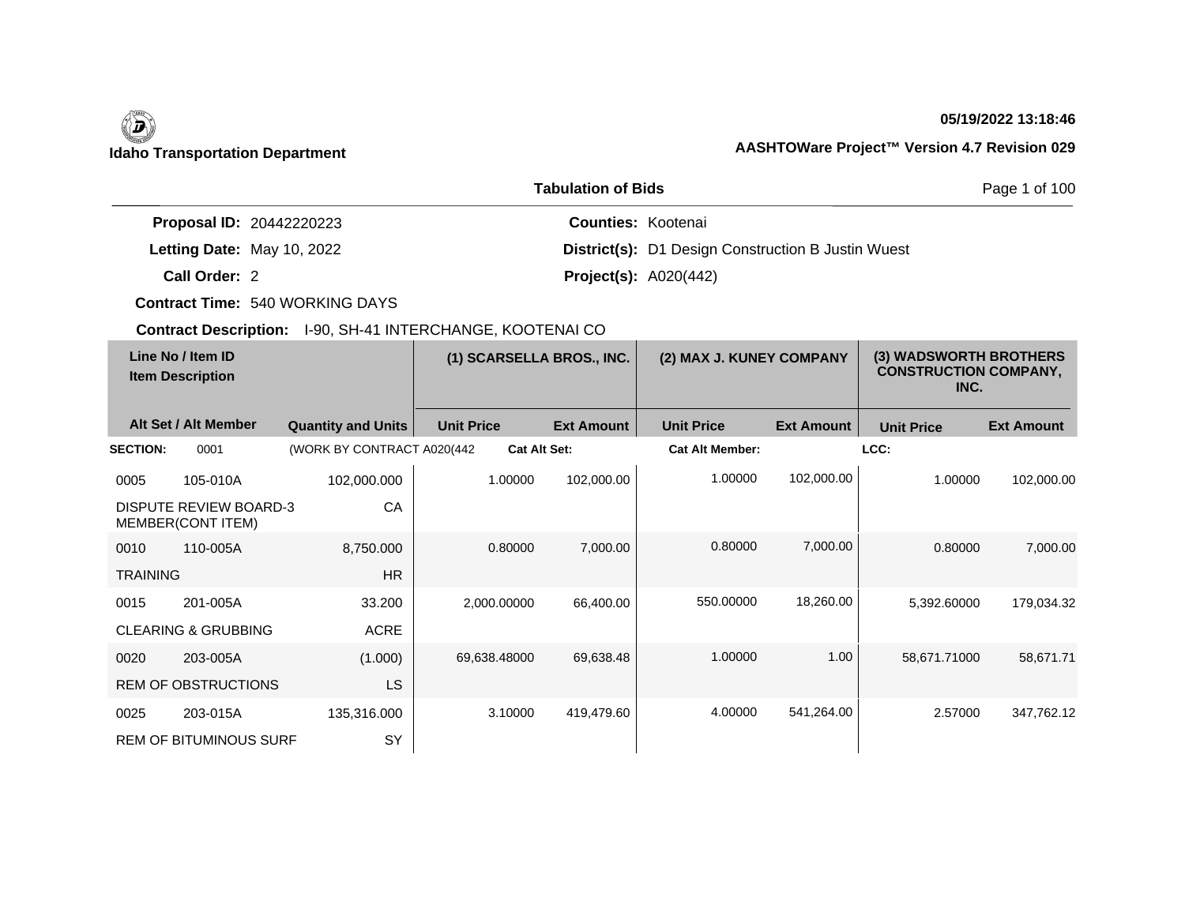**Idaho Transportation Department**

**05/19/2022 13:18:46**

**AASHTOWare Project™ Version 4.7 Revision 029**

**Tabulation of Bids**

**Proposal ID:** 20442220223

**Letting Date:** May 10, 2022

**Call Order:** 2

**Contract Time:** 540 WORKING DAYS

**Counties:** Kootenai

**District(s):** D1 Design Construction B Justin Wuest

**Project(s):** A020(442)

**Contract Description:** I-90, SH-41 INTERCHANGE, KOOTENAI CO

| Line No / Item ID<br>Item Description | | | (1) SCARSELLA BROS., INC. | | (2) MAX J. KUNEY COMPANY | | (3) WADSWORTH BROTHERS CONSTRUCTION COMPANY, INC. | |
|---|---|---|---|---|---|---|---|---|
| **Alt Set / Alt Member** | | **Quantity and Units** | **Unit Price** | **Ext Amount** | **Unit Price** | **Ext Amount** | **Unit Price** | **Ext Amount** |
| **SECTION:** | 0001 | (WORK BY CONTRACT A020(442 | **Cat Alt Set:** | | **Cat Alt Member:** | | **LCC:** | |
| 0005 | 105-010A | 102,000.000 | 1.00000 | 102,000.00 | 1.00000 | 102,000.00 | 1.00000 | 102,000.00 |
| DISPUTE REVIEW BOARD-3 MEMBER(CONT ITEM) | | CA | | | | | | |
| 0010 | 110-005A | 8,750.000 | 0.80000 | 7,000.00 | 0.80000 | 7,000.00 | 0.80000 | 7,000.00 |
| TRAINING | | HR | | | | | | |
| 0015 | 201-005A | 33.200 | 2,000.00000 | 66,400.00 | 550.00000 | 18,260.00 | 5,392.60000 | 179,034.32 |
| CLEARING & GRUBBING | | ACRE | | | | | | |
| 0020 | 203-005A | (1.000) | 69,638.48000 | 69,638.48 | 1.00000 | 1.00 | 58,671.71000 | 58,671.71 |
| REM OF OBSTRUCTIONS | | LS | | | | | | |
| 0025 | 203-015A | 135,316.000 | 3.10000 | 419,479.60 | 4.00000 | 541,264.00 | 2.57000 | 347,762.12 |
| REM OF BITUMINOUS SURF | | SY | | | | | | |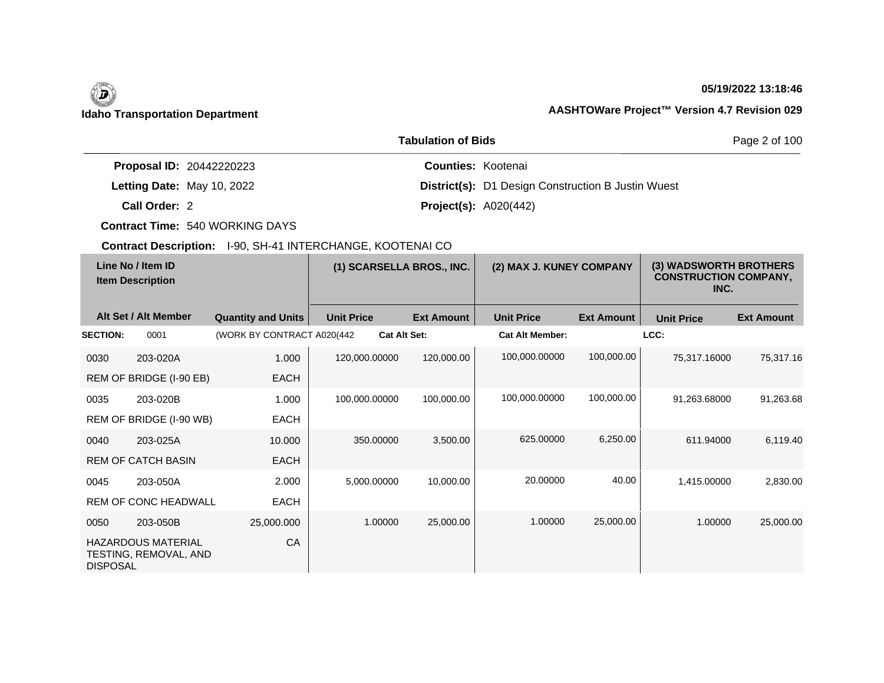**Idaho Transportation Department**

**05/19/2022 13:18:46**

**AASHTOWare Project™ Version 4.7 Revision 029**

**Tabulation of Bids**

**Proposal ID:** 20442220223 **Counties:** Kootenai

**Letting Date:** May 10, 2022 **District(s):** D1 Design Construction B Justin Wuest

**Call Order:** 2 **Project(s):** A020(442)

**Contract Time:** 540 WORKING DAYS

**Contract Description:** I-90, SH-41 INTERCHANGE, KOOTENAI CO

| Line No / Item ID<br>Item Description | | | (1) SCARSELLA BROS., INC. | | (2) MAX J. KUNEY COMPANY | | (3) WADSWORTH BROTHERS CONSTRUCTION COMPANY, INC. | |
|---|---|---|---|---|---|---|---|---|
| Alt Set / Alt Member | | Quantity and Units | Unit Price | Ext Amount | Unit Price | Ext Amount | Unit Price | Ext Amount |
| **SECTION:** | 0001 | (WORK BY CONTRACT A020(442 | **Cat Alt Set:** | | **Cat Alt Member:** | | **LCC:** | |
| 0030 | 203-020A | 1.000 | 120,000.00000 | 120,000.00 | 100,000.00000 | 100,000.00 | 75,317.16000 | 75,317.16 |
| REM OF BRIDGE (I-90 EB) | | EACH | | | | | | |
| 0035 | 203-020B | 1.000 | 100,000.00000 | 100,000.00 | 100,000.00000 | 100,000.00 | 91,263.68000 | 91,263.68 |
| REM OF BRIDGE (I-90 WB) | | EACH | | | | | | |
| 0040 | 203-025A | 10.000 | 350.00000 | 3,500.00 | 625.00000 | 6,250.00 | 611.94000 | 6,119.40 |
| REM OF CATCH BASIN | | EACH | | | | | | |
| 0045 | 203-050A | 2.000 | 5,000.00000 | 10,000.00 | 20.00000 | 40.00 | 1,415.00000 | 2,830.00 |
| REM OF CONC HEADWALL | | EACH | | | | | | |
| 0050 | 203-050B | 25,000.000 | 1.00000 | 25,000.00 | 1.00000 | 25,000.00 | 1.00000 | 25,000.00 |
| HAZARDOUS MATERIAL TESTING, REMOVAL, AND DISPOSAL | | CA | | | | | | |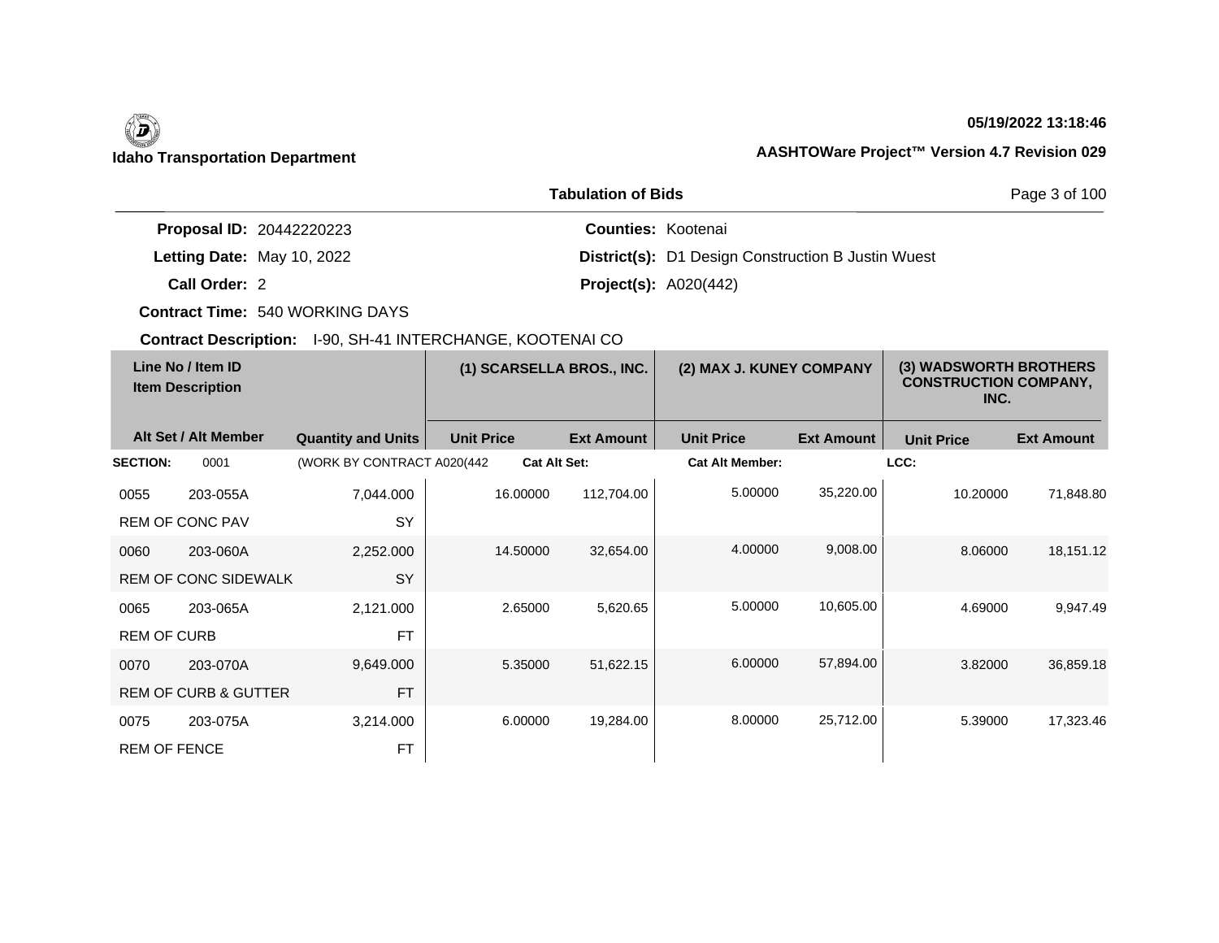**Idaho Transportation Department**

**05/19/2022 13:18:46**

**AASHTOWare Project™ Version 4.7 Revision 029**

**Tabulation of Bids**

**Proposal ID:** 20442220223
**Letting Date:** May 10, 2022
**Call Order:** 2
**Contract Time:** 540 WORKING DAYS
**Contract Description:** I-90, SH-41 INTERCHANGE, KOOTENAI CO

**Counties:** Kootenai
**District(s):** D1 Design Construction B Justin Wuest
**Project(s):** A020(442)

| Line No / Item ID | Item Description | Quantity and Units | (1) SCARSELLA BROS., INC. Unit Price | (1) SCARSELLA BROS., INC. Ext Amount | (2) MAX J. KUNEY COMPANY Unit Price | (2) MAX J. KUNEY COMPANY Ext Amount | (3) WADSWORTH BROTHERS CONSTRUCTION COMPANY, INC. Unit Price | (3) WADSWORTH BROTHERS CONSTRUCTION COMPANY, INC. Ext Amount |
|---|---|---|---|---|---|---|---|---|
| **SECTION:** 0001 | (WORK BY CONTRACT A020(442 | | **Cat Alt Set:** | | **Cat Alt Member:** | | **LCC:** | |
| 0055 203-055A | REM OF CONC PAV | 7,044.000 SY | 16.00000 | 112,704.00 | 5.00000 | 35,220.00 | 10.20000 | 71,848.80 |
| 0060 203-060A | REM OF CONC SIDEWALK | 2,252.000 SY | 14.50000 | 32,654.00 | 4.00000 | 9,008.00 | 8.06000 | 18,151.12 |
| 0065 203-065A | REM OF CURB | 2,121.000 FT | 2.65000 | 5,620.65 | 5.00000 | 10,605.00 | 4.69000 | 9,947.49 |
| 0070 203-070A | REM OF CURB & GUTTER | 9,649.000 FT | 5.35000 | 51,622.15 | 6.00000 | 57,894.00 | 3.82000 | 36,859.18 |
| 0075 203-075A | REM OF FENCE | 3,214.000 FT | 6.00000 | 19,284.00 | 8.00000 | 25,712.00 | 5.39000 | 17,323.46 |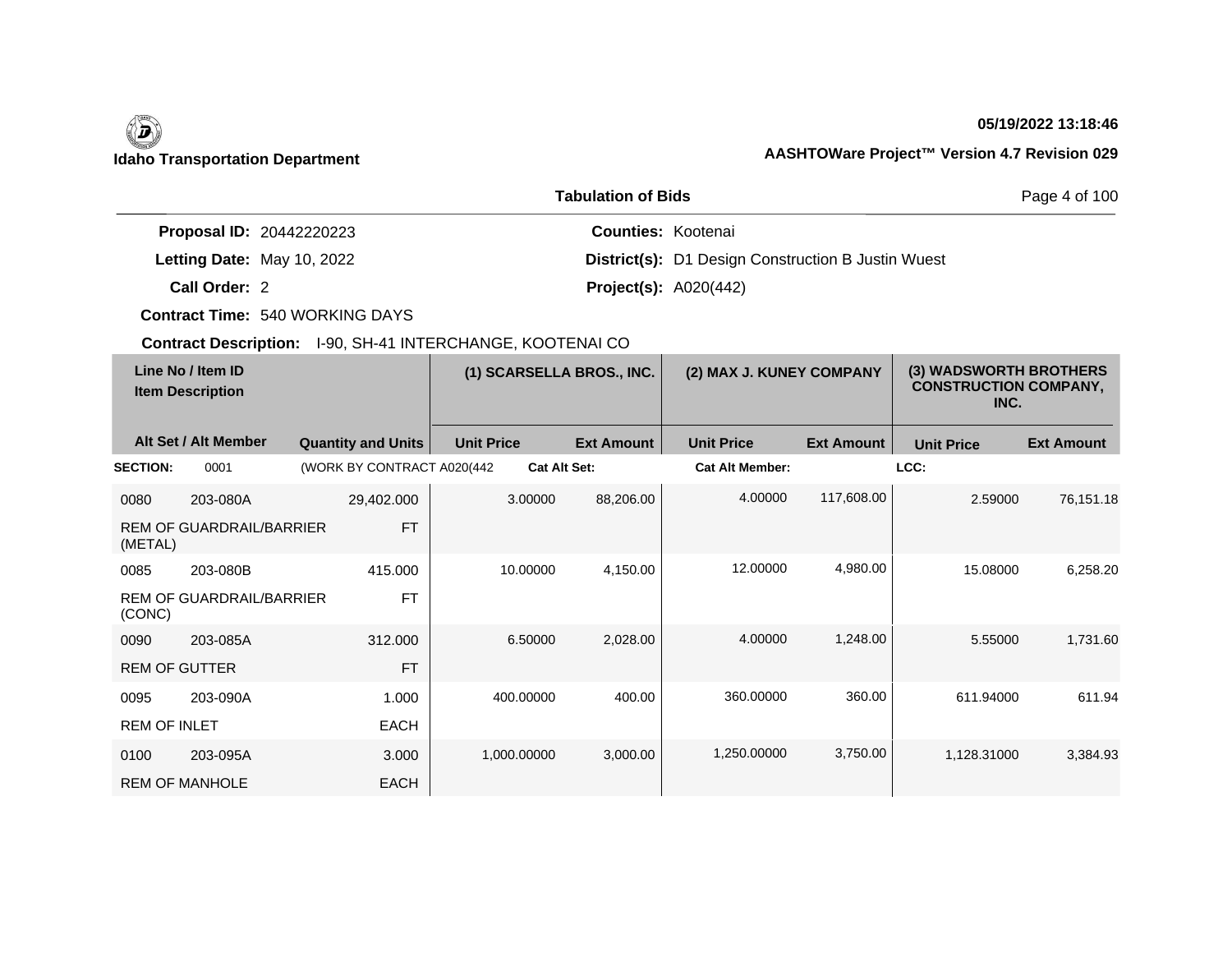**Idaho Transportation Department**

**05/19/2022 13:18:46**

**AASHTOWare Project™ Version 4.7 Revision 029**

## Tabulation of Bids

**Proposal ID:** 20442220223
**Letting Date:** May 10, 2022
**Call Order:** 2
**Contract Time:** 540 WORKING DAYS
**Contract Description:** I-90, SH-41 INTERCHANGE, KOOTENAI CO

**Counties:** Kootenai
**District(s):** D1 Design Construction B Justin Wuest
**Project(s):** A020(442)

| Line No / Item ID | Item Description | Alt Set / Alt Member | Quantity and Units | (1) SCARSELLA BROS., INC. Unit Price | (1) SCARSELLA BROS., INC. Ext Amount | (2) MAX J. KUNEY COMPANY Unit Price | (2) MAX J. KUNEY COMPANY Ext Amount | (3) WADSWORTH BROTHERS CONSTRUCTION COMPANY, INC. Unit Price | (3) WADSWORTH BROTHERS CONSTRUCTION COMPANY, INC. Ext Amount |
|---|---|---|---|---|---|---|---|---|---|
| **SECTION:** 0001 | (WORK BY CONTRACT A020(442 | **Cat Alt Set:** | | | **Cat Alt Member:** | | | **LCC:** | |
| 0080 203-080A | REM OF GUARDRAIL/BARRIER (METAL) | | 29,402.000 FT | 3.00000 | 88,206.00 | 4.00000 | 117,608.00 | 2.59000 | 76,151.18 |
| 0085 203-080B | REM OF GUARDRAIL/BARRIER (CONC) | | 415.000 FT | 10.00000 | 4,150.00 | 12.00000 | 4,980.00 | 15.08000 | 6,258.20 |
| 0090 203-085A | REM OF GUTTER | | 312.000 FT | 6.50000 | 2,028.00 | 4.00000 | 1,248.00 | 5.55000 | 1,731.60 |
| 0095 203-090A | REM OF INLET | | 1.000 EACH | 400.00000 | 400.00 | 360.00000 | 360.00 | 611.94000 | 611.94 |
| 0100 203-095A | REM OF MANHOLE | | 3.000 EACH | 1,000.00000 | 3,000.00 | 1,250.00000 | 3,750.00 | 1,128.31000 | 3,384.93 |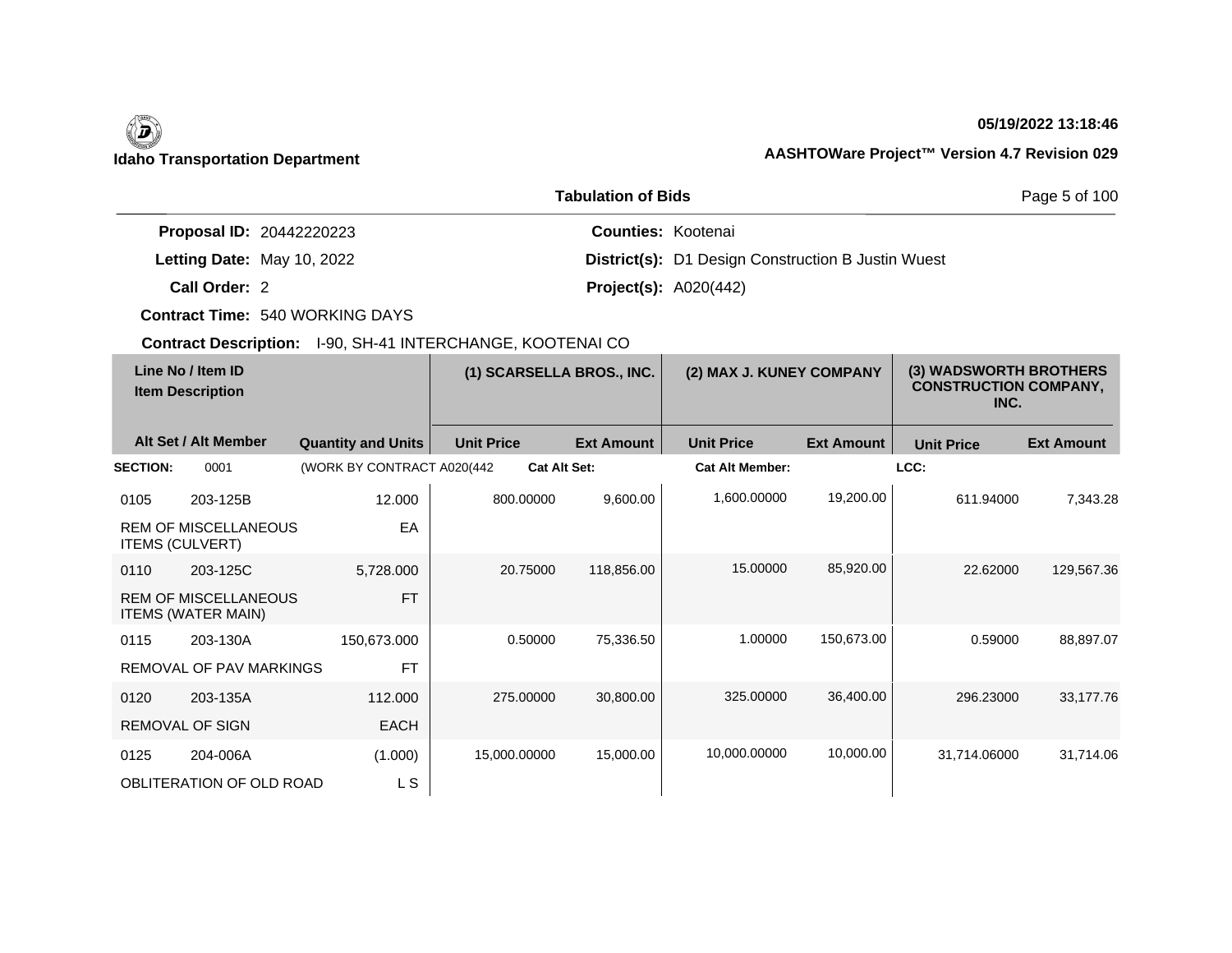**Idaho Transportation Department**

**05/19/2022 13:18:46**

**AASHTOWare Project™ Version 4.7 Revision 029**

**Tabulation of Bids**

**Proposal ID:** 20442220223
**Letting Date:** May 10, 2022
**Call Order:** 2
**Contract Time:** 540 WORKING DAYS
**Contract Description:** I-90, SH-41 INTERCHANGE, KOOTENAI CO

**Counties:** Kootenai
**District(s):** D1 Design Construction B Justin Wuest
**Project(s):** A020(442)

| Line No / Item ID | Item Description | Quantity and Units | (1) SCARSELLA BROS., INC. Unit Price | (1) SCARSELLA BROS., INC. Ext Amount | (2) MAX J. KUNEY COMPANY Unit Price | (2) MAX J. KUNEY COMPANY Ext Amount | (3) WADSWORTH BROTHERS CONSTRUCTION COMPANY, INC. Unit Price | (3) WADSWORTH BROTHERS CONSTRUCTION COMPANY, INC. Ext Amount |
|---|---|---|---|---|---|---|---|---|
| **SECTION:** 0001 | (WORK BY CONTRACT A020(442 | | **Cat Alt Set:** | | **Cat Alt Member:** | | **LCC:** | |
| 0105 203-125B | REM OF MISCELLANEOUS ITEMS (CULVERT) | 12.000 EA | 800.00000 | 9,600.00 | 1,600.00000 | 19,200.00 | 611.94000 | 7,343.28 |
| 0110 203-125C | REM OF MISCELLANEOUS ITEMS (WATER MAIN) | 5,728.000 FT | 20.75000 | 118,856.00 | 15.00000 | 85,920.00 | 22.62000 | 129,567.36 |
| 0115 203-130A | REMOVAL OF PAV MARKINGS | 150,673.000 FT | 0.50000 | 75,336.50 | 1.00000 | 150,673.00 | 0.59000 | 88,897.07 |
| 0120 203-135A | REMOVAL OF SIGN | 112.000 EACH | 275.00000 | 30,800.00 | 325.00000 | 36,400.00 | 296.23000 | 33,177.76 |
| 0125 204-006A | OBLITERATION OF OLD ROAD | (1.000) L S | 15,000.00000 | 15,000.00 | 10,000.00000 | 10,000.00 | 31,714.06000 | 31,714.06 |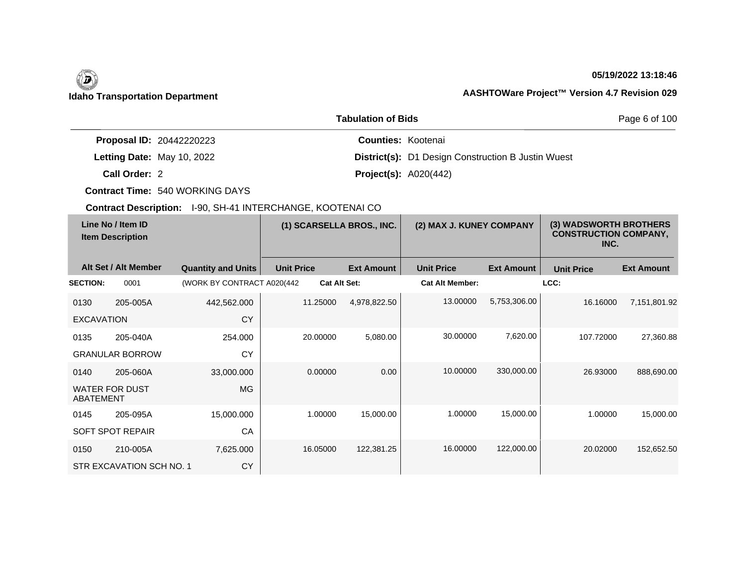**Idaho Transportation Department**

**05/19/2022 13:18:46**

**AASHTOWare Project™ Version 4.7 Revision 029**

**Tabulation of Bids**

**Proposal ID:** 20442220223
**Letting Date:** May 10, 2022
**Call Order:** 2
**Contract Time:** 540 WORKING DAYS
**Contract Description:** I-90, SH-41 INTERCHANGE, KOOTENAI CO

**Counties:** Kootenai
**District(s):** D1 Design Construction B Justin Wuest
**Project(s):** A020(442)

| Line No / Item ID / Item Description | Alt Set / Alt Member | Quantity and Units | (1) SCARSELLA BROS., INC. Unit Price | (1) SCARSELLA BROS., INC. Ext Amount | (2) MAX J. KUNEY COMPANY Unit Price | (2) MAX J. KUNEY COMPANY Ext Amount | (3) WADSWORTH BROTHERS CONSTRUCTION COMPANY, INC. Unit Price | (3) WADSWORTH BROTHERS CONSTRUCTION COMPANY, INC. Ext Amount |
|---|---|---|---|---|---|---|---|---|
| **SECTION:** 0001 | | (WORK BY CONTRACT A020(442 | **Cat Alt Set:** | | **Cat Alt Member:** | | **LCC:** | |
| 0130 205-005A EXCAVATION | | 442,562.000 CY | 11.25000 | 4,978,822.50 | 13.00000 | 5,753,306.00 | 16.16000 | 7,151,801.92 |
| 0135 205-040A GRANULAR BORROW | | 254.000 CY | 20.00000 | 5,080.00 | 30.00000 | 7,620.00 | 107.72000 | 27,360.88 |
| 0140 205-060A WATER FOR DUST ABATEMENT | | 33,000.000 MG | 0.00000 | 0.00 | 10.00000 | 330,000.00 | 26.93000 | 888,690.00 |
| 0145 205-095A SOFT SPOT REPAIR | | 15,000.000 CA | 1.00000 | 15,000.00 | 1.00000 | 15,000.00 | 1.00000 | 15,000.00 |
| 0150 210-005A STR EXCAVATION SCH NO. 1 | | 7,625.000 CY | 16.05000 | 122,381.25 | 16.00000 | 122,000.00 | 20.02000 | 152,652.50 |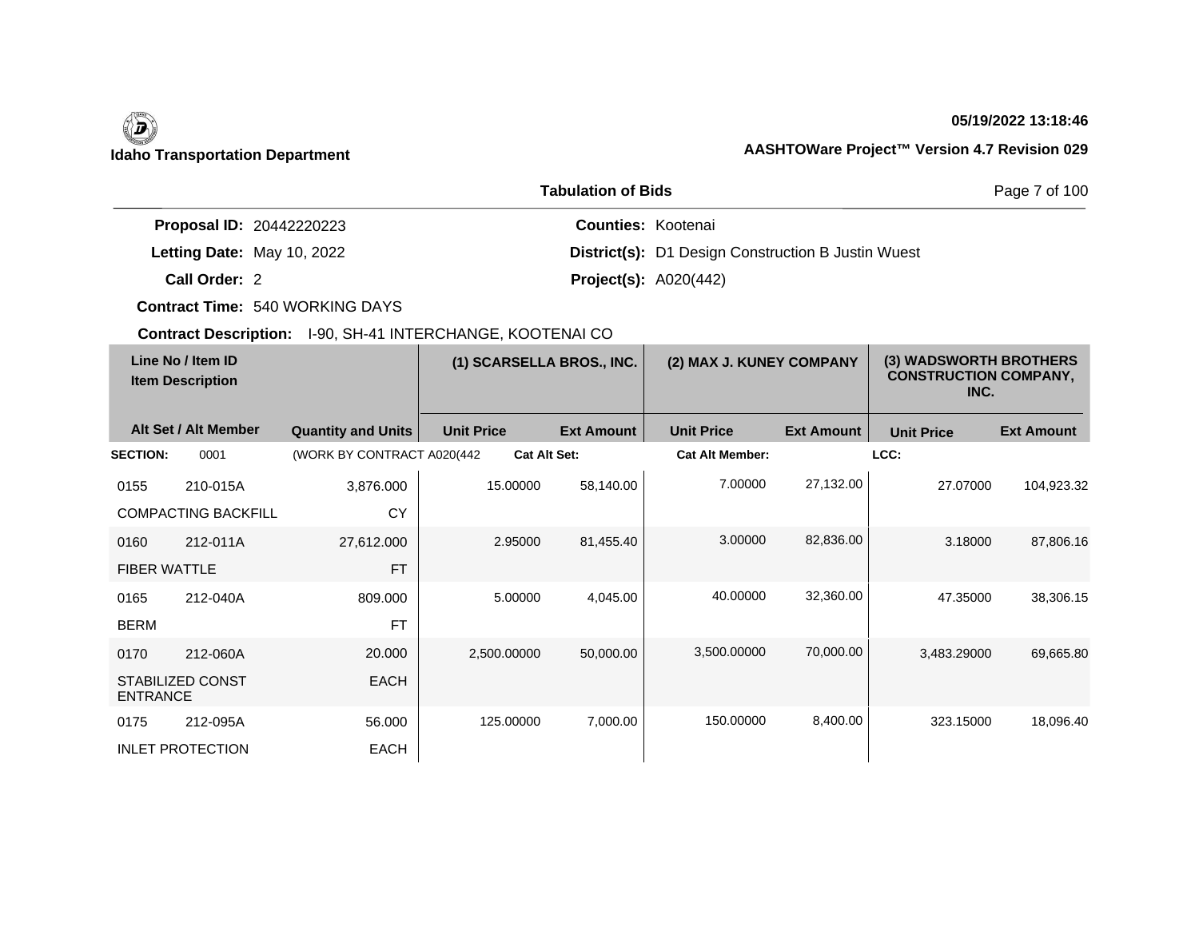**Idaho Transportation Department**

05/19/2022 13:18:46

AASHTOWare Project™ Version 4.7 Revision 029

## Tabulation of Bids

**Proposal ID:** 20442220223

**Letting Date:** May 10, 2022

**Call Order:** 2

**Contract Time:** 540 WORKING DAYS

**Contract Description:** I-90, SH-41 INTERCHANGE, KOOTENAI CO

**Counties:** Kootenai

**District(s):** D1 Design Construction B Justin Wuest

**Project(s):** A020(442)

| Line No / Item ID | Item Description | Quantity and Units | (1) SCARSELLA BROS., INC. Unit Price | (1) SCARSELLA BROS., INC. Ext Amount | (2) MAX J. KUNEY COMPANY Unit Price | (2) MAX J. KUNEY COMPANY Ext Amount | (3) WADSWORTH BROTHERS CONSTRUCTION COMPANY, INC. Unit Price | (3) WADSWORTH BROTHERS CONSTRUCTION COMPANY, INC. Ext Amount |
|---|---|---|---|---|---|---|---|---|
| **SECTION:** 0001 | (WORK BY CONTRACT A020(442 | | **Cat Alt Set:** | | **Cat Alt Member:** | | **LCC:** | |
| 0155 210-015A | COMPACTING BACKFILL | 3,876.000 CY | 15.00000 | 58,140.00 | 7.00000 | 27,132.00 | 27.07000 | 104,923.32 |
| 0160 212-011A | FIBER WATTLE | 27,612.000 FT | 2.95000 | 81,455.40 | 3.00000 | 82,836.00 | 3.18000 | 87,806.16 |
| 0165 212-040A | BERM | 809.000 FT | 5.00000 | 4,045.00 | 40.00000 | 32,360.00 | 47.35000 | 38,306.15 |
| 0170 212-060A | STABILIZED CONST ENTRANCE | 20.000 EACH | 2,500.00000 | 50,000.00 | 3,500.00000 | 70,000.00 | 3,483.29000 | 69,665.80 |
| 0175 212-095A | INLET PROTECTION | 56.000 EACH | 125.00000 | 7,000.00 | 150.00000 | 8,400.00 | 323.15000 | 18,096.40 |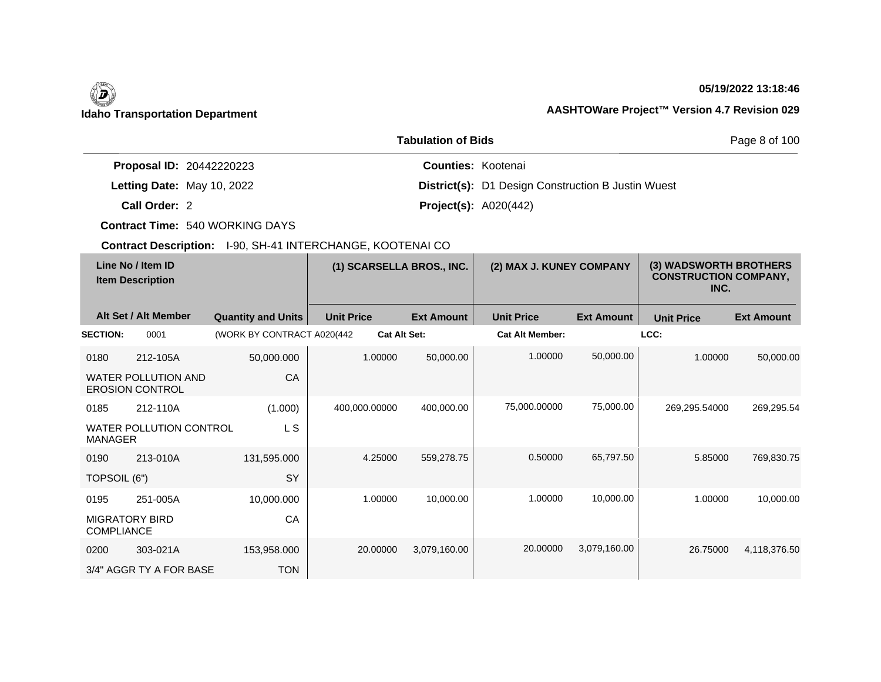**Idaho Transportation Department**

05/19/2022 13:18:46

AASHTOWare Project™ Version 4.7 Revision 029

## Tabulation of Bids

**Proposal ID:** 20442220223

**Letting Date:** May 10, 2022

**Call Order:** 2

**Contract Time:** 540 WORKING DAYS

**Contract Description:** I-90, SH-41 INTERCHANGE, KOOTENAI CO

**Counties:** Kootenai

**District(s):** D1 Design Construction B Justin Wuest

**Project(s):** A020(442)

| Line No / Item ID | Item Description | Quantity and Units | (1) SCARSELLA BROS., INC. Unit Price | (1) SCARSELLA BROS., INC. Ext Amount | (2) MAX J. KUNEY COMPANY Unit Price | (2) MAX J. KUNEY COMPANY Ext Amount | (3) WADSWORTH BROTHERS CONSTRUCTION COMPANY, INC. Unit Price | (3) WADSWORTH BROTHERS CONSTRUCTION COMPANY, INC. Ext Amount |
|---|---|---|---|---|---|---|---|---|
| **SECTION:** 0001 | (WORK BY CONTRACT A020(442 | | **Cat Alt Set:** | | **Cat Alt Member:** | | **LCC:** | |
| 0180 212-105A | WATER POLLUTION AND EROSION CONTROL | 50,000.000 CA | 1.00000 | 50,000.00 | 1.00000 | 50,000.00 | 1.00000 | 50,000.00 |
| 0185 212-110A | WATER POLLUTION CONTROL MANAGER | (1.000) L S | 400,000.00000 | 400,000.00 | 75,000.00000 | 75,000.00 | 269,295.54000 | 269,295.54 |
| 0190 213-010A | TOPSOIL (6") | 131,595.000 SY | 4.25000 | 559,278.75 | 0.50000 | 65,797.50 | 5.85000 | 769,830.75 |
| 0195 251-005A | MIGRATORY BIRD COMPLIANCE | 10,000.000 CA | 1.00000 | 10,000.00 | 1.00000 | 10,000.00 | 1.00000 | 10,000.00 |
| 0200 303-021A | 3/4" AGGR TY A FOR BASE | 153,958.000 TON | 20.00000 | 3,079,160.00 | 20.00000 | 3,079,160.00 | 26.75000 | 4,118,376.50 |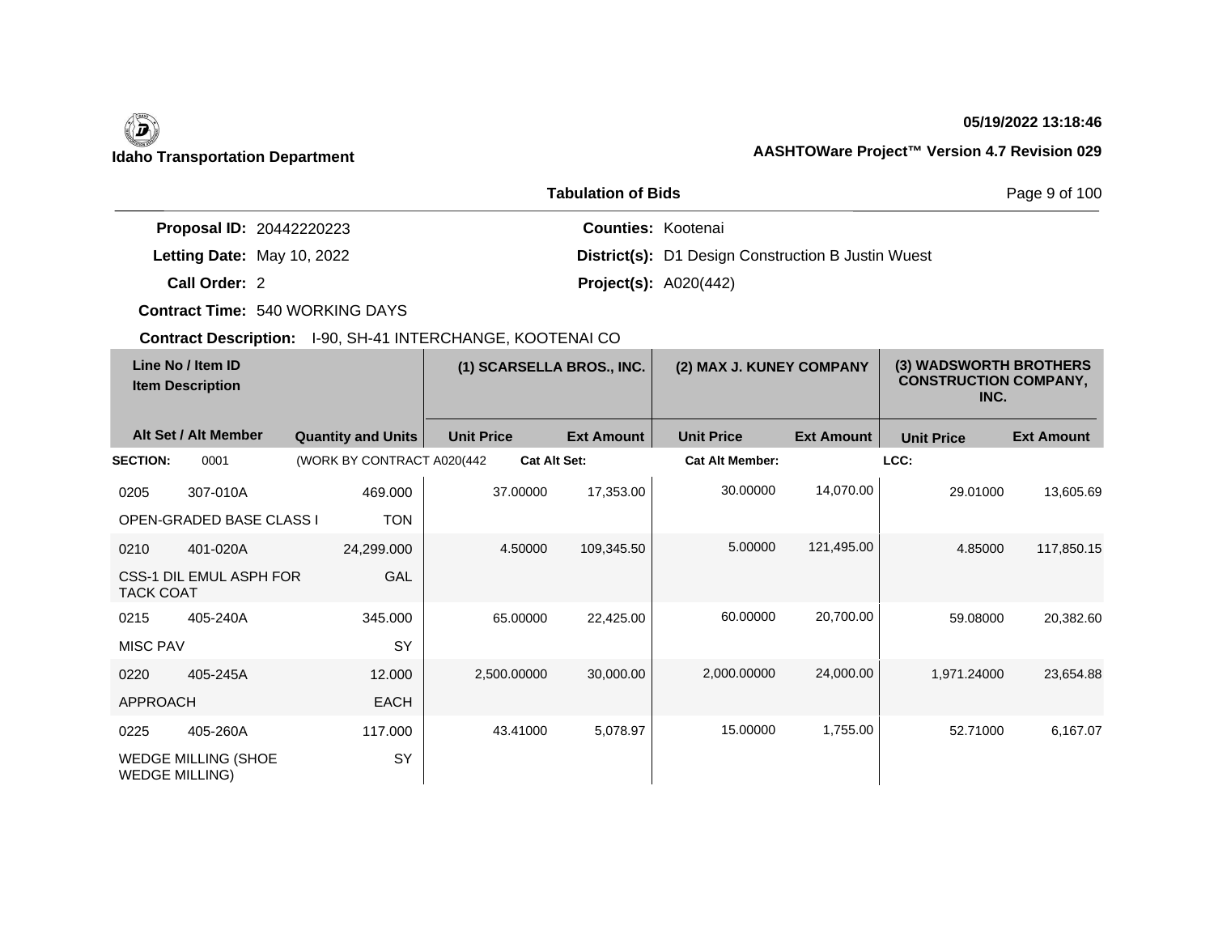**Tabulation of Bids**

**Proposal ID:** 20442220223
**Letting Date:** May 10, 2022
**Call Order:** 2
**Contract Time:** 540 WORKING DAYS
**Contract Description:** I-90, SH-41 INTERCHANGE, KOOTENAI CO

**Counties:** Kootenai
**District(s):** D1 Design Construction B Justin Wuest
**Project(s):** A020(442)

| Line No / Item ID | Item Description | Alt Set / Alt Member | Quantity and Units | (1) SCARSELLA BROS., INC. Unit Price | (1) SCARSELLA BROS., INC. Ext Amount | (2) MAX J. KUNEY COMPANY Unit Price | (2) MAX J. KUNEY COMPANY Ext Amount | (3) WADSWORTH BROTHERS CONSTRUCTION COMPANY, INC. Unit Price | (3) WADSWORTH BROTHERS CONSTRUCTION COMPANY, INC. Ext Amount |
|---|---|---|---|---|---|---|---|---|---|
| **SECTION:** 0001 | (WORK BY CONTRACT A020(442 | | | **Cat Alt Set:** | | **Cat Alt Member:** | | **LCC:** | |
| 0205 307-010A | OPEN-GRADED BASE CLASS I | | 469.000 TON | 37.00000 | 17,353.00 | 30.00000 | 14,070.00 | 29.01000 | 13,605.69 |
| 0210 401-020A | CSS-1 DIL EMUL ASPH FOR TACK COAT | | 24,299.000 GAL | 4.50000 | 109,345.50 | 5.00000 | 121,495.00 | 4.85000 | 117,850.15 |
| 0215 405-240A | MISC PAV | | 345.000 SY | 65.00000 | 22,425.00 | 60.00000 | 20,700.00 | 59.08000 | 20,382.60 |
| 0220 405-245A | APPROACH | | 12.000 EACH | 2,500.00000 | 30,000.00 | 2,000.00000 | 24,000.00 | 1,971.24000 | 23,654.88 |
| 0225 405-260A | WEDGE MILLING (SHOE WEDGE MILLING) | | 117.000 SY | 43.41000 | 5,078.97 | 15.00000 | 1,755.00 | 52.71000 | 6,167.07 |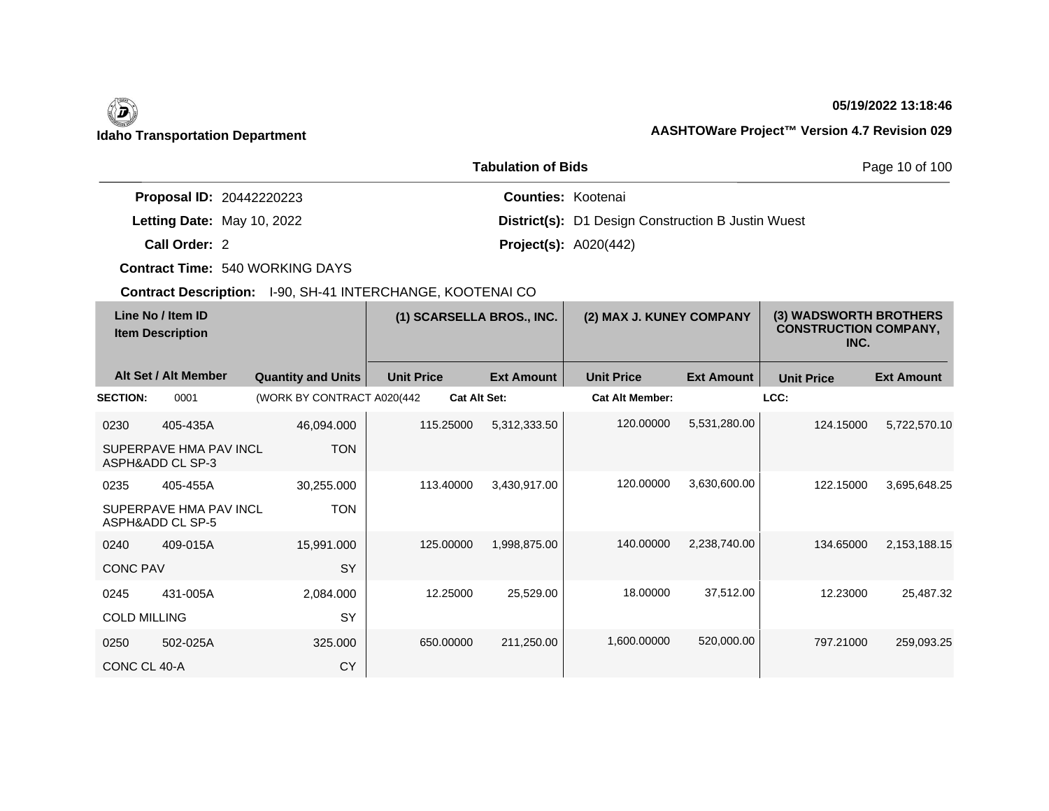**Idaho Transportation Department**

**05/19/2022 13:18:46**

**AASHTOWare Project™ Version 4.7 Revision 029**

## Tabulation of Bids

**Proposal ID:** 20442220223

**Letting Date:** May 10, 2022

**Call Order:** 2

**Contract Time:** 540 WORKING DAYS

**Contract Description:** I-90, SH-41 INTERCHANGE, KOOTENAI CO

**Counties:** Kootenai

**District(s):** D1 Design Construction B Justin Wuest

**Project(s):** A020(442)

| Line No / Item ID | Item Description | Alt Set / Alt Member | Quantity and Units | (1) SCARSELLA BROS., INC. Unit Price | (1) SCARSELLA BROS., INC. Ext Amount | (2) MAX J. KUNEY COMPANY Unit Price | (2) MAX J. KUNEY COMPANY Ext Amount | (3) WADSWORTH BROTHERS CONSTRUCTION COMPANY, INC. Unit Price | (3) WADSWORTH BROTHERS CONSTRUCTION COMPANY, INC. Ext Amount |
|---|---|---|---|---|---|---|---|---|---|
| **SECTION:** 0001 | (WORK BY CONTRACT A020(442 | | | **Cat Alt Set:** | | **Cat Alt Member:** | | **LCC:** | |
| 0230 405-435A | SUPERPAVE HMA PAV INCL ASPH&ADD CL SP-3 | | 46,094.000 TON | 115.25000 | 5,312,333.50 | 120.00000 | 5,531,280.00 | 124.15000 | 5,722,570.10 |
| 0235 405-455A | SUPERPAVE HMA PAV INCL ASPH&ADD CL SP-5 | | 30,255.000 TON | 113.40000 | 3,430,917.00 | 120.00000 | 3,630,600.00 | 122.15000 | 3,695,648.25 |
| 0240 409-015A | CONC PAV | | 15,991.000 SY | 125.00000 | 1,998,875.00 | 140.00000 | 2,238,740.00 | 134.65000 | 2,153,188.15 |
| 0245 431-005A | COLD MILLING | | 2,084.000 SY | 12.25000 | 25,529.00 | 18.00000 | 37,512.00 | 12.23000 | 25,487.32 |
| 0250 502-025A | CONC CL 40-A | | 325.000 CY | 650.00000 | 211,250.00 | 1,600.00000 | 520,000.00 | 797.21000 | 259,093.25 |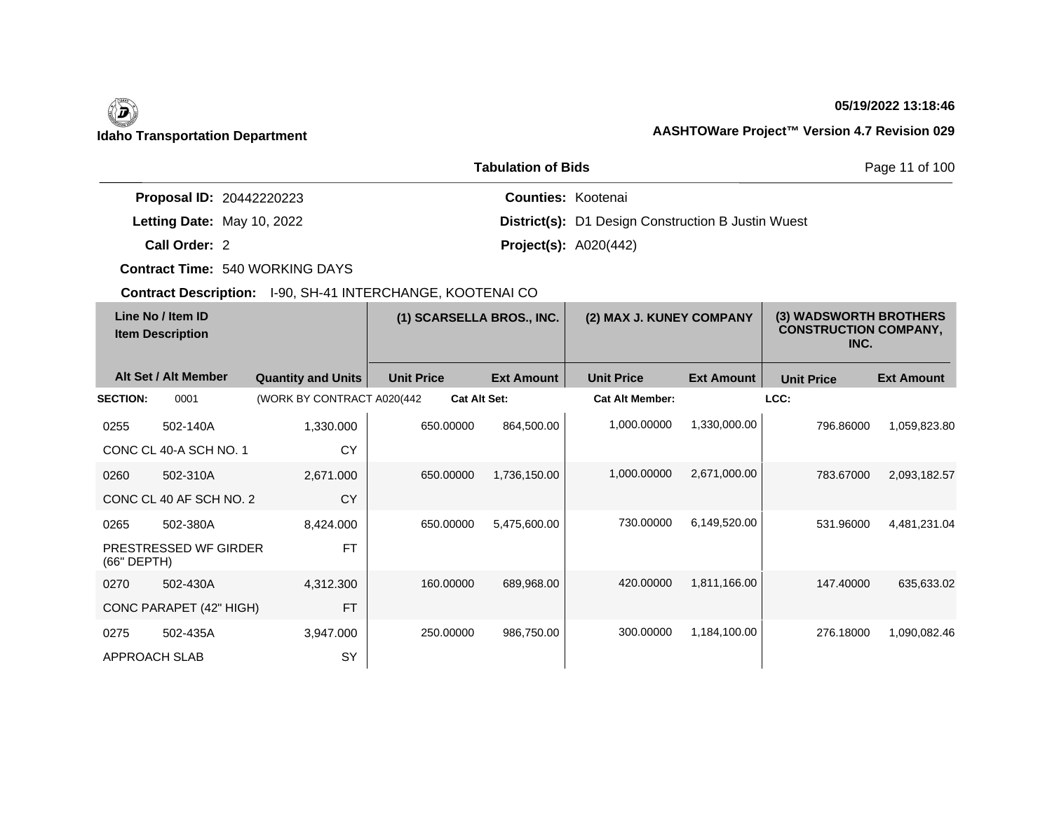**Idaho Transportation Department**

05/19/2022 13:18:46

AASHTOWare Project™ Version 4.7 Revision 029

## Tabulation of Bids

**Proposal ID:** 20442220223
**Letting Date:** May 10, 2022
**Call Order:** 2
**Contract Time:** 540 WORKING DAYS
**Contract Description:** I-90, SH-41 INTERCHANGE, KOOTENAI CO

**Counties:** Kootenai
**District(s):** D1 Design Construction B Justin Wuest
**Project(s):** A020(442)

| Line No / Item ID | Item Description | Quantity and Units | (1) SCARSELLA BROS., INC. Unit Price | (1) SCARSELLA BROS., INC. Ext Amount | (2) MAX J. KUNEY COMPANY Unit Price | (2) MAX J. KUNEY COMPANY Ext Amount | (3) WADSWORTH BROTHERS CONSTRUCTION COMPANY, INC. Unit Price | (3) WADSWORTH BROTHERS CONSTRUCTION COMPANY, INC. Ext Amount |
|---|---|---|---|---|---|---|---|---|
| **SECTION:** 0001 | (WORK BY CONTRACT A020(442 | | **Cat Alt Set:** | | **Cat Alt Member:** | | **LCC:** | |
| 0255 502-140A | CONC CL 40-A SCH NO. 1 | 1,330.000 CY | 650.00000 | 864,500.00 | 1,000.00000 | 1,330,000.00 | 796.86000 | 1,059,823.80 |
| 0260 502-310A | CONC CL 40 AF SCH NO. 2 | 2,671.000 CY | 650.00000 | 1,736,150.00 | 1,000.00000 | 2,671,000.00 | 783.67000 | 2,093,182.57 |
| 0265 502-380A | PRESTRESSED WF GIRDER (66" DEPTH) | 8,424.000 FT | 650.00000 | 5,475,600.00 | 730.00000 | 6,149,520.00 | 531.96000 | 4,481,231.04 |
| 0270 502-430A | CONC PARAPET (42" HIGH) | 4,312.300 FT | 160.00000 | 689,968.00 | 420.00000 | 1,811,166.00 | 147.40000 | 635,633.02 |
| 0275 502-435A | APPROACH SLAB | 3,947.000 SY | 250.00000 | 986,750.00 | 300.00000 | 1,184,100.00 | 276.18000 | 1,090,082.46 |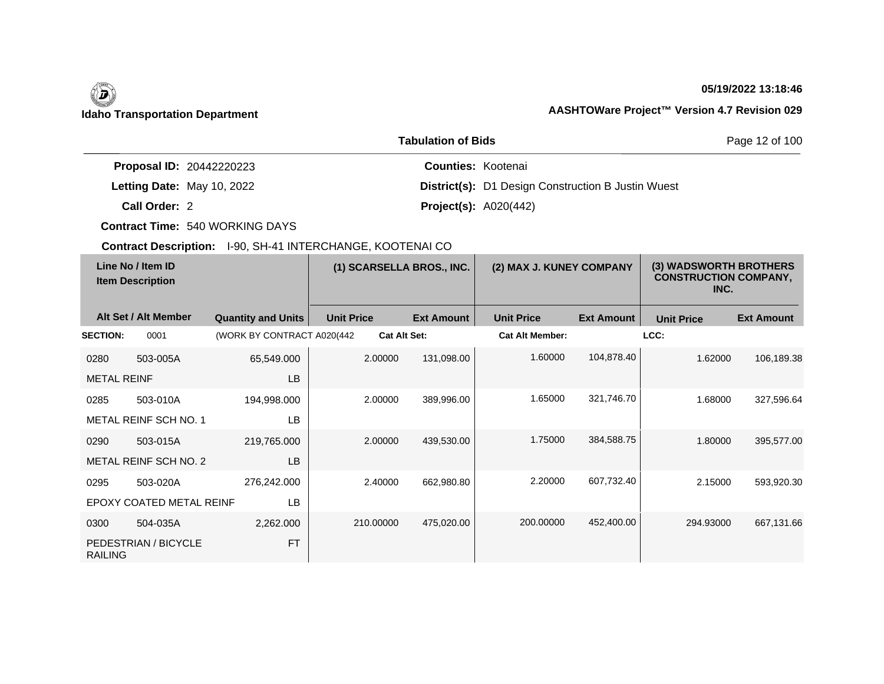**Idaho Transportation Department**

**05/19/2022 13:18:46**

**AASHTOWare Project™ Version 4.7 Revision 029**

**Tabulation of Bids**

**Proposal ID:** 20442220223

**Letting Date:** May 10, 2022

**Call Order:** 2

**Contract Time:** 540 WORKING DAYS

**Counties:** Kootenai

**District(s):** D1 Design Construction B Justin Wuest

**Project(s):** A020(442)

**Contract Description:** I-90, SH-41 INTERCHANGE, KOOTENAI CO

| Line No / Item ID | Item Description | Quantity and Units | (1) SCARSELLA BROS., INC. Unit Price | (1) SCARSELLA BROS., INC. Ext Amount | (2) MAX J. KUNEY COMPANY Unit Price | (2) MAX J. KUNEY COMPANY Ext Amount | (3) WADSWORTH BROTHERS CONSTRUCTION COMPANY, INC. Unit Price | (3) WADSWORTH BROTHERS CONSTRUCTION COMPANY, INC. Ext Amount |
|---|---|---|---|---|---|---|---|---|
| **SECTION:** 0001 | (WORK BY CONTRACT A020(442 | | **Cat Alt Set:** | | **Cat Alt Member:** | | **LCC:** | |
| 0280 503-005A | METAL REINF | 65,549.000 LB | 2.00000 | 131,098.00 | 1.60000 | 104,878.40 | 1.62000 | 106,189.38 |
| 0285 503-010A | METAL REINF SCH NO. 1 | 194,998.000 LB | 2.00000 | 389,996.00 | 1.65000 | 321,746.70 | 1.68000 | 327,596.64 |
| 0290 503-015A | METAL REINF SCH NO. 2 | 219,765.000 LB | 2.00000 | 439,530.00 | 1.75000 | 384,588.75 | 1.80000 | 395,577.00 |
| 0295 503-020A | EPOXY COATED METAL REINF | 276,242.000 LB | 2.40000 | 662,980.80 | 2.20000 | 607,732.40 | 2.15000 | 593,920.30 |
| 0300 504-035A | PEDESTRIAN / BICYCLE RAILING | 2,262.000 FT | 210.00000 | 475,020.00 | 200.00000 | 452,400.00 | 294.93000 | 667,131.66 |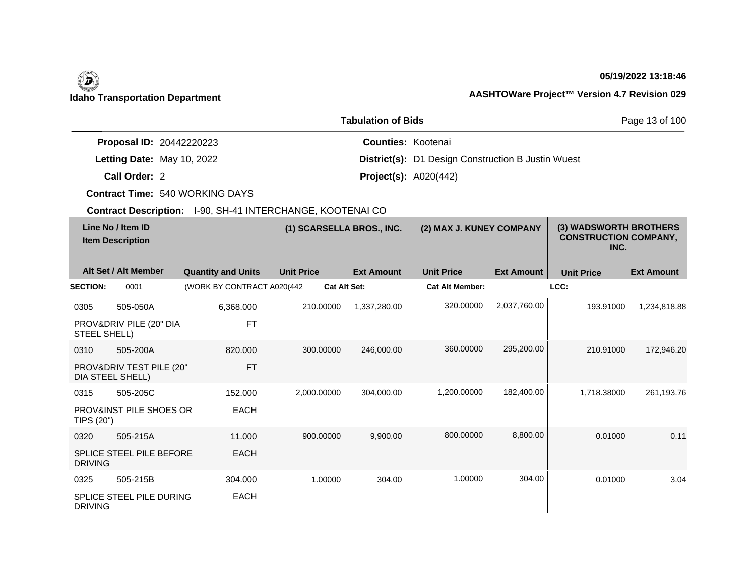**Idaho Transportation Department**

**05/19/2022 13:18:46**

**AASHTOWare Project™ Version 4.7 Revision 029**

## Tabulation of Bids

**Proposal ID:** 20442220223
**Letting Date:** May 10, 2022
**Call Order:** 2
**Contract Time:** 540 WORKING DAYS
**Contract Description:** I-90, SH-41 INTERCHANGE, KOOTENAI CO

**Counties:** Kootenai
**District(s):** D1 Design Construction B Justin Wuest
**Project(s):** A020(442)

| Line No / Item ID / Item Description | | Quantity and Units | (1) SCARSELLA BROS., INC. | | (2) MAX J. KUNEY COMPANY | | (3) WADSWORTH BROTHERS CONSTRUCTION COMPANY, INC. | |
|---|---|---|---|---|---|---|---|---|
| Alt Set / Alt Member | | | Unit Price | Ext Amount | Unit Price | Ext Amount | Unit Price | Ext Amount |
| **SECTION:** | 0001 | (WORK BY CONTRACT A020(442 | **Cat Alt Set:** | | **Cat Alt Member:** | | **LCC:** | |
| 0305 | 505-050A | 6,368.000 | 210.00000 | 1,337,280.00 | 320.00000 | 2,037,760.00 | 193.91000 | 1,234,818.88 |
| PROV&DRIV PILE (20" DIA STEEL SHELL) | | FT | | | | | | |
| 0310 | 505-200A | 820.000 | 300.00000 | 246,000.00 | 360.00000 | 295,200.00 | 210.91000 | 172,946.20 |
| PROV&DRIV TEST PILE (20" DIA STEEL SHELL) | | FT | | | | | | |
| 0315 | 505-205C | 152.000 | 2,000.00000 | 304,000.00 | 1,200.00000 | 182,400.00 | 1,718.38000 | 261,193.76 |
| PROV&INST PILE SHOES OR TIPS (20") | | EACH | | | | | | |
| 0320 | 505-215A | 11.000 | 900.00000 | 9,900.00 | 800.00000 | 8,800.00 | 0.01000 | 0.11 |
| SPLICE STEEL PILE BEFORE DRIVING | | EACH | | | | | | |
| 0325 | 505-215B | 304.000 | 1.00000 | 304.00 | 1.00000 | 304.00 | 0.01000 | 3.04 |
| SPLICE STEEL PILE DURING DRIVING | | EACH | | | | | | |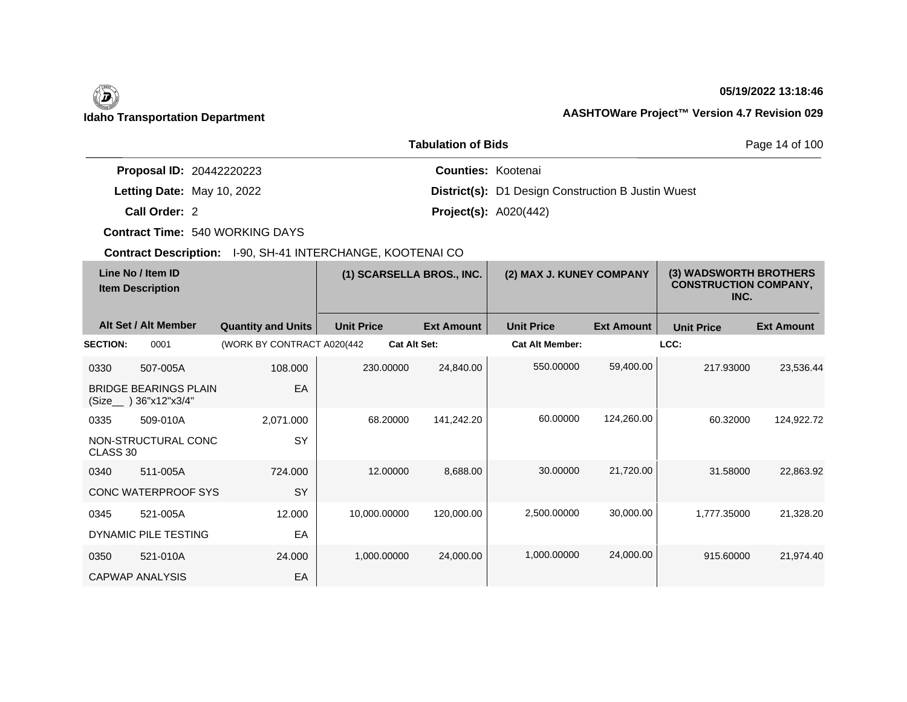**Idaho Transportation Department**

**05/19/2022 13:18:46**

**AASHTOWare Project™ Version 4.7 Revision 029**

**Tabulation of Bids**

**Proposal ID:** 20442220223
**Letting Date:** May 10, 2022
**Call Order:** 2
**Contract Time:** 540 WORKING DAYS
**Contract Description:** I-90, SH-41 INTERCHANGE, KOOTENAI CO

**Counties:** Kootenai
**District(s):** D1 Design Construction B Justin Wuest
**Project(s):** A020(442)

| Line No / Item ID<br>Item Description | | | (1) SCARSELLA BROS., INC. | | (2) MAX J. KUNEY COMPANY | | (3) WADSWORTH BROTHERS CONSTRUCTION COMPANY, INC. | |
|---|---|---|---|---|---|---|---|---|
| Alt Set / Alt Member | | Quantity and Units | Unit Price | Ext Amount | Unit Price | Ext Amount | Unit Price | Ext Amount |
| **SECTION:** | 0001 | (WORK BY CONTRACT A020(442 | **Cat Alt Set:** | | **Cat Alt Member:** | | **LCC:** | |
| 0330 | 507-005A | 108.000 | 230.00000 | 24,840.00 | 550.00000 | 59,400.00 | 217.93000 | 23,536.44 |
| BRIDGE BEARINGS PLAIN (Size__ ) 36"x12"x3/4" | | EA | | | | | | |
| 0335 | 509-010A | 2,071.000 | 68.20000 | 141,242.20 | 60.00000 | 124,260.00 | 60.32000 | 124,922.72 |
| NON-STRUCTURAL CONC CLASS 30 | | SY | | | | | | |
| 0340 | 511-005A | 724.000 | 12.00000 | 8,688.00 | 30.00000 | 21,720.00 | 31.58000 | 22,863.92 |
| CONC WATERPROOF SYS | | SY | | | | | | |
| 0345 | 521-005A | 12.000 | 10,000.00000 | 120,000.00 | 2,500.00000 | 30,000.00 | 1,777.35000 | 21,328.20 |
| DYNAMIC PILE TESTING | | EA | | | | | | |
| 0350 | 521-010A | 24.000 | 1,000.00000 | 24,000.00 | 1,000.00000 | 24,000.00 | 915.60000 | 21,974.40 |
| CAPWAP ANALYSIS | | EA | | | | | | |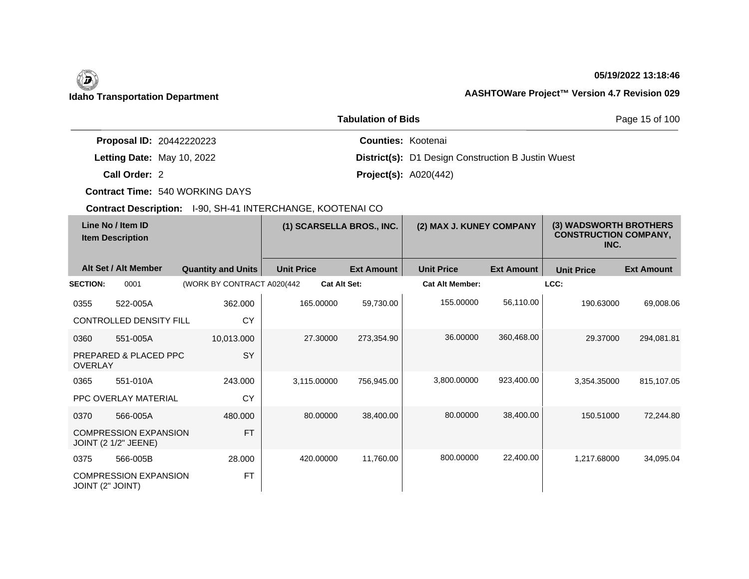**Idaho Transportation Department**

**05/19/2022 13:18:46**

**AASHTOWare Project™ Version 4.7 Revision 029**

**Tabulation of Bids**

| | | | |
|---|---|---|---|
| **Proposal ID:** | 20442220223 | **Counties:** | Kootenai |
| **Letting Date:** | May 10, 2022 | **District(s):** | D1 Design Construction B Justin Wuest |
| **Call Order:** | 2 | **Project(s):** | A020(442) |
| **Contract Time:** | 540 WORKING DAYS | | |
| **Contract Description:** | I-90, SH-41 INTERCHANGE, KOOTENAI CO | | |

| Line No / Item ID / Item Description | | | (1) SCARSELLA BROS., INC. | | (2) MAX J. KUNEY COMPANY | | (3) WADSWORTH BROTHERS CONSTRUCTION COMPANY, INC. | |
|---|---|---|---|---|---|---|---|---|
| **Alt Set / Alt Member** | | **Quantity and Units** | **Unit Price** | **Ext Amount** | **Unit Price** | **Ext Amount** | **Unit Price** | **Ext Amount** |
| **SECTION:** | 0001 | (WORK BY CONTRACT A020(442 | **Cat Alt Set:** | | **Cat Alt Member:** | | **LCC:** | |
| 0355 | 522-005A | 362.000 | 165.00000 | 59,730.00 | 155.00000 | 56,110.00 | 190.63000 | 69,008.06 |
| CONTROLLED DENSITY FILL | | CY | | | | | | |
| 0360 | 551-005A | 10,013.000 | 27.30000 | 273,354.90 | 36.00000 | 360,468.00 | 29.37000 | 294,081.81 |
| PREPARED & PLACED PPC OVERLAY | | SY | | | | | | |
| 0365 | 551-010A | 243.000 | 3,115.00000 | 756,945.00 | 3,800.00000 | 923,400.00 | 3,354.35000 | 815,107.05 |
| PPC OVERLAY MATERIAL | | CY | | | | | | |
| 0370 | 566-005A | 480.000 | 80.00000 | 38,400.00 | 80.00000 | 38,400.00 | 150.51000 | 72,244.80 |
| COMPRESSION EXPANSION JOINT (2 1/2" JEENE) | | FT | | | | | | |
| 0375 | 566-005B | 28.000 | 420.00000 | 11,760.00 | 800.00000 | 22,400.00 | 1,217.68000 | 34,095.04 |
| COMPRESSION EXPANSION JOINT (2" JOINT) | | FT | | | | | | |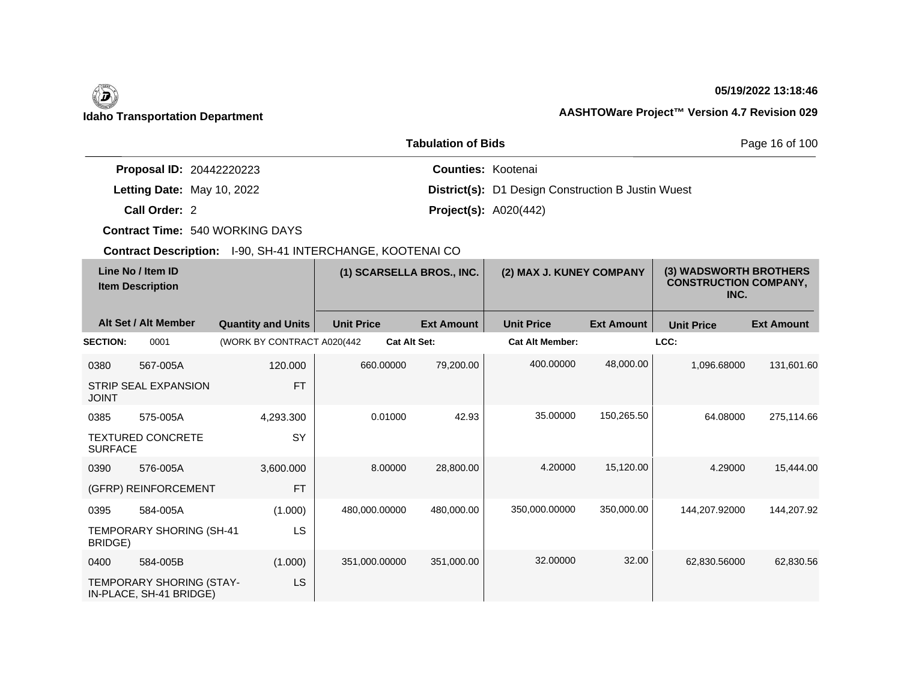**Idaho Transportation Department**

**05/19/2022 13:18:46**

**AASHTOWare Project™ Version 4.7 Revision 029**

## Tabulation of Bids

**Proposal ID:** 20442220223

**Letting Date:** May 10, 2022

**Call Order:** 2

**Contract Time:** 540 WORKING DAYS

**Contract Description:** I-90, SH-41 INTERCHANGE, KOOTENAI CO

**Counties:** Kootenai

**District(s):** D1 Design Construction B Justin Wuest

**Project(s):** A020(442)

| Line No / Item ID / Item Description | | Quantity and Units | (1) SCARSELLA BROS., INC. Unit Price | Ext Amount | (2) MAX J. KUNEY COMPANY Unit Price | Ext Amount | (3) WADSWORTH BROTHERS CONSTRUCTION COMPANY, INC. Unit Price | Ext Amount |
|---|---|---|---|---|---|---|---|---|
| **SECTION:** 0001 | | (WORK BY CONTRACT A020(442 | **Cat Alt Set:** | | **Cat Alt Member:** | | **LCC:** | |
| 0380 | 567-005A | 120.000 | 660.00000 | 79,200.00 | 400.00000 | 48,000.00 | 1,096.68000 | 131,601.60 |
| STRIP SEAL EXPANSION JOINT | | FT | | | | | | |
| 0385 | 575-005A | 4,293.300 | 0.01000 | 42.93 | 35.00000 | 150,265.50 | 64.08000 | 275,114.66 |
| TEXTURED CONCRETE SURFACE | | SY | | | | | | |
| 0390 | 576-005A | 3,600.000 | 8.00000 | 28,800.00 | 4.20000 | 15,120.00 | 4.29000 | 15,444.00 |
| (GFRP) REINFORCEMENT | | FT | | | | | | |
| 0395 | 584-005A | (1.000) | 480,000.00000 | 480,000.00 | 350,000.00000 | 350,000.00 | 144,207.92000 | 144,207.92 |
| TEMPORARY SHORING (SH-41 BRIDGE) | | LS | | | | | | |
| 0400 | 584-005B | (1.000) | 351,000.00000 | 351,000.00 | 32.00000 | 32.00 | 62,830.56000 | 62,830.56 |
| TEMPORARY SHORING (STAY-IN-PLACE, SH-41 BRIDGE) | | LS | | | | | | |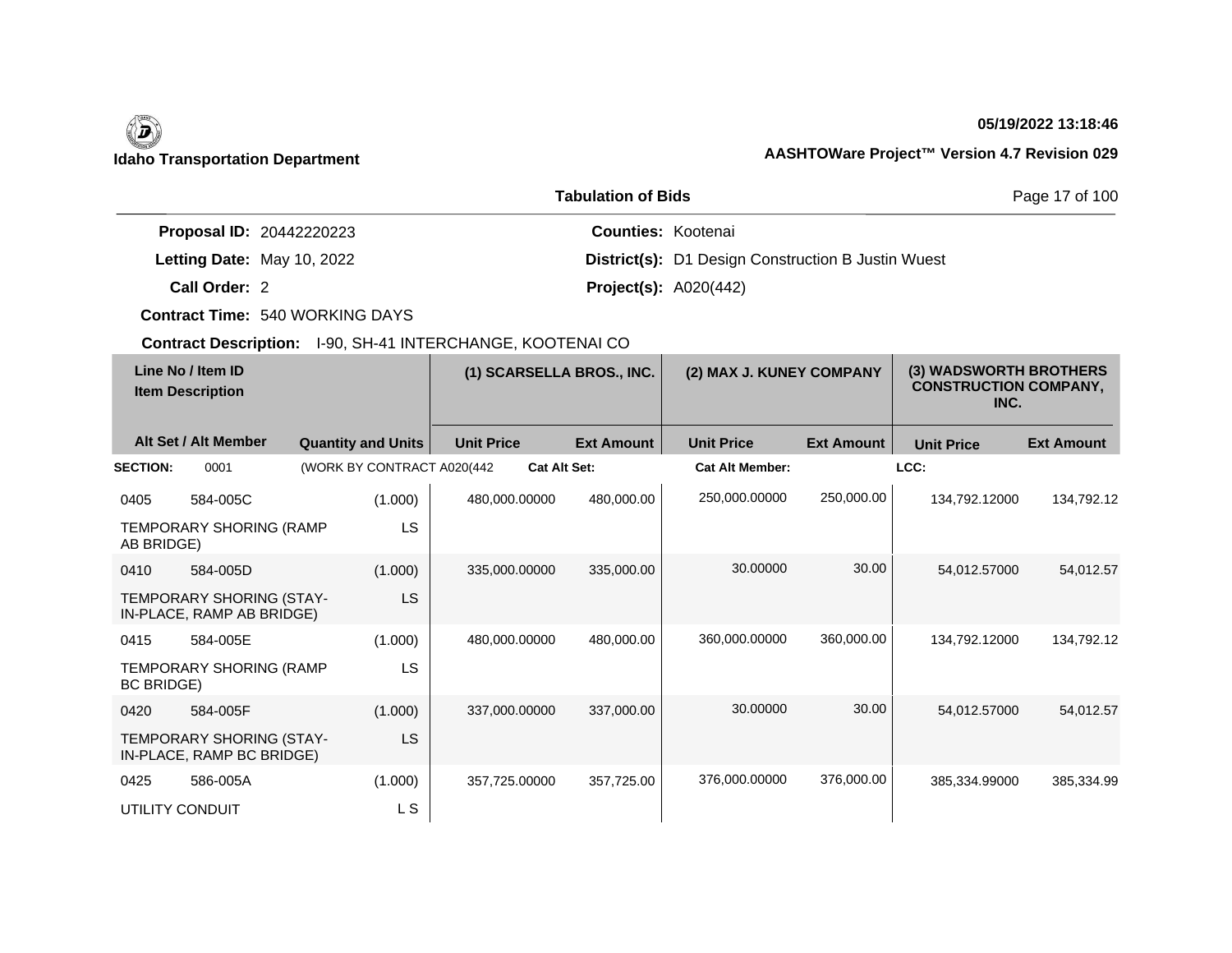**Idaho Transportation Department**

**05/19/2022 13:18:46**

**AASHTOWare Project™ Version 4.7 Revision 029**

**Tabulation of Bids**

**Proposal ID:** 20442220223
**Letting Date:** May 10, 2022
**Call Order:** 2
**Contract Time:** 540 WORKING DAYS
**Contract Description:** I-90, SH-41 INTERCHANGE, KOOTENAI CO

**Counties:** Kootenai
**District(s):** D1 Design Construction B Justin Wuest
**Project(s):** A020(442)

| Line No / Item ID / Item Description | Alt Set / Alt Member | Quantity and Units | (1) SCARSELLA BROS., INC. Unit Price | Ext Amount | (2) MAX J. KUNEY COMPANY Unit Price | Ext Amount | (3) WADSWORTH BROTHERS CONSTRUCTION COMPANY, INC. Unit Price | Ext Amount |
|---|---|---|---|---|---|---|---|---|
| **SECTION:** 0001 | (WORK BY CONTRACT A020(442 | | **Cat Alt Set:** | | **Cat Alt Member:** | | **LCC:** | |
| 0405 584-005C TEMPORARY SHORING (RAMP AB BRIDGE) | | (1.000) LS | 480,000.00000 | 480,000.00 | 250,000.00000 | 250,000.00 | 134,792.12000 | 134,792.12 |
| 0410 584-005D TEMPORARY SHORING (STAY-IN-PLACE, RAMP AB BRIDGE) | | (1.000) LS | 335,000.00000 | 335,000.00 | 30.00000 | 30.00 | 54,012.57000 | 54,012.57 |
| 0415 584-005E TEMPORARY SHORING (RAMP BC BRIDGE) | | (1.000) LS | 480,000.00000 | 480,000.00 | 360,000.00000 | 360,000.00 | 134,792.12000 | 134,792.12 |
| 0420 584-005F TEMPORARY SHORING (STAY-IN-PLACE, RAMP BC BRIDGE) | | (1.000) LS | 337,000.00000 | 337,000.00 | 30.00000 | 30.00 | 54,012.57000 | 54,012.57 |
| 0425 586-005A UTILITY CONDUIT | | (1.000) L S | 357,725.00000 | 357,725.00 | 376,000.00000 | 376,000.00 | 385,334.99000 | 385,334.99 |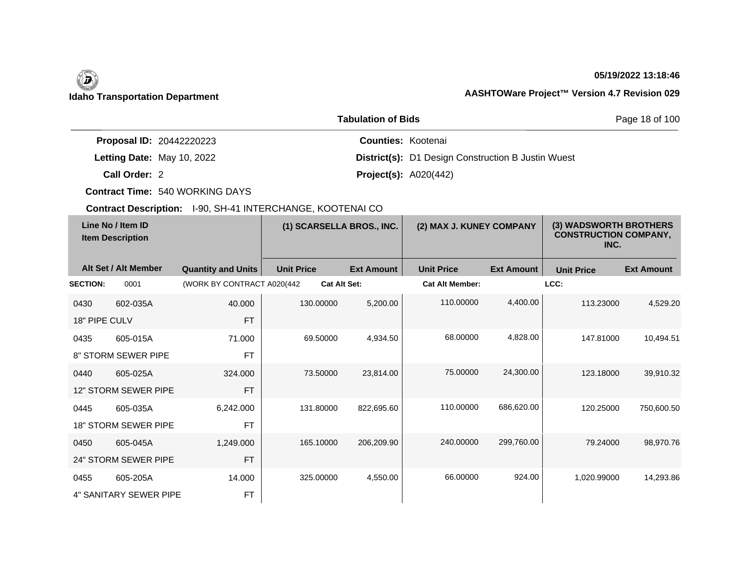**Idaho Transportation Department**

**05/19/2022 13:18:46**

**AASHTOWare Project™ Version 4.7 Revision 029**

**Tabulation of Bids**

**Proposal ID:** 20442220223
**Letting Date:** May 10, 2022
**Call Order:** 2
**Contract Time:** 540 WORKING DAYS
**Contract Description:** I-90, SH-41 INTERCHANGE, KOOTENAI CO

**Counties:** Kootenai
**District(s):** D1 Design Construction B Justin Wuest
**Project(s):** A020(442)

| Line No / Item ID<br>Item Description | | | (1) SCARSELLA BROS., INC. | | (2) MAX J. KUNEY COMPANY | | (3) WADSWORTH BROTHERS CONSTRUCTION COMPANY, INC. | |
|---|---|---|---|---|---|---|---|---|
| Alt Set / Alt Member | | Quantity and Units | Unit Price | Ext Amount | Unit Price | Ext Amount | Unit Price | Ext Amount |
| **SECTION:** | 0001 | (WORK BY CONTRACT A020(442 | **Cat Alt Set:** | | **Cat Alt Member:** | | **LCC:** | |
| 0430 | 602-035A | 40.000 | 130.00000 | 5,200.00 | 110.00000 | 4,400.00 | 113.23000 | 4,529.20 |
| 18" PIPE CULV | | FT | | | | | | |
| 0435 | 605-015A | 71.000 | 69.50000 | 4,934.50 | 68.00000 | 4,828.00 | 147.81000 | 10,494.51 |
| 8" STORM SEWER PIPE | | FT | | | | | | |
| 0440 | 605-025A | 324.000 | 73.50000 | 23,814.00 | 75.00000 | 24,300.00 | 123.18000 | 39,910.32 |
| 12" STORM SEWER PIPE | | FT | | | | | | |
| 0445 | 605-035A | 6,242.000 | 131.80000 | 822,695.60 | 110.00000 | 686,620.00 | 120.25000 | 750,600.50 |
| 18" STORM SEWER PIPE | | FT | | | | | | |
| 0450 | 605-045A | 1,249.000 | 165.10000 | 206,209.90 | 240.00000 | 299,760.00 | 79.24000 | 98,970.76 |
| 24" STORM SEWER PIPE | | FT | | | | | | |
| 0455 | 605-205A | 14.000 | 325.00000 | 4,550.00 | 66.00000 | 924.00 | 1,020.99000 | 14,293.86 |
| 4" SANITARY SEWER PIPE | | FT | | | | | | |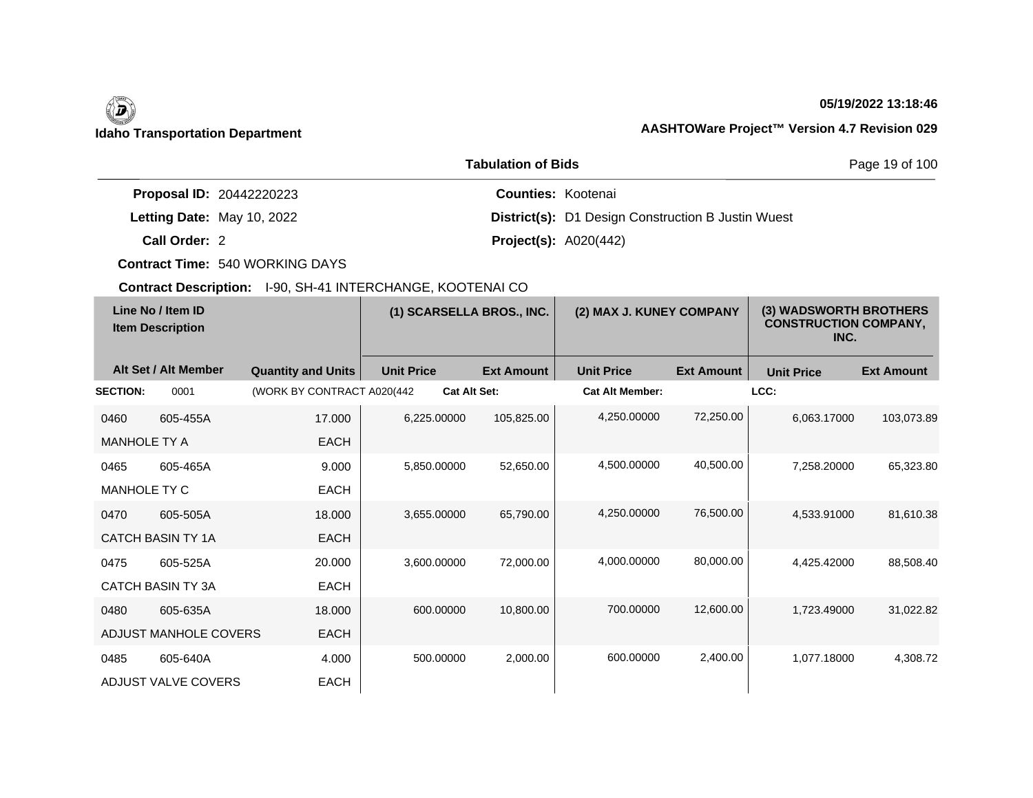**Idaho Transportation Department**

**05/19/2022 13:18:46**

**AASHTOWare Project™ Version 4.7 Revision 029**

**Tabulation of Bids**

**Proposal ID:** 20442220223
**Letting Date:** May 10, 2022
**Call Order:** 2
**Contract Time:** 540 WORKING DAYS
**Contract Description:** I-90, SH-41 INTERCHANGE, KOOTENAI CO

**Counties:** Kootenai
**District(s):** D1 Design Construction B Justin Wuest
**Project(s):** A020(442)

| Line No / Item ID<br>Item Description | | | (1) SCARSELLA BROS., INC. | | (2) MAX J. KUNEY COMPANY | | (3) WADSWORTH BROTHERS CONSTRUCTION COMPANY, INC. | |
|---|---|---|---|---|---|---|---|---|
| Alt Set / Alt Member | | Quantity and Units | Unit Price | Ext Amount | Unit Price | Ext Amount | Unit Price | Ext Amount |
| **SECTION:** | 0001 | (WORK BY CONTRACT A020(442 | **Cat Alt Set:** | | **Cat Alt Member:** | | **LCC:** | |
| 0460 | 605-455A | 17.000 | 6,225.00000 | 105,825.00 | 4,250.00000 | 72,250.00 | 6,063.17000 | 103,073.89 |
| MANHOLE TY A | | EACH | | | | | | |
| 0465 | 605-465A | 9.000 | 5,850.00000 | 52,650.00 | 4,500.00000 | 40,500.00 | 7,258.20000 | 65,323.80 |
| MANHOLE TY C | | EACH | | | | | | |
| 0470 | 605-505A | 18.000 | 3,655.00000 | 65,790.00 | 4,250.00000 | 76,500.00 | 4,533.91000 | 81,610.38 |
| CATCH BASIN TY 1A | | EACH | | | | | | |
| 0475 | 605-525A | 20.000 | 3,600.00000 | 72,000.00 | 4,000.00000 | 80,000.00 | 4,425.42000 | 88,508.40 |
| CATCH BASIN TY 3A | | EACH | | | | | | |
| 0480 | 605-635A | 18.000 | 600.00000 | 10,800.00 | 700.00000 | 12,600.00 | 1,723.49000 | 31,022.82 |
| ADJUST MANHOLE COVERS | | EACH | | | | | | |
| 0485 | 605-640A | 4.000 | 500.00000 | 2,000.00 | 600.00000 | 2,400.00 | 1,077.18000 | 4,308.72 |
| ADJUST VALVE COVERS | | EACH | | | | | | |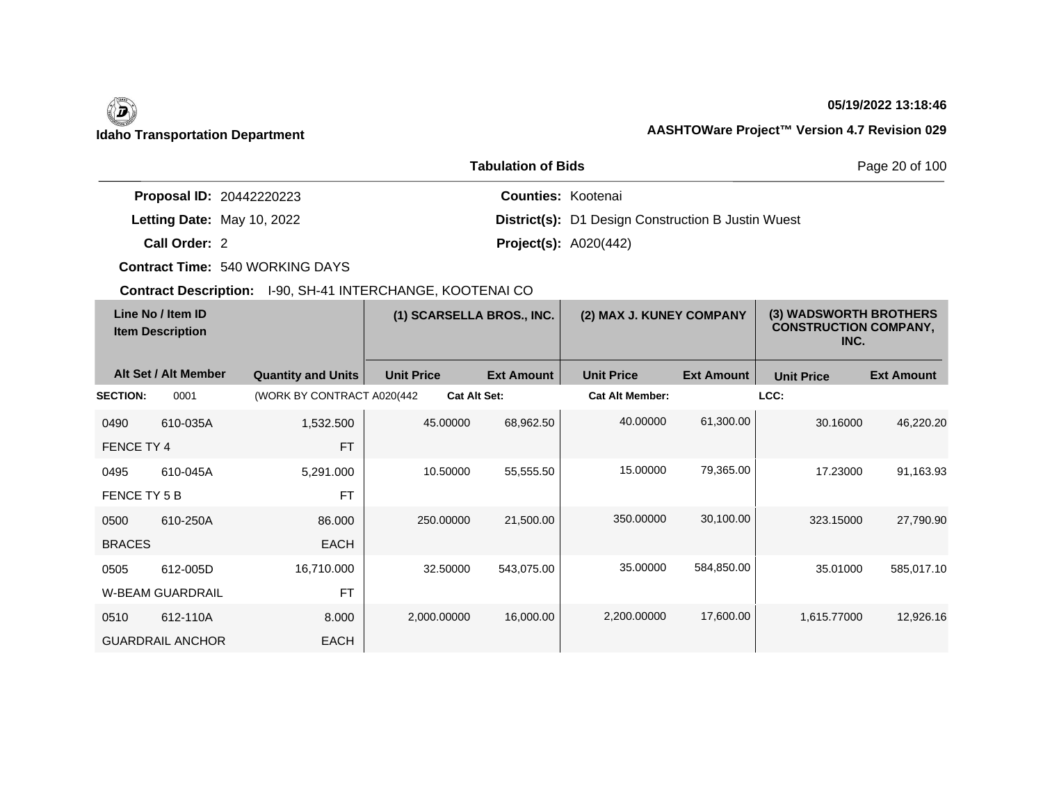**Idaho Transportation Department**

**05/19/2022 13:18:46**

**AASHTOWare Project™ Version 4.7 Revision 029**

## Tabulation of Bids

**Proposal ID:** 20442220223
**Letting Date:** May 10, 2022
**Call Order:** 2
**Contract Time:** 540 WORKING DAYS
**Contract Description:** I-90, SH-41 INTERCHANGE, KOOTENAI CO

**Counties:** Kootenai
**District(s):** D1 Design Construction B Justin Wuest
**Project(s):** A020(442)

| Line No / Item ID<br>Item Description | | | (1) SCARSELLA BROS., INC. | | (2) MAX J. KUNEY COMPANY | | (3) WADSWORTH BROTHERS CONSTRUCTION COMPANY, INC. | |
|---|---|---|---|---|---|---|---|---|
| Alt Set / Alt Member | | Quantity and Units | Unit Price | Ext Amount | Unit Price | Ext Amount | Unit Price | Ext Amount |
| **SECTION:** | 0001 | (WORK BY CONTRACT A020(442 | **Cat Alt Set:** | | **Cat Alt Member:** | | **LCC:** | |
| 0490 | 610-035A | 1,532.500 | 45.00000 | 68,962.50 | 40.00000 | 61,300.00 | 30.16000 | 46,220.20 |
| FENCE TY 4 | | FT | | | | | | |
| 0495 | 610-045A | 5,291.000 | 10.50000 | 55,555.50 | 15.00000 | 79,365.00 | 17.23000 | 91,163.93 |
| FENCE TY 5 B | | FT | | | | | | |
| 0500 | 610-250A | 86.000 | 250.00000 | 21,500.00 | 350.00000 | 30,100.00 | 323.15000 | 27,790.90 |
| BRACES | | EACH | | | | | | |
| 0505 | 612-005D | 16,710.000 | 32.50000 | 543,075.00 | 35.00000 | 584,850.00 | 35.01000 | 585,017.10 |
| W-BEAM GUARDRAIL | | FT | | | | | | |
| 0510 | 612-110A | 8.000 | 2,000.00000 | 16,000.00 | 2,200.00000 | 17,600.00 | 1,615.77000 | 12,926.16 |
| GUARDRAIL ANCHOR | | EACH | | | | | | |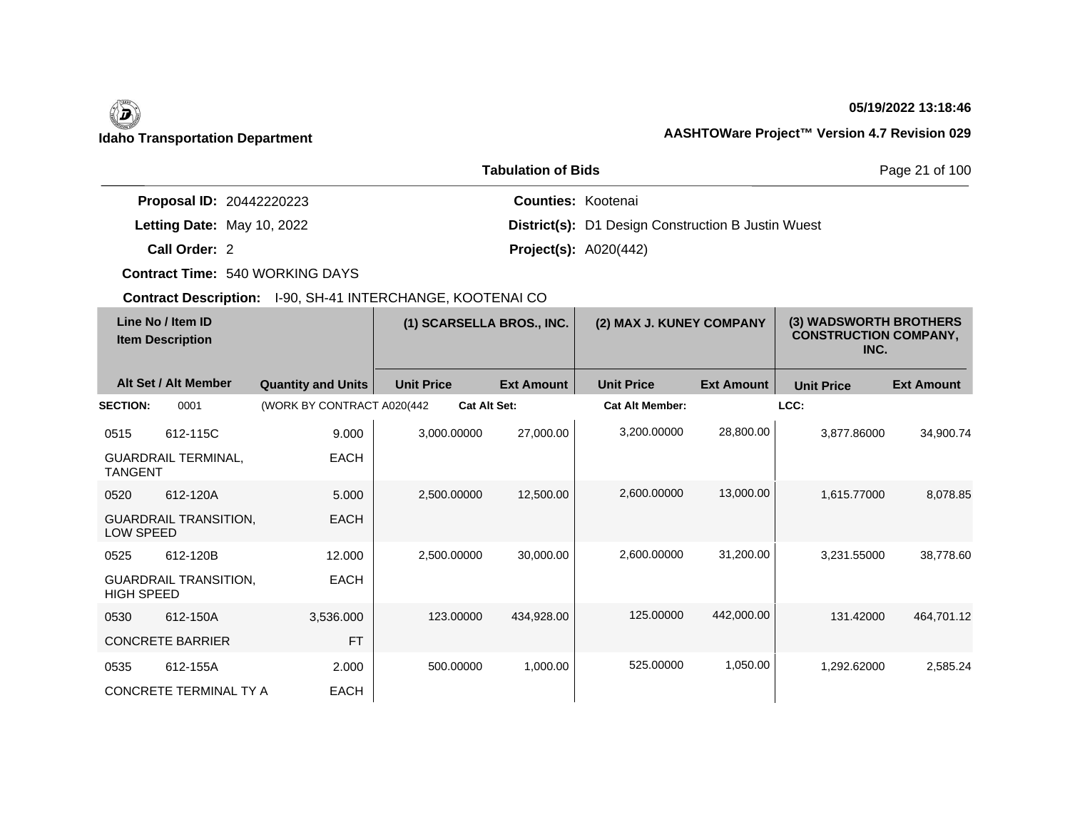**Idaho Transportation Department**

**05/19/2022 13:18:46**

**AASHTOWare Project™ Version 4.7 Revision 029**

**Tabulation of Bids**

**Proposal ID:** 20442220223
**Letting Date:** May 10, 2022
**Call Order:** 2
**Contract Time:** 540 WORKING DAYS
**Contract Description:** I-90, SH-41 INTERCHANGE, KOOTENAI CO

**Counties:** Kootenai
**District(s):** D1 Design Construction B Justin Wuest
**Project(s):** A020(442)

| Line No / Item ID<br>Item Description | | | (1) SCARSELLA BROS., INC. | | (2) MAX J. KUNEY COMPANY | | (3) WADSWORTH BROTHERS CONSTRUCTION COMPANY, INC. | |
|---|---|---|---|---|---|---|---|---|
| Alt Set / Alt Member | | Quantity and Units | Unit Price | Ext Amount | Unit Price | Ext Amount | Unit Price | Ext Amount |
| **SECTION:** | 0001 | (WORK BY CONTRACT A020(442 | **Cat Alt Set:** | | **Cat Alt Member:** | | **LCC:** | |
| 0515 | 612-115C | 9.000 | 3,000.00000 | 27,000.00 | 3,200.00000 | 28,800.00 | 3,877.86000 | 34,900.74 |
| GUARDRAIL TERMINAL, TANGENT | | EACH | | | | | | |
| 0520 | 612-120A | 5.000 | 2,500.00000 | 12,500.00 | 2,600.00000 | 13,000.00 | 1,615.77000 | 8,078.85 |
| GUARDRAIL TRANSITION, LOW SPEED | | EACH | | | | | | |
| 0525 | 612-120B | 12.000 | 2,500.00000 | 30,000.00 | 2,600.00000 | 31,200.00 | 3,231.55000 | 38,778.60 |
| GUARDRAIL TRANSITION, HIGH SPEED | | EACH | | | | | | |
| 0530 | 612-150A | 3,536.000 | 123.00000 | 434,928.00 | 125.00000 | 442,000.00 | 131.42000 | 464,701.12 |
| CONCRETE BARRIER | | FT | | | | | | |
| 0535 | 612-155A | 2.000 | 500.00000 | 1,000.00 | 525.00000 | 1,050.00 | 1,292.62000 | 2,585.24 |
| CONCRETE TERMINAL TY A | | EACH | | | | | | |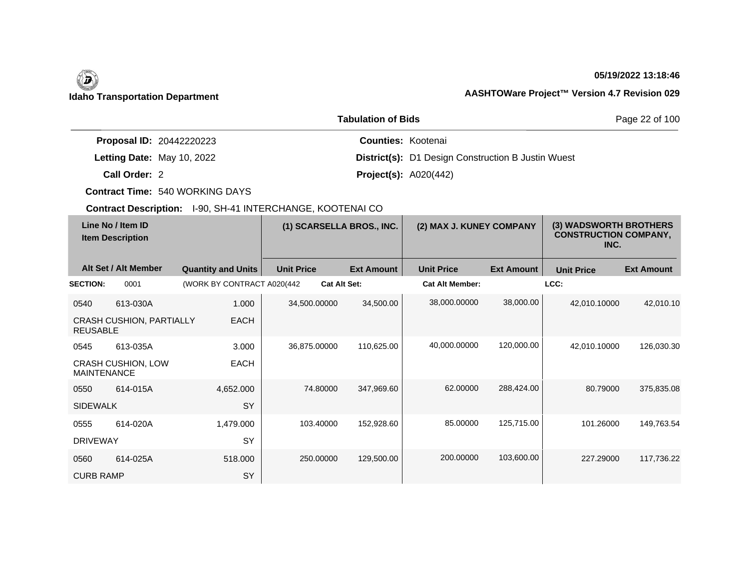**Idaho Transportation Department**

**05/19/2022 13:18:46**

**AASHTOWare Project™ Version 4.7 Revision 029**

## Tabulation of Bids

**Proposal ID:** 20442220223
**Letting Date:** May 10, 2022
**Call Order:** 2
**Contract Time:** 540 WORKING DAYS
**Contract Description:** I-90, SH-41 INTERCHANGE, KOOTENAI CO

**Counties:** Kootenai
**District(s):** D1 Design Construction B Justin Wuest
**Project(s):** A020(442)

| Line No / Item ID | Item Description | Alt Set / Alt Member | Quantity and Units | (1) SCARSELLA BROS., INC. Unit Price | (1) SCARSELLA BROS., INC. Ext Amount | (2) MAX J. KUNEY COMPANY Unit Price | (2) MAX J. KUNEY COMPANY Ext Amount | (3) WADSWORTH BROTHERS CONSTRUCTION COMPANY, INC. Unit Price | (3) WADSWORTH BROTHERS CONSTRUCTION COMPANY, INC. Ext Amount |
|---|---|---|---|---|---|---|---|---|---|
| **SECTION:** 0001 | (WORK BY CONTRACT A020(442 | | | **Cat Alt Set:** | | **Cat Alt Member:** | | **LCC:** | |
| 0540 613-030A | CRASH CUSHION, PARTIALLY REUSABLE | | 1.000 EACH | 34,500.00000 | 34,500.00 | 38,000.00000 | 38,000.00 | 42,010.10000 | 42,010.10 |
| 0545 613-035A | CRASH CUSHION, LOW MAINTENANCE | | 3.000 EACH | 36,875.00000 | 110,625.00 | 40,000.00000 | 120,000.00 | 42,010.10000 | 126,030.30 |
| 0550 614-015A | SIDEWALK | | 4,652.000 SY | 74.80000 | 347,969.60 | 62.00000 | 288,424.00 | 80.79000 | 375,835.08 |
| 0555 614-020A | DRIVEWAY | | 1,479.000 SY | 103.40000 | 152,928.60 | 85.00000 | 125,715.00 | 101.26000 | 149,763.54 |
| 0560 614-025A | CURB RAMP | | 518.000 SY | 250.00000 | 129,500.00 | 200.00000 | 103,600.00 | 227.29000 | 117,736.22 |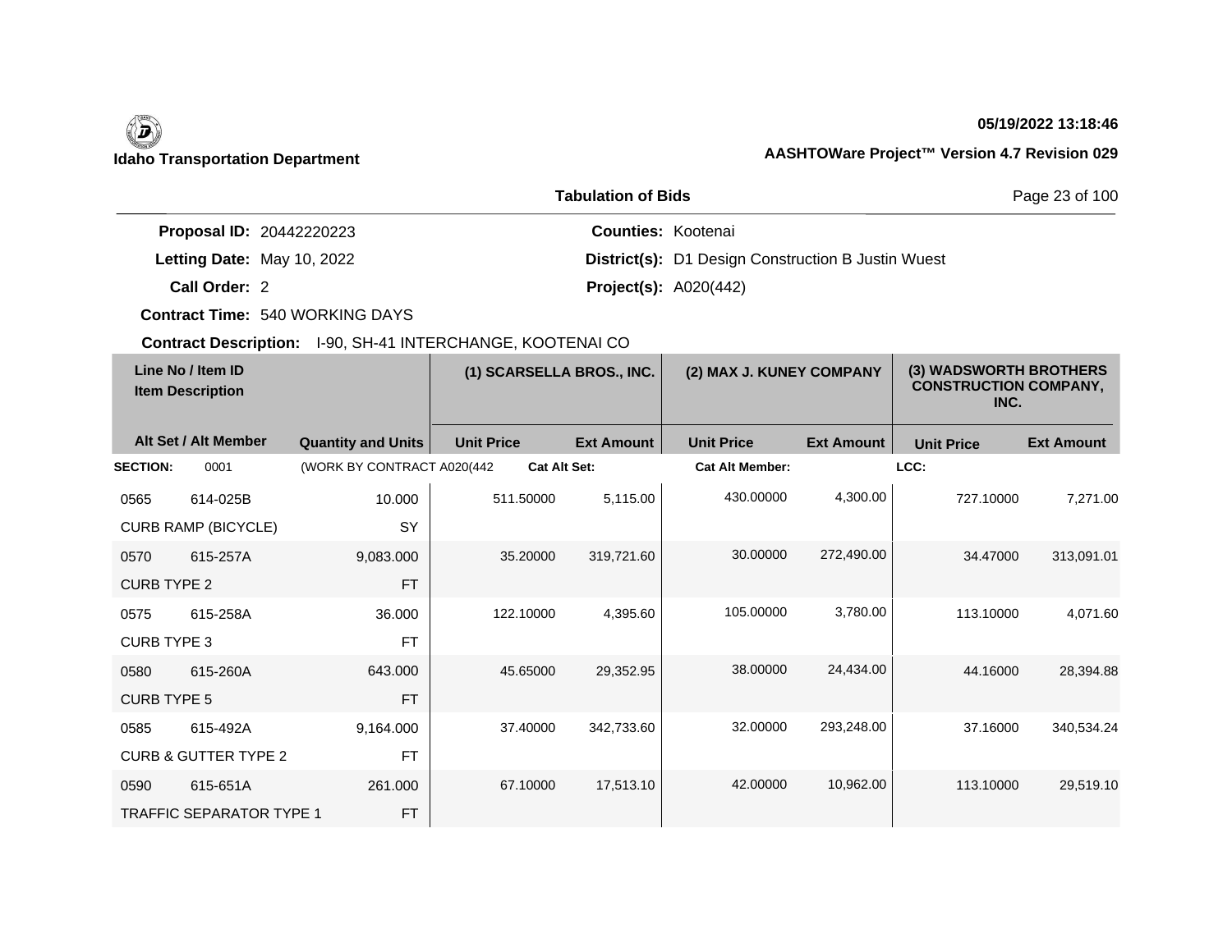**Idaho Transportation Department**

**05/19/2022 13:18:46**

**AASHTOWare Project™ Version 4.7 Revision 029**

**Tabulation of Bids**

**Proposal ID:** 20442220223
**Letting Date:** May 10, 2022
**Call Order:** 2
**Contract Time:** 540 WORKING DAYS
**Contract Description:** I-90, SH-41 INTERCHANGE, KOOTENAI CO

**Counties:** Kootenai
**District(s):** D1 Design Construction B Justin Wuest
**Project(s):** A020(442)

| Line No / Item ID / Item Description | | | (1) SCARSELLA BROS., INC. | | (2) MAX J. KUNEY COMPANY | | (3) WADSWORTH BROTHERS CONSTRUCTION COMPANY, INC. | |
|---|---|---|---|---|---|---|---|---|
| Alt Set / Alt Member | | Quantity and Units | Unit Price | Ext Amount | Unit Price | Ext Amount | Unit Price | Ext Amount |
| **SECTION:** | 0001 | (WORK BY CONTRACT A020(442 | **Cat Alt Set:** | | **Cat Alt Member:** | | **LCC:** | |
| 0565 | 614-025B | 10.000 | 511.50000 | 5,115.00 | 430.00000 | 4,300.00 | 727.10000 | 7,271.00 |
| CURB RAMP (BICYCLE) | | SY | | | | | | |
| 0570 | 615-257A | 9,083.000 | 35.20000 | 319,721.60 | 30.00000 | 272,490.00 | 34.47000 | 313,091.01 |
| CURB TYPE 2 | | FT | | | | | | |
| 0575 | 615-258A | 36.000 | 122.10000 | 4,395.60 | 105.00000 | 3,780.00 | 113.10000 | 4,071.60 |
| CURB TYPE 3 | | FT | | | | | | |
| 0580 | 615-260A | 643.000 | 45.65000 | 29,352.95 | 38.00000 | 24,434.00 | 44.16000 | 28,394.88 |
| CURB TYPE 5 | | FT | | | | | | |
| 0585 | 615-492A | 9,164.000 | 37.40000 | 342,733.60 | 32.00000 | 293,248.00 | 37.16000 | 340,534.24 |
| CURB & GUTTER TYPE 2 | | FT | | | | | | |
| 0590 | 615-651A | 261.000 | 67.10000 | 17,513.10 | 42.00000 | 10,962.00 | 113.10000 | 29,519.10 |
| TRAFFIC SEPARATOR TYPE 1 | | FT | | | | | | |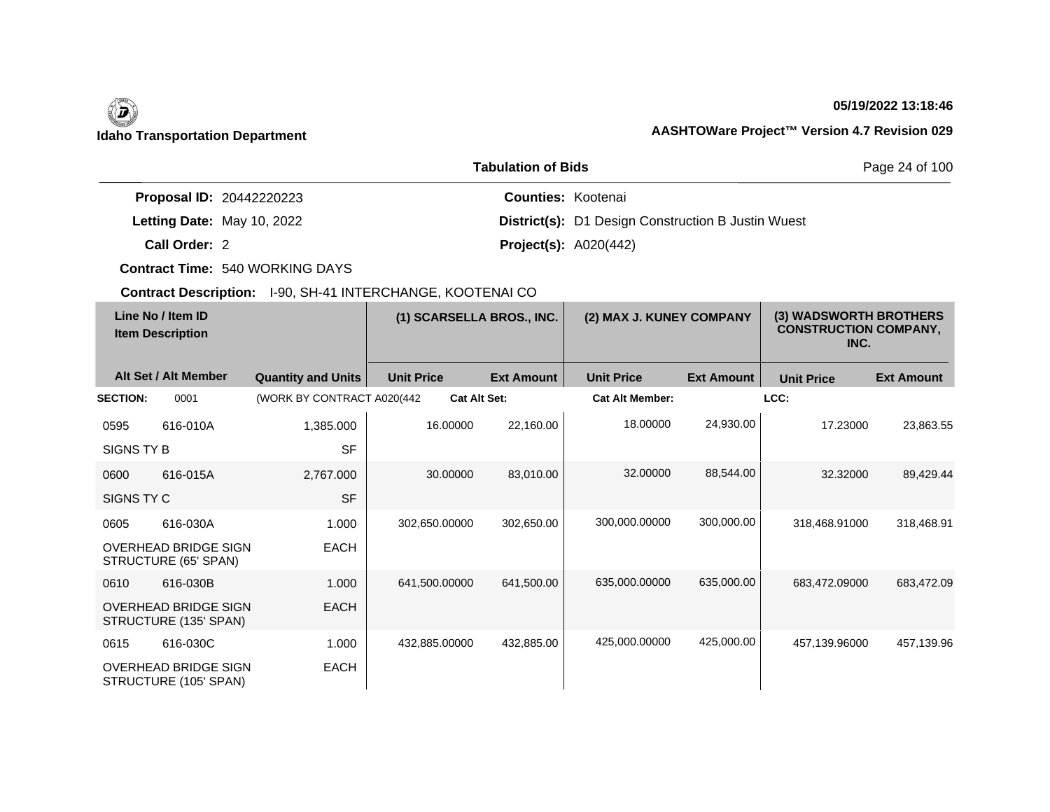**Idaho Transportation Department**

**05/19/2022 13:18:46**

**AASHTOWare Project™ Version 4.7 Revision 029**

## Tabulation of Bids

**Proposal ID:** 20442220223

**Letting Date:** May 10, 2022

**Call Order:** 2

**Contract Time:** 540 WORKING DAYS

**Contract Description:** I-90, SH-41 INTERCHANGE, KOOTENAI CO

**Counties:** Kootenai

**District(s):** D1 Design Construction B Justin Wuest

**Project(s):** A020(442)

| Line No / Item ID / Item Description | | Quantity and Units | (1) SCARSELLA BROS., INC. Unit Price | (1) SCARSELLA BROS., INC. Ext Amount | (2) MAX J. KUNEY COMPANY Unit Price | (2) MAX J. KUNEY COMPANY Ext Amount | (3) WADSWORTH BROTHERS CONSTRUCTION COMPANY, INC. Unit Price | (3) WADSWORTH BROTHERS CONSTRUCTION COMPANY, INC. Ext Amount |
|---|---|---|---|---|---|---|---|---|
| **SECTION:** 0001 | | (WORK BY CONTRACT A020(442 | **Cat Alt Set:** | | **Cat Alt Member:** | | **LCC:** | |
| 0595 | 616-010A | 1,385.000 | 16.00000 | 22,160.00 | 18.00000 | 24,930.00 | 17.23000 | 23,863.55 |
| SIGNS TY B | | SF | | | | | | |
| 0600 | 616-015A | 2,767.000 | 30.00000 | 83,010.00 | 32.00000 | 88,544.00 | 32.32000 | 89,429.44 |
| SIGNS TY C | | SF | | | | | | |
| 0605 | 616-030A | 1.000 | 302,650.00000 | 302,650.00 | 300,000.00000 | 300,000.00 | 318,468.91000 | 318,468.91 |
| OVERHEAD BRIDGE SIGN STRUCTURE (65' SPAN) | | EACH | | | | | | |
| 0610 | 616-030B | 1.000 | 641,500.00000 | 641,500.00 | 635,000.00000 | 635,000.00 | 683,472.09000 | 683,472.09 |
| OVERHEAD BRIDGE SIGN STRUCTURE (135' SPAN) | | EACH | | | | | | |
| 0615 | 616-030C | 1.000 | 432,885.00000 | 432,885.00 | 425,000.00000 | 425,000.00 | 457,139.96000 | 457,139.96 |
| OVERHEAD BRIDGE SIGN STRUCTURE (105' SPAN) | | EACH | | | | | | |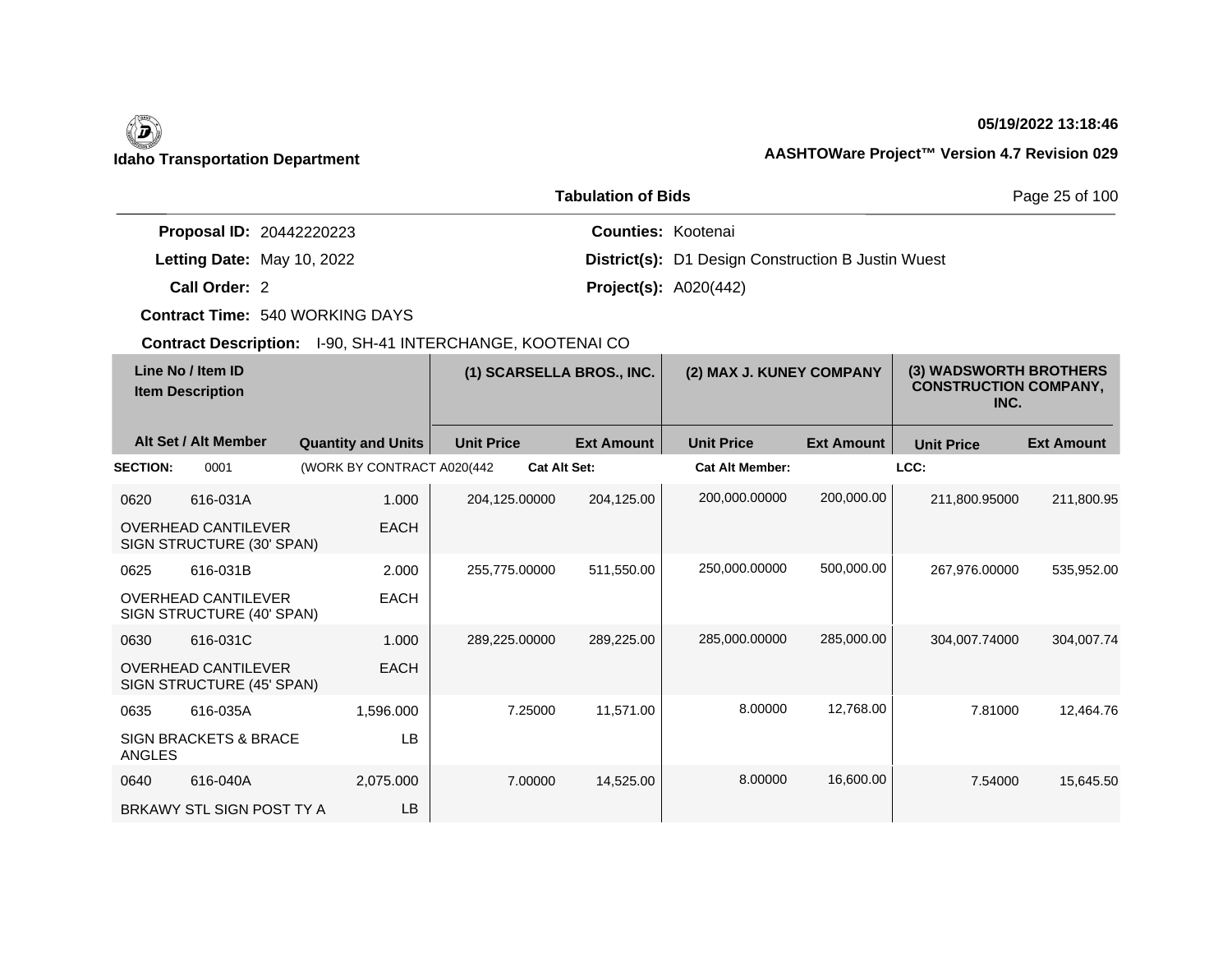**Idaho Transportation Department**

**05/19/2022 13:18:46**

**AASHTOWare Project™ Version 4.7 Revision 029**

## Tabulation of Bids

**Proposal ID:** 20442220223
**Letting Date:** May 10, 2022
**Call Order:** 2
**Contract Time:** 540 WORKING DAYS
**Contract Description:** I-90, SH-41 INTERCHANGE, KOOTENAI CO

**Counties:** Kootenai
**District(s):** D1 Design Construction B Justin Wuest
**Project(s):** A020(442)

| Line No / Item ID | Item Description | Quantity and Units | (1) SCARSELLA BROS., INC. Unit Price | (1) SCARSELLA BROS., INC. Ext Amount | (2) MAX J. KUNEY COMPANY Unit Price | (2) MAX J. KUNEY COMPANY Ext Amount | (3) WADSWORTH BROTHERS CONSTRUCTION COMPANY, INC. Unit Price | (3) WADSWORTH BROTHERS CONSTRUCTION COMPANY, INC. Ext Amount |
|---|---|---|---|---|---|---|---|---|
| **SECTION:** 0001 | (WORK BY CONTRACT A020(442 | | **Cat Alt Set:** | | **Cat Alt Member:** | | **LCC:** | |
| 0620 616-031A | OVERHEAD CANTILEVER SIGN STRUCTURE (30' SPAN) | 1.000 EACH | 204,125.00000 | 204,125.00 | 200,000.00000 | 200,000.00 | 211,800.95000 | 211,800.95 |
| 0625 616-031B | OVERHEAD CANTILEVER SIGN STRUCTURE (40' SPAN) | 2.000 EACH | 255,775.00000 | 511,550.00 | 250,000.00000 | 500,000.00 | 267,976.00000 | 535,952.00 |
| 0630 616-031C | OVERHEAD CANTILEVER SIGN STRUCTURE (45' SPAN) | 1.000 EACH | 289,225.00000 | 289,225.00 | 285,000.00000 | 285,000.00 | 304,007.74000 | 304,007.74 |
| 0635 616-035A | SIGN BRACKETS & BRACE ANGLES | 1,596.000 LB | 7.25000 | 11,571.00 | 8.00000 | 12,768.00 | 7.81000 | 12,464.76 |
| 0640 616-040A | BRKAWY STL SIGN POST TY A | 2,075.000 LB | 7.00000 | 14,525.00 | 8.00000 | 16,600.00 | 7.54000 | 15,645.50 |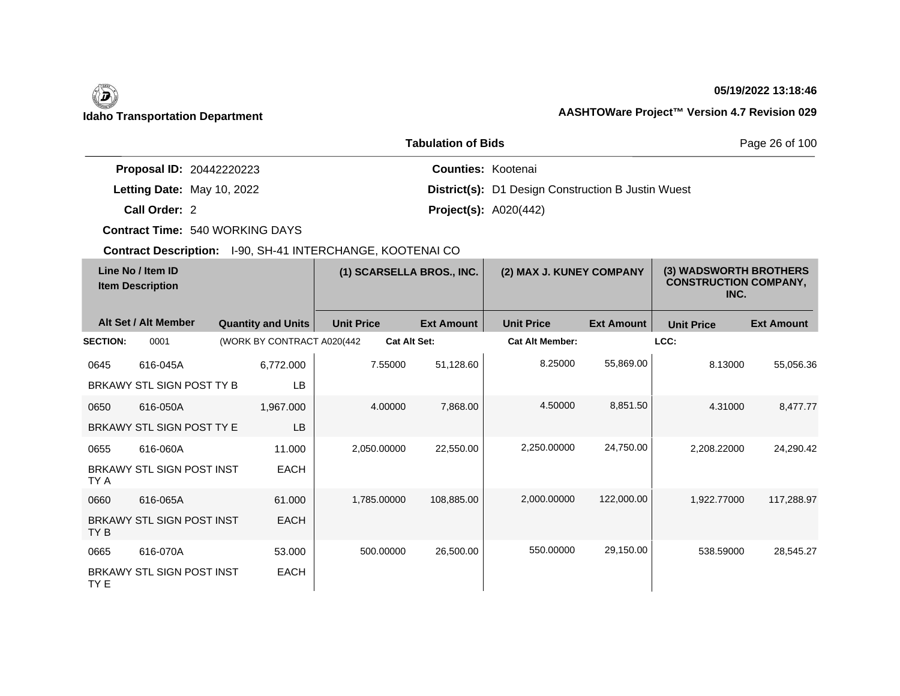**Idaho Transportation Department**

**05/19/2022 13:18:46**

**AASHTOWare Project™ Version 4.7 Revision 029**

**Tabulation of Bids**

| | | | |
|---|---|---|---|
| **Proposal ID:** | 20442220223 | **Counties:** | Kootenai |
| **Letting Date:** | May 10, 2022 | **District(s):** | D1 Design Construction B Justin Wuest |
| **Call Order:** | 2 | **Project(s):** | A020(442) |
| **Contract Time:** | 540 WORKING DAYS | | |

**Contract Description:** I-90, SH-41 INTERCHANGE, KOOTENAI CO

| Line No / Item ID | Item Description | Quantity and Units | (1) SCARSELLA BROS., INC. Unit Price | (1) SCARSELLA BROS., INC. Ext Amount | (2) MAX J. KUNEY COMPANY Unit Price | (2) MAX J. KUNEY COMPANY Ext Amount | (3) WADSWORTH BROTHERS CONSTRUCTION COMPANY, INC. Unit Price | (3) WADSWORTH BROTHERS CONSTRUCTION COMPANY, INC. Ext Amount |
|---|---|---|---|---|---|---|---|---|
| **SECTION:** 0001 | (WORK BY CONTRACT A020(442 | | **Cat Alt Set:** | | **Cat Alt Member:** | | **LCC:** | |
| 0645 616-045A | BRKAWY STL SIGN POST TY B | 6,772.000 LB | 7.55000 | 51,128.60 | 8.25000 | 55,869.00 | 8.13000 | 55,056.36 |
| 0650 616-050A | BRKAWY STL SIGN POST TY E | 1,967.000 LB | 4.00000 | 7,868.00 | 4.50000 | 8,851.50 | 4.31000 | 8,477.77 |
| 0655 616-060A | BRKAWY STL SIGN POST INST TY A | 11.000 EACH | 2,050.00000 | 22,550.00 | 2,250.00000 | 24,750.00 | 2,208.22000 | 24,290.42 |
| 0660 616-065A | BRKAWY STL SIGN POST INST TY B | 61.000 EACH | 1,785.00000 | 108,885.00 | 2,000.00000 | 122,000.00 | 1,922.77000 | 117,288.97 |
| 0665 616-070A | BRKAWY STL SIGN POST INST TY E | 53.000 EACH | 500.00000 | 26,500.00 | 550.00000 | 29,150.00 | 538.59000 | 28,545.27 |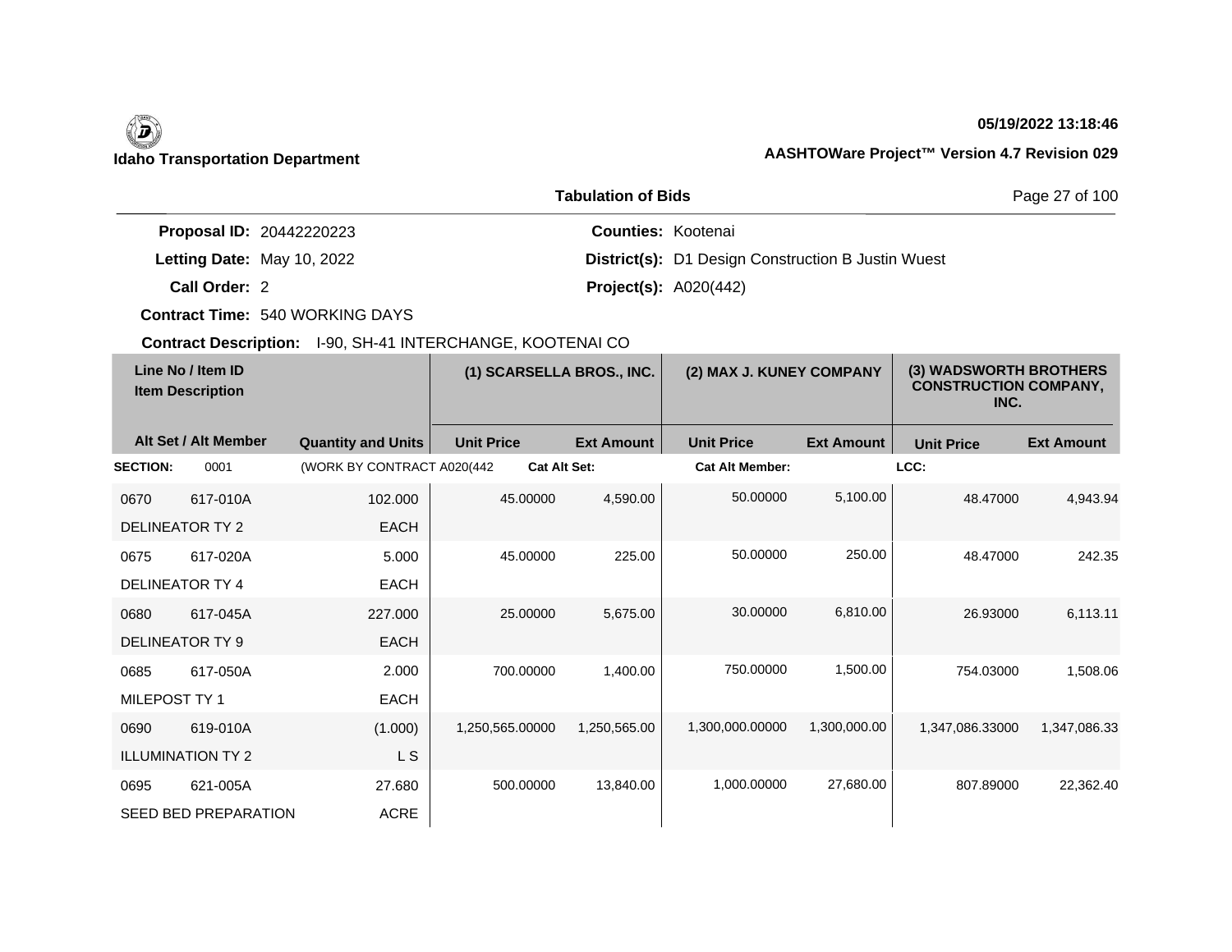**Idaho Transportation Department**

**05/19/2022 13:18:46**

**AASHTOWare Project™ Version 4.7 Revision 029**

**Tabulation of Bids**

**Proposal ID:** 20442220223
**Letting Date:** May 10, 2022
**Call Order:** 2
**Contract Time:** 540 WORKING DAYS
**Contract Description:** I-90, SH-41 INTERCHANGE, KOOTENAI CO

**Counties:** Kootenai
**District(s):** D1 Design Construction B Justin Wuest
**Project(s):** A020(442)

| Line No / Item ID / Item Description | | Quantity and Units | (1) SCARSELLA BROS., INC. Unit Price | (1) SCARSELLA BROS., INC. Ext Amount | (2) MAX J. KUNEY COMPANY Unit Price | (2) MAX J. KUNEY COMPANY Ext Amount | (3) WADSWORTH BROTHERS CONSTRUCTION COMPANY, INC. Unit Price | (3) WADSWORTH BROTHERS CONSTRUCTION COMPANY, INC. Ext Amount |
|---|---|---|---|---|---|---|---|---|
| **SECTION:** | 0001 | (WORK BY CONTRACT A020(442 | **Cat Alt Set:** | | **Cat Alt Member:** | | **LCC:** | |
| 0670 | 617-010A | 102.000 | 45.00000 | 4,590.00 | 50.00000 | 5,100.00 | 48.47000 | 4,943.94 |
| DELINEATOR TY 2 | | EACH | | | | | | |
| 0675 | 617-020A | 5.000 | 45.00000 | 225.00 | 50.00000 | 250.00 | 48.47000 | 242.35 |
| DELINEATOR TY 4 | | EACH | | | | | | |
| 0680 | 617-045A | 227.000 | 25.00000 | 5,675.00 | 30.00000 | 6,810.00 | 26.93000 | 6,113.11 |
| DELINEATOR TY 9 | | EACH | | | | | | |
| 0685 | 617-050A | 2.000 | 700.00000 | 1,400.00 | 750.00000 | 1,500.00 | 754.03000 | 1,508.06 |
| MILEPOST TY 1 | | EACH | | | | | | |
| 0690 | 619-010A | (1.000) | 1,250,565.00000 | 1,250,565.00 | 1,300,000.00000 | 1,300,000.00 | 1,347,086.33000 | 1,347,086.33 |
| ILLUMINATION TY 2 | | L S | | | | | | |
| 0695 | 621-005A | 27.680 | 500.00000 | 13,840.00 | 1,000.00000 | 27,680.00 | 807.89000 | 22,362.40 |
| SEED BED PREPARATION | | ACRE | | | | | | |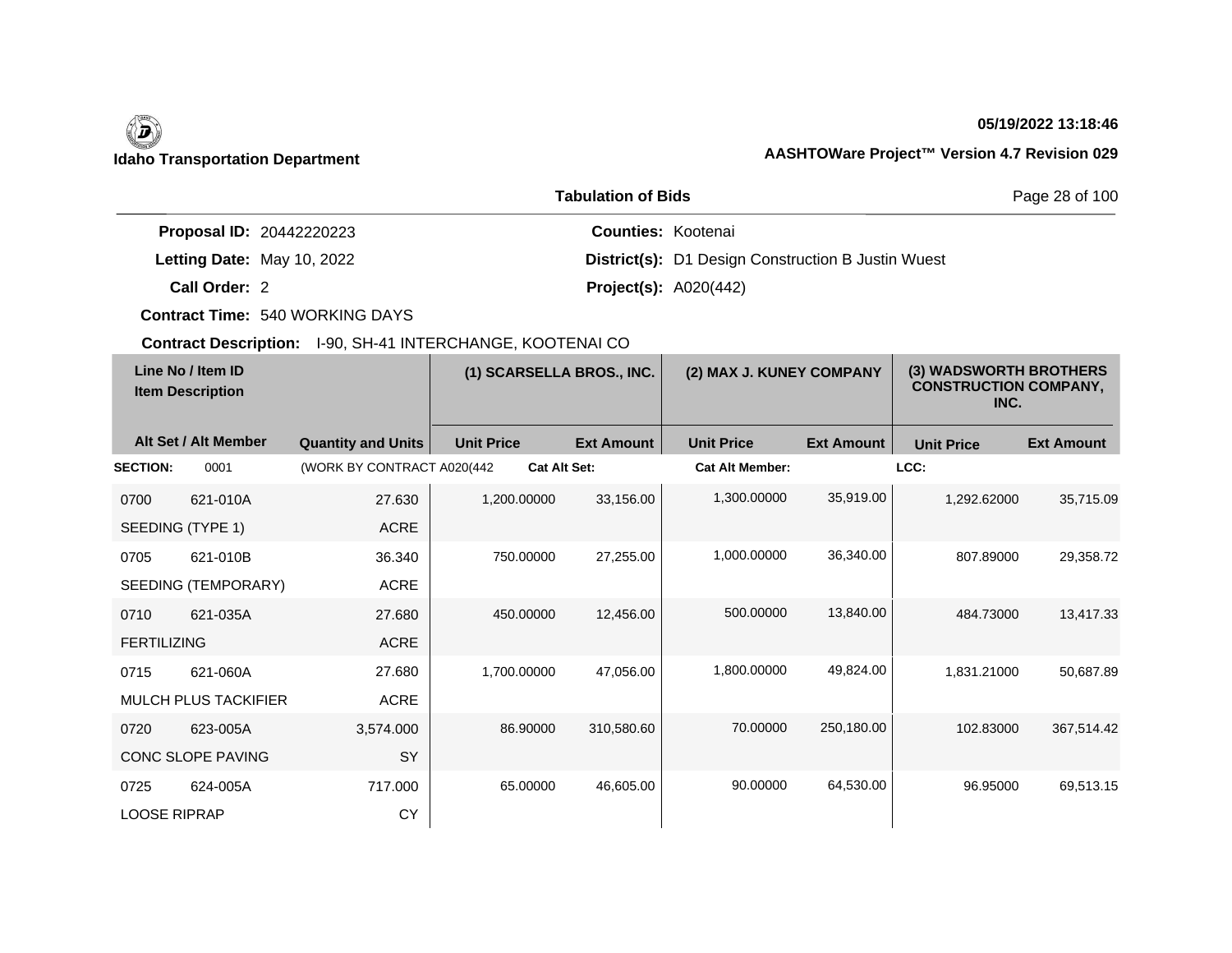**Idaho Transportation Department**

**05/19/2022 13:18:46**

**AASHTOWare Project™ Version 4.7 Revision 029**

## Tabulation of Bids

**Proposal ID:** 20442220223
**Letting Date:** May 10, 2022
**Call Order:** 2
**Contract Time:** 540 WORKING DAYS
**Contract Description:** I-90, SH-41 INTERCHANGE, KOOTENAI CO

**Counties:** Kootenai
**District(s):** D1 Design Construction B Justin Wuest
**Project(s):** A020(442)

| Line No / Item ID | Item Description | Quantity and Units | (1) SCARSELLA BROS., INC. Unit Price | (1) SCARSELLA BROS., INC. Ext Amount | (2) MAX J. KUNEY COMPANY Unit Price | (2) MAX J. KUNEY COMPANY Ext Amount | (3) WADSWORTH BROTHERS CONSTRUCTION COMPANY, INC. Unit Price | (3) WADSWORTH BROTHERS CONSTRUCTION COMPANY, INC. Ext Amount |
|---|---|---|---|---|---|---|---|---|
| **SECTION:** 0001 | (WORK BY CONTRACT A020(442 | | **Cat Alt Set:** | | **Cat Alt Member:** | | **LCC:** | |
| 0700 621-010A | SEEDING (TYPE 1) | 27.630 ACRE | 1,200.00000 | 33,156.00 | 1,300.00000 | 35,919.00 | 1,292.62000 | 35,715.09 |
| 0705 621-010B | SEEDING (TEMPORARY) | 36.340 ACRE | 750.00000 | 27,255.00 | 1,000.00000 | 36,340.00 | 807.89000 | 29,358.72 |
| 0710 621-035A | FERTILIZING | 27.680 ACRE | 450.00000 | 12,456.00 | 500.00000 | 13,840.00 | 484.73000 | 13,417.33 |
| 0715 621-060A | MULCH PLUS TACKIFIER | 27.680 ACRE | 1,700.00000 | 47,056.00 | 1,800.00000 | 49,824.00 | 1,831.21000 | 50,687.89 |
| 0720 623-005A | CONC SLOPE PAVING | 3,574.000 SY | 86.90000 | 310,580.60 | 70.00000 | 250,180.00 | 102.83000 | 367,514.42 |
| 0725 624-005A | LOOSE RIPRAP | 717.000 CY | 65.00000 | 46,605.00 | 90.00000 | 64,530.00 | 96.95000 | 69,513.15 |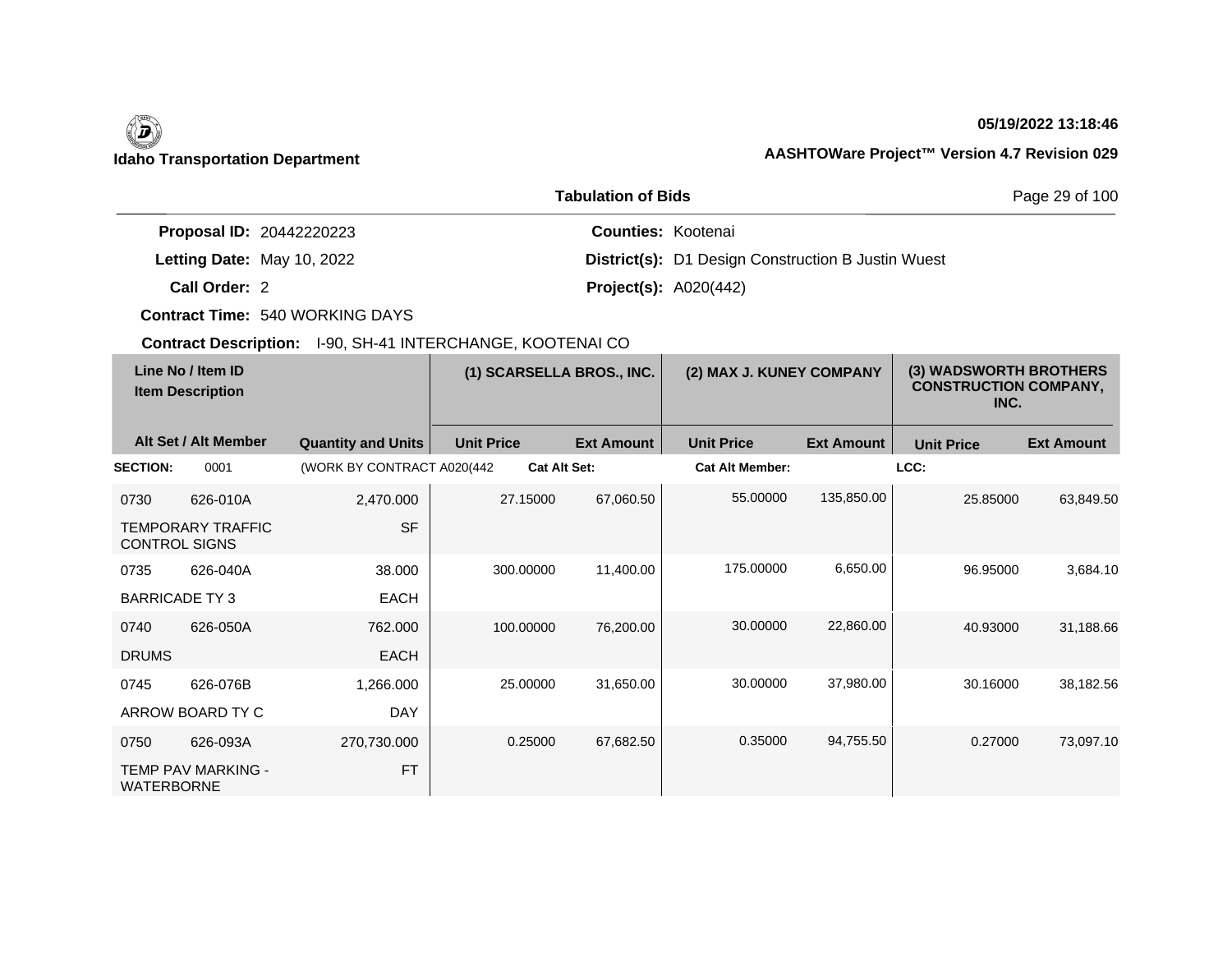**Idaho Transportation Department**

**05/19/2022 13:18:46**

**AASHTOWare Project™ Version 4.7 Revision 029**

## Tabulation of Bids

**Proposal ID:** 20442220223
**Letting Date:** May 10, 2022
**Call Order:** 2
**Contract Time:** 540 WORKING DAYS
**Contract Description:** I-90, SH-41 INTERCHANGE, KOOTENAI CO

**Counties:** Kootenai
**District(s):** D1 Design Construction B Justin Wuest
**Project(s):** A020(442)

| Line No / Item ID | Item Description | Alt Set / Alt Member | Quantity and Units | (1) SCARSELLA BROS., INC. Unit Price | (1) SCARSELLA BROS., INC. Ext Amount | (2) MAX J. KUNEY COMPANY Unit Price | (2) MAX J. KUNEY COMPANY Ext Amount | (3) WADSWORTH BROTHERS CONSTRUCTION COMPANY, INC. Unit Price | (3) WADSWORTH BROTHERS CONSTRUCTION COMPANY, INC. Ext Amount |
|---|---|---|---|---|---|---|---|---|---|
| **SECTION:** 0001 | (WORK BY CONTRACT A020(442 | **Cat Alt Set:** | | | | **Cat Alt Member:** | | **LCC:** | |
| 0730 626-010A | TEMPORARY TRAFFIC CONTROL SIGNS | | 2,470.000 SF | 27.15000 | 67,060.50 | 55.00000 | 135,850.00 | 25.85000 | 63,849.50 |
| 0735 626-040A | BARRICADE TY 3 | | 38.000 EACH | 300.00000 | 11,400.00 | 175.00000 | 6,650.00 | 96.95000 | 3,684.10 |
| 0740 626-050A | DRUMS | | 762.000 EACH | 100.00000 | 76,200.00 | 30.00000 | 22,860.00 | 40.93000 | 31,188.66 |
| 0745 626-076B | ARROW BOARD TY C | | 1,266.000 DAY | 25.00000 | 31,650.00 | 30.00000 | 37,980.00 | 30.16000 | 38,182.56 |
| 0750 626-093A | TEMP PAV MARKING - WATERBORNE | | 270,730.000 FT | 0.25000 | 67,682.50 | 0.35000 | 94,755.50 | 0.27000 | 73,097.10 |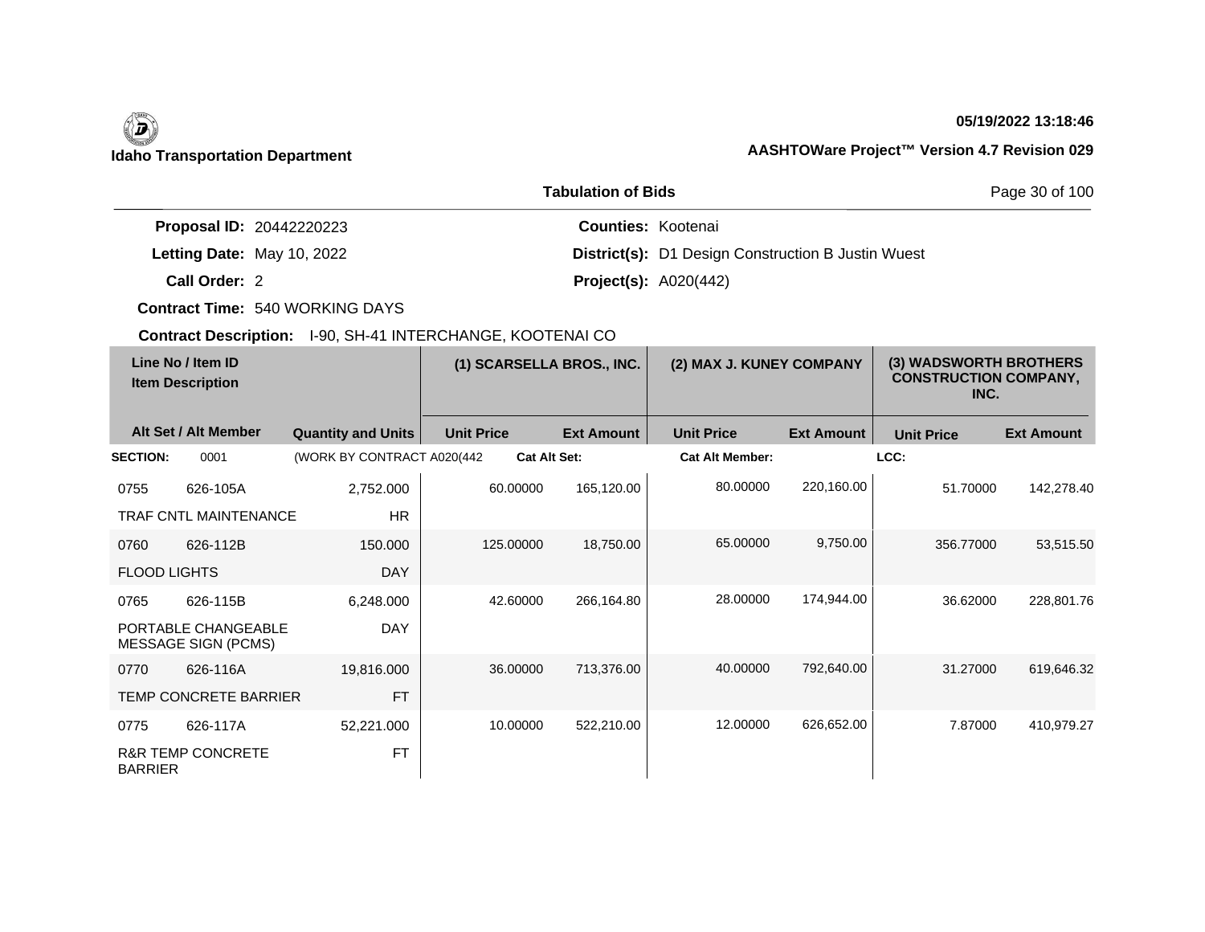**Idaho Transportation Department**

**05/19/2022 13:18:46**

**AASHTOWare Project™ Version 4.7 Revision 029**

**Tabulation of Bids**

**Proposal ID:** 20442220223
**Letting Date:** May 10, 2022
**Call Order:** 2
**Contract Time:** 540 WORKING DAYS
**Contract Description:** I-90, SH-41 INTERCHANGE, KOOTENAI CO

**Counties:** Kootenai
**District(s):** D1 Design Construction B Justin Wuest
**Project(s):** A020(442)

| Line No / Item ID | Item Description | Quantity and Units | (1) SCARSELLA BROS., INC. Unit Price | (1) SCARSELLA BROS., INC. Ext Amount | (2) MAX J. KUNEY COMPANY Unit Price | (2) MAX J. KUNEY COMPANY Ext Amount | (3) WADSWORTH BROTHERS CONSTRUCTION COMPANY, INC. Unit Price | (3) WADSWORTH BROTHERS CONSTRUCTION COMPANY, INC. Ext Amount |
|---|---|---|---|---|---|---|---|---|
| **SECTION:** 0001 | (WORK BY CONTRACT A020(442 | | **Cat Alt Set:** | | **Cat Alt Member:** | | **LCC:** | |
| 0755 626-105A | TRAF CNTL MAINTENANCE | 2,752.000 HR | 60.00000 | 165,120.00 | 80.00000 | 220,160.00 | 51.70000 | 142,278.40 |
| 0760 626-112B | FLOOD LIGHTS | 150.000 DAY | 125.00000 | 18,750.00 | 65.00000 | 9,750.00 | 356.77000 | 53,515.50 |
| 0765 626-115B | PORTABLE CHANGEABLE MESSAGE SIGN (PCMS) | 6,248.000 DAY | 42.60000 | 266,164.80 | 28.00000 | 174,944.00 | 36.62000 | 228,801.76 |
| 0770 626-116A | TEMP CONCRETE BARRIER | 19,816.000 FT | 36.00000 | 713,376.00 | 40.00000 | 792,640.00 | 31.27000 | 619,646.32 |
| 0775 626-117A | R&R TEMP CONCRETE BARRIER | 52,221.000 FT | 10.00000 | 522,210.00 | 12.00000 | 626,652.00 | 7.87000 | 410,979.27 |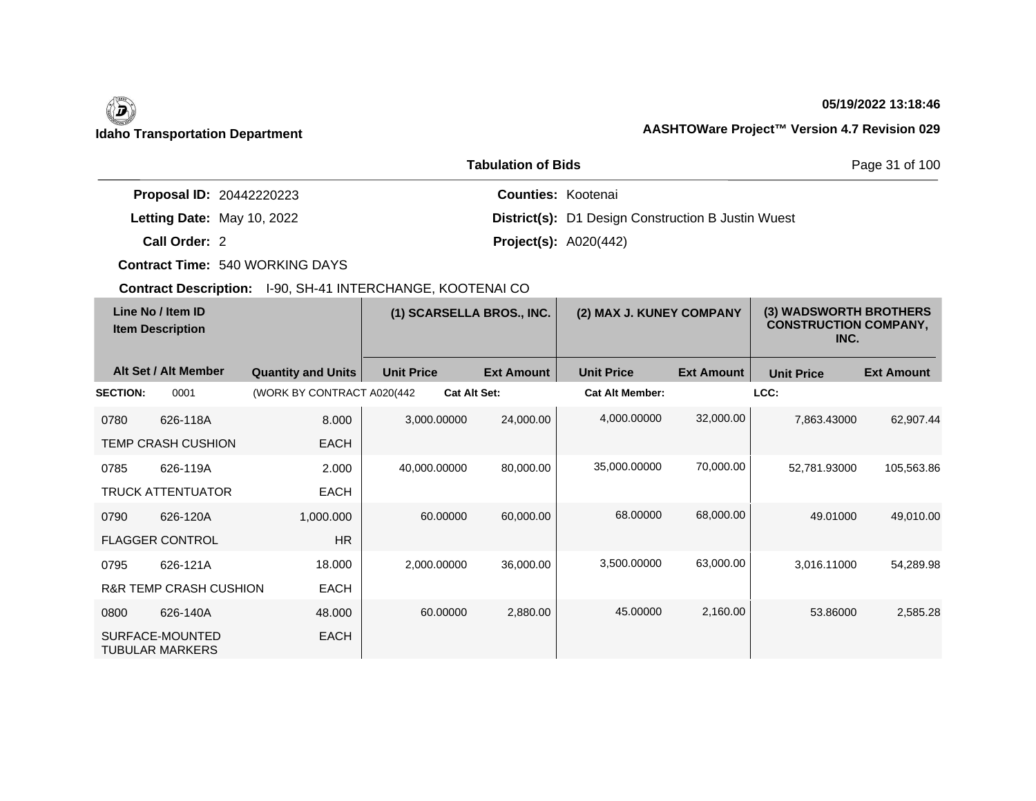## Idaho Transportation Department

05/19/2022 13:18:46

AASHTOWare Project™ Version 4.7 Revision 029

### Tabulation of Bids

**Proposal ID:** 20442220223

**Letting Date:** May 10, 2022

**Call Order:** 2

**Contract Time:** 540 WORKING DAYS

**Contract Description:** I-90, SH-41 INTERCHANGE, KOOTENAI CO

**Counties:** Kootenai

**District(s):** D1 Design Construction B Justin Wuest

**Project(s):** A020(442)

| Line No / Item ID | Item Description | Alt Set / Alt Member | Quantity and Units | (1) SCARSELLA BROS., INC. Unit Price | (1) SCARSELLA BROS., INC. Ext Amount | (2) MAX J. KUNEY COMPANY Unit Price | (2) MAX J. KUNEY COMPANY Ext Amount | (3) WADSWORTH BROTHERS CONSTRUCTION COMPANY, INC. Unit Price | (3) WADSWORTH BROTHERS CONSTRUCTION COMPANY, INC. Ext Amount |
|---|---|---|---|---|---|---|---|---|---|
| **SECTION:** 0001 | (WORK BY CONTRACT A020(442 | | | Cat Alt Set: | | Cat Alt Member: | | LCC: | |
| 0780 626-118A | TEMP CRASH CUSHION | | 8.000 EACH | 3,000.00000 | 24,000.00 | 4,000.00000 | 32,000.00 | 7,863.43000 | 62,907.44 |
| 0785 626-119A | TRUCK ATTENTUATOR | | 2.000 EACH | 40,000.00000 | 80,000.00 | 35,000.00000 | 70,000.00 | 52,781.93000 | 105,563.86 |
| 0790 626-120A | FLAGGER CONTROL | | 1,000.000 HR | 60.00000 | 60,000.00 | 68.00000 | 68,000.00 | 49.01000 | 49,010.00 |
| 0795 626-121A | R&R TEMP CRASH CUSHION | | 18.000 EACH | 2,000.00000 | 36,000.00 | 3,500.00000 | 63,000.00 | 3,016.11000 | 54,289.98 |
| 0800 626-140A | SURFACE-MOUNTED TUBULAR MARKERS | | 48.000 EACH | 60.00000 | 2,880.00 | 45.00000 | 2,160.00 | 53.86000 | 2,585.28 |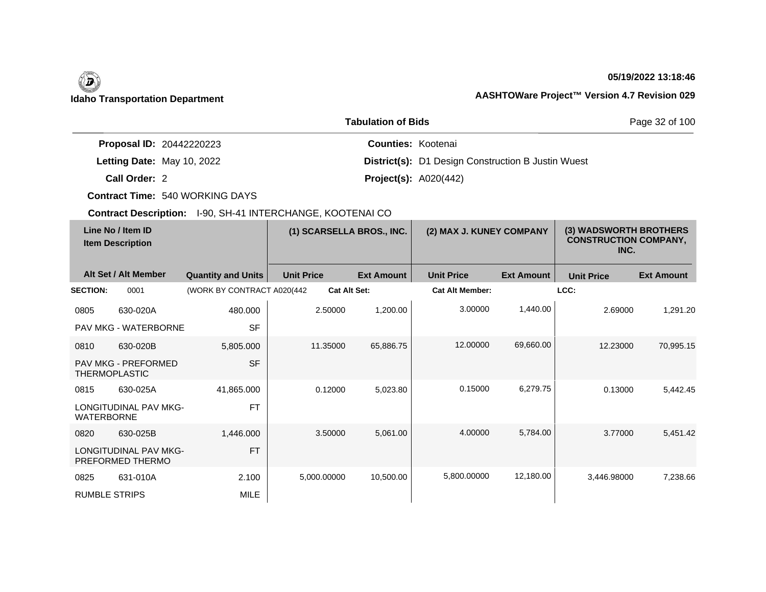**Idaho Transportation Department**

**05/19/2022 13:18:46**

**AASHTOWare Project™ Version 4.7 Revision 029**

**Tabulation of Bids**

| | | | |
|---|---|---|---|
| **Proposal ID:** | 20442220223 | **Counties:** | Kootenai |
| **Letting Date:** | May 10, 2022 | **District(s):** | D1 Design Construction B Justin Wuest |
| **Call Order:** | 2 | **Project(s):** | A020(442) |
| **Contract Time:** | 540 WORKING DAYS | | |
| **Contract Description:** | I-90, SH-41 INTERCHANGE, KOOTENAI CO | | |

| Line No / Item ID | Item Description | | (1) SCARSELLA BROS., INC. | | (2) MAX J. KUNEY COMPANY | | (3) WADSWORTH BROTHERS CONSTRUCTION COMPANY, INC. | |
|---|---|---|---|---|---|---|---|---|
| Alt Set / Alt Member | | Quantity and Units | Unit Price | Ext Amount | Unit Price | Ext Amount | Unit Price | Ext Amount |
| **SECTION:** | 0001 | (WORK BY CONTRACT A020(442 | **Cat Alt Set:** | | **Cat Alt Member:** | | **LCC:** | |
| 0805 | 630-020A | 480.000 | 2.50000 | 1,200.00 | 3.00000 | 1,440.00 | 2.69000 | 1,291.20 |
| PAV MKG - WATERBORNE | | SF | | | | | | |
| 0810 | 630-020B | 5,805.000 | 11.35000 | 65,886.75 | 12.00000 | 69,660.00 | 12.23000 | 70,995.15 |
| PAV MKG - PREFORMED THERMOPLASTIC | | SF | | | | | | |
| 0815 | 630-025A | 41,865.000 | 0.12000 | 5,023.80 | 0.15000 | 6,279.75 | 0.13000 | 5,442.45 |
| LONGITUDINAL PAV MKG-WATERBORNE | | FT | | | | | | |
| 0820 | 630-025B | 1,446.000 | 3.50000 | 5,061.00 | 4.00000 | 5,784.00 | 3.77000 | 5,451.42 |
| LONGITUDINAL PAV MKG-PREFORMED THERMO | | FT | | | | | | |
| 0825 | 631-010A | 2.100 | 5,000.00000 | 10,500.00 | 5,800.00000 | 12,180.00 | 3,446.98000 | 7,238.66 |
| RUMBLE STRIPS | | MILE | | | | | | |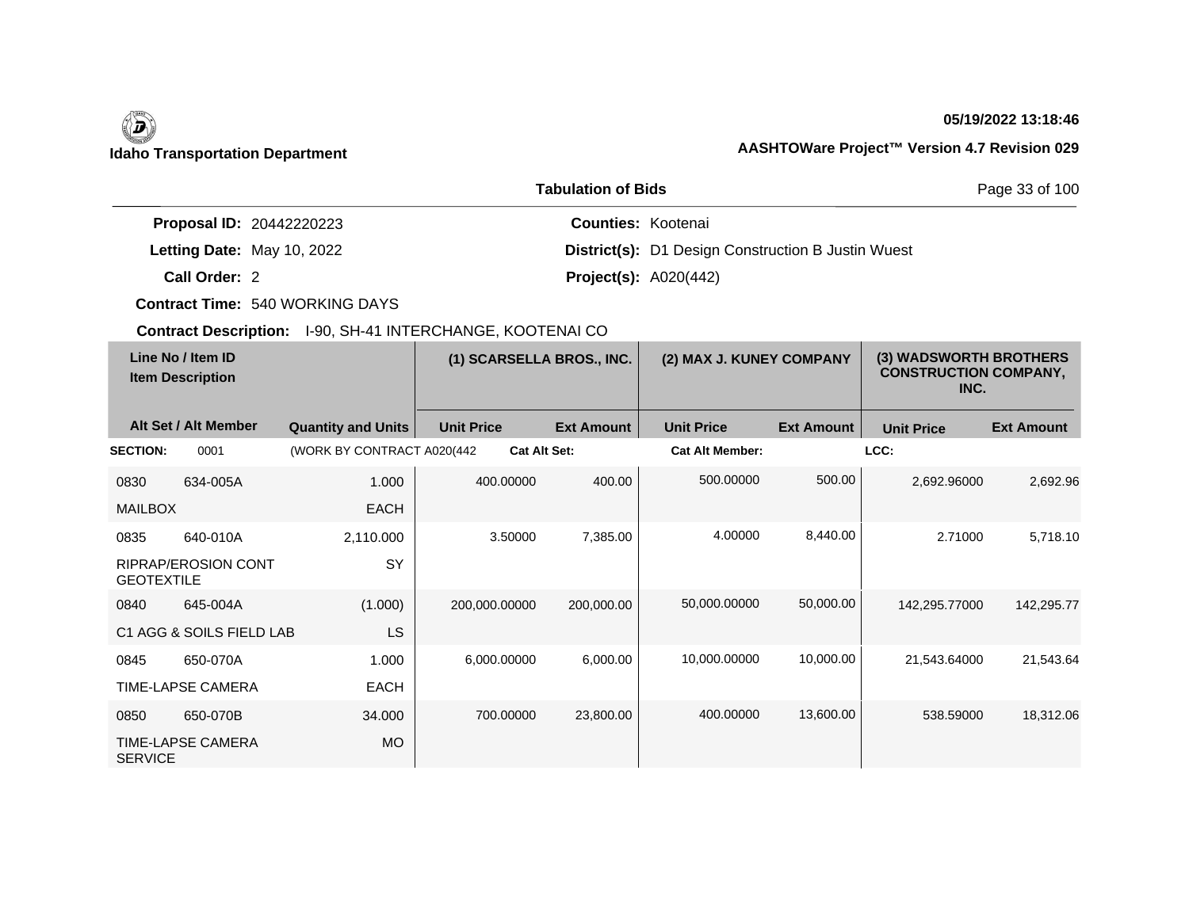**Idaho Transportation Department**

**05/19/2022 13:18:46**

**AASHTOWare Project™ Version 4.7 Revision 029**

**Tabulation of Bids**

**Proposal ID:** 20442220223
**Letting Date:** May 10, 2022
**Call Order:** 2
**Contract Time:** 540 WORKING DAYS
**Contract Description:** I-90, SH-41 INTERCHANGE, KOOTENAI CO

**Counties:** Kootenai
**District(s):** D1 Design Construction B Justin Wuest
**Project(s):** A020(442)

| Line No / Item ID / Item Description | Alt Set / Alt Member | Quantity and Units | (1) SCARSELLA BROS., INC. Unit Price | (1) Ext Amount | (2) MAX J. KUNEY COMPANY Unit Price | (2) Ext Amount | (3) WADSWORTH BROTHERS CONSTRUCTION COMPANY, INC. Unit Price | (3) Ext Amount |
|---|---|---|---|---|---|---|---|---|
| **SECTION:** 0001 | | (WORK BY CONTRACT A020(442 | **Cat Alt Set:** | | **Cat Alt Member:** | | **LCC:** | |
| 0830 634-005A MAILBOX | | 1.000 EACH | 400.00000 | 400.00 | 500.00000 | 500.00 | 2,692.96000 | 2,692.96 |
| 0835 640-010A RIPRAP/EROSION CONT GEOTEXTILE | | 2,110.000 SY | 3.50000 | 7,385.00 | 4.00000 | 8,440.00 | 2.71000 | 5,718.10 |
| 0840 645-004A C1 AGG & SOILS FIELD LAB | | (1.000) LS | 200,000.00000 | 200,000.00 | 50,000.00000 | 50,000.00 | 142,295.77000 | 142,295.77 |
| 0845 650-070A TIME-LAPSE CAMERA | | 1.000 EACH | 6,000.00000 | 6,000.00 | 10,000.00000 | 10,000.00 | 21,543.64000 | 21,543.64 |
| 0850 650-070B TIME-LAPSE CAMERA SERVICE | | 34.000 MO | 700.00000 | 23,800.00 | 400.00000 | 13,600.00 | 538.59000 | 18,312.06 |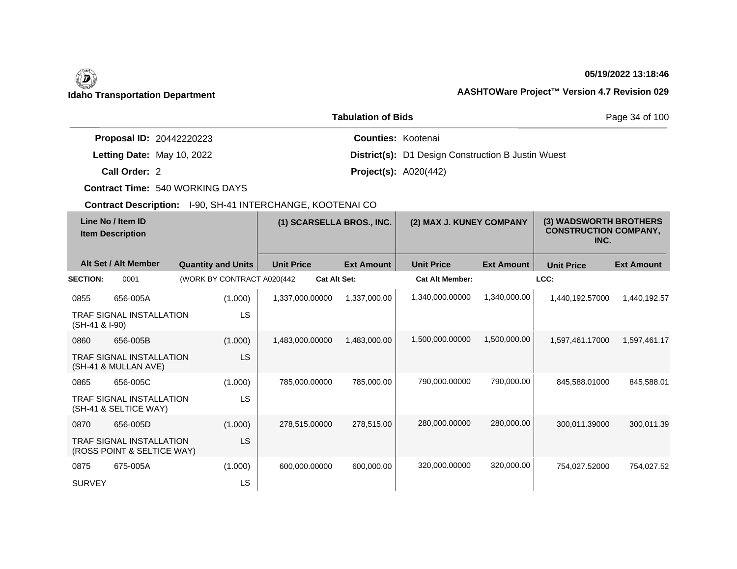**Idaho Transportation Department**

**05/19/2022 13:18:46**

**AASHTOWare Project™ Version 4.7 Revision 029**

## Tabulation of Bids

| | | | |
|---|---|---|---|
| **Proposal ID:** | 20442220223 | **Counties:** | Kootenai |
| **Letting Date:** | May 10, 2022 | **District(s):** | D1 Design Construction B Justin Wuest |
| **Call Order:** | 2 | **Project(s):** | A020(442) |
| **Contract Time:** | 540 WORKING DAYS | | |

**Contract Description:** I-90, SH-41 INTERCHANGE, KOOTENAI CO

| Line No / Item ID<br>Item Description | | | (1) SCARSELLA BROS., INC. | | (2) MAX J. KUNEY COMPANY | | (3) WADSWORTH BROTHERS CONSTRUCTION COMPANY, INC. | |
|---|---|---|---|---|---|---|---|---|
| **Alt Set / Alt Member** | | **Quantity and Units** | **Unit Price** | **Ext Amount** | **Unit Price** | **Ext Amount** | **Unit Price** | **Ext Amount** |
| **SECTION:** 0001 | | (WORK BY CONTRACT A020(442 | **Cat Alt Set:** | | **Cat Alt Member:** | | **LCC:** | |
| 0855 | 656-005A | (1.000) | 1,337,000.00000 | 1,337,000.00 | 1,340,000.00000 | 1,340,000.00 | 1,440,192.57000 | 1,440,192.57 |
| TRAF SIGNAL INSTALLATION (SH-41 & I-90) | | LS | | | | | | |
| 0860 | 656-005B | (1.000) | 1,483,000.00000 | 1,483,000.00 | 1,500,000.00000 | 1,500,000.00 | 1,597,461.17000 | 1,597,461.17 |
| TRAF SIGNAL INSTALLATION (SH-41 & MULLAN AVE) | | LS | | | | | | |
| 0865 | 656-005C | (1.000) | 785,000.00000 | 785,000.00 | 790,000.00000 | 790,000.00 | 845,588.01000 | 845,588.01 |
| TRAF SIGNAL INSTALLATION (SH-41 & SELTICE WAY) | | LS | | | | | | |
| 0870 | 656-005D | (1.000) | 278,515.00000 | 278,515.00 | 280,000.00000 | 280,000.00 | 300,011.39000 | 300,011.39 |
| TRAF SIGNAL INSTALLATION (ROSS POINT & SELTICE WAY) | | LS | | | | | | |
| 0875 | 675-005A | (1.000) | 600,000.00000 | 600,000.00 | 320,000.00000 | 320,000.00 | 754,027.52000 | 754,027.52 |
| SURVEY | | LS | | | | | | |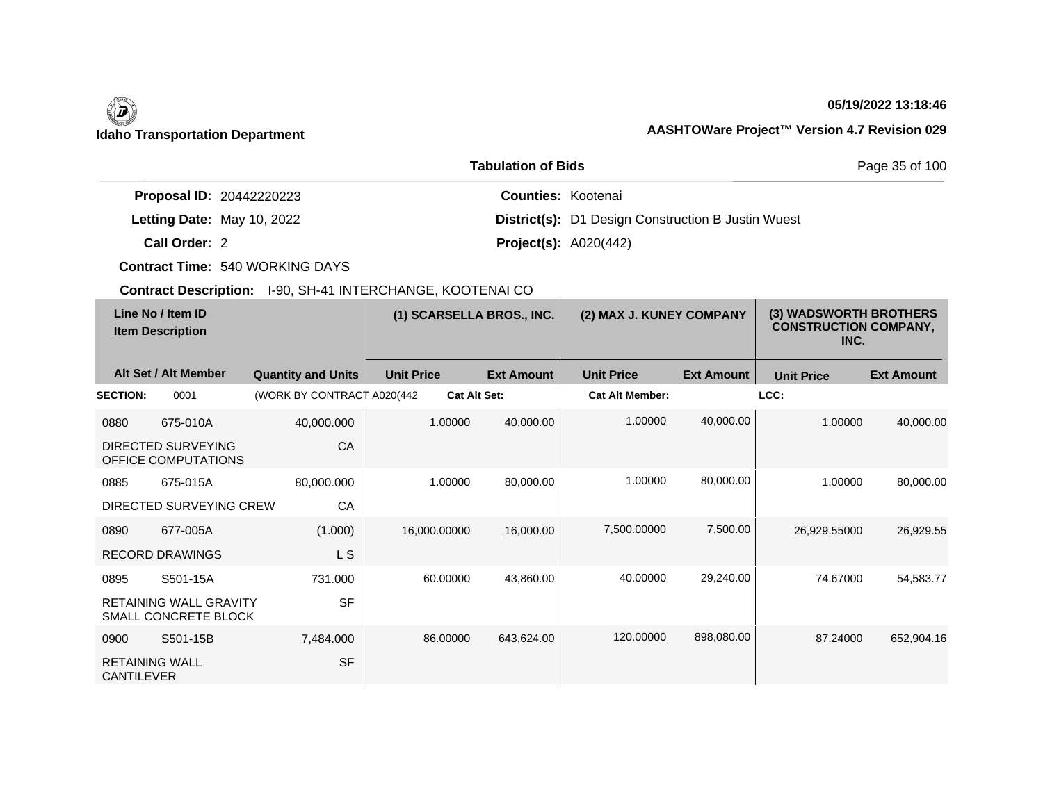**Idaho Transportation Department**

**05/19/2022 13:18:46**

**AASHTOWare Project™ Version 4.7 Revision 029**

**Tabulation of Bids**

**Proposal ID:** 20442220223 **Counties:** Kootenai

**Letting Date:** May 10, 2022 **District(s):** D1 Design Construction B Justin Wuest

**Call Order:** 2 **Project(s):** A020(442)

**Contract Time:** 540 WORKING DAYS

**Contract Description:** I-90, SH-41 INTERCHANGE, KOOTENAI CO

| Line No / Item ID<br>Item Description | | | (1) SCARSELLA BROS., INC. | | (2) MAX J. KUNEY COMPANY | | (3) WADSWORTH BROTHERS CONSTRUCTION COMPANY, INC. | |
|---|---|---|---|---|---|---|---|---|
| Alt Set / Alt Member | | Quantity and Units | Unit Price | Ext Amount | Unit Price | Ext Amount | Unit Price | Ext Amount |
| **SECTION:** | 0001 | (WORK BY CONTRACT A020(442 | **Cat Alt Set:** | | **Cat Alt Member:** | | **LCC:** | |
| 0880 | 675-010A | 40,000.000 | 1.00000 | 40,000.00 | 1.00000 | 40,000.00 | 1.00000 | 40,000.00 |
| DIRECTED SURVEYING OFFICE COMPUTATIONS | | CA | | | | | | |
| 0885 | 675-015A | 80,000.000 | 1.00000 | 80,000.00 | 1.00000 | 80,000.00 | 1.00000 | 80,000.00 |
| DIRECTED SURVEYING CREW | | CA | | | | | | |
| 0890 | 677-005A | (1.000) | 16,000.00000 | 16,000.00 | 7,500.00000 | 7,500.00 | 26,929.55000 | 26,929.55 |
| RECORD DRAWINGS | | L S | | | | | | |
| 0895 | S501-15A | 731.000 | 60.00000 | 43,860.00 | 40.00000 | 29,240.00 | 74.67000 | 54,583.77 |
| RETAINING WALL GRAVITY SMALL CONCRETE BLOCK | | SF | | | | | | |
| 0900 | S501-15B | 7,484.000 | 86.00000 | 643,624.00 | 120.00000 | 898,080.00 | 87.24000 | 652,904.16 |
| RETAINING WALL CANTILEVER | | SF | | | | | | |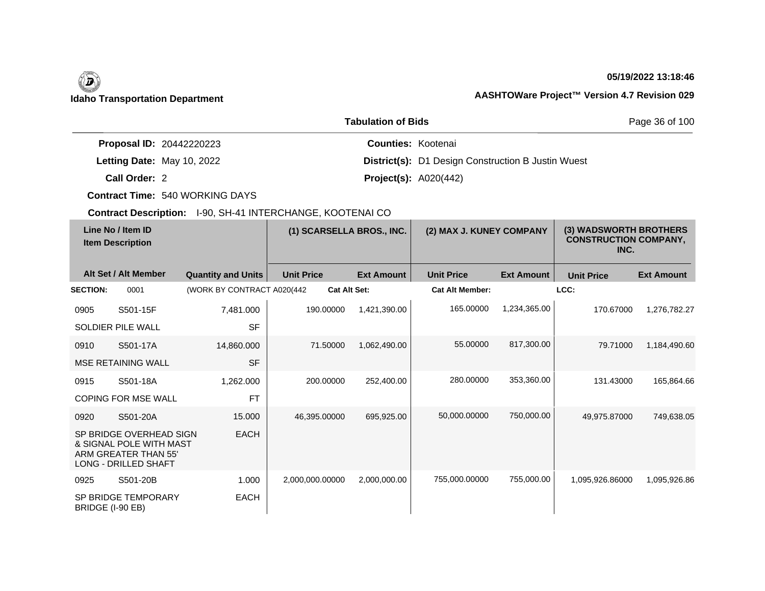Idaho Transportation Department

05/19/2022 13:18:46

AASHTOWare Project™ Version 4.7 Revision 029

## Tabulation of Bids

**Proposal ID:** 20442220223

**Letting Date:** May 10, 2022

**Call Order:** 2

**Contract Time:** 540 WORKING DAYS

**Counties:** Kootenai

**District(s):** D1 Design Construction B Justin Wuest

**Project(s):** A020(442)

**Contract Description:** I-90, SH-41 INTERCHANGE, KOOTENAI CO

| Line No / Item ID | Item Description | Quantity and Units | (1) SCARSELLA BROS., INC. Unit Price | (1) SCARSELLA BROS., INC. Ext Amount | (2) MAX J. KUNEY COMPANY Unit Price | (2) MAX J. KUNEY COMPANY Ext Amount | (3) WADSWORTH BROTHERS CONSTRUCTION COMPANY, INC. Unit Price | (3) WADSWORTH BROTHERS CONSTRUCTION COMPANY, INC. Ext Amount |
|---|---|---|---|---|---|---|---|---|
| **SECTION:** 0001 | (WORK BY CONTRACT A020(442 | | **Cat Alt Set:** | | **Cat Alt Member:** | | **LCC:** | |
| 0905 S501-15F | SOLDIER PILE WALL | 7,481.000 SF | 190.00000 | 1,421,390.00 | 165.00000 | 1,234,365.00 | 170.67000 | 1,276,782.27 |
| 0910 S501-17A | MSE RETAINING WALL | 14,860.000 SF | 71.50000 | 1,062,490.00 | 55.00000 | 817,300.00 | 79.71000 | 1,184,490.60 |
| 0915 S501-18A | COPING FOR MSE WALL | 1,262.000 FT | 200.00000 | 252,400.00 | 280.00000 | 353,360.00 | 131.43000 | 165,864.66 |
| 0920 S501-20A | SP BRIDGE OVERHEAD SIGN & SIGNAL POLE WITH MAST ARM GREATER THAN 55' LONG - DRILLED SHAFT | 15.000 EACH | 46,395.00000 | 695,925.00 | 50,000.00000 | 750,000.00 | 49,975.87000 | 749,638.05 |
| 0925 S501-20B | SP BRIDGE TEMPORARY BRIDGE (I-90 EB) | 1.000 EACH | 2,000,000.00000 | 2,000,000.00 | 755,000.00000 | 755,000.00 | 1,095,926.86000 | 1,095,926.86 |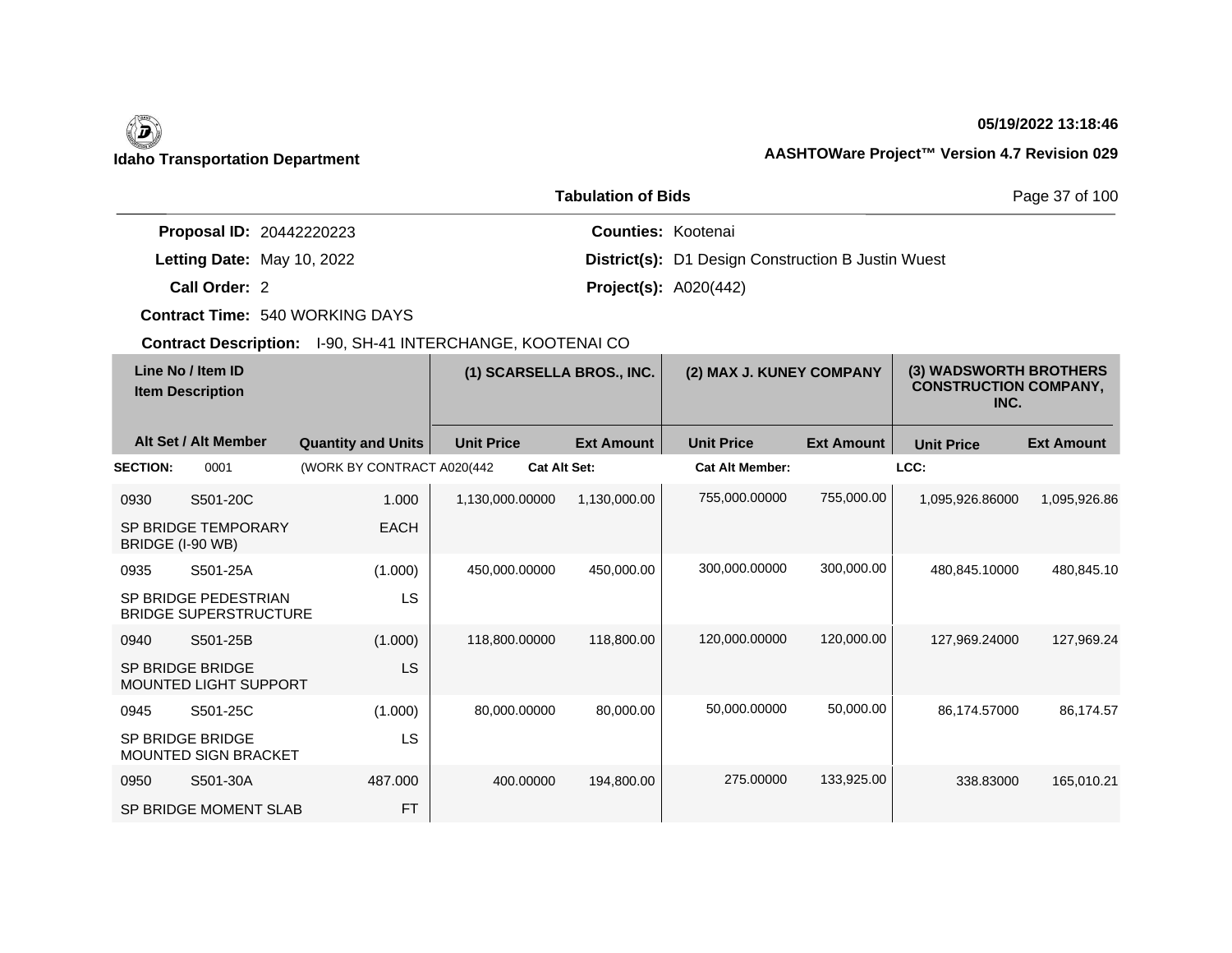**Idaho Transportation Department**

**05/19/2022 13:18:46**

**AASHTOWare Project™ Version 4.7 Revision 029**

**Tabulation of Bids**

**Proposal ID:** 20442220223

**Letting Date:** May 10, 2022

**Call Order:** 2

**Contract Time:** 540 WORKING DAYS

**Counties:** Kootenai

**District(s):** D1 Design Construction B Justin Wuest

**Project(s):** A020(442)

**Contract Description:** I-90, SH-41 INTERCHANGE, KOOTENAI CO

| Line No / Item ID | Item Description | | (1) SCARSELLA BROS., INC. | | (2) MAX J. KUNEY COMPANY | | (3) WADSWORTH BROTHERS CONSTRUCTION COMPANY, INC. | |
|---|---|---|---|---|---|---|---|---|
| **Alt Set / Alt Member** | | **Quantity and Units** | **Unit Price** | **Ext Amount** | **Unit Price** | **Ext Amount** | **Unit Price** | **Ext Amount** |
| **SECTION:** 0001 | (WORK BY CONTRACT A020(442 | | **Cat Alt Set:** | | **Cat Alt Member:** | | **LCC:** | |
| 0930 | S501-20C | 1.000 | 1,130,000.00000 | 1,130,000.00 | 755,000.00000 | 755,000.00 | 1,095,926.86000 | 1,095,926.86 |
| SP BRIDGE TEMPORARY BRIDGE (I-90 WB) | | EACH | | | | | | |
| 0935 | S501-25A | (1.000) | 450,000.00000 | 450,000.00 | 300,000.00000 | 300,000.00 | 480,845.10000 | 480,845.10 |
| SP BRIDGE PEDESTRIAN BRIDGE SUPERSTRUCTURE | | LS | | | | | | |
| 0940 | S501-25B | (1.000) | 118,800.00000 | 118,800.00 | 120,000.00000 | 120,000.00 | 127,969.24000 | 127,969.24 |
| SP BRIDGE BRIDGE MOUNTED LIGHT SUPPORT | | LS | | | | | | |
| 0945 | S501-25C | (1.000) | 80,000.00000 | 80,000.00 | 50,000.00000 | 50,000.00 | 86,174.57000 | 86,174.57 |
| SP BRIDGE BRIDGE MOUNTED SIGN BRACKET | | LS | | | | | | |
| 0950 | S501-30A | 487.000 | 400.00000 | 194,800.00 | 275.00000 | 133,925.00 | 338.83000 | 165,010.21 |
| SP BRIDGE MOMENT SLAB | | FT | | | | | | |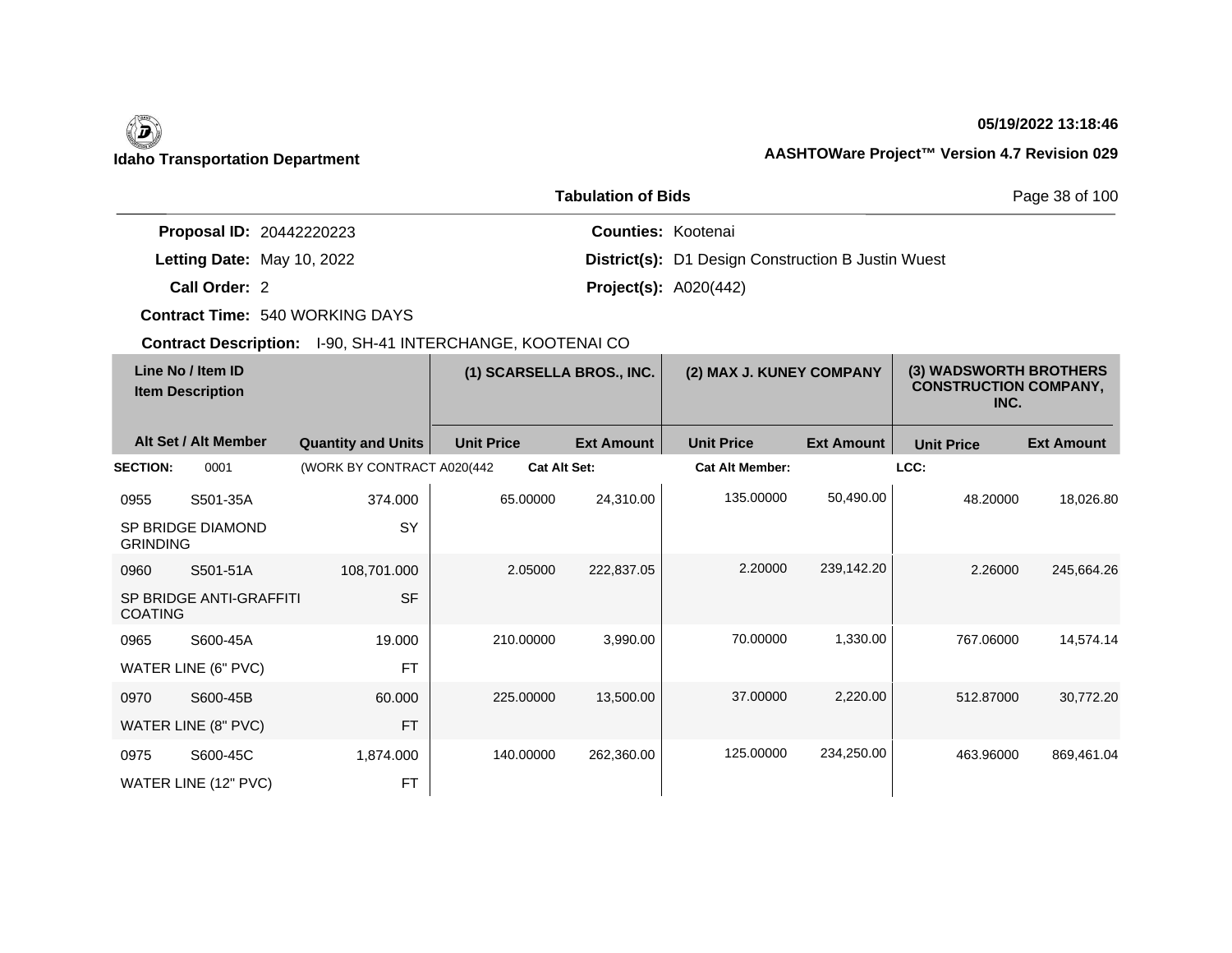**Idaho Transportation Department**

**05/19/2022 13:18:46**

**AASHTOWare Project™ Version 4.7 Revision 029**

## Tabulation of Bids

**Proposal ID:** 20442220223 **Counties:** Kootenai

**Letting Date:** May 10, 2022 **District(s):** D1 Design Construction B Justin Wuest

**Call Order:** 2 **Project(s):** A020(442)

**Contract Time:** 540 WORKING DAYS

**Contract Description:** I-90, SH-41 INTERCHANGE, KOOTENAI CO

| Line No / Item ID | Item Description | Quantity and Units | (1) SCARSELLA BROS., INC. Unit Price | (1) SCARSELLA BROS., INC. Ext Amount | (2) MAX J. KUNEY COMPANY Unit Price | (2) MAX J. KUNEY COMPANY Ext Amount | (3) WADSWORTH BROTHERS CONSTRUCTION COMPANY, INC. Unit Price | (3) WADSWORTH BROTHERS CONSTRUCTION COMPANY, INC. Ext Amount |
|---|---|---|---|---|---|---|---|---|
| **SECTION:** 0001 | (WORK BY CONTRACT A020(442 | | **Cat Alt Set:** | | **Cat Alt Member:** | | **LCC:** | |
| 0955 S501-35A | SP BRIDGE DIAMOND GRINDING | 374.000 SY | 65.00000 | 24,310.00 | 135.00000 | 50,490.00 | 48.20000 | 18,026.80 |
| 0960 S501-51A | SP BRIDGE ANTI-GRAFFITI COATING | 108,701.000 SF | 2.05000 | 222,837.05 | 2.20000 | 239,142.20 | 2.26000 | 245,664.26 |
| 0965 S600-45A | WATER LINE (6" PVC) | 19.000 FT | 210.00000 | 3,990.00 | 70.00000 | 1,330.00 | 767.06000 | 14,574.14 |
| 0970 S600-45B | WATER LINE (8" PVC) | 60.000 FT | 225.00000 | 13,500.00 | 37.00000 | 2,220.00 | 512.87000 | 30,772.20 |
| 0975 S600-45C | WATER LINE (12" PVC) | 1,874.000 FT | 140.00000 | 262,360.00 | 125.00000 | 234,250.00 | 463.96000 | 869,461.04 |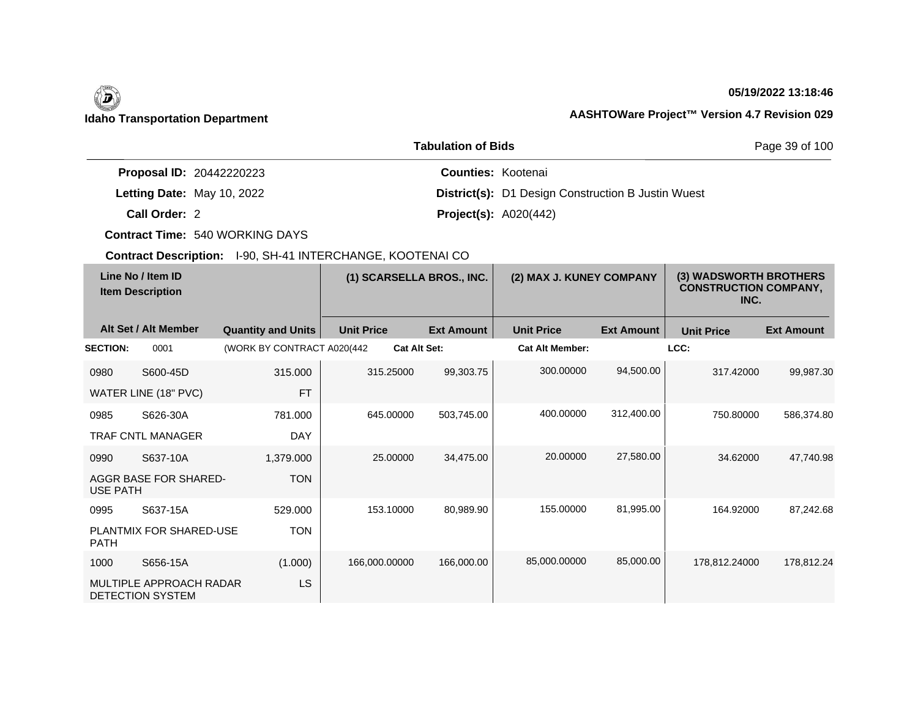**Idaho Transportation Department**

**05/19/2022 13:18:46**

**AASHTOWare Project™ Version 4.7 Revision 029**

**Tabulation of Bids**

**Proposal ID:** 20442220223

**Letting Date:** May 10, 2022

**Call Order:** 2

**Contract Time:** 540 WORKING DAYS

**Contract Description:** I-90, SH-41 INTERCHANGE, KOOTENAI CO

**Counties:** Kootenai

**District(s):** D1 Design Construction B Justin Wuest

**Project(s):** A020(442)

| Line No / Item ID | Item Description | Alt Set / Alt Member | Quantity and Units | (1) SCARSELLA BROS., INC. Unit Price | (1) SCARSELLA BROS., INC. Ext Amount | (2) MAX J. KUNEY COMPANY Unit Price | (2) MAX J. KUNEY COMPANY Ext Amount | (3) WADSWORTH BROTHERS CONSTRUCTION COMPANY, INC. Unit Price | (3) WADSWORTH BROTHERS CONSTRUCTION COMPANY, INC. Ext Amount |
|---|---|---|---|---|---|---|---|---|---|
| **SECTION:** 0001 | (WORK BY CONTRACT A020(442 | **Cat Alt Set:** | | | **Cat Alt Member:** | | | **LCC:** | |
| 0980 S600-45D | WATER LINE (18" PVC) | | 315.000 FT | 315.25000 | 99,303.75 | 300.00000 | 94,500.00 | 317.42000 | 99,987.30 |
| 0985 S626-30A | TRAF CNTL MANAGER | | 781.000 DAY | 645.00000 | 503,745.00 | 400.00000 | 312,400.00 | 750.80000 | 586,374.80 |
| 0990 S637-10A | AGGR BASE FOR SHARED-USE PATH | | 1,379.000 TON | 25.00000 | 34,475.00 | 20.00000 | 27,580.00 | 34.62000 | 47,740.98 |
| 0995 S637-15A | PLANTMIX FOR SHARED-USE PATH | | 529.000 TON | 153.10000 | 80,989.90 | 155.00000 | 81,995.00 | 164.92000 | 87,242.68 |
| 1000 S656-15A | MULTIPLE APPROACH RADAR DETECTION SYSTEM | | (1.000) LS | 166,000.00000 | 166,000.00 | 85,000.00000 | 85,000.00 | 178,812.24000 | 178,812.24 |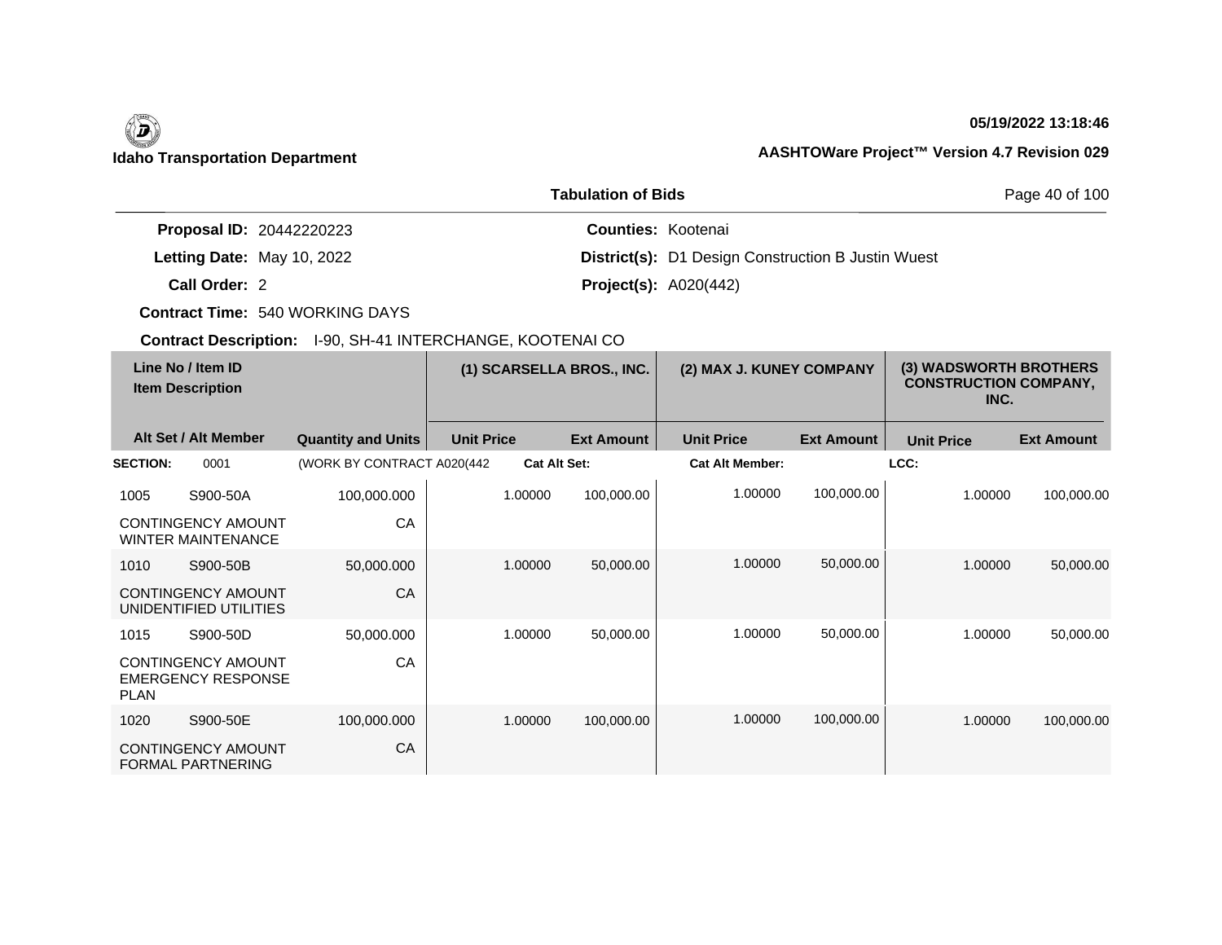**Idaho Transportation Department**

**05/19/2022 13:18:46**

**AASHTOWare Project™ Version 4.7 Revision 029**

**Tabulation of Bids**

**Proposal ID:** 20442220223
**Letting Date:** May 10, 2022
**Call Order:** 2
**Contract Time:** 540 WORKING DAYS
**Contract Description:** I-90, SH-41 INTERCHANGE, KOOTENAI CO

**Counties:** Kootenai
**District(s):** D1 Design Construction B Justin Wuest
**Project(s):** A020(442)

| Line No / Item ID | Item Description | Quantity and Units | (1) SCARSELLA BROS., INC. Unit Price | (1) SCARSELLA BROS., INC. Ext Amount | (2) MAX J. KUNEY COMPANY Unit Price | (2) MAX J. KUNEY COMPANY Ext Amount | (3) WADSWORTH BROTHERS CONSTRUCTION COMPANY, INC. Unit Price | (3) WADSWORTH BROTHERS CONSTRUCTION COMPANY, INC. Ext Amount |
|---|---|---|---|---|---|---|---|---|
| **SECTION:** 0001 | (WORK BY CONTRACT A020(442 | | **Cat Alt Set:** | | **Cat Alt Member:** | | **LCC:** | |
| 1005 S900-50A | CONTINGENCY AMOUNT WINTER MAINTENANCE | 100,000.000 CA | 1.00000 | 100,000.00 | 1.00000 | 100,000.00 | 1.00000 | 100,000.00 |
| 1010 S900-50B | CONTINGENCY AMOUNT UNIDENTIFIED UTILITIES | 50,000.000 CA | 1.00000 | 50,000.00 | 1.00000 | 50,000.00 | 1.00000 | 50,000.00 |
| 1015 S900-50D | CONTINGENCY AMOUNT EMERGENCY RESPONSE PLAN | 50,000.000 CA | 1.00000 | 50,000.00 | 1.00000 | 50,000.00 | 1.00000 | 50,000.00 |
| 1020 S900-50E | CONTINGENCY AMOUNT FORMAL PARTNERING | 100,000.000 CA | 1.00000 | 100,000.00 | 1.00000 | 100,000.00 | 1.00000 | 100,000.00 |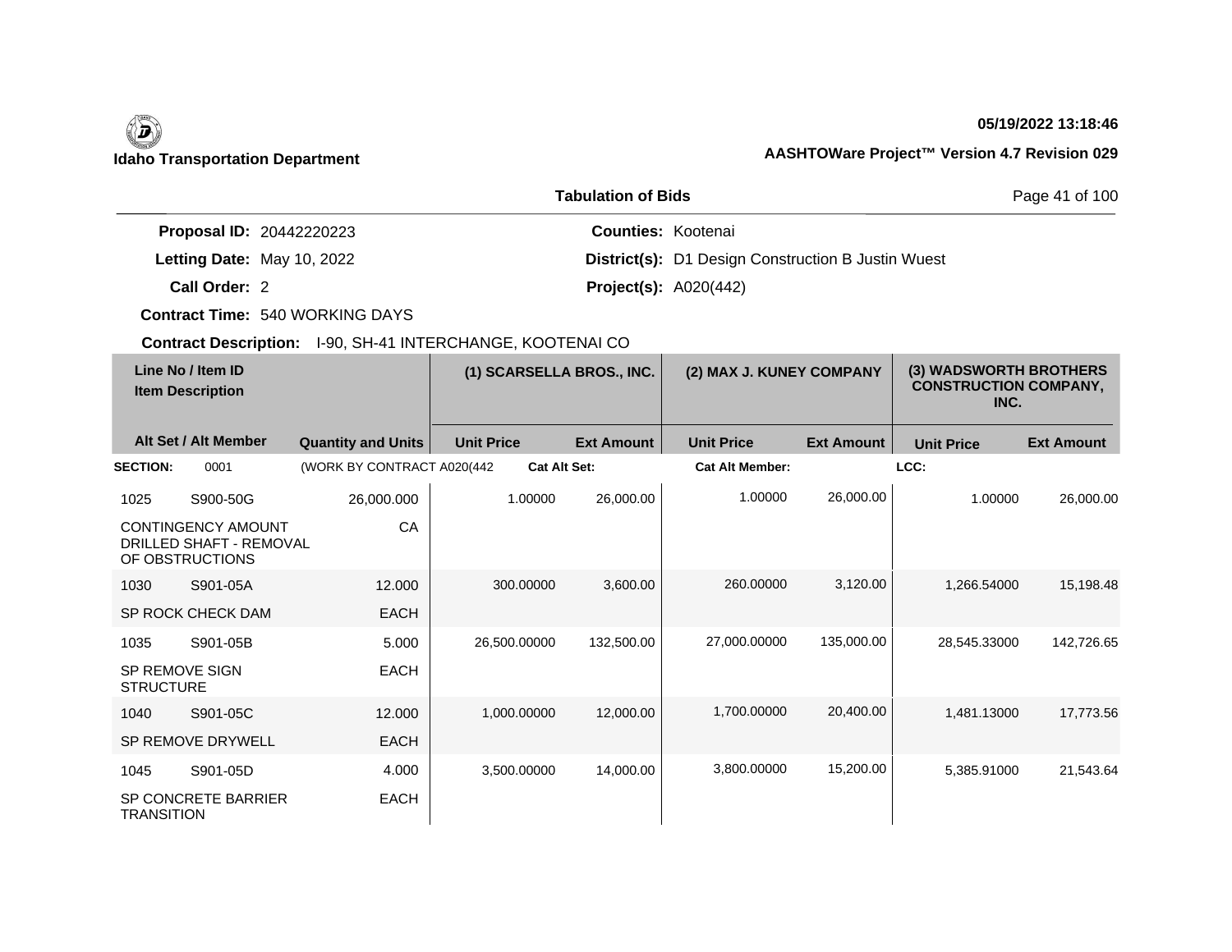**Idaho Transportation Department**

**05/19/2022 13:18:46**

**AASHTOWare Project™ Version 4.7 Revision 029**

**Tabulation of Bids**

**Proposal ID:** 20442220223
**Letting Date:** May 10, 2022
**Call Order:** 2
**Contract Time:** 540 WORKING DAYS
**Contract Description:** I-90, SH-41 INTERCHANGE, KOOTENAI CO

**Counties:** Kootenai
**District(s):** D1 Design Construction B Justin Wuest
**Project(s):** A020(442)

| Line No / Item ID<br>Item Description | | | (1) SCARSELLA BROS., INC. | | (2) MAX J. KUNEY COMPANY | | (3) WADSWORTH BROTHERS CONSTRUCTION COMPANY, INC. | |
|---|---|---|---|---|---|---|---|---|
| Alt Set / Alt Member | | Quantity and Units | Unit Price | Ext Amount | Unit Price | Ext Amount | Unit Price | Ext Amount |
| **SECTION:** | 0001 | (WORK BY CONTRACT A020(442 | **Cat Alt Set:** | | **Cat Alt Member:** | | **LCC:** | |
| 1025 | S900-50G | 26,000.000 | 1.00000 | 26,000.00 | 1.00000 | 26,000.00 | 1.00000 | 26,000.00 |
| CONTINGENCY AMOUNT DRILLED SHAFT - REMOVAL OF OBSTRUCTIONS | | CA | | | | | | |
| 1030 | S901-05A | 12.000 | 300.00000 | 3,600.00 | 260.00000 | 3,120.00 | 1,266.54000 | 15,198.48 |
| SP ROCK CHECK DAM | | EACH | | | | | | |
| 1035 | S901-05B | 5.000 | 26,500.00000 | 132,500.00 | 27,000.00000 | 135,000.00 | 28,545.33000 | 142,726.65 |
| SP REMOVE SIGN STRUCTURE | | EACH | | | | | | |
| 1040 | S901-05C | 12.000 | 1,000.00000 | 12,000.00 | 1,700.00000 | 20,400.00 | 1,481.13000 | 17,773.56 |
| SP REMOVE DRYWELL | | EACH | | | | | | |
| 1045 | S901-05D | 4.000 | 3,500.00000 | 14,000.00 | 3,800.00000 | 15,200.00 | 5,385.91000 | 21,543.64 |
| SP CONCRETE BARRIER TRANSITION | | EACH | | | | | | |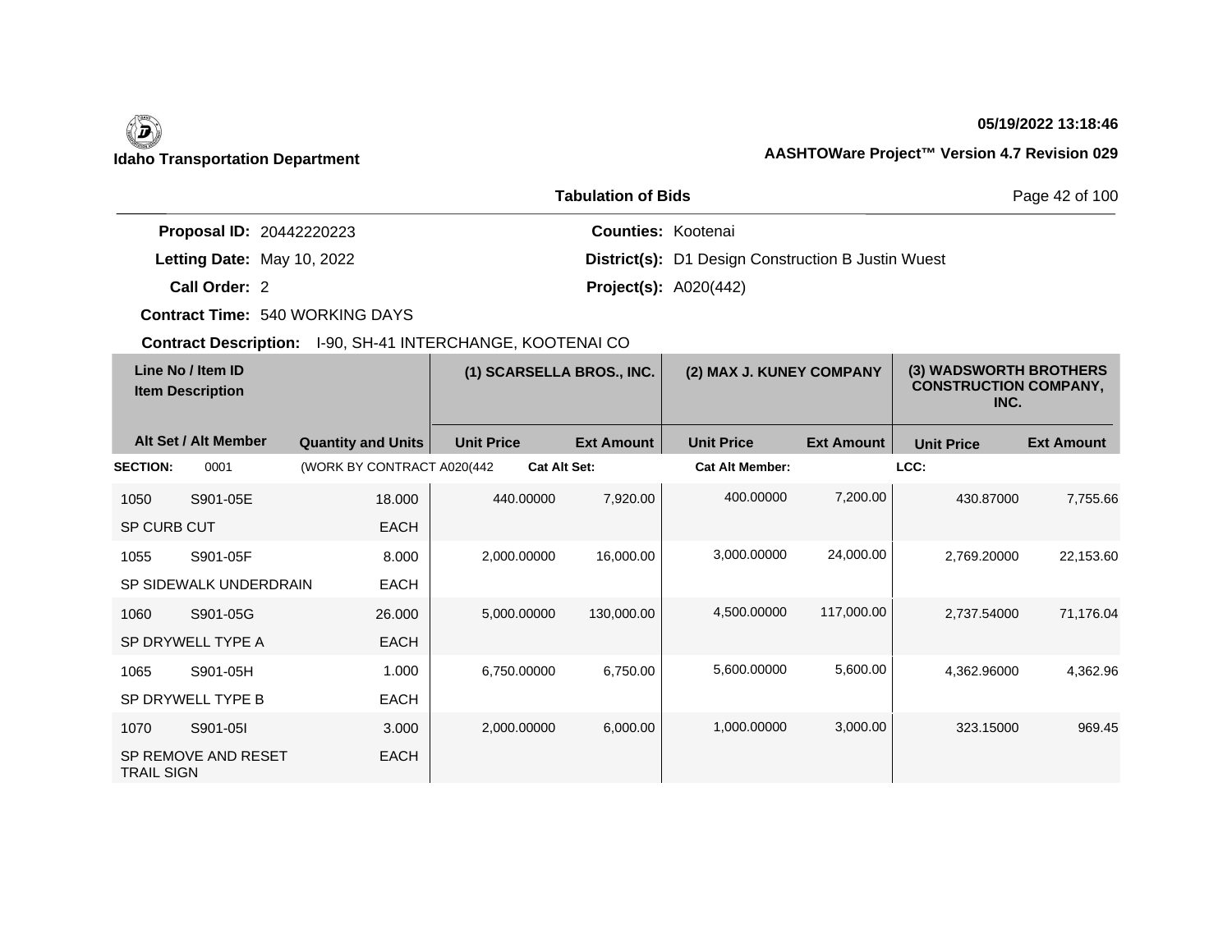**Idaho Transportation Department**

**05/19/2022 13:18:46**

**AASHTOWare Project™ Version 4.7 Revision 029**

## Tabulation of Bids

**Proposal ID:** 20442220223
**Letting Date:** May 10, 2022
**Call Order:** 2
**Contract Time:** 540 WORKING DAYS
**Contract Description:** I-90, SH-41 INTERCHANGE, KOOTENAI CO

**Counties:** Kootenai
**District(s):** D1 Design Construction B Justin Wuest
**Project(s):** A020(442)

| Line No / Item ID / Item Description | | | (1) SCARSELLA BROS., INC. | | (2) MAX J. KUNEY COMPANY | | (3) WADSWORTH BROTHERS CONSTRUCTION COMPANY, INC. | |
|---|---|---|---|---|---|---|---|---|
| Alt Set / Alt Member | | Quantity and Units | Unit Price | Ext Amount | Unit Price | Ext Amount | Unit Price | Ext Amount |
| **SECTION:** | 0001 | (WORK BY CONTRACT A020(442 | **Cat Alt Set:** | | **Cat Alt Member:** | | **LCC:** | |
| 1050 | S901-05E | 18.000 | 440.00000 | 7,920.00 | 400.00000 | 7,200.00 | 430.87000 | 7,755.66 |
| SP CURB CUT | | EACH | | | | | | |
| 1055 | S901-05F | 8.000 | 2,000.00000 | 16,000.00 | 3,000.00000 | 24,000.00 | 2,769.20000 | 22,153.60 |
| SP SIDEWALK UNDERDRAIN | | EACH | | | | | | |
| 1060 | S901-05G | 26.000 | 5,000.00000 | 130,000.00 | 4,500.00000 | 117,000.00 | 2,737.54000 | 71,176.04 |
| SP DRYWELL TYPE A | | EACH | | | | | | |
| 1065 | S901-05H | 1.000 | 6,750.00000 | 6,750.00 | 5,600.00000 | 5,600.00 | 4,362.96000 | 4,362.96 |
| SP DRYWELL TYPE B | | EACH | | | | | | |
| 1070 | S901-05I | 3.000 | 2,000.00000 | 6,000.00 | 1,000.00000 | 3,000.00 | 323.15000 | 969.45 |
| SP REMOVE AND RESET TRAIL SIGN | | EACH | | | | | | |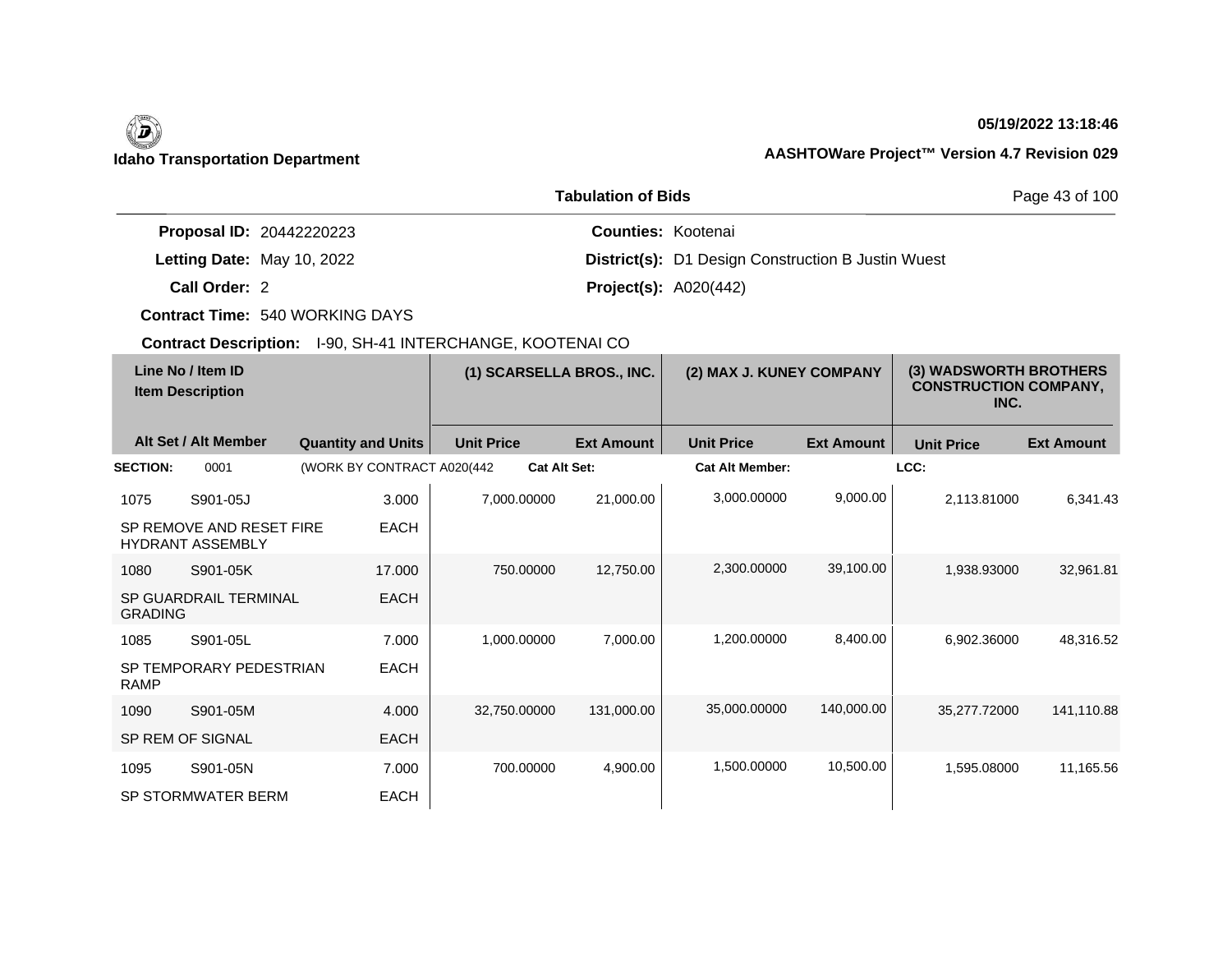**Idaho Transportation Department**

**05/19/2022 13:18:46**

**AASHTOWare Project™ Version 4.7 Revision 029**

## Tabulation of Bids

**Proposal ID:** 20442220223
**Letting Date:** May 10, 2022
**Call Order:** 2
**Contract Time:** 540 WORKING DAYS
**Counties:** Kootenai
**District(s):** D1 Design Construction B Justin Wuest
**Project(s):** A020(442)

**Contract Description:** I-90, SH-41 INTERCHANGE, KOOTENAI CO

| Line No / Item ID | Item Description | Quantity and Units | (1) SCARSELLA BROS., INC. Unit Price | (1) SCARSELLA BROS., INC. Ext Amount | (2) MAX J. KUNEY COMPANY Unit Price | (2) MAX J. KUNEY COMPANY Ext Amount | (3) WADSWORTH BROTHERS CONSTRUCTION COMPANY, INC. Unit Price | (3) WADSWORTH BROTHERS CONSTRUCTION COMPANY, INC. Ext Amount |
|---|---|---|---|---|---|---|---|---|
| **SECTION:** 0001 | (WORK BY CONTRACT A020(442 | | Cat Alt Set: | | Cat Alt Member: | | LCC: | |
| 1075 S901-05J | SP REMOVE AND RESET FIRE HYDRANT ASSEMBLY | 3.000 EACH | 7,000.00000 | 21,000.00 | 3,000.00000 | 9,000.00 | 2,113.81000 | 6,341.43 |
| 1080 S901-05K | SP GUARDRAIL TERMINAL GRADING | 17.000 EACH | 750.00000 | 12,750.00 | 2,300.00000 | 39,100.00 | 1,938.93000 | 32,961.81 |
| 1085 S901-05L | SP TEMPORARY PEDESTRIAN RAMP | 7.000 EACH | 1,000.00000 | 7,000.00 | 1,200.00000 | 8,400.00 | 6,902.36000 | 48,316.52 |
| 1090 S901-05M | SP REM OF SIGNAL | 4.000 EACH | 32,750.00000 | 131,000.00 | 35,000.00000 | 140,000.00 | 35,277.72000 | 141,110.88 |
| 1095 S901-05N | SP STORMWATER BERM | 7.000 EACH | 700.00000 | 4,900.00 | 1,500.00000 | 10,500.00 | 1,595.08000 | 11,165.56 |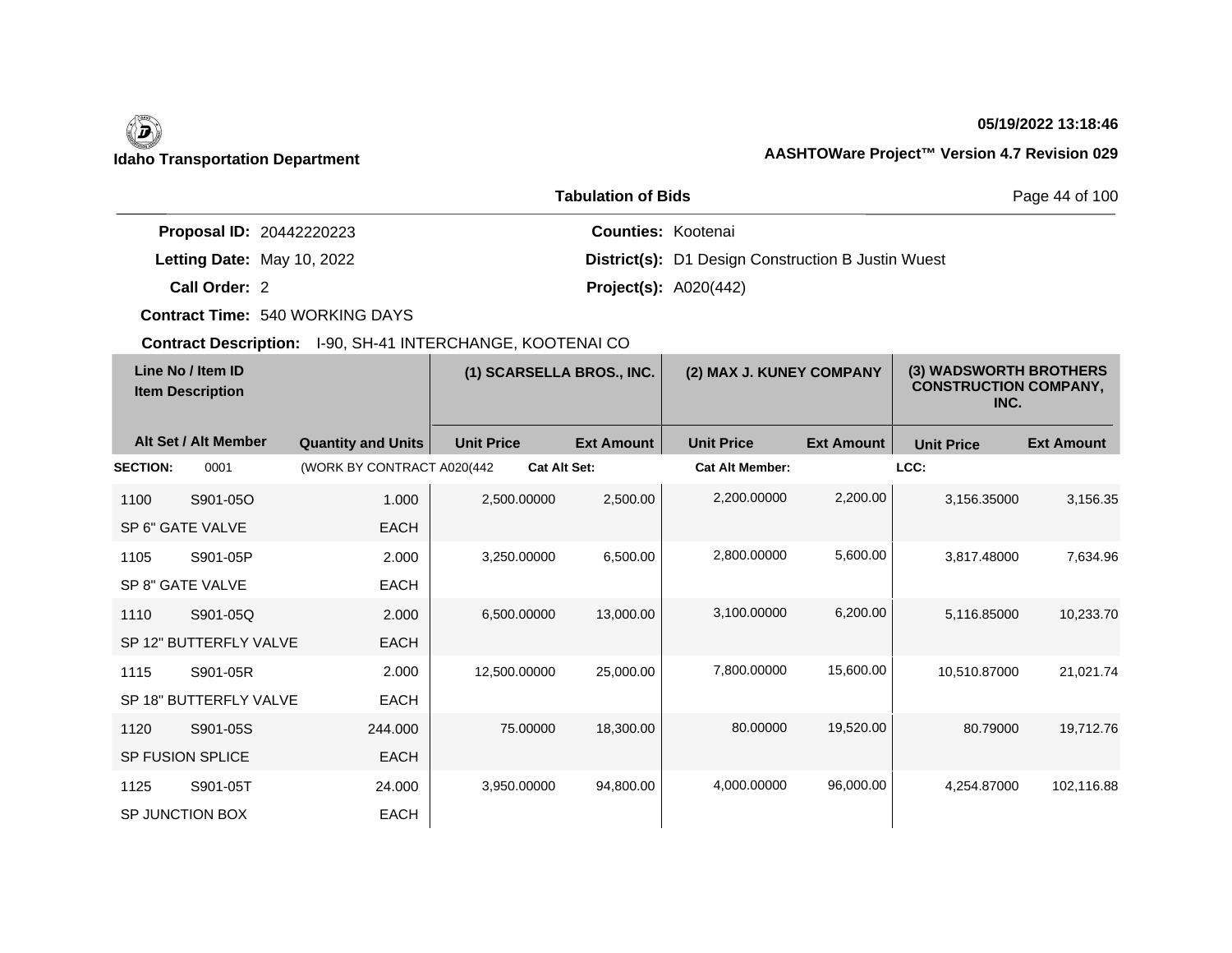**Idaho Transportation Department**

**05/19/2022 13:18:46**

**AASHTOWare Project™ Version 4.7 Revision 029**

**Tabulation of Bids**

**Proposal ID:** 20442220223  
**Letting Date:** May 10, 2022  
**Call Order:** 2  
**Contract Time:** 540 WORKING DAYS  
**Contract Description:** I-90, SH-41 INTERCHANGE, KOOTENAI CO

**Counties:** Kootenai  
**District(s):** D1 Design Construction B Justin Wuest  
**Project(s):** A020(442)

| Line No / Item ID<br>Item Description | | | (1) SCARSELLA BROS., INC. | | (2) MAX J. KUNEY COMPANY | | (3) WADSWORTH BROTHERS CONSTRUCTION COMPANY, INC. | |
|---|---|---|---|---|---|---|---|---|
| Alt Set / Alt Member | | Quantity and Units | Unit Price | Ext Amount | Unit Price | Ext Amount | Unit Price | Ext Amount |
| **SECTION:** | 0001 | (WORK BY CONTRACT A020(442 | **Cat Alt Set:** | | **Cat Alt Member:** | | **LCC:** | |
| 1100 | S901-05O | 1.000 | 2,500.00000 | 2,500.00 | 2,200.00000 | 2,200.00 | 3,156.35000 | 3,156.35 |
| SP 6" GATE VALVE | | EACH | | | | | | |
| 1105 | S901-05P | 2.000 | 3,250.00000 | 6,500.00 | 2,800.00000 | 5,600.00 | 3,817.48000 | 7,634.96 |
| SP 8" GATE VALVE | | EACH | | | | | | |
| 1110 | S901-05Q | 2.000 | 6,500.00000 | 13,000.00 | 3,100.00000 | 6,200.00 | 5,116.85000 | 10,233.70 |
| SP 12" BUTTERFLY VALVE | | EACH | | | | | | |
| 1115 | S901-05R | 2.000 | 12,500.00000 | 25,000.00 | 7,800.00000 | 15,600.00 | 10,510.87000 | 21,021.74 |
| SP 18" BUTTERFLY VALVE | | EACH | | | | | | |
| 1120 | S901-05S | 244.000 | 75.00000 | 18,300.00 | 80.00000 | 19,520.00 | 80.79000 | 19,712.76 |
| SP FUSION SPLICE | | EACH | | | | | | |
| 1125 | S901-05T | 24.000 | 3,950.00000 | 94,800.00 | 4,000.00000 | 96,000.00 | 4,254.87000 | 102,116.88 |
| SP JUNCTION BOX | | EACH | | | | | | |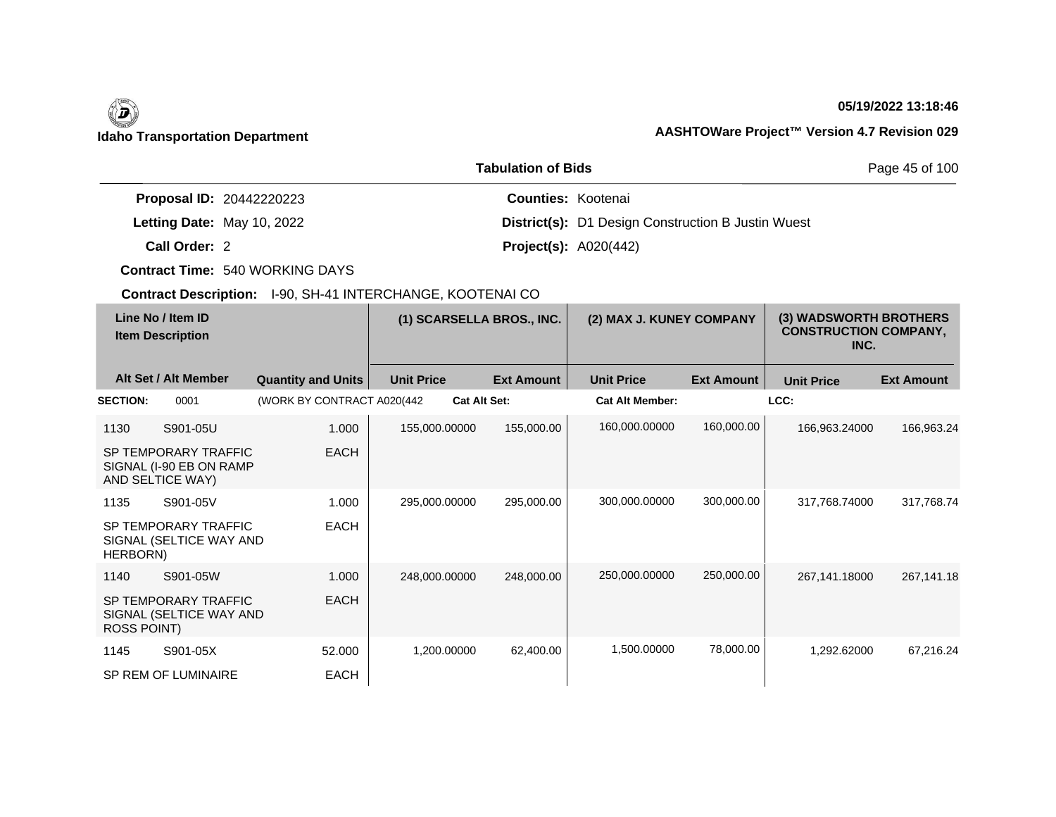**Idaho Transportation Department**

**05/19/2022 13:18:46**

**AASHTOWare Project™ Version 4.7 Revision 029**

**Tabulation of Bids**

**Proposal ID:** 20442220223
**Letting Date:** May 10, 2022
**Call Order:** 2
**Contract Time:** 540 WORKING DAYS
**Contract Description:** I-90, SH-41 INTERCHANGE, KOOTENAI CO

**Counties:** Kootenai
**District(s):** D1 Design Construction B Justin Wuest
**Project(s):** A020(442)

| Line No / Item ID / Item Description | | Quantity and Units | (1) SCARSELLA BROS., INC. | | (2) MAX J. KUNEY COMPANY | | (3) WADSWORTH BROTHERS CONSTRUCTION COMPANY, INC. | |
|---|---|---|---|---|---|---|---|---|
| Alt Set / Alt Member | | | Unit Price | Ext Amount | Unit Price | Ext Amount | Unit Price | Ext Amount |
| **SECTION:** 0001 | (WORK BY CONTRACT A020(442 | | **Cat Alt Set:** | | **Cat Alt Member:** | | **LCC:** | |
| 1130 | S901-05U | 1.000 | 155,000.00000 | 155,000.00 | 160,000.00000 | 160,000.00 | 166,963.24000 | 166,963.24 |
| SP TEMPORARY TRAFFIC SIGNAL (I-90 EB ON RAMP AND SELTICE WAY) | | EACH | | | | | | |
| 1135 | S901-05V | 1.000 | 295,000.00000 | 295,000.00 | 300,000.00000 | 300,000.00 | 317,768.74000 | 317,768.74 |
| SP TEMPORARY TRAFFIC SIGNAL (SELTICE WAY AND HERBORN) | | EACH | | | | | | |
| 1140 | S901-05W | 1.000 | 248,000.00000 | 248,000.00 | 250,000.00000 | 250,000.00 | 267,141.18000 | 267,141.18 |
| SP TEMPORARY TRAFFIC SIGNAL (SELTICE WAY AND ROSS POINT) | | EACH | | | | | | |
| 1145 | S901-05X | 52.000 | 1,200.00000 | 62,400.00 | 1,500.00000 | 78,000.00 | 1,292.62000 | 67,216.24 |
| SP REM OF LUMINAIRE | | EACH | | | | | | |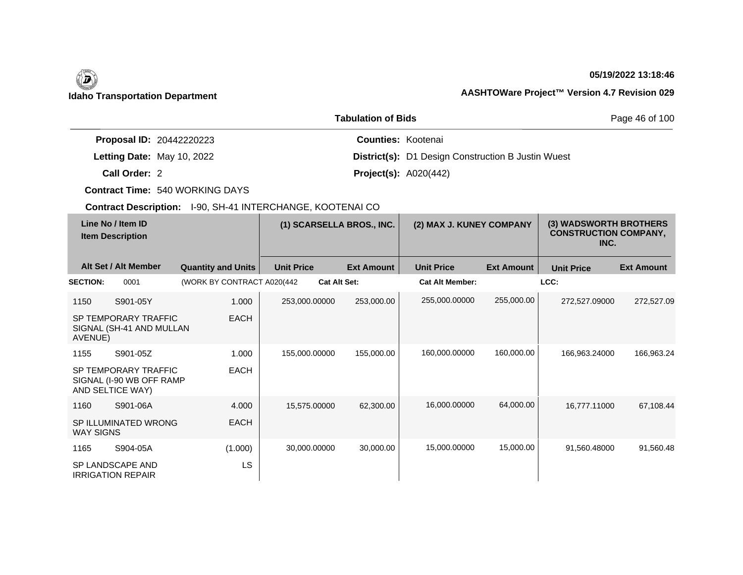**Idaho Transportation Department**

**05/19/2022 13:18:46**

**AASHTOWare Project™ Version 4.7 Revision 029**

## Tabulation of Bids

**Proposal ID:** 20442220223
**Letting Date:** May 10, 2022
**Call Order:** 2
**Contract Time:** 540 WORKING DAYS
**Counties:** Kootenai
**District(s):** D1 Design Construction B Justin Wuest
**Project(s):** A020(442)

**Contract Description:** I-90, SH-41 INTERCHANGE, KOOTENAI CO

| Line No / Item ID | Item Description | Quantity and Units | (1) SCARSELLA BROS., INC. Unit Price | (1) SCARSELLA BROS., INC. Ext Amount | (2) MAX J. KUNEY COMPANY Unit Price | (2) MAX J. KUNEY COMPANY Ext Amount | (3) WADSWORTH BROTHERS CONSTRUCTION COMPANY, INC. Unit Price | (3) WADSWORTH BROTHERS CONSTRUCTION COMPANY, INC. Ext Amount |
|---|---|---|---|---|---|---|---|---|
| **SECTION:** 0001 | (WORK BY CONTRACT A020(442 | | **Cat Alt Set:** | | **Cat Alt Member:** | | **LCC:** | |
| 1150 S901-05Y | SP TEMPORARY TRAFFIC SIGNAL (SH-41 AND MULLAN AVENUE) | 1.000 EACH | 253,000.00000 | 253,000.00 | 255,000.00000 | 255,000.00 | 272,527.09000 | 272,527.09 |
| 1155 S901-05Z | SP TEMPORARY TRAFFIC SIGNAL (I-90 WB OFF RAMP AND SELTICE WAY) | 1.000 EACH | 155,000.00000 | 155,000.00 | 160,000.00000 | 160,000.00 | 166,963.24000 | 166,963.24 |
| 1160 S901-06A | SP ILLUMINATED WRONG WAY SIGNS | 4.000 EACH | 15,575.00000 | 62,300.00 | 16,000.00000 | 64,000.00 | 16,777.11000 | 67,108.44 |
| 1165 S904-05A | SP LANDSCAPE AND IRRIGATION REPAIR | (1.000) LS | 30,000.00000 | 30,000.00 | 15,000.00000 | 15,000.00 | 91,560.48000 | 91,560.48 |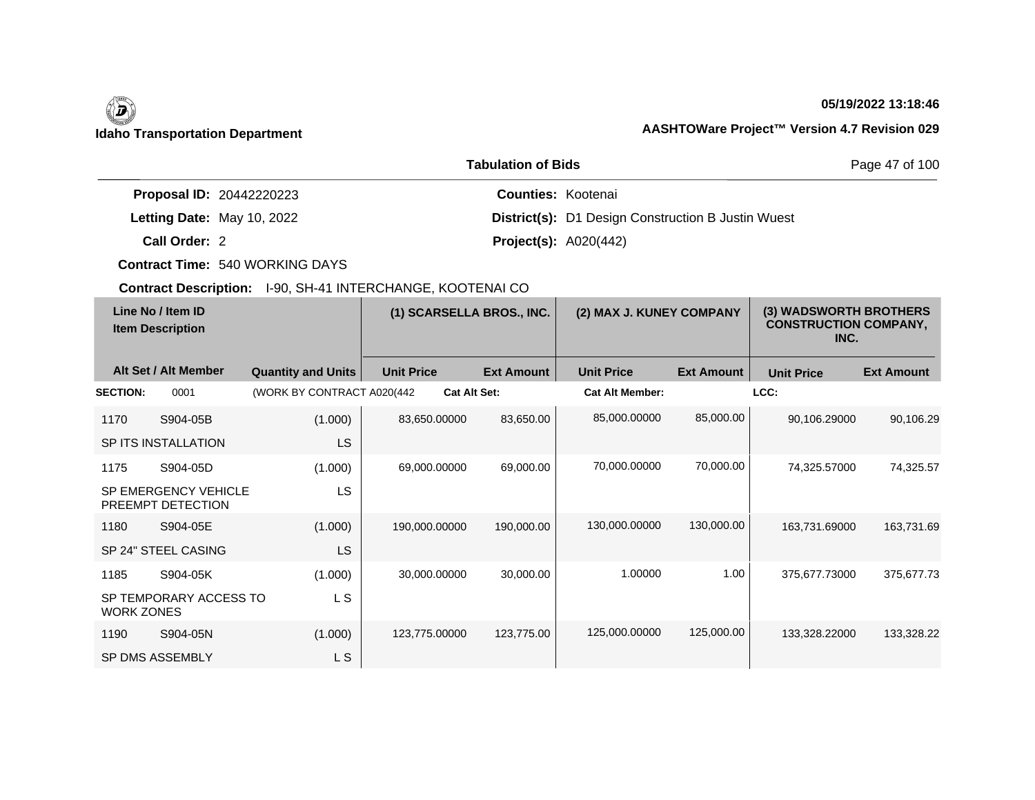**Idaho Transportation Department**

05/19/2022 13:18:46

AASHTOWare Project™ Version 4.7 Revision 029

## Tabulation of Bids

**Proposal ID:** 20442220223
**Letting Date:** May 10, 2022
**Call Order:** 2
**Contract Time:** 540 WORKING DAYS
**Contract Description:** I-90, SH-41 INTERCHANGE, KOOTENAI CO

**Counties:** Kootenai
**District(s):** D1 Design Construction B Justin Wuest
**Project(s):** A020(442)

| Line No / Item ID | Item Description | Quantity and Units | (1) SCARSELLA BROS., INC. | | (2) MAX J. KUNEY COMPANY | | (3) WADSWORTH BROTHERS CONSTRUCTION COMPANY, INC. | |
|---|---|---|---|---|---|---|---|---|
| Alt Set / Alt Member | | | Unit Price | Ext Amount | Unit Price | Ext Amount | Unit Price | Ext Amount |
| **SECTION:** 0001 | (WORK BY CONTRACT A020(442 | | **Cat Alt Set:** | | **Cat Alt Member:** | | **LCC:** | |
| 1170 S904-05B | SP ITS INSTALLATION | (1.000) LS | 83,650.00000 | 83,650.00 | 85,000.00000 | 85,000.00 | 90,106.29000 | 90,106.29 |
| 1175 S904-05D | SP EMERGENCY VEHICLE PREEMPT DETECTION | (1.000) LS | 69,000.00000 | 69,000.00 | 70,000.00000 | 70,000.00 | 74,325.57000 | 74,325.57 |
| 1180 S904-05E | SP 24" STEEL CASING | (1.000) LS | 190,000.00000 | 190,000.00 | 130,000.00000 | 130,000.00 | 163,731.69000 | 163,731.69 |
| 1185 S904-05K | SP TEMPORARY ACCESS TO WORK ZONES | (1.000) L S | 30,000.00000 | 30,000.00 | 1.00000 | 1.00 | 375,677.73000 | 375,677.73 |
| 1190 S904-05N | SP DMS ASSEMBLY | (1.000) L S | 123,775.00000 | 123,775.00 | 125,000.00000 | 125,000.00 | 133,328.22000 | 133,328.22 |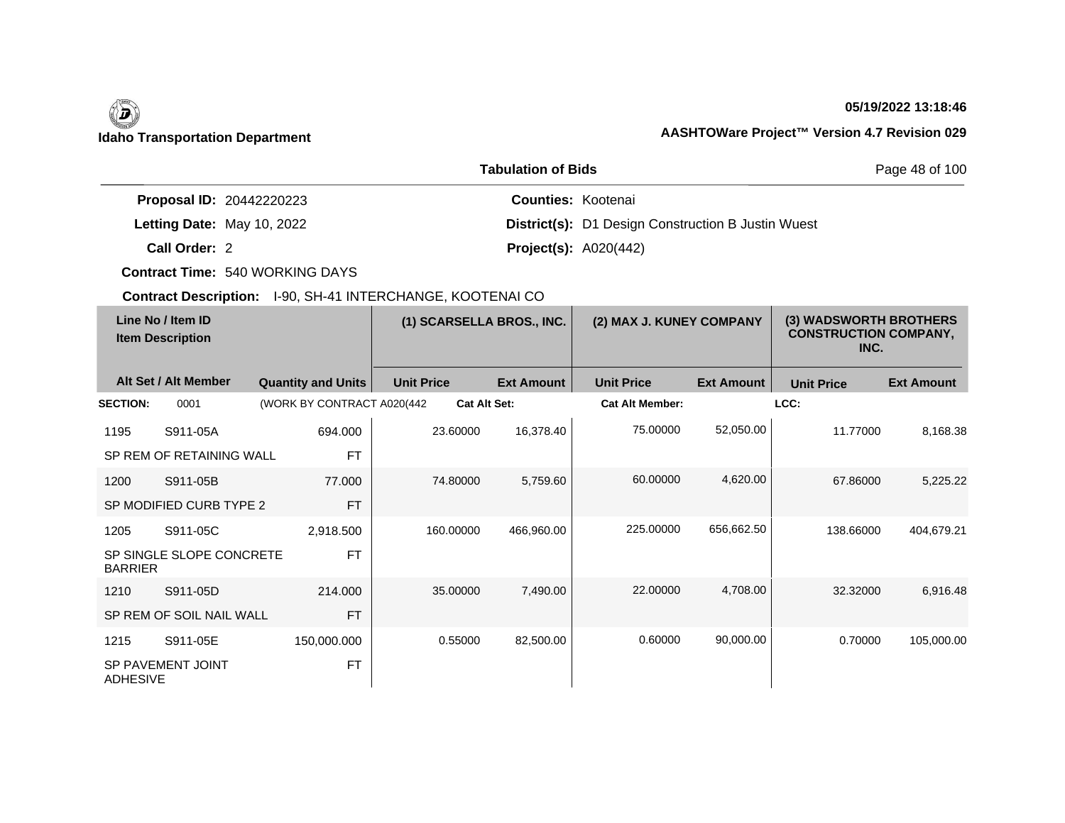**Idaho Transportation Department**

**05/19/2022 13:18:46**

**AASHTOWare Project™ Version 4.7 Revision 029**

**Tabulation of Bids**

**Proposal ID:** 20442220223 **Counties:** Kootenai

**Letting Date:** May 10, 2022 **District(s):** D1 Design Construction B Justin Wuest

**Call Order:** 2 **Project(s):** A020(442)

**Contract Time:** 540 WORKING DAYS

**Contract Description:** I-90, SH-41 INTERCHANGE, KOOTENAI CO

| Line No / Item ID<br>Item Description | | | (1) SCARSELLA BROS., INC. | | (2) MAX J. KUNEY COMPANY | | (3) WADSWORTH BROTHERS CONSTRUCTION COMPANY, INC. | |
|---|---|---|---|---|---|---|---|---|
| Alt Set / Alt Member | | Quantity and Units | Unit Price | Ext Amount | Unit Price | Ext Amount | Unit Price | Ext Amount |
| **SECTION:** | 0001 | (WORK BY CONTRACT A020(442 | **Cat Alt Set:** | | **Cat Alt Member:** | | **LCC:** | |
| 1195 | S911-05A | 694.000 | 23.60000 | 16,378.40 | 75.00000 | 52,050.00 | 11.77000 | 8,168.38 |
| SP REM OF RETAINING WALL | | FT | | | | | | |
| 1200 | S911-05B | 77.000 | 74.80000 | 5,759.60 | 60.00000 | 4,620.00 | 67.86000 | 5,225.22 |
| SP MODIFIED CURB TYPE 2 | | FT | | | | | | |
| 1205 | S911-05C | 2,918.500 | 160.00000 | 466,960.00 | 225.00000 | 656,662.50 | 138.66000 | 404,679.21 |
| SP SINGLE SLOPE CONCRETE BARRIER | | FT | | | | | | |
| 1210 | S911-05D | 214.000 | 35.00000 | 7,490.00 | 22.00000 | 4,708.00 | 32.32000 | 6,916.48 |
| SP REM OF SOIL NAIL WALL | | FT | | | | | | |
| 1215 | S911-05E | 150,000.000 | 0.55000 | 82,500.00 | 0.60000 | 90,000.00 | 0.70000 | 105,000.00 |
| SP PAVEMENT JOINT ADHESIVE | | FT | | | | | | |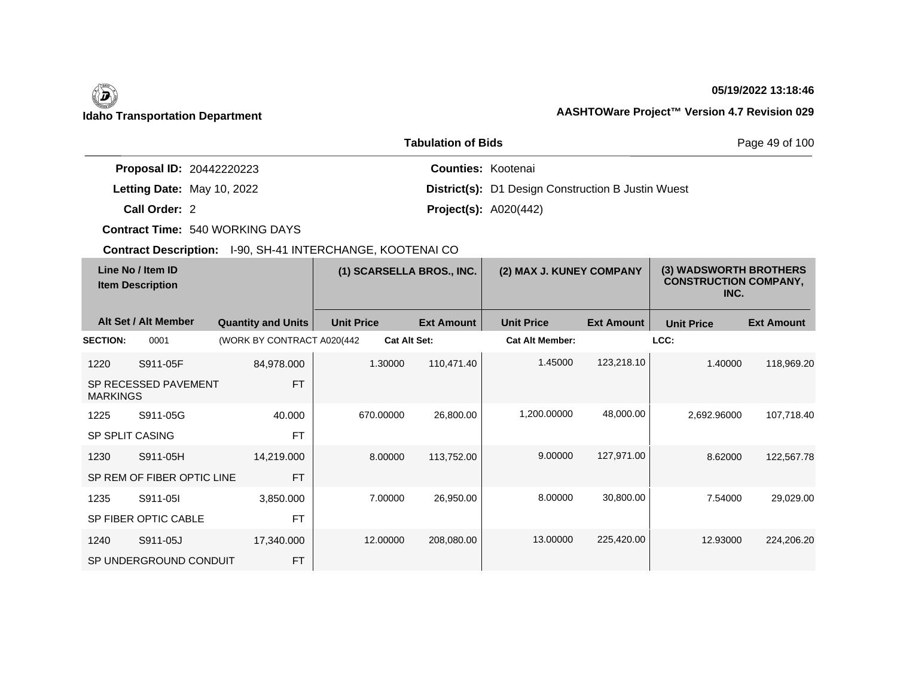**Idaho Transportation Department**

**05/19/2022 13:18:46**

**AASHTOWare Project™ Version 4.7 Revision 029**

**Tabulation of Bids**

**Proposal ID:** 20442220223
**Letting Date:** May 10, 2022
**Call Order:** 2
**Contract Time:** 540 WORKING DAYS
**Contract Description:** I-90, SH-41 INTERCHANGE, KOOTENAI CO

**Counties:** Kootenai
**District(s):** D1 Design Construction B Justin Wuest
**Project(s):** A020(442)

| Line No / Item ID | Item Description | Alt Set / Alt Member | Quantity and Units | (1) SCARSELLA BROS., INC. Unit Price | (1) SCARSELLA BROS., INC. Ext Amount | (2) MAX J. KUNEY COMPANY Unit Price | (2) MAX J. KUNEY COMPANY Ext Amount | (3) WADSWORTH BROTHERS CONSTRUCTION COMPANY, INC. Unit Price | (3) WADSWORTH BROTHERS CONSTRUCTION COMPANY, INC. Ext Amount |
|---|---|---|---|---|---|---|---|---|---|
| **SECTION:** 0001 | (WORK BY CONTRACT A020(442 | | | **Cat Alt Set:** | | **Cat Alt Member:** | | **LCC:** | |
| 1220 S911-05F | SP RECESSED PAVEMENT MARKINGS | | 84,978.000 FT | 1.30000 | 110,471.40 | 1.45000 | 123,218.10 | 1.40000 | 118,969.20 |
| 1225 S911-05G | SP SPLIT CASING | | 40.000 FT | 670.00000 | 26,800.00 | 1,200.00000 | 48,000.00 | 2,692.96000 | 107,718.40 |
| 1230 S911-05H | SP REM OF FIBER OPTIC LINE | | 14,219.000 FT | 8.00000 | 113,752.00 | 9.00000 | 127,971.00 | 8.62000 | 122,567.78 |
| 1235 S911-05I | SP FIBER OPTIC CABLE | | 3,850.000 FT | 7.00000 | 26,950.00 | 8.00000 | 30,800.00 | 7.54000 | 29,029.00 |
| 1240 S911-05J | SP UNDERGROUND CONDUIT | | 17,340.000 FT | 12.00000 | 208,080.00 | 13.00000 | 225,420.00 | 12.93000 | 224,206.20 |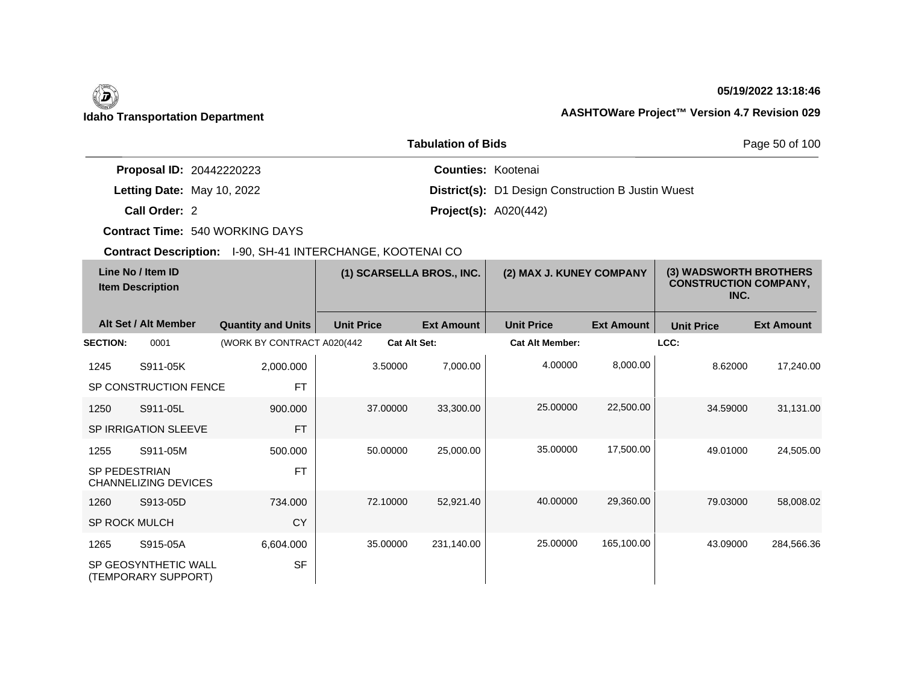**Idaho Transportation Department**

**05/19/2022 13:18:46**

**AASHTOWare Project™ Version 4.7 Revision 029**

## Tabulation of Bids

**Proposal ID:** 20442220223

**Letting Date:** May 10, 2022

**Call Order:** 2

**Contract Time:** 540 WORKING DAYS

**Contract Description:** I-90, SH-41 INTERCHANGE, KOOTENAI CO

**Counties:** Kootenai

**District(s):** D1 Design Construction B Justin Wuest

**Project(s):** A020(442)

| Line No / Item ID | Item Description | Alt Set / Alt Member | Quantity and Units | (1) SCARSELLA BROS., INC. Unit Price | (1) SCARSELLA BROS., INC. Ext Amount | (2) MAX J. KUNEY COMPANY Unit Price | (2) MAX J. KUNEY COMPANY Ext Amount | (3) WADSWORTH BROTHERS CONSTRUCTION COMPANY, INC. Unit Price | (3) WADSWORTH BROTHERS CONSTRUCTION COMPANY, INC. Ext Amount |
|---|---|---|---|---|---|---|---|---|---|
| **SECTION:** 0001 | (WORK BY CONTRACT A020(442 | | | **Cat Alt Set:** | | **Cat Alt Member:** | | **LCC:** | |
| 1245 S911-05K | SP CONSTRUCTION FENCE | | 2,000.000 FT | 3.50000 | 7,000.00 | 4.00000 | 8,000.00 | 8.62000 | 17,240.00 |
| 1250 S911-05L | SP IRRIGATION SLEEVE | | 900.000 FT | 37.00000 | 33,300.00 | 25.00000 | 22,500.00 | 34.59000 | 31,131.00 |
| 1255 S911-05M | SP PEDESTRIAN CHANNELIZING DEVICES | | 500.000 FT | 50.00000 | 25,000.00 | 35.00000 | 17,500.00 | 49.01000 | 24,505.00 |
| 1260 S913-05D | SP ROCK MULCH | | 734.000 CY | 72.10000 | 52,921.40 | 40.00000 | 29,360.00 | 79.03000 | 58,008.02 |
| 1265 S915-05A | SP GEOSYNTHETIC WALL (TEMPORARY SUPPORT) | | 6,604.000 SF | 35.00000 | 231,140.00 | 25.00000 | 165,100.00 | 43.09000 | 284,566.36 |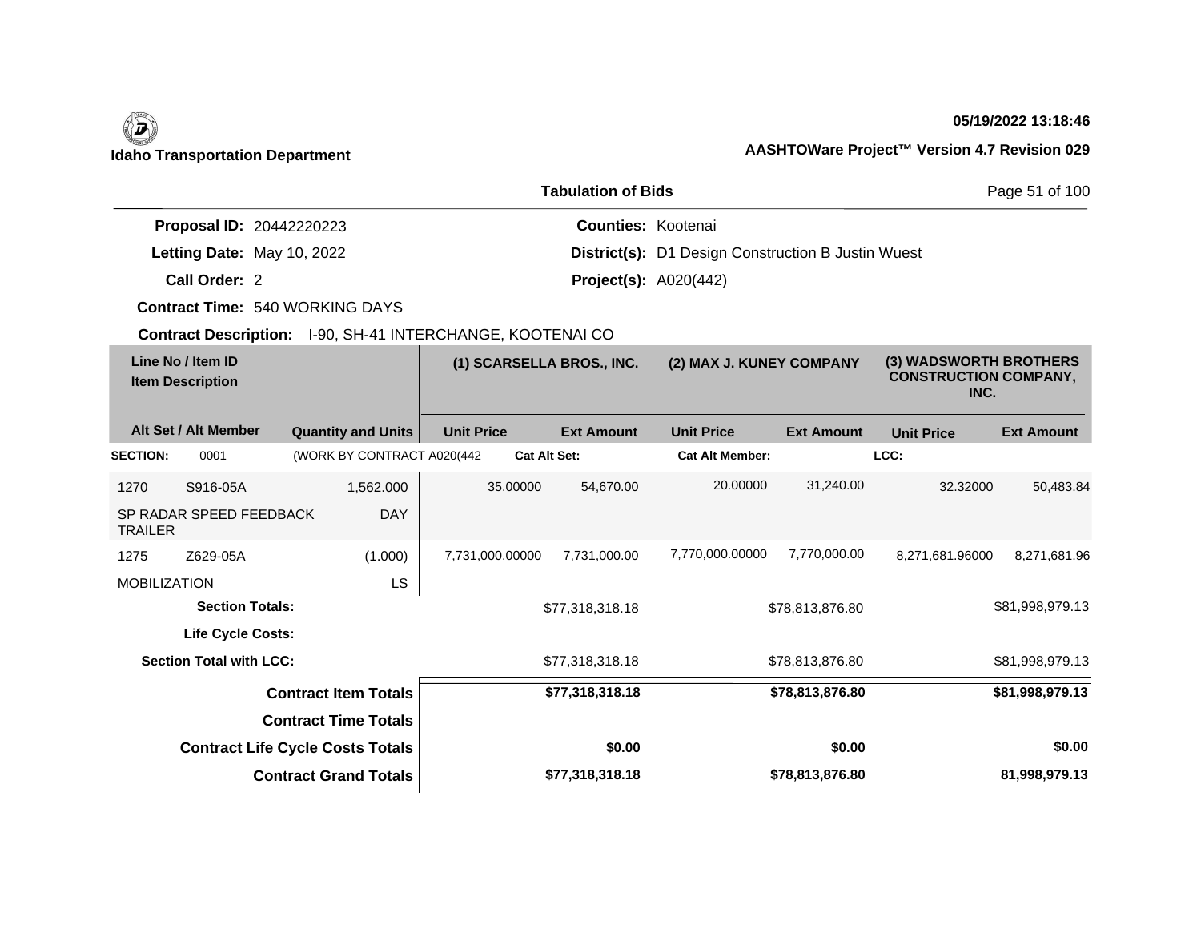**Idaho Transportation Department**

**05/19/2022 13:18:46**

**AASHTOWare Project™ Version 4.7 Revision 029**

**Tabulation of Bids**

**Proposal ID:** 20442220223
**Letting Date:** May 10, 2022
**Call Order:** 2
**Contract Time:** 540 WORKING DAYS
**Contract Description:** I-90, SH-41 INTERCHANGE, KOOTENAI CO

**Counties:** Kootenai
**District(s):** D1 Design Construction B Justin Wuest
**Project(s):** A020(442)

| Line No / Item ID / Item Description | Alt Set / Alt Member | Quantity and Units | (1) SCARSELLA BROS., INC. Unit Price | (1) SCARSELLA BROS., INC. Ext Amount | (2) MAX J. KUNEY COMPANY Unit Price | (2) MAX J. KUNEY COMPANY Ext Amount | (3) WADSWORTH BROTHERS CONSTRUCTION COMPANY, INC. Unit Price | (3) WADSWORTH BROTHERS CONSTRUCTION COMPANY, INC. Ext Amount |
|---|---|---|---|---|---|---|---|---|
| **SECTION:** 0001 | | (WORK BY CONTRACT A020(442 | **Cat Alt Set:** | | **Cat Alt Member:** | | **LCC:** | |
| 1270 S916-05A SP RADAR SPEED FEEDBACK TRAILER | | 1,562.000 DAY | 35.00000 | 54,670.00 | 20.00000 | 31,240.00 | 32.32000 | 50,483.84 |
| 1275 Z629-05A MOBILIZATION | | (1.000) LS | 7,731,000.00000 | 7,731,000.00 | 7,770,000.00000 | 7,770,000.00 | 8,271,681.96000 | 8,271,681.96 |
| **Section Totals:** | | | | $77,318,318.18 | | $78,813,876.80 | | $81,998,979.13 |
| **Life Cycle Costs:** | | | | | | | | |
| **Section Total with LCC:** | | | | $77,318,318.18 | | $78,813,876.80 | | $81,998,979.13 |
| **Contract Item Totals** | | | | **$77,318,318.18** | | **$78,813,876.80** | | **$81,998,979.13** |
| **Contract Time Totals** | | | | | | | | |
| **Contract Life Cycle Costs Totals** | | | | **$0.00** | | **$0.00** | | **$0.00** |
| **Contract Grand Totals** | | | | **$77,318,318.18** | | **$78,813,876.80** | | **81,998,979.13** |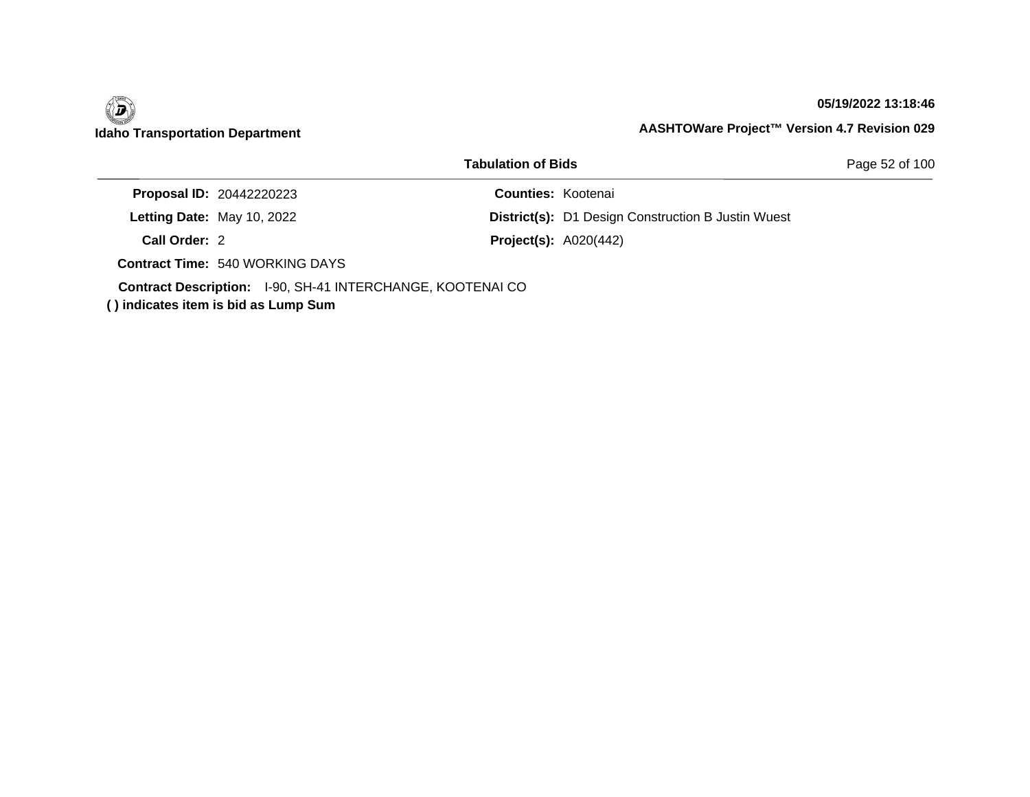**Idaho Transportation Department**

**05/19/2022 13:18:46**

**AASHTOWare Project™ Version 4.7 Revision 029**

**Tabulation of Bids**

**Proposal ID:** 20442220223

**Letting Date:** May 10, 2022

**Call Order:** 2

**Contract Time:** 540 WORKING DAYS

**Counties:** Kootenai

**District(s):** D1 Design Construction B Justin Wuest

**Project(s):** A020(442)

**Contract Description:** I-90, SH-41 INTERCHANGE, KOOTENAI CO

**( ) indicates item is bid as Lump Sum**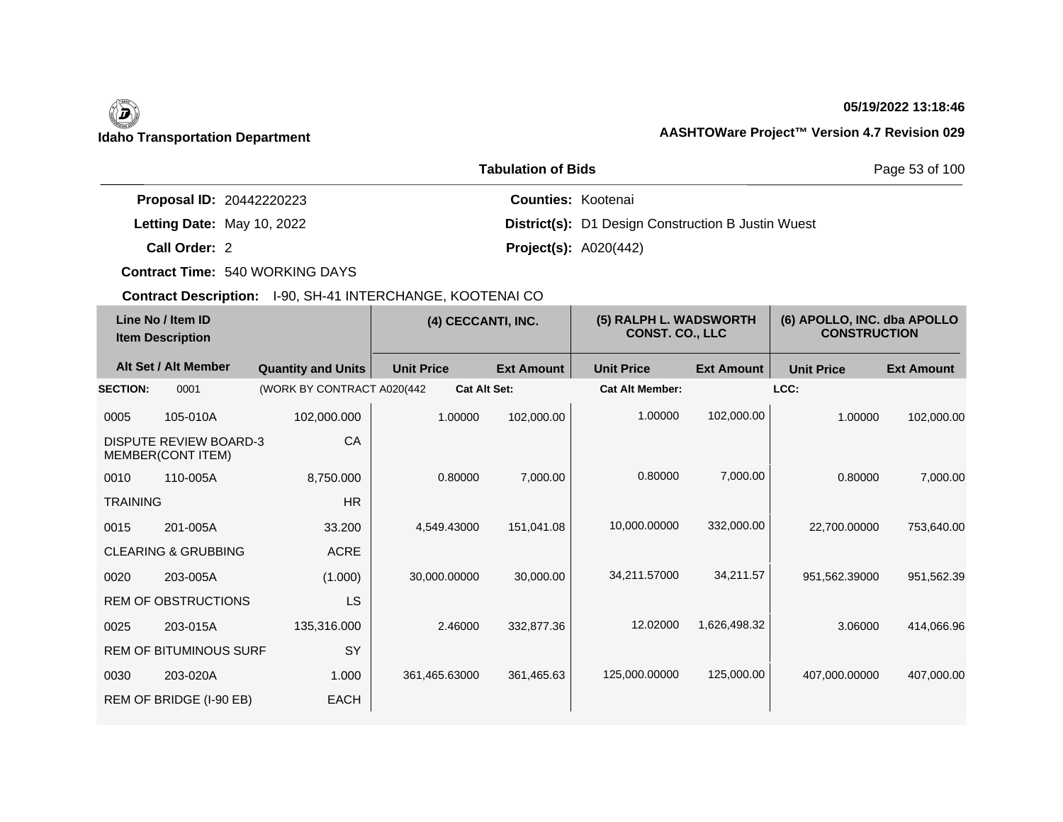**Idaho Transportation Department**

**05/19/2022 13:18:46**

**AASHTOWare Project™ Version 4.7 Revision 029**

**Tabulation of Bids**

**Proposal ID:** 20442220223
**Letting Date:** May 10, 2022
**Call Order:** 2
**Contract Time:** 540 WORKING DAYS
**Contract Description:** I-90, SH-41 INTERCHANGE, KOOTENAI CO

**Counties:** Kootenai
**District(s):** D1 Design Construction B Justin Wuest
**Project(s):** A020(442)

| Line No / Item ID | | Quantity and Units | (4) CECCANTI, INC. | | (5) RALPH L. WADSWORTH CONST. CO., LLC | | (6) APOLLO, INC. dba APOLLO CONSTRUCTION | |
|---|---|---|---|---|---|---|---|---|
| Alt Set / Alt Member | | | Unit Price | Ext Amount | Unit Price | Ext Amount | Unit Price | Ext Amount |
| **SECTION:** | 0001 | (WORK BY CONTRACT A020(442 | **Cat Alt Set:** | | **Cat Alt Member:** | | **LCC:** | |
| 0005 | 105-010A | 102,000.000 | 1.00000 | 102,000.00 | 1.00000 | 102,000.00 | 1.00000 | 102,000.00 |
| DISPUTE REVIEW BOARD-3 MEMBER(CONT ITEM) | | CA | | | | | | |
| 0010 | 110-005A | 8,750.000 | 0.80000 | 7,000.00 | 0.80000 | 7,000.00 | 0.80000 | 7,000.00 |
| TRAINING | | HR | | | | | | |
| 0015 | 201-005A | 33.200 | 4,549.43000 | 151,041.08 | 10,000.00000 | 332,000.00 | 22,700.00000 | 753,640.00 |
| CLEARING & GRUBBING | | ACRE | | | | | | |
| 0020 | 203-005A | (1.000) | 30,000.00000 | 30,000.00 | 34,211.57000 | 34,211.57 | 951,562.39000 | 951,562.39 |
| REM OF OBSTRUCTIONS | | LS | | | | | | |
| 0025 | 203-015A | 135,316.000 | 2.46000 | 332,877.36 | 12.02000 | 1,626,498.32 | 3.06000 | 414,066.96 |
| REM OF BITUMINOUS SURF | | SY | | | | | | |
| 0030 | 203-020A | 1.000 | 361,465.63000 | 361,465.63 | 125,000.00000 | 125,000.00 | 407,000.00000 | 407,000.00 |
| REM OF BRIDGE (I-90 EB) | | EACH | | | | | | |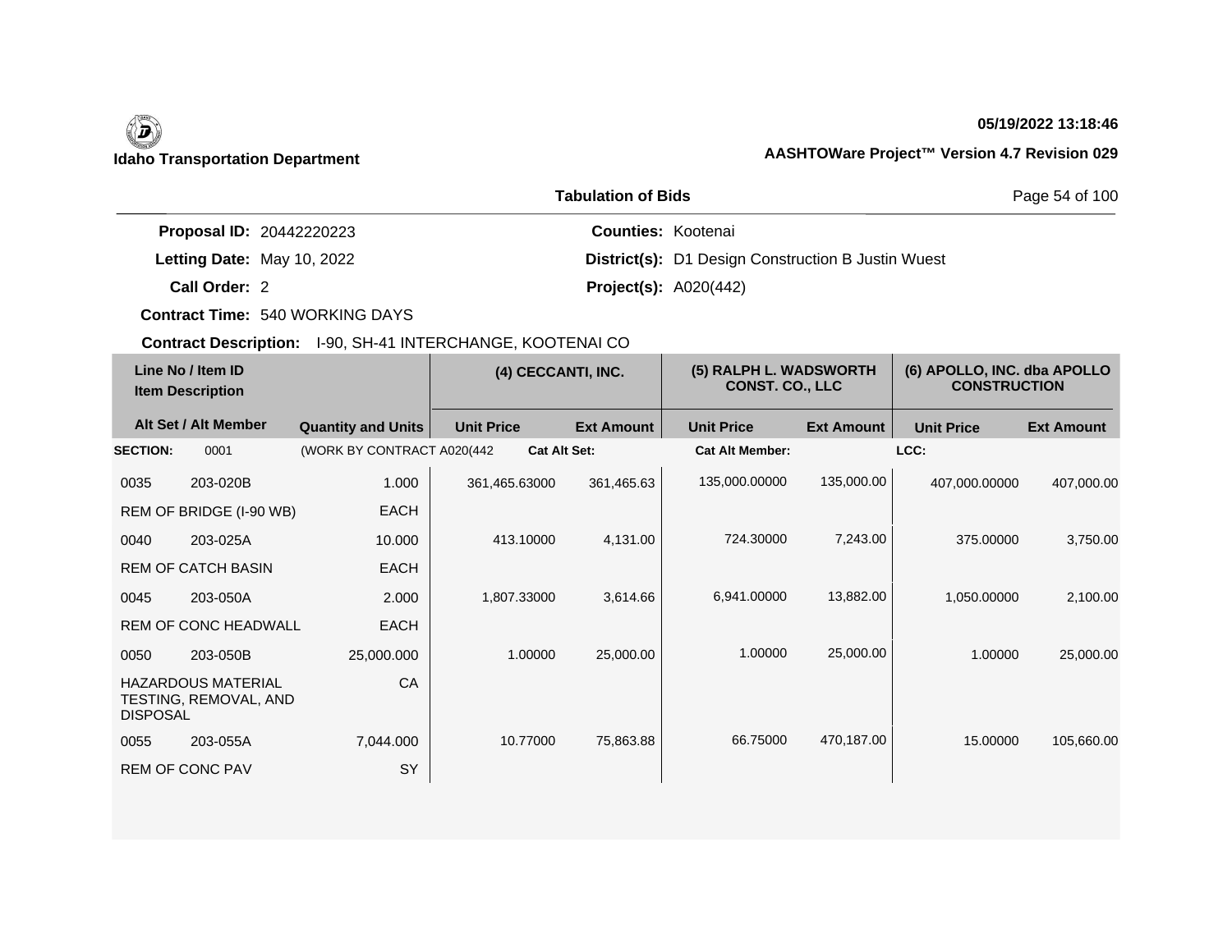Idaho Transportation Department

05/19/2022 13:18:46

AASHTOWare Project™ Version 4.7 Revision 029

## Tabulation of Bids

**Proposal ID:** 20442220223
**Letting Date:** May 10, 2022
**Call Order:** 2
**Contract Time:** 540 WORKING DAYS
**Contract Description:** I-90, SH-41 INTERCHANGE, KOOTENAI CO

**Counties:** Kootenai
**District(s):** D1 Design Construction B Justin Wuest
**Project(s):** A020(442)

| Line No / Item ID / Item Description | | Quantity and Units | (4) CECCANTI, INC. | | (5) RALPH L. WADSWORTH CONST. CO., LLC | | (6) APOLLO, INC. dba APOLLO CONSTRUCTION | |
|---|---|---|---|---|---|---|---|---|
| Alt Set / Alt Member | | | Unit Price | Ext Amount | Unit Price | Ext Amount | Unit Price | Ext Amount |
| **SECTION:** | 0001 | (WORK BY CONTRACT A020(442 | **Cat Alt Set:** | | **Cat Alt Member:** | | **LCC:** | |
| 0035 | 203-020B | 1.000 | 361,465.63000 | 361,465.63 | 135,000.00000 | 135,000.00 | 407,000.00000 | 407,000.00 |
| REM OF BRIDGE (I-90 WB) | | EACH | | | | | | |
| 0040 | 203-025A | 10.000 | 413.10000 | 4,131.00 | 724.30000 | 7,243.00 | 375.00000 | 3,750.00 |
| REM OF CATCH BASIN | | EACH | | | | | | |
| 0045 | 203-050A | 2.000 | 1,807.33000 | 3,614.66 | 6,941.00000 | 13,882.00 | 1,050.00000 | 2,100.00 |
| REM OF CONC HEADWALL | | EACH | | | | | | |
| 0050 | 203-050B | 25,000.000 | 1.00000 | 25,000.00 | 1.00000 | 25,000.00 | 1.00000 | 25,000.00 |
| HAZARDOUS MATERIAL TESTING, REMOVAL, AND DISPOSAL | | CA | | | | | | |
| 0055 | 203-055A | 7,044.000 | 10.77000 | 75,863.88 | 66.75000 | 470,187.00 | 15.00000 | 105,660.00 |
| REM OF CONC PAV | | SY | | | | | | |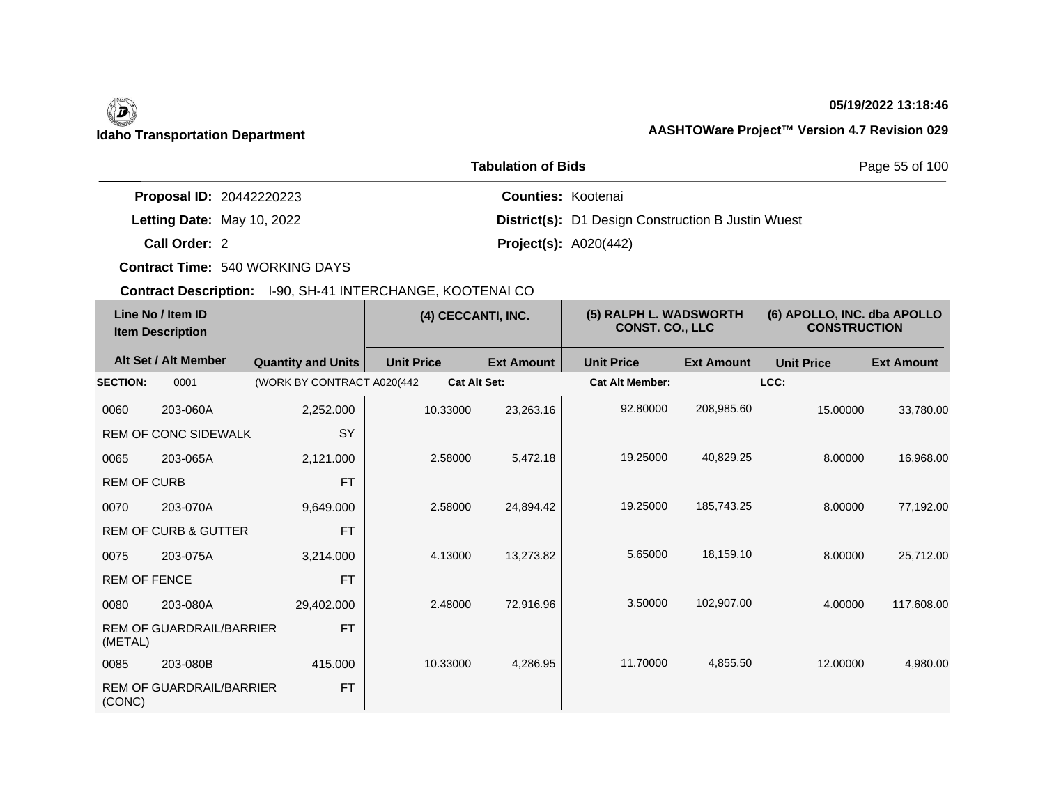**Idaho Transportation Department**

**05/19/2022 13:18:46**

**AASHTOWare Project™ Version 4.7 Revision 029**

**Tabulation of Bids**

**Proposal ID:** 20442220223

**Letting Date:** May 10, 2022

**Call Order:** 2

**Contract Time:** 540 WORKING DAYS

**Counties:** Kootenai

**District(s):** D1 Design Construction B Justin Wuest

**Project(s):** A020(442)

**Contract Description:** I-90, SH-41 INTERCHANGE, KOOTENAI CO

| Line No / Item ID | Item Description | Quantity and Units | (4) CECCANTI, INC. Unit Price | (4) CECCANTI, INC. Ext Amount | (5) RALPH L. WADSWORTH CONST. CO., LLC Unit Price | (5) RALPH L. WADSWORTH CONST. CO., LLC Ext Amount | (6) APOLLO, INC. dba APOLLO CONSTRUCTION Unit Price | (6) APOLLO, INC. dba APOLLO CONSTRUCTION Ext Amount |
|---|---|---|---|---|---|---|---|---|
| **SECTION:** 0001 | (WORK BY CONTRACT A020(442 | | **Cat Alt Set:** | | **Cat Alt Member:** | | **LCC:** | |
| 0060 203-060A | REM OF CONC SIDEWALK | 2,252.000 SY | 10.33000 | 23,263.16 | 92.80000 | 208,985.60 | 15.00000 | 33,780.00 |
| 0065 203-065A | REM OF CURB | 2,121.000 FT | 2.58000 | 5,472.18 | 19.25000 | 40,829.25 | 8.00000 | 16,968.00 |
| 0070 203-070A | REM OF CURB & GUTTER | 9,649.000 FT | 2.58000 | 24,894.42 | 19.25000 | 185,743.25 | 8.00000 | 77,192.00 |
| 0075 203-075A | REM OF FENCE | 3,214.000 FT | 4.13000 | 13,273.82 | 5.65000 | 18,159.10 | 8.00000 | 25,712.00 |
| 0080 203-080A | REM OF GUARDRAIL/BARRIER (METAL) | 29,402.000 FT | 2.48000 | 72,916.96 | 3.50000 | 102,907.00 | 4.00000 | 117,608.00 |
| 0085 203-080B | REM OF GUARDRAIL/BARRIER (CONC) | 415.000 FT | 10.33000 | 4,286.95 | 11.70000 | 4,855.50 | 12.00000 | 4,980.00 |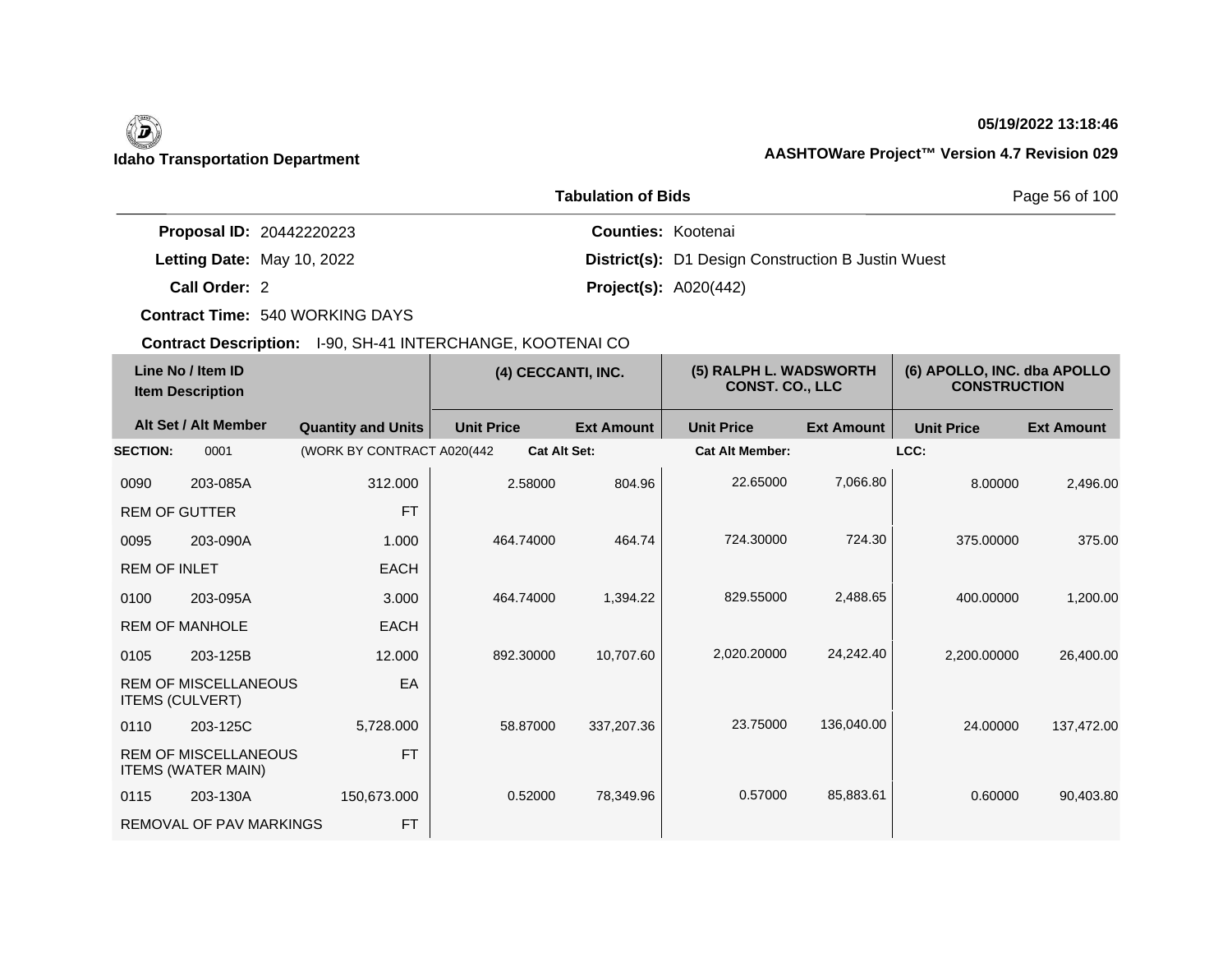**Idaho Transportation Department**

05/19/2022 13:18:46

AASHTOWare Project™ Version 4.7 Revision 029

**Tabulation of Bids**

**Proposal ID:** 20442220223
**Letting Date:** May 10, 2022
**Call Order:** 2
**Contract Time:** 540 WORKING DAYS
**Counties:** Kootenai
**District(s):** D1 Design Construction B Justin Wuest
**Project(s):** A020(442)

**Contract Description:** I-90, SH-41 INTERCHANGE, KOOTENAI CO

| Line No / Item ID | Item Description | Quantity and Units | (4) CECCANTI, INC. Unit Price | (4) CECCANTI, INC. Ext Amount | (5) RALPH L. WADSWORTH CONST. CO., LLC Unit Price | (5) RALPH L. WADSWORTH CONST. CO., LLC Ext Amount | (6) APOLLO, INC. dba APOLLO CONSTRUCTION Unit Price | (6) APOLLO, INC. dba APOLLO CONSTRUCTION Ext Amount |
|---|---|---|---|---|---|---|---|---|
| **SECTION:** 0001 | (WORK BY CONTRACT A020(442 | | Cat Alt Set: | | Cat Alt Member: | | LCC: | |
| 0090 203-085A | REM OF GUTTER | 312.000 FT | 2.58000 | 804.96 | 22.65000 | 7,066.80 | 8.00000 | 2,496.00 |
| 0095 203-090A | REM OF INLET | 1.000 EACH | 464.74000 | 464.74 | 724.30000 | 724.30 | 375.00000 | 375.00 |
| 0100 203-095A | REM OF MANHOLE | 3.000 EACH | 464.74000 | 1,394.22 | 829.55000 | 2,488.65 | 400.00000 | 1,200.00 |
| 0105 203-125B | REM OF MISCELLANEOUS ITEMS (CULVERT) | 12.000 EA | 892.30000 | 10,707.60 | 2,020.20000 | 24,242.40 | 2,200.00000 | 26,400.00 |
| 0110 203-125C | REM OF MISCELLANEOUS ITEMS (WATER MAIN) | 5,728.000 FT | 58.87000 | 337,207.36 | 23.75000 | 136,040.00 | 24.00000 | 137,472.00 |
| 0115 203-130A | REMOVAL OF PAV MARKINGS | 150,673.000 FT | 0.52000 | 78,349.96 | 0.57000 | 85,883.61 | 0.60000 | 90,403.80 |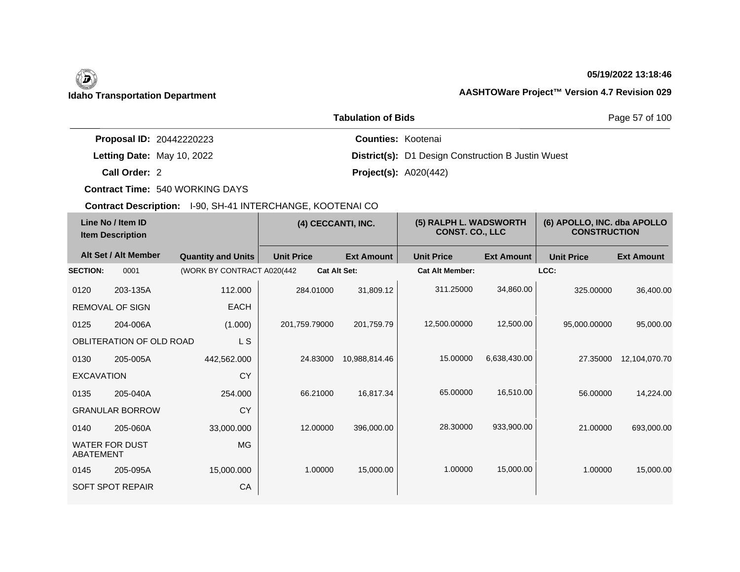**Idaho Transportation Department**

**05/19/2022 13:18:46**

**AASHTOWare Project™ Version 4.7 Revision 029**

**Tabulation of Bids**

**Proposal ID:** 20442220223
**Letting Date:** May 10, 2022
**Call Order:** 2
**Contract Time:** 540 WORKING DAYS

**Counties:** Kootenai
**District(s):** D1 Design Construction B Justin Wuest
**Project(s):** A020(442)

**Contract Description:** I-90, SH-41 INTERCHANGE, KOOTENAI CO

| Line No / Item ID | Item Description / Alt Set / Alt Member | Quantity and Units | (4) CECCANTI, INC. Unit Price | (4) CECCANTI, INC. Ext Amount | (5) RALPH L. WADSWORTH CONST. CO., LLC Unit Price | (5) RALPH L. WADSWORTH CONST. CO., LLC Ext Amount | (6) APOLLO, INC. dba APOLLO CONSTRUCTION Unit Price | (6) APOLLO, INC. dba APOLLO CONSTRUCTION Ext Amount |
|---|---|---|---|---|---|---|---|---|
| **SECTION:** 0001 | (WORK BY CONTRACT A020(442 | | **Cat Alt Set:** | | **Cat Alt Member:** | | **LCC:** | |
| 0120 203-135A | REMOVAL OF SIGN | 112.000 EACH | 284.01000 | 31,809.12 | 311.25000 | 34,860.00 | 325.00000 | 36,400.00 |
| 0125 204-006A | OBLITERATION OF OLD ROAD | (1.000) L S | 201,759.79000 | 201,759.79 | 12,500.00000 | 12,500.00 | 95,000.00000 | 95,000.00 |
| 0130 205-005A | EXCAVATION | 442,562.000 CY | 24.83000 | 10,988,814.46 | 15.00000 | 6,638,430.00 | 27.35000 | 12,104,070.70 |
| 0135 205-040A | GRANULAR BORROW | 254.000 CY | 66.21000 | 16,817.34 | 65.00000 | 16,510.00 | 56.00000 | 14,224.00 |
| 0140 205-060A | WATER FOR DUST ABATEMENT | 33,000.000 MG | 12.00000 | 396,000.00 | 28.30000 | 933,900.00 | 21.00000 | 693,000.00 |
| 0145 205-095A | SOFT SPOT REPAIR | 15,000.000 CA | 1.00000 | 15,000.00 | 1.00000 | 15,000.00 | 1.00000 | 15,000.00 |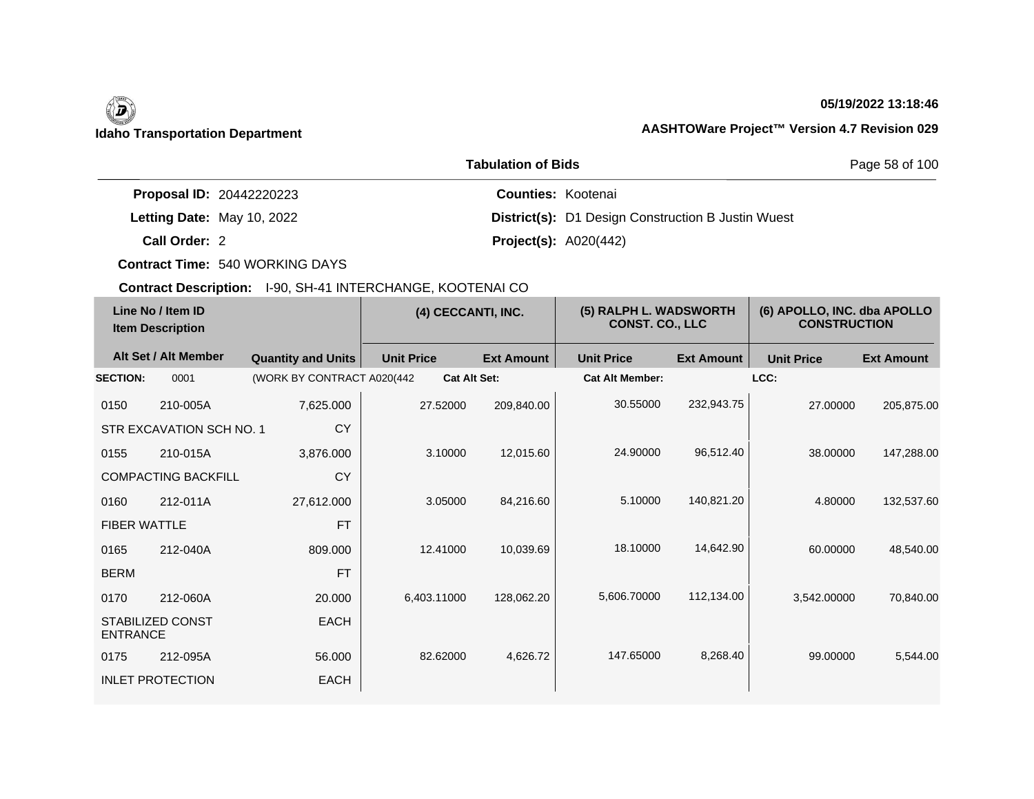**Idaho Transportation Department**

05/19/2022 13:18:46

AASHTOWare Project™ Version 4.7 Revision 029

**Tabulation of Bids**

**Proposal ID:** 20442220223
**Letting Date:** May 10, 2022
**Call Order:** 2
**Contract Time:** 540 WORKING DAYS
**Contract Description:** I-90, SH-41 INTERCHANGE, KOOTENAI CO

**Counties:** Kootenai
**District(s):** D1 Design Construction B Justin Wuest
**Project(s):** A020(442)

| Line No / Item ID / Item Description | Alt Set / Alt Member | Quantity and Units | (4) CECCANTI, INC. Unit Price | (4) CECCANTI, INC. Ext Amount | (5) RALPH L. WADSWORTH CONST. CO., LLC Unit Price | (5) RALPH L. WADSWORTH CONST. CO., LLC Ext Amount | (6) APOLLO, INC. dba APOLLO CONSTRUCTION Unit Price | (6) APOLLO, INC. dba APOLLO CONSTRUCTION Ext Amount |
|---|---|---|---|---|---|---|---|---|
| **SECTION:** 0001 | | (WORK BY CONTRACT A020(442 | **Cat Alt Set:** | | **Cat Alt Member:** | | **LCC:** | |
| 0150 210-005A STR EXCAVATION SCH NO. 1 | | 7,625.000 CY | 27.52000 | 209,840.00 | 30.55000 | 232,943.75 | 27.00000 | 205,875.00 |
| 0155 210-015A COMPACTING BACKFILL | | 3,876.000 CY | 3.10000 | 12,015.60 | 24.90000 | 96,512.40 | 38.00000 | 147,288.00 |
| 0160 212-011A FIBER WATTLE | | 27,612.000 FT | 3.05000 | 84,216.60 | 5.10000 | 140,821.20 | 4.80000 | 132,537.60 |
| 0165 212-040A BERM | | 809.000 FT | 12.41000 | 10,039.69 | 18.10000 | 14,642.90 | 60.00000 | 48,540.00 |
| 0170 212-060A STABILIZED CONST ENTRANCE | | 20.000 EACH | 6,403.11000 | 128,062.20 | 5,606.70000 | 112,134.00 | 3,542.00000 | 70,840.00 |
| 0175 212-095A INLET PROTECTION | | 56.000 EACH | 82.62000 | 4,626.72 | 147.65000 | 8,268.40 | 99.00000 | 5,544.00 |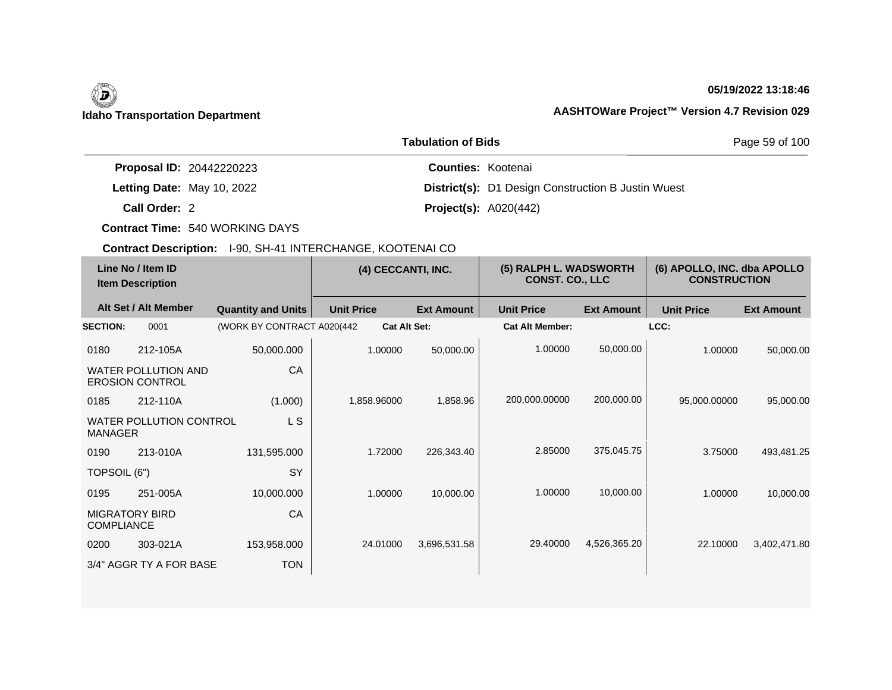**Idaho Transportation Department**

**05/19/2022 13:18:46**

**AASHTOWare Project™ Version 4.7 Revision 029**

**Tabulation of Bids**

**Proposal ID:** 20442220223
**Letting Date:** May 10, 2022
**Call Order:** 2
**Contract Time:** 540 WORKING DAYS
**Contract Description:** I-90, SH-41 INTERCHANGE, KOOTENAI CO

**Counties:** Kootenai
**District(s):** D1 Design Construction B Justin Wuest
**Project(s):** A020(442)

| Line No / Item ID | Item Description | Quantity and Units | (4) CECCANTI, INC. Unit Price | (4) CECCANTI, INC. Ext Amount | (5) RALPH L. WADSWORTH CONST. CO., LLC Unit Price | (5) RALPH L. WADSWORTH CONST. CO., LLC Ext Amount | (6) APOLLO, INC. dba APOLLO CONSTRUCTION Unit Price | (6) APOLLO, INC. dba APOLLO CONSTRUCTION Ext Amount |
|---|---|---|---|---|---|---|---|---|
| **SECTION:** 0001 | (WORK BY CONTRACT A020(442 | | **Cat Alt Set:** | | **Cat Alt Member:** | | **LCC:** | |
| 0180 212-105A | WATER POLLUTION AND EROSION CONTROL | 50,000.000 CA | 1.00000 | 50,000.00 | 1.00000 | 50,000.00 | 1.00000 | 50,000.00 |
| 0185 212-110A | WATER POLLUTION CONTROL MANAGER | (1.000) L S | 1,858.96000 | 1,858.96 | 200,000.00000 | 200,000.00 | 95,000.00000 | 95,000.00 |
| 0190 213-010A | TOPSOIL (6") | 131,595.000 SY | 1.72000 | 226,343.40 | 2.85000 | 375,045.75 | 3.75000 | 493,481.25 |
| 0195 251-005A | MIGRATORY BIRD COMPLIANCE | 10,000.000 CA | 1.00000 | 10,000.00 | 1.00000 | 10,000.00 | 1.00000 | 10,000.00 |
| 0200 303-021A | 3/4" AGGR TY A FOR BASE | 153,958.000 TON | 24.01000 | 3,696,531.58 | 29.40000 | 4,526,365.20 | 22.10000 | 3,402,471.80 |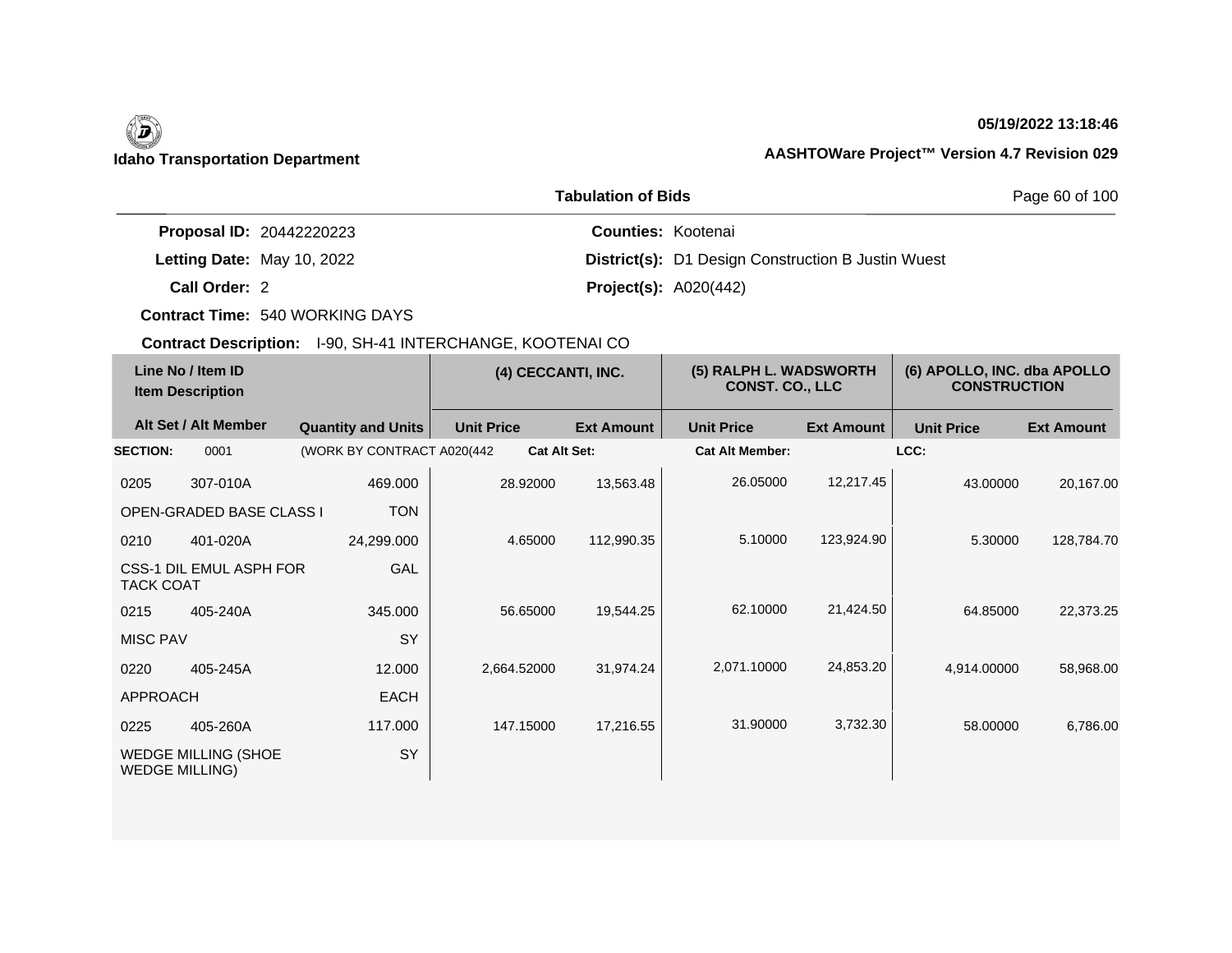**Idaho Transportation Department**

**05/19/2022 13:18:46**

**AASHTOWare Project™ Version 4.7 Revision 029**

**Tabulation of Bids**

| | | | |
|---|---|---|---|
| **Proposal ID:** | 20442220223 | **Counties:** | Kootenai |
| **Letting Date:** | May 10, 2022 | **District(s):** | D1 Design Construction B Justin Wuest |
| **Call Order:** | 2 | **Project(s):** | A020(442) |
| **Contract Time:** | 540 WORKING DAYS | | |

**Contract Description:** I-90, SH-41 INTERCHANGE, KOOTENAI CO

| Line No / Item ID | Item Description | Quantity and Units | (4) CECCANTI, INC. Unit Price | (4) CECCANTI, INC. Ext Amount | (5) RALPH L. WADSWORTH CONST. CO., LLC Unit Price | (5) RALPH L. WADSWORTH CONST. CO., LLC Ext Amount | (6) APOLLO, INC. dba APOLLO CONSTRUCTION Unit Price | (6) APOLLO, INC. dba APOLLO CONSTRUCTION Ext Amount |
|---|---|---|---|---|---|---|---|---|
| **SECTION:** 0001 | (WORK BY CONTRACT A020(442 | | **Cat Alt Set:** | | **Cat Alt Member:** | | **LCC:** | |
| 0205 307-010A | OPEN-GRADED BASE CLASS I | 469.000 TON | 28.92000 | 13,563.48 | 26.05000 | 12,217.45 | 43.00000 | 20,167.00 |
| 0210 401-020A | CSS-1 DIL EMUL ASPH FOR TACK COAT | 24,299.000 GAL | 4.65000 | 112,990.35 | 5.10000 | 123,924.90 | 5.30000 | 128,784.70 |
| 0215 405-240A | MISC PAV | 345.000 SY | 56.65000 | 19,544.25 | 62.10000 | 21,424.50 | 64.85000 | 22,373.25 |
| 0220 405-245A | APPROACH | 12.000 EACH | 2,664.52000 | 31,974.24 | 2,071.10000 | 24,853.20 | 4,914.00000 | 58,968.00 |
| 0225 405-260A | WEDGE MILLING (SHOE WEDGE MILLING) | 117.000 SY | 147.15000 | 17,216.55 | 31.90000 | 3,732.30 | 58.00000 | 6,786.00 |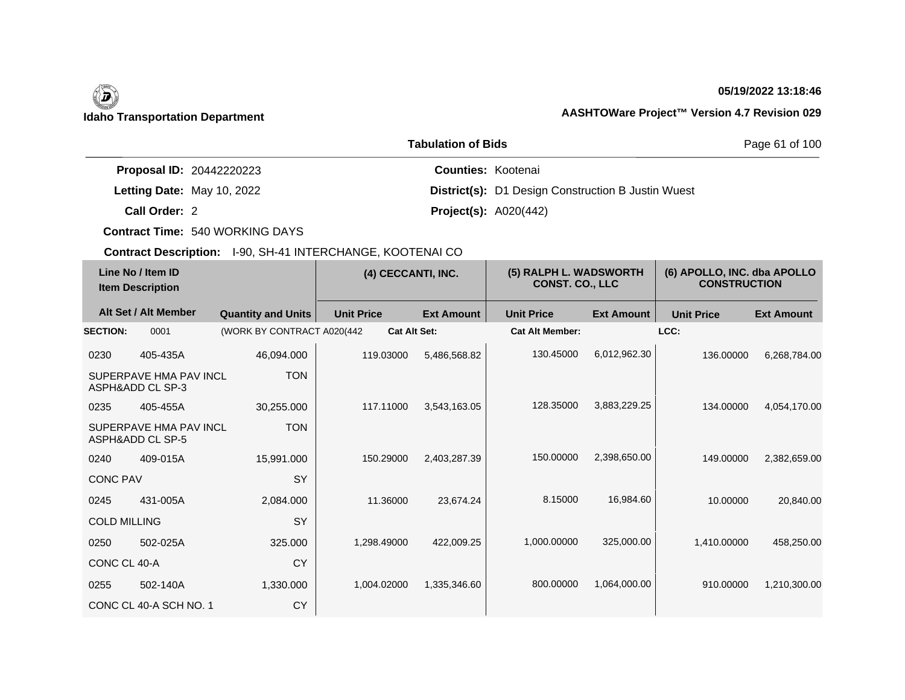**Idaho Transportation Department**

**05/19/2022 13:18:46**

**AASHTOWare Project™ Version 4.7 Revision 029**

**Tabulation of Bids**

**Proposal ID:** 20442220223
**Letting Date:** May 10, 2022
**Call Order:** 2
**Contract Time:** 540 WORKING DAYS
**Contract Description:** I-90, SH-41 INTERCHANGE, KOOTENAI CO

**Counties:** Kootenai
**District(s):** D1 Design Construction B Justin Wuest
**Project(s):** A020(442)

| Line No / Item ID | Item Description | Quantity and Units | (4) CECCANTI, INC. | | (5) RALPH L. WADSWORTH CONST. CO., LLC | | (6) APOLLO, INC. dba APOLLO CONSTRUCTION | |
|---|---|---|---|---|---|---|---|---|
| Alt Set / Alt Member | | | Unit Price | Ext Amount | Unit Price | Ext Amount | Unit Price | Ext Amount |
| **SECTION:** 0001 | (WORK BY CONTRACT A020(442 | | **Cat Alt Set:** | | **Cat Alt Member:** | | **LCC:** | |
| 0230 405-435A | SUPERPAVE HMA PAV INCL ASPH&ADD CL SP-3 | 46,094.000 TON | 119.03000 | 5,486,568.82 | 130.45000 | 6,012,962.30 | 136.00000 | 6,268,784.00 |
| 0235 405-455A | SUPERPAVE HMA PAV INCL ASPH&ADD CL SP-5 | 30,255.000 TON | 117.11000 | 3,543,163.05 | 128.35000 | 3,883,229.25 | 134.00000 | 4,054,170.00 |
| 0240 409-015A | CONC PAV | 15,991.000 SY | 150.29000 | 2,403,287.39 | 150.00000 | 2,398,650.00 | 149.00000 | 2,382,659.00 |
| 0245 431-005A | COLD MILLING | 2,084.000 SY | 11.36000 | 23,674.24 | 8.15000 | 16,984.60 | 10.00000 | 20,840.00 |
| 0250 502-025A | CONC CL 40-A | 325.000 CY | 1,298.49000 | 422,009.25 | 1,000.00000 | 325,000.00 | 1,410.00000 | 458,250.00 |
| 0255 502-140A | CONC CL 40-A SCH NO. 1 | 1,330.000 CY | 1,004.02000 | 1,335,346.60 | 800.00000 | 1,064,000.00 | 910.00000 | 1,210,300.00 |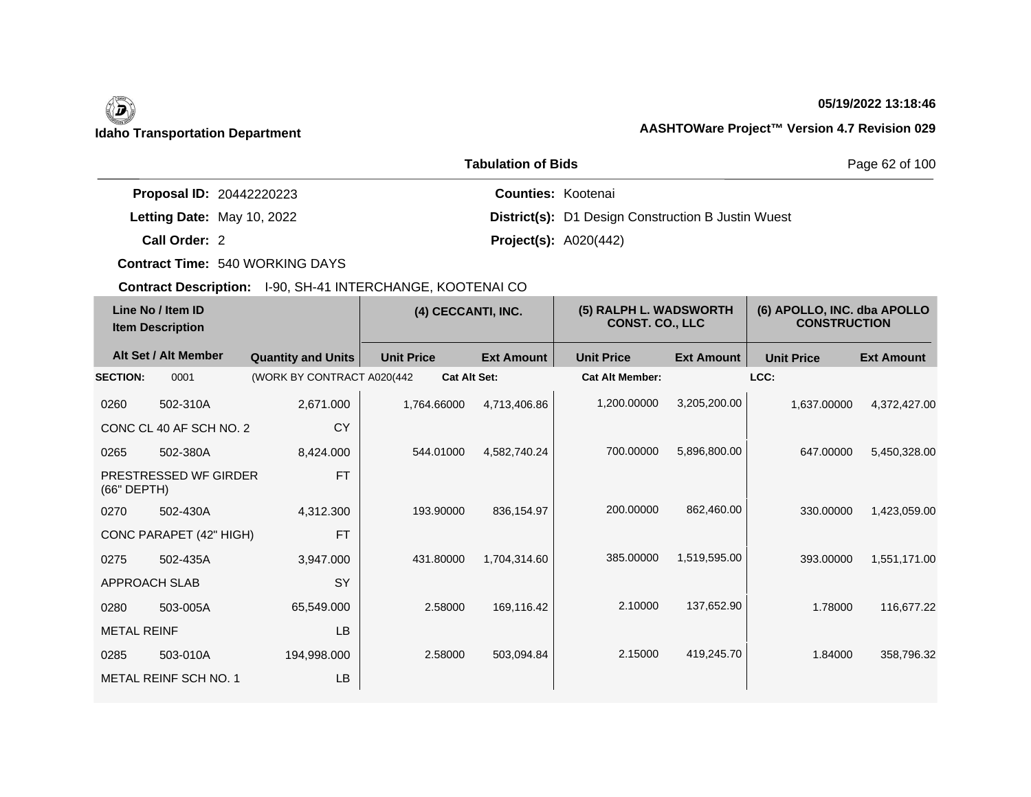**Idaho Transportation Department**

**05/19/2022 13:18:46**

**AASHTOWare Project™ Version 4.7 Revision 029**

## Tabulation of Bids

**Proposal ID:** 20442220223
**Letting Date:** May 10, 2022
**Call Order:** 2
**Contract Time:** 540 WORKING DAYS
**Counties:** Kootenai
**District(s):** D1 Design Construction B Justin Wuest
**Project(s):** A020(442)

**Contract Description:** I-90, SH-41 INTERCHANGE, KOOTENAI CO

| Line No / Item ID | Item Description | Quantity and Units | (4) CECCANTI, INC. Unit Price | (4) CECCANTI, INC. Ext Amount | (5) RALPH L. WADSWORTH CONST. CO., LLC Unit Price | (5) RALPH L. WADSWORTH CONST. CO., LLC Ext Amount | (6) APOLLO, INC. dba APOLLO CONSTRUCTION Unit Price | (6) APOLLO, INC. dba APOLLO CONSTRUCTION Ext Amount |
|---|---|---|---|---|---|---|---|---|
| **SECTION:** 0001 | (WORK BY CONTRACT A020(442 | | **Cat Alt Set:** | | **Cat Alt Member:** | | **LCC:** | |
| 0260 502-310A | CONC CL 40 AF SCH NO. 2 | 2,671.000 CY | 1,764.66000 | 4,713,406.86 | 1,200.00000 | 3,205,200.00 | 1,637.00000 | 4,372,427.00 |
| 0265 502-380A | PRESTRESSED WF GIRDER (66" DEPTH) | 8,424.000 FT | 544.01000 | 4,582,740.24 | 700.00000 | 5,896,800.00 | 647.00000 | 5,450,328.00 |
| 0270 502-430A | CONC PARAPET (42" HIGH) | 4,312.300 FT | 193.90000 | 836,154.97 | 200.00000 | 862,460.00 | 330.00000 | 1,423,059.00 |
| 0275 502-435A | APPROACH SLAB | 3,947.000 SY | 431.80000 | 1,704,314.60 | 385.00000 | 1,519,595.00 | 393.00000 | 1,551,171.00 |
| 0280 503-005A | METAL REINF | 65,549.000 LB | 2.58000 | 169,116.42 | 2.10000 | 137,652.90 | 1.78000 | 116,677.22 |
| 0285 503-010A | METAL REINF SCH NO. 1 | 194,998.000 LB | 2.58000 | 503,094.84 | 2.15000 | 419,245.70 | 1.84000 | 358,796.32 |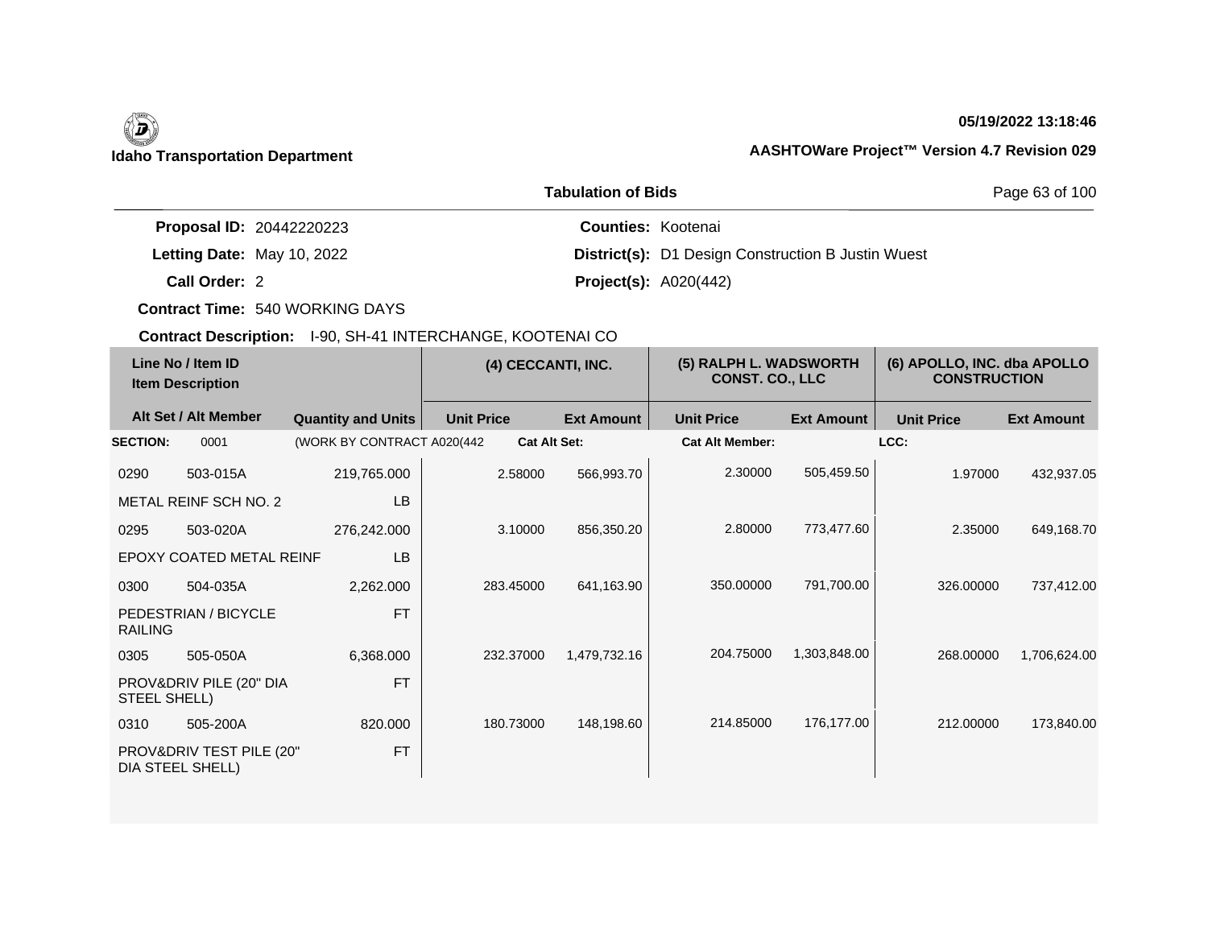**Idaho Transportation Department**

**05/19/2022 13:18:46**

**AASHTOWare Project™ Version 4.7 Revision 029**

**Tabulation of Bids**

**Proposal ID:** 20442220223
**Letting Date:** May 10, 2022
**Call Order:** 2
**Contract Time:** 540 WORKING DAYS
**Contract Description:** I-90, SH-41 INTERCHANGE, KOOTENAI CO

**Counties:** Kootenai
**District(s):** D1 Design Construction B Justin Wuest
**Project(s):** A020(442)

| Line No / Item ID | Item Description / Alt Set / Alt Member | Quantity and Units | (4) CECCANTI, INC. Unit Price | (4) CECCANTI, INC. Ext Amount | (5) RALPH L. WADSWORTH CONST. CO., LLC Unit Price | (5) RALPH L. WADSWORTH CONST. CO., LLC Ext Amount | (6) APOLLO, INC. dba APOLLO CONSTRUCTION Unit Price | (6) APOLLO, INC. dba APOLLO CONSTRUCTION Ext Amount |
|---|---|---|---|---|---|---|---|---|
| **SECTION:** 0001 | (WORK BY CONTRACT A020(442 | | **Cat Alt Set:** | | **Cat Alt Member:** | | **LCC:** | |
| 0290 503-015A | METAL REINF SCH NO. 2 | 219,765.000 LB | 2.58000 | 566,993.70 | 2.30000 | 505,459.50 | 1.97000 | 432,937.05 |
| 0295 503-020A | EPOXY COATED METAL REINF | 276,242.000 LB | 3.10000 | 856,350.20 | 2.80000 | 773,477.60 | 2.35000 | 649,168.70 |
| 0300 504-035A | PEDESTRIAN / BICYCLE RAILING | 2,262.000 FT | 283.45000 | 641,163.90 | 350.00000 | 791,700.00 | 326.00000 | 737,412.00 |
| 0305 505-050A | PROV&DRIV PILE (20" DIA STEEL SHELL) | 6,368.000 FT | 232.37000 | 1,479,732.16 | 204.75000 | 1,303,848.00 | 268.00000 | 1,706,624.00 |
| 0310 505-200A | PROV&DRIV TEST PILE (20" DIA STEEL SHELL) | 820.000 FT | 180.73000 | 148,198.60 | 214.85000 | 176,177.00 | 212.00000 | 173,840.00 |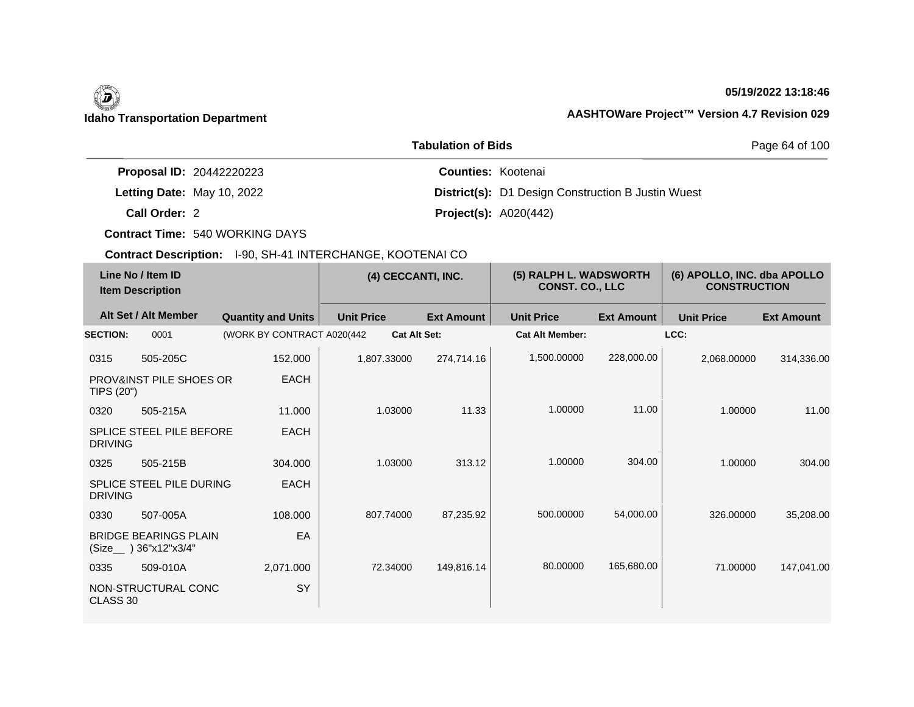**Idaho Transportation Department**

**05/19/2022 13:18:46**

**AASHTOWare Project™ Version 4.7 Revision 029**

**Tabulation of Bids**

**Proposal ID:** 20442220223

**Letting Date:** May 10, 2022

**Call Order:** 2

**Contract Time:** 540 WORKING DAYS

**Counties:** Kootenai

**District(s):** D1 Design Construction B Justin Wuest

**Project(s):** A020(442)

**Contract Description:** I-90, SH-41 INTERCHANGE, KOOTENAI CO

| Line No / Item ID<br>Item Description | | | (4) CECCANTI, INC. | | (5) RALPH L. WADSWORTH CONST. CO., LLC | | (6) APOLLO, INC. dba APOLLO CONSTRUCTION | |
|---|---|---|---|---|---|---|---|---|
| Alt Set / Alt Member | | Quantity and Units | Unit Price | Ext Amount | Unit Price | Ext Amount | Unit Price | Ext Amount |
| **SECTION:** | 0001 | (WORK BY CONTRACT A020(442 | **Cat Alt Set:** | | **Cat Alt Member:** | | **LCC:** | |
| 0315 | 505-205C | 152.000 | 1,807.33000 | 274,714.16 | 1,500.00000 | 228,000.00 | 2,068.00000 | 314,336.00 |
| PROV&INST PILE SHOES OR TIPS (20") | | EACH | | | | | | |
| 0320 | 505-215A | 11.000 | 1.03000 | 11.33 | 1.00000 | 11.00 | 1.00000 | 11.00 |
| SPLICE STEEL PILE BEFORE DRIVING | | EACH | | | | | | |
| 0325 | 505-215B | 304.000 | 1.03000 | 313.12 | 1.00000 | 304.00 | 1.00000 | 304.00 |
| SPLICE STEEL PILE DURING DRIVING | | EACH | | | | | | |
| 0330 | 507-005A | 108.000 | 807.74000 | 87,235.92 | 500.00000 | 54,000.00 | 326.00000 | 35,208.00 |
| BRIDGE BEARINGS PLAIN (Size__ ) 36"x12"x3/4" | | EA | | | | | | |
| 0335 | 509-010A | 2,071.000 | 72.34000 | 149,816.14 | 80.00000 | 165,680.00 | 71.00000 | 147,041.00 |
| NON-STRUCTURAL CONC CLASS 30 | | SY | | | | | | |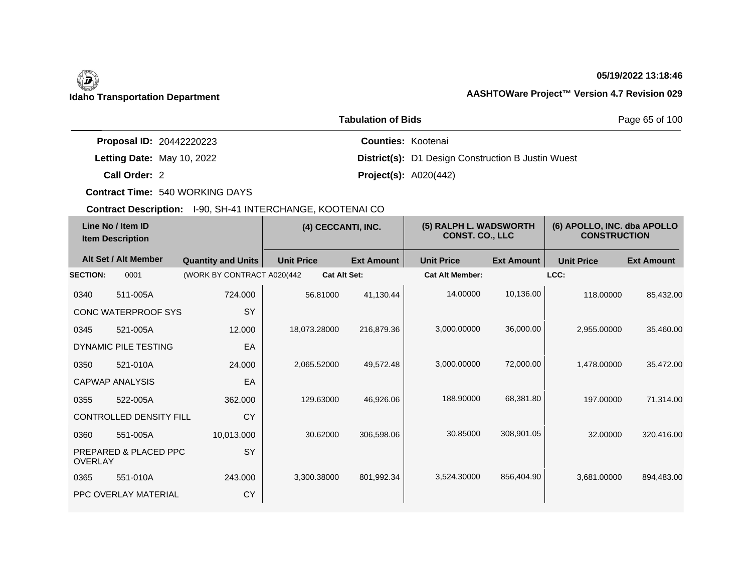**Idaho Transportation Department**

**05/19/2022 13:18:46**

**AASHTOWare Project™ Version 4.7 Revision 029**

**Tabulation of Bids**

**Proposal ID:** 20442220223
**Letting Date:** May 10, 2022
**Call Order:** 2
**Contract Time:** 540 WORKING DAYS
**Contract Description:** I-90, SH-41 INTERCHANGE, KOOTENAI CO

**Counties:** Kootenai
**District(s):** D1 Design Construction B Justin Wuest
**Project(s):** A020(442)

| Line No / Item ID | Item Description | Quantity and Units | (4) CECCANTI, INC. Unit Price | (4) CECCANTI, INC. Ext Amount | (5) RALPH L. WADSWORTH CONST. CO., LLC Unit Price | (5) RALPH L. WADSWORTH CONST. CO., LLC Ext Amount | (6) APOLLO, INC. dba APOLLO CONSTRUCTION Unit Price | (6) APOLLO, INC. dba APOLLO CONSTRUCTION Ext Amount |
|---|---|---|---|---|---|---|---|---|
| **SECTION:** 0001 | (WORK BY CONTRACT A020(442 | | **Cat Alt Set:** | | **Cat Alt Member:** | | **LCC:** | |
| 0340 511-005A | CONC WATERPROOF SYS | 724.000 SY | 56.81000 | 41,130.44 | 14.00000 | 10,136.00 | 118.00000 | 85,432.00 |
| 0345 521-005A | DYNAMIC PILE TESTING | 12.000 EA | 18,073.28000 | 216,879.36 | 3,000.00000 | 36,000.00 | 2,955.00000 | 35,460.00 |
| 0350 521-010A | CAPWAP ANALYSIS | 24.000 EA | 2,065.52000 | 49,572.48 | 3,000.00000 | 72,000.00 | 1,478.00000 | 35,472.00 |
| 0355 522-005A | CONTROLLED DENSITY FILL | 362.000 CY | 129.63000 | 46,926.06 | 188.90000 | 68,381.80 | 197.00000 | 71,314.00 |
| 0360 551-005A | PREPARED & PLACED PPC OVERLAY | 10,013.000 SY | 30.62000 | 306,598.06 | 30.85000 | 308,901.05 | 32.00000 | 320,416.00 |
| 0365 551-010A | PPC OVERLAY MATERIAL | 243.000 CY | 3,300.38000 | 801,992.34 | 3,524.30000 | 856,404.90 | 3,681.00000 | 894,483.00 |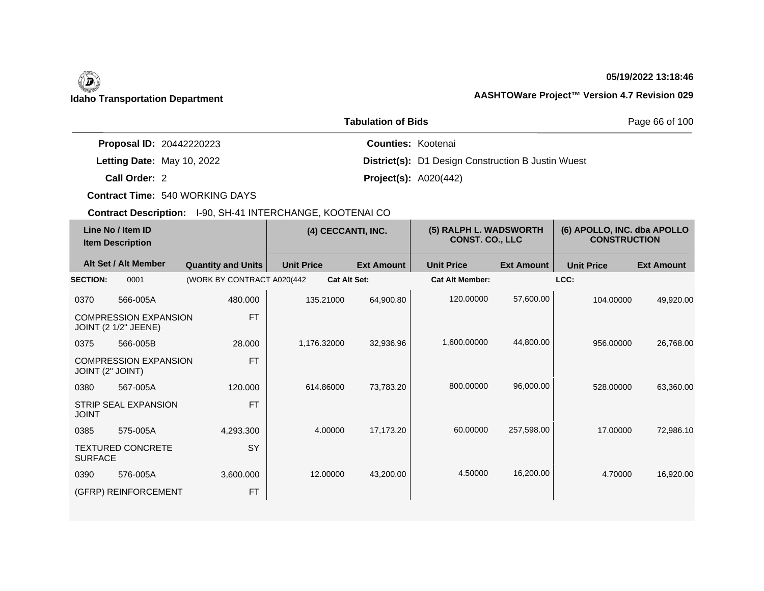**Idaho Transportation Department**

**05/19/2022 13:18:46**

**AASHTOWare Project™ Version 4.7 Revision 029**

**Tabulation of Bids**

| | | | |
|---|---|---|---|
| **Proposal ID:** | 20442220223 | **Counties:** | Kootenai |
| **Letting Date:** | May 10, 2022 | **District(s):** | D1 Design Construction B Justin Wuest |
| **Call Order:** | 2 | **Project(s):** | A020(442) |
| **Contract Time:** | 540 WORKING DAYS | | |

**Contract Description:** I-90, SH-41 INTERCHANGE, KOOTENAI CO

| Line No / Item ID | Item Description | Quantity and Units | (4) CECCANTI, INC. Unit Price | (4) CECCANTI, INC. Ext Amount | (5) RALPH L. WADSWORTH CONST. CO., LLC Unit Price | (5) RALPH L. WADSWORTH CONST. CO., LLC Ext Amount | (6) APOLLO, INC. dba APOLLO CONSTRUCTION Unit Price | (6) APOLLO, INC. dba APOLLO CONSTRUCTION Ext Amount |
|---|---|---|---|---|---|---|---|---|
| **SECTION:** 0001 | | (WORK BY CONTRACT A020(442 | **Cat Alt Set:** | | **Cat Alt Member:** | | **LCC:** | |
| 0370 566-005A | COMPRESSION EXPANSION JOINT (2 1/2" JEENE) | 480.000 FT | 135.21000 | 64,900.80 | 120.00000 | 57,600.00 | 104.00000 | 49,920.00 |
| 0375 566-005B | COMPRESSION EXPANSION JOINT (2" JOINT) | 28.000 FT | 1,176.32000 | 32,936.96 | 1,600.00000 | 44,800.00 | 956.00000 | 26,768.00 |
| 0380 567-005A | STRIP SEAL EXPANSION JOINT | 120.000 FT | 614.86000 | 73,783.20 | 800.00000 | 96,000.00 | 528.00000 | 63,360.00 |
| 0385 575-005A | TEXTURED CONCRETE SURFACE | 4,293.300 SY | 4.00000 | 17,173.20 | 60.00000 | 257,598.00 | 17.00000 | 72,986.10 |
| 0390 576-005A | (GFRP) REINFORCEMENT | 3,600.000 FT | 12.00000 | 43,200.00 | 4.50000 | 16,200.00 | 4.70000 | 16,920.00 |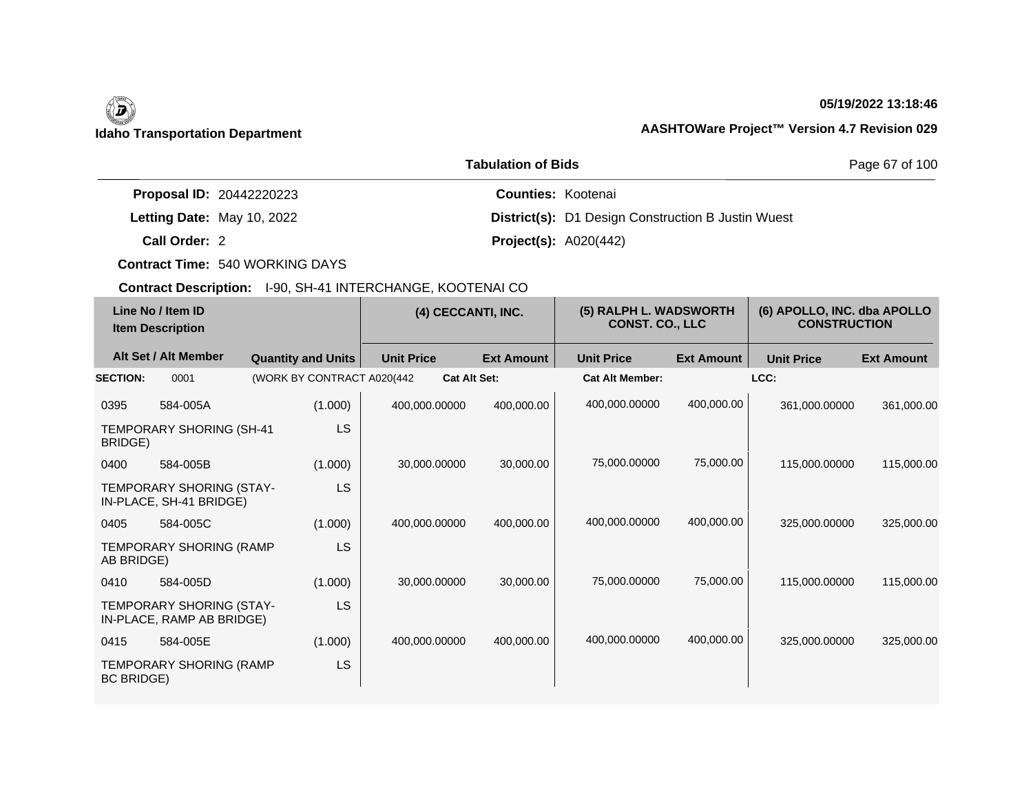**Idaho Transportation Department**

**05/19/2022 13:18:46**

**AASHTOWare Project™ Version 4.7 Revision 029**

**Tabulation of Bids**

**Proposal ID:** 20442220223
**Letting Date:** May 10, 2022
**Call Order:** 2
**Contract Time:** 540 WORKING DAYS
**Contract Description:** I-90, SH-41 INTERCHANGE, KOOTENAI CO

**Counties:** Kootenai
**District(s):** D1 Design Construction B Justin Wuest
**Project(s):** A020(442)

| Line No / Item ID | Item Description | Alt Set / Alt Member | Quantity and Units | (4) CECCANTI, INC. Unit Price | (4) CECCANTI, INC. Ext Amount | (5) RALPH L. WADSWORTH CONST. CO., LLC Unit Price | (5) RALPH L. WADSWORTH CONST. CO., LLC Ext Amount | (6) APOLLO, INC. dba APOLLO CONSTRUCTION Unit Price | (6) APOLLO, INC. dba APOLLO CONSTRUCTION Ext Amount |
|---|---|---|---|---|---|---|---|---|---|
| **SECTION:** 0001 | (WORK BY CONTRACT A020(442 | | | **Cat Alt Set:** | | **Cat Alt Member:** | | **LCC:** | |
| 0395 584-005A | TEMPORARY SHORING (SH-41 BRIDGE) | | (1.000) LS | 400,000.00000 | 400,000.00 | 400,000.00000 | 400,000.00 | 361,000.00000 | 361,000.00 |
| 0400 584-005B | TEMPORARY SHORING (STAY-IN-PLACE, SH-41 BRIDGE) | | (1.000) LS | 30,000.00000 | 30,000.00 | 75,000.00000 | 75,000.00 | 115,000.00000 | 115,000.00 |
| 0405 584-005C | TEMPORARY SHORING (RAMP AB BRIDGE) | | (1.000) LS | 400,000.00000 | 400,000.00 | 400,000.00000 | 400,000.00 | 325,000.00000 | 325,000.00 |
| 0410 584-005D | TEMPORARY SHORING (STAY-IN-PLACE, RAMP AB BRIDGE) | | (1.000) LS | 30,000.00000 | 30,000.00 | 75,000.00000 | 75,000.00 | 115,000.00000 | 115,000.00 |
| 0415 584-005E | TEMPORARY SHORING (RAMP BC BRIDGE) | | (1.000) LS | 400,000.00000 | 400,000.00 | 400,000.00000 | 400,000.00 | 325,000.00000 | 325,000.00 |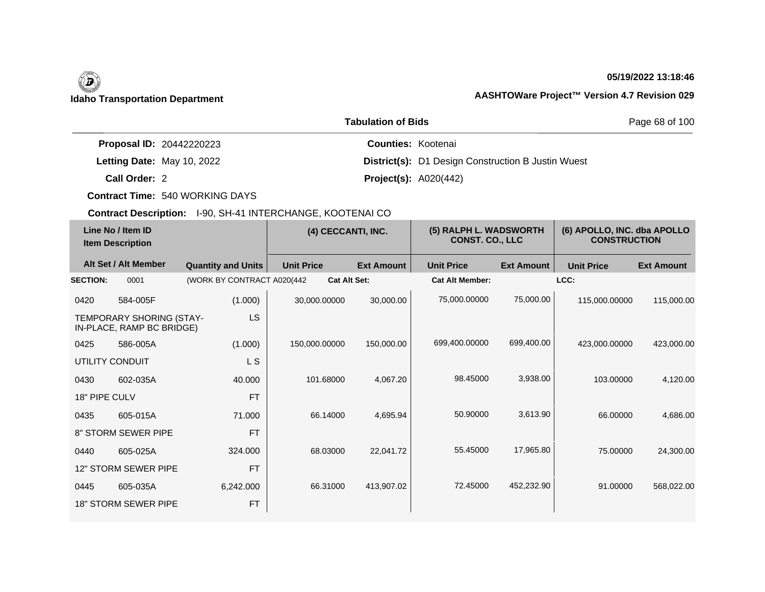**Idaho Transportation Department**

**05/19/2022 13:18:46**

**AASHTOWare Project™ Version 4.7 Revision 029**

**Tabulation of Bids**

**Proposal ID:** 20442220223
**Letting Date:** May 10, 2022
**Call Order:** 2
**Contract Time:** 540 WORKING DAYS
**Contract Description:** I-90, SH-41 INTERCHANGE, KOOTENAI CO

**Counties:** Kootenai
**District(s):** D1 Design Construction B Justin Wuest
**Project(s):** A020(442)

| Line No / Item ID | Item Description | Quantity and Units | (4) CECCANTI, INC. | | (5) RALPH L. WADSWORTH CONST. CO., LLC | | (6) APOLLO, INC. dba APOLLO CONSTRUCTION | |
|---|---|---|---|---|---|---|---|---|
| Alt Set / Alt Member | | | Unit Price | Ext Amount | Unit Price | Ext Amount | Unit Price | Ext Amount |
| **SECTION:** 0001 | (WORK BY CONTRACT A020(442 | | **Cat Alt Set:** | | **Cat Alt Member:** | | **LCC:** | |
| 0420 584-005F | TEMPORARY SHORING (STAY-IN-PLACE, RAMP BC BRIDGE) | (1.000) LS | 30,000.00000 | 30,000.00 | 75,000.00000 | 75,000.00 | 115,000.00000 | 115,000.00 |
| 0425 586-005A | UTILITY CONDUIT | (1.000) L S | 150,000.00000 | 150,000.00 | 699,400.00000 | 699,400.00 | 423,000.00000 | 423,000.00 |
| 0430 602-035A | 18" PIPE CULV | 40.000 FT | 101.68000 | 4,067.20 | 98.45000 | 3,938.00 | 103.00000 | 4,120.00 |
| 0435 605-015A | 8" STORM SEWER PIPE | 71.000 FT | 66.14000 | 4,695.94 | 50.90000 | 3,613.90 | 66.00000 | 4,686.00 |
| 0440 605-025A | 12" STORM SEWER PIPE | 324.000 FT | 68.03000 | 22,041.72 | 55.45000 | 17,965.80 | 75.00000 | 24,300.00 |
| 0445 605-035A | 18" STORM SEWER PIPE | 6,242.000 FT | 66.31000 | 413,907.02 | 72.45000 | 452,232.90 | 91.00000 | 568,022.00 |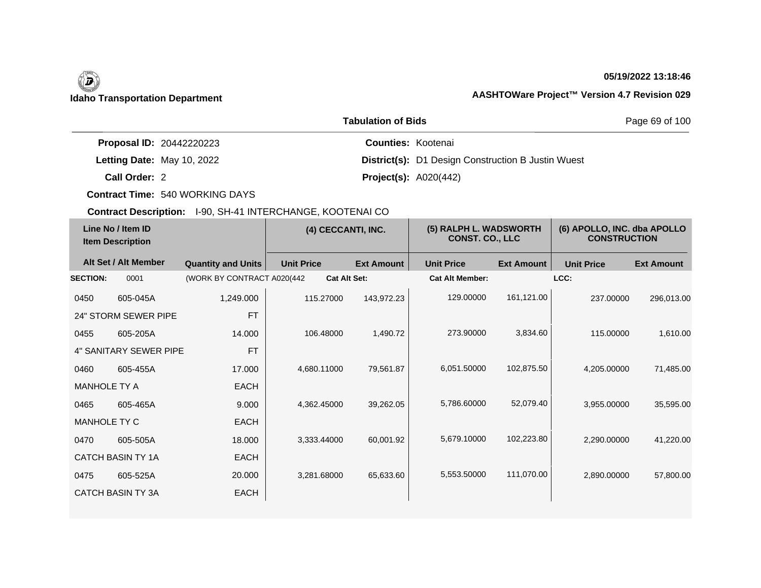**Idaho Transportation Department**

**05/19/2022 13:18:46**

**AASHTOWare Project™ Version 4.7 Revision 029**

## Tabulation of Bids

**Proposal ID:** 20442220223
**Letting Date:** May 10, 2022
**Call Order:** 2
**Contract Time:** 540 WORKING DAYS
**Contract Description:** I-90, SH-41 INTERCHANGE, KOOTENAI CO

**Counties:** Kootenai
**District(s):** D1 Design Construction B Justin Wuest
**Project(s):** A020(442)

| Line No / Item ID | Item Description | Quantity and Units | (4) CECCANTI, INC. | | (5) RALPH L. WADSWORTH CONST. CO., LLC | | (6) APOLLO, INC. dba APOLLO CONSTRUCTION | |
|---|---|---|---|---|---|---|---|---|
| Alt Set / Alt Member | | | Unit Price | Ext Amount | Unit Price | Ext Amount | Unit Price | Ext Amount |
| **SECTION:** 0001 | (WORK BY CONTRACT A020(442 | | **Cat Alt Set:** | | **Cat Alt Member:** | | **LCC:** | |
| 0450 605-045A | 24" STORM SEWER PIPE | 1,249.000 FT | 115.27000 | 143,972.23 | 129.00000 | 161,121.00 | 237.00000 | 296,013.00 |
| 0455 605-205A | 4" SANITARY SEWER PIPE | 14.000 FT | 106.48000 | 1,490.72 | 273.90000 | 3,834.60 | 115.00000 | 1,610.00 |
| 0460 605-455A | MANHOLE TY A | 17.000 EACH | 4,680.11000 | 79,561.87 | 6,051.50000 | 102,875.50 | 4,205.00000 | 71,485.00 |
| 0465 605-465A | MANHOLE TY C | 9.000 EACH | 4,362.45000 | 39,262.05 | 5,786.60000 | 52,079.40 | 3,955.00000 | 35,595.00 |
| 0470 605-505A | CATCH BASIN TY 1A | 18.000 EACH | 3,333.44000 | 60,001.92 | 5,679.10000 | 102,223.80 | 2,290.00000 | 41,220.00 |
| 0475 605-525A | CATCH BASIN TY 3A | 20.000 EACH | 3,281.68000 | 65,633.60 | 5,553.50000 | 111,070.00 | 2,890.00000 | 57,800.00 |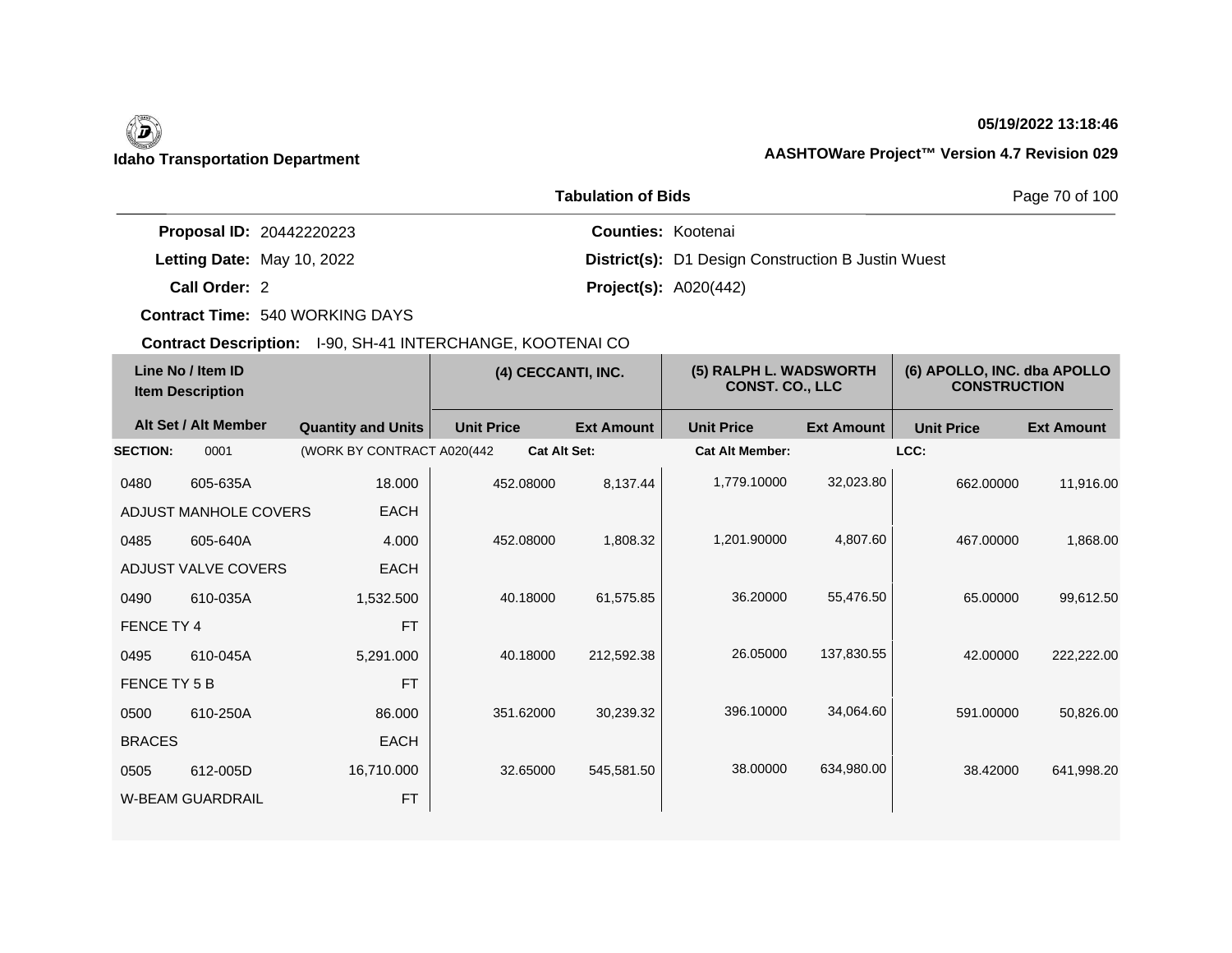**Idaho Transportation Department**

05/19/2022 13:18:46

AASHTOWare Project™ Version 4.7 Revision 029

## Tabulation of Bids

**Proposal ID:** 20442220223
**Letting Date:** May 10, 2022
**Call Order:** 2
**Contract Time:** 540 WORKING DAYS
**Contract Description:** I-90, SH-41 INTERCHANGE, KOOTENAI CO

**Counties:** Kootenai
**District(s):** D1 Design Construction B Justin Wuest
**Project(s):** A020(442)

| Line No / Item ID | Item Description | Quantity and Units | (4) CECCANTI, INC. Unit Price | (4) CECCANTI, INC. Ext Amount | (5) RALPH L. WADSWORTH CONST. CO., LLC Unit Price | (5) RALPH L. WADSWORTH CONST. CO., LLC Ext Amount | (6) APOLLO, INC. dba APOLLO CONSTRUCTION Unit Price | (6) APOLLO, INC. dba APOLLO CONSTRUCTION Ext Amount |
|---|---|---|---|---|---|---|---|---|
| **SECTION:** 0001 | (WORK BY CONTRACT A020(442 | | Cat Alt Set: | | Cat Alt Member: | | LCC: | |
| 0480 605-635A | ADJUST MANHOLE COVERS | 18.000 EACH | 452.08000 | 8,137.44 | 1,779.10000 | 32,023.80 | 662.00000 | 11,916.00 |
| 0485 605-640A | ADJUST VALVE COVERS | 4.000 EACH | 452.08000 | 1,808.32 | 1,201.90000 | 4,807.60 | 467.00000 | 1,868.00 |
| 0490 610-035A | FENCE TY 4 | 1,532.500 FT | 40.18000 | 61,575.85 | 36.20000 | 55,476.50 | 65.00000 | 99,612.50 |
| 0495 610-045A | FENCE TY 5 B | 5,291.000 FT | 40.18000 | 212,592.38 | 26.05000 | 137,830.55 | 42.00000 | 222,222.00 |
| 0500 610-250A | BRACES | 86.000 EACH | 351.62000 | 30,239.32 | 396.10000 | 34,064.60 | 591.00000 | 50,826.00 |
| 0505 612-005D | W-BEAM GUARDRAIL | 16,710.000 FT | 32.65000 | 545,581.50 | 38.00000 | 634,980.00 | 38.42000 | 641,998.20 |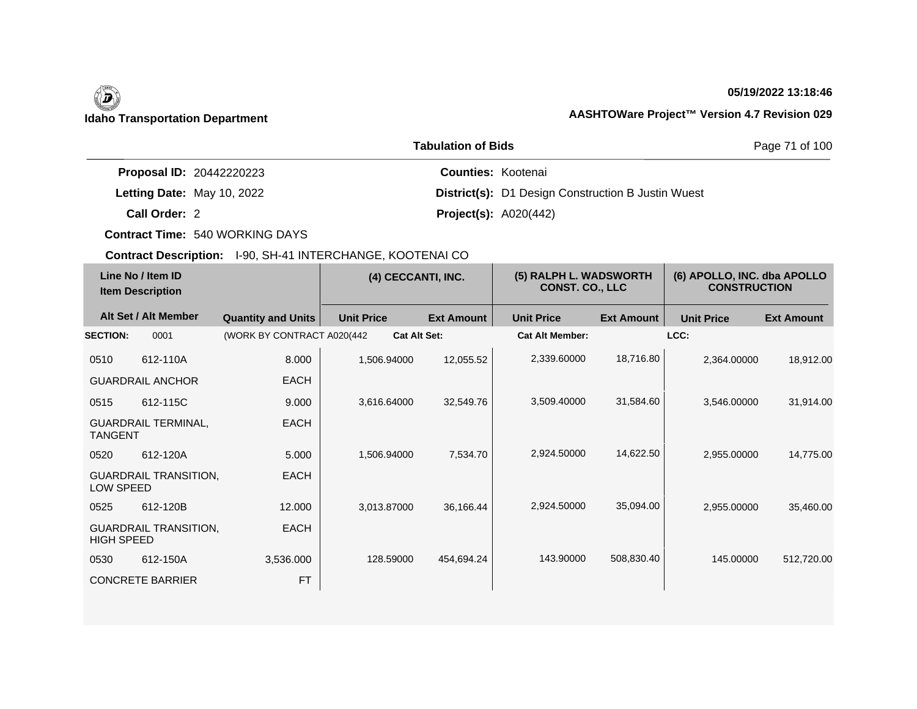**Idaho Transportation Department**

**05/19/2022 13:18:46**

**AASHTOWare Project™ Version 4.7 Revision 029**

**Tabulation of Bids**

**Proposal ID:** 20442220223

**Letting Date:** May 10, 2022

**Call Order:** 2

**Contract Time:** 540 WORKING DAYS

**Counties:** Kootenai

**District(s):** D1 Design Construction B Justin Wuest

**Project(s):** A020(442)

**Contract Description:** I-90, SH-41 INTERCHANGE, KOOTENAI CO

| Line No / Item ID | Item Description | Quantity and Units | (4) CECCANTI, INC. | | (5) RALPH L. WADSWORTH CONST. CO., LLC | | (6) APOLLO, INC. dba APOLLO CONSTRUCTION | |
|---|---|---|---|---|---|---|---|---|
| Alt Set / Alt Member | | | Unit Price | Ext Amount | Unit Price | Ext Amount | Unit Price | Ext Amount |
| **SECTION:** 0001 | | (WORK BY CONTRACT A020(442 | **Cat Alt Set:** | | **Cat Alt Member:** | | **LCC:** | |
| 0510 612-110A | GUARDRAIL ANCHOR | 8.000 EACH | 1,506.94000 | 12,055.52 | 2,339.60000 | 18,716.80 | 2,364.00000 | 18,912.00 |
| 0515 612-115C | GUARDRAIL TERMINAL, TANGENT | 9.000 EACH | 3,616.64000 | 32,549.76 | 3,509.40000 | 31,584.60 | 3,546.00000 | 31,914.00 |
| 0520 612-120A | GUARDRAIL TRANSITION, LOW SPEED | 5.000 EACH | 1,506.94000 | 7,534.70 | 2,924.50000 | 14,622.50 | 2,955.00000 | 14,775.00 |
| 0525 612-120B | GUARDRAIL TRANSITION, HIGH SPEED | 12.000 EACH | 3,013.87000 | 36,166.44 | 2,924.50000 | 35,094.00 | 2,955.00000 | 35,460.00 |
| 0530 612-150A | CONCRETE BARRIER | 3,536.000 FT | 128.59000 | 454,694.24 | 143.90000 | 508,830.40 | 145.00000 | 512,720.00 |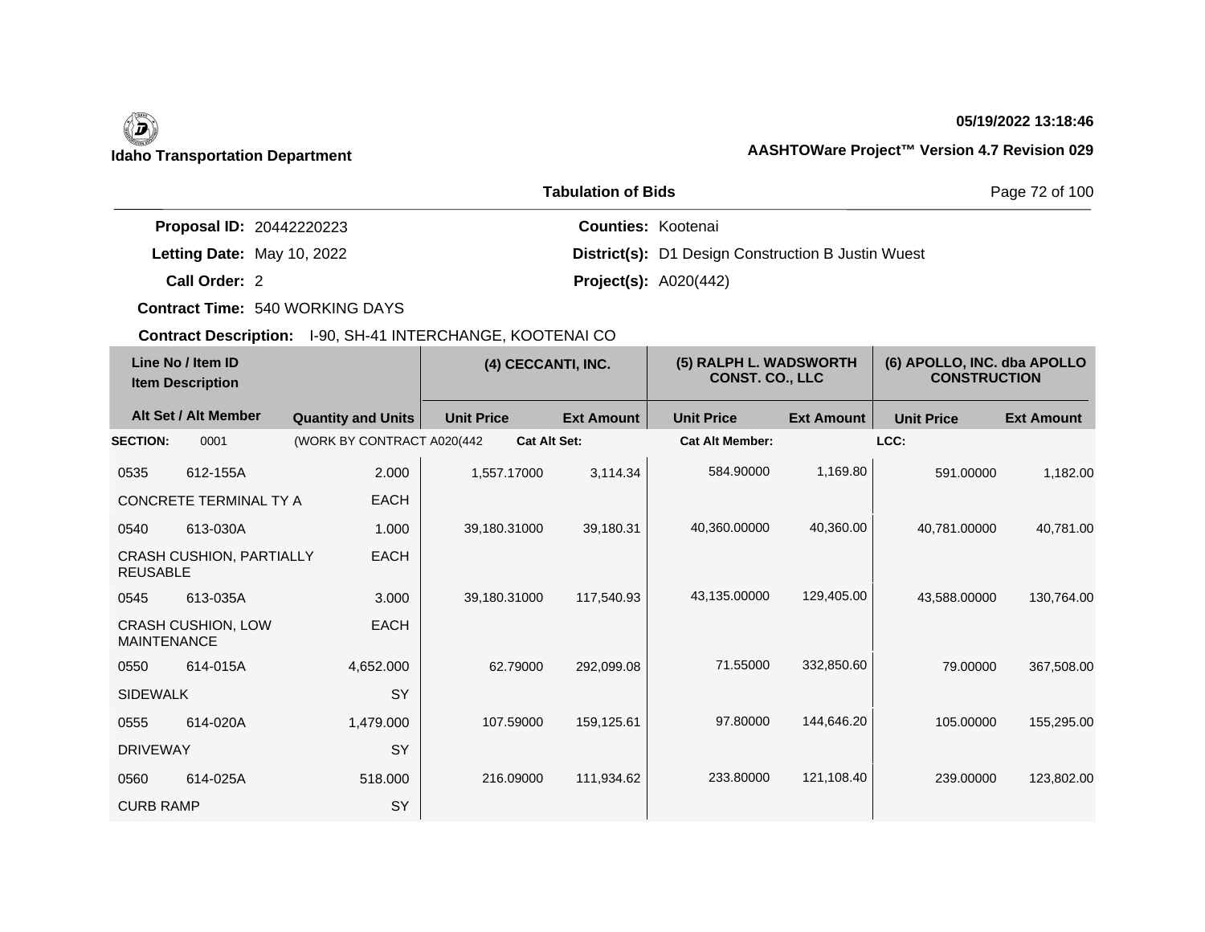**Idaho Transportation Department**

**05/19/2022 13:18:46**

**AASHTOWare Project™ Version 4.7 Revision 029**

**Tabulation of Bids**

**Proposal ID:** 20442220223

**Letting Date:** May 10, 2022

**Call Order:** 2

**Contract Time:** 540 WORKING DAYS

**Counties:** Kootenai

**District(s):** D1 Design Construction B Justin Wuest

**Project(s):** A020(442)

**Contract Description:** I-90, SH-41 INTERCHANGE, KOOTENAI CO

| Line No / Item ID | Item Description | Quantity and Units | (4) CECCANTI, INC. Unit Price | (4) CECCANTI, INC. Ext Amount | (5) RALPH L. WADSWORTH CONST. CO., LLC Unit Price | (5) RALPH L. WADSWORTH CONST. CO., LLC Ext Amount | (6) APOLLO, INC. dba APOLLO CONSTRUCTION Unit Price | (6) APOLLO, INC. dba APOLLO CONSTRUCTION Ext Amount |
|---|---|---|---|---|---|---|---|---|
| **SECTION:** 0001 | (WORK BY CONTRACT A020(442 | | **Cat Alt Set:** | | **Cat Alt Member:** | | **LCC:** | |
| 0535 612-155A | CONCRETE TERMINAL TY A | 2.000 EACH | 1,557.17000 | 3,114.34 | 584.90000 | 1,169.80 | 591.00000 | 1,182.00 |
| 0540 613-030A | CRASH CUSHION, PARTIALLY REUSABLE | 1.000 EACH | 39,180.31000 | 39,180.31 | 40,360.00000 | 40,360.00 | 40,781.00000 | 40,781.00 |
| 0545 613-035A | CRASH CUSHION, LOW MAINTENANCE | 3.000 EACH | 39,180.31000 | 117,540.93 | 43,135.00000 | 129,405.00 | 43,588.00000 | 130,764.00 |
| 0550 614-015A | SIDEWALK | 4,652.000 SY | 62.79000 | 292,099.08 | 71.55000 | 332,850.60 | 79.00000 | 367,508.00 |
| 0555 614-020A | DRIVEWAY | 1,479.000 SY | 107.59000 | 159,125.61 | 97.80000 | 144,646.20 | 105.00000 | 155,295.00 |
| 0560 614-025A | CURB RAMP | 518.000 SY | 216.09000 | 111,934.62 | 233.80000 | 121,108.40 | 239.00000 | 123,802.00 |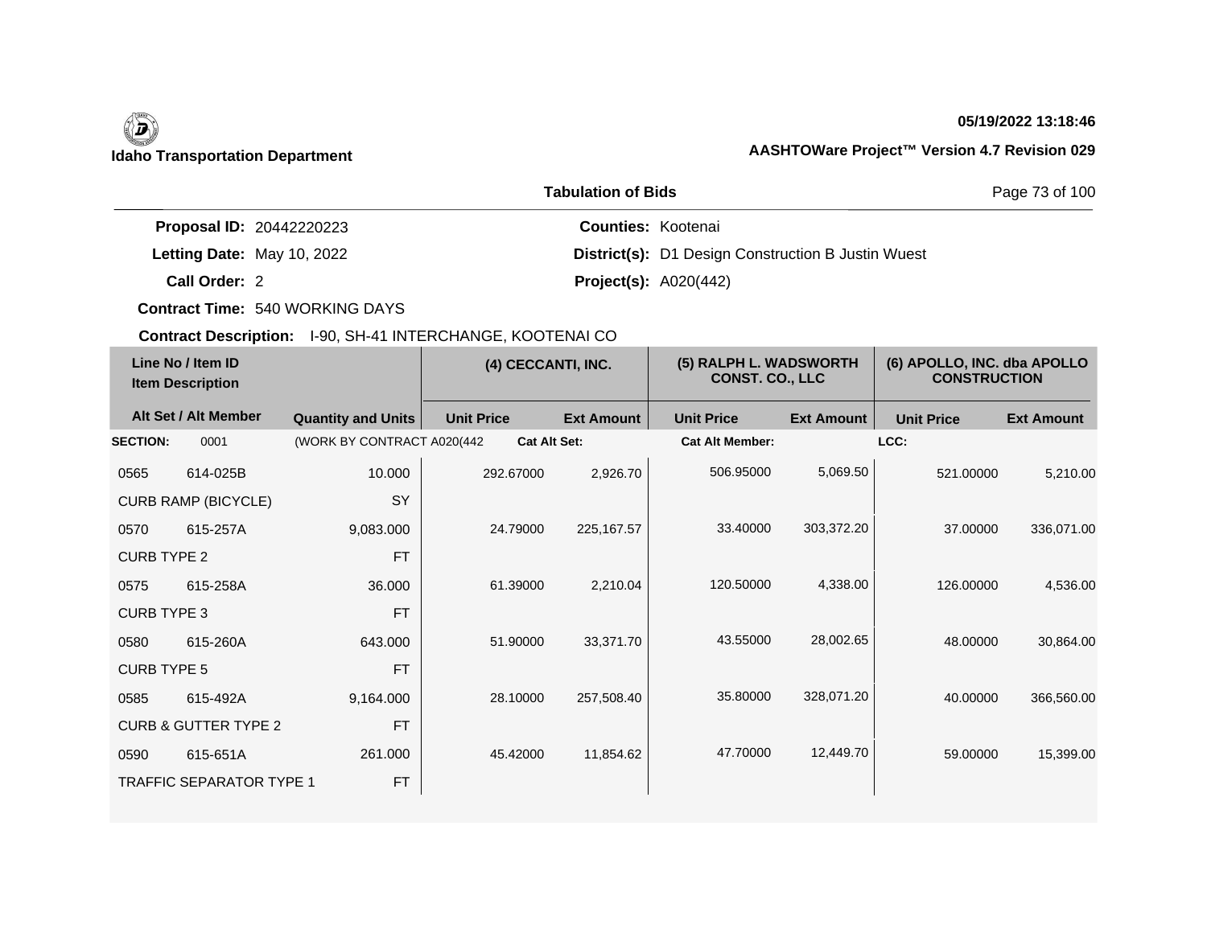**Idaho Transportation Department**

**05/19/2022 13:18:46**

**AASHTOWare Project™ Version 4.7 Revision 029**

**Tabulation of Bids**

**Proposal ID:** 20442220223
**Letting Date:** May 10, 2022
**Call Order:** 2
**Contract Time:** 540 WORKING DAYS
**Contract Description:** I-90, SH-41 INTERCHANGE, KOOTENAI CO

**Counties:** Kootenai
**District(s):** D1 Design Construction B Justin Wuest
**Project(s):** A020(442)

| Line No / Item ID<br>Item Description | | | (4) CECCANTI, INC. | | (5) RALPH L. WADSWORTH CONST. CO., LLC | | (6) APOLLO, INC. dba APOLLO CONSTRUCTION | |
|---|---|---|---|---|---|---|---|---|
| Alt Set / Alt Member | | Quantity and Units | Unit Price | Ext Amount | Unit Price | Ext Amount | Unit Price | Ext Amount |
| **SECTION:** | 0001 | (WORK BY CONTRACT A020(442 | **Cat Alt Set:** | | **Cat Alt Member:** | | **LCC:** | |
| 0565 | 614-025B | 10.000 | 292.67000 | 2,926.70 | 506.95000 | 5,069.50 | 521.00000 | 5,210.00 |
| CURB RAMP (BICYCLE) | | SY | | | | | | |
| 0570 | 615-257A | 9,083.000 | 24.79000 | 225,167.57 | 33.40000 | 303,372.20 | 37.00000 | 336,071.00 |
| CURB TYPE 2 | | FT | | | | | | |
| 0575 | 615-258A | 36.000 | 61.39000 | 2,210.04 | 120.50000 | 4,338.00 | 126.00000 | 4,536.00 |
| CURB TYPE 3 | | FT | | | | | | |
| 0580 | 615-260A | 643.000 | 51.90000 | 33,371.70 | 43.55000 | 28,002.65 | 48.00000 | 30,864.00 |
| CURB TYPE 5 | | FT | | | | | | |
| 0585 | 615-492A | 9,164.000 | 28.10000 | 257,508.40 | 35.80000 | 328,071.20 | 40.00000 | 366,560.00 |
| CURB & GUTTER TYPE 2 | | FT | | | | | | |
| 0590 | 615-651A | 261.000 | 45.42000 | 11,854.62 | 47.70000 | 12,449.70 | 59.00000 | 15,399.00 |
| TRAFFIC SEPARATOR TYPE 1 | | FT | | | | | | |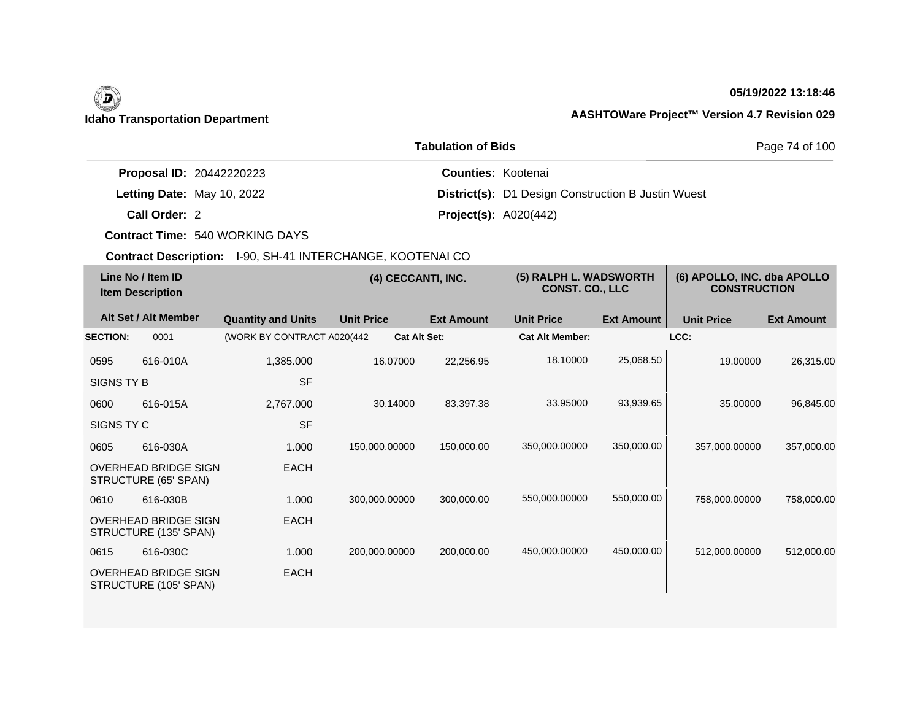**Idaho Transportation Department**

**05/19/2022 13:18:46**

**AASHTOWare Project™ Version 4.7 Revision 029**

**Tabulation of Bids**

**Proposal ID:** 20442220223
**Letting Date:** May 10, 2022
**Call Order:** 2
**Contract Time:** 540 WORKING DAYS
**Contract Description:** I-90, SH-41 INTERCHANGE, KOOTENAI CO

**Counties:** Kootenai
**District(s):** D1 Design Construction B Justin Wuest
**Project(s):** A020(442)

| Line No / Item ID | Item Description | Quantity and Units | (4) CECCANTI, INC. | | (5) RALPH L. WADSWORTH CONST. CO., LLC | | (6) APOLLO, INC. dba APOLLO CONSTRUCTION | |
|---|---|---|---|---|---|---|---|---|
| Alt Set / Alt Member | | | Unit Price | Ext Amount | Unit Price | Ext Amount | Unit Price | Ext Amount |
| **SECTION:** 0001 | | (WORK BY CONTRACT A020(442 | **Cat Alt Set:** | | **Cat Alt Member:** | | **LCC:** | |
| 0595 616-010A | SIGNS TY B | 1,385.000 SF | 16.07000 | 22,256.95 | 18.10000 | 25,068.50 | 19.00000 | 26,315.00 |
| 0600 616-015A | SIGNS TY C | 2,767.000 SF | 30.14000 | 83,397.38 | 33.95000 | 93,939.65 | 35.00000 | 96,845.00 |
| 0605 616-030A | OVERHEAD BRIDGE SIGN STRUCTURE (65' SPAN) | 1.000 EACH | 150,000.00000 | 150,000.00 | 350,000.00000 | 350,000.00 | 357,000.00000 | 357,000.00 |
| 0610 616-030B | OVERHEAD BRIDGE SIGN STRUCTURE (135' SPAN) | 1.000 EACH | 300,000.00000 | 300,000.00 | 550,000.00000 | 550,000.00 | 758,000.00000 | 758,000.00 |
| 0615 616-030C | OVERHEAD BRIDGE SIGN STRUCTURE (105' SPAN) | 1.000 EACH | 200,000.00000 | 200,000.00 | 450,000.00000 | 450,000.00 | 512,000.00000 | 512,000.00 |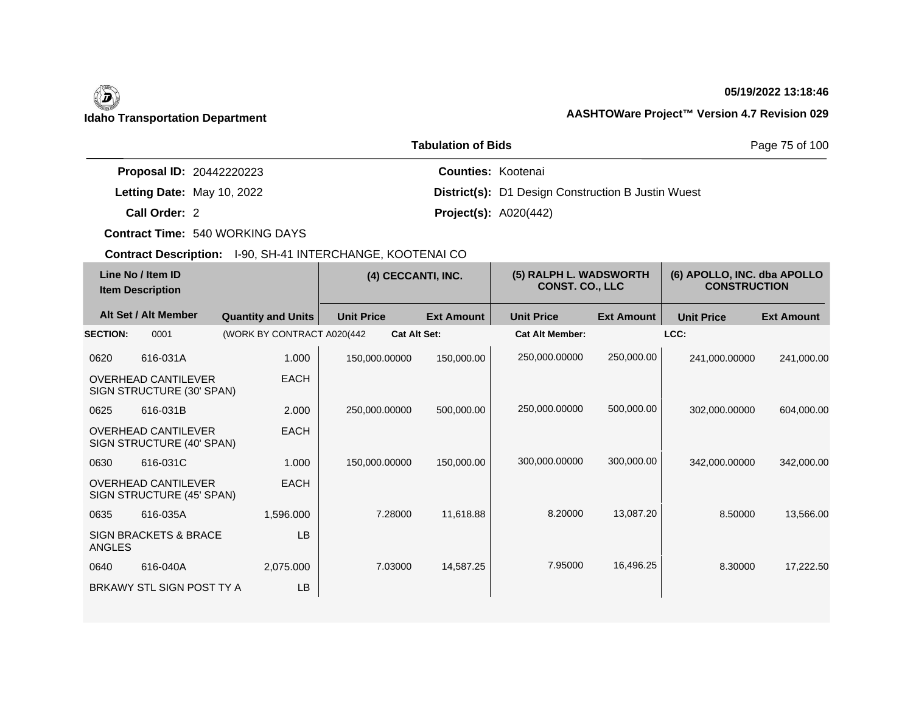**Idaho Transportation Department**

**05/19/2022 13:18:46**

**AASHTOWare Project™ Version 4.7 Revision 029**

**Tabulation of Bids**

**Proposal ID:** 20442220223  
**Letting Date:** May 10, 2022  
**Call Order:** 2  
**Contract Time:** 540 WORKING DAYS  
**Contract Description:** I-90, SH-41 INTERCHANGE, KOOTENAI CO

**Counties:** Kootenai  
**District(s):** D1 Design Construction B Justin Wuest  
**Project(s):** A020(442)

| Line No / Item ID<br>Item Description | | Alt Set / Alt Member | Quantity and Units | (4) CECCANTI, INC. Unit Price | Ext Amount | (5) RALPH L. WADSWORTH CONST. CO., LLC Unit Price | Ext Amount | (6) APOLLO, INC. dba APOLLO CONSTRUCTION Unit Price | Ext Amount |
|---|---|---|---|---|---|---|---|---|---|
| **SECTION:** | 0001 | | (WORK BY CONTRACT A020(442 | **Cat Alt Set:** | | **Cat Alt Member:** | | **LCC:** | |
| 0620 | 616-031A | | 1.000 | 150,000.00000 | 150,000.00 | 250,000.00000 | 250,000.00 | 241,000.00000 | 241,000.00 |
| OVERHEAD CANTILEVER SIGN STRUCTURE (30' SPAN) | | | EACH | | | | | | |
| 0625 | 616-031B | | 2.000 | 250,000.00000 | 500,000.00 | 250,000.00000 | 500,000.00 | 302,000.00000 | 604,000.00 |
| OVERHEAD CANTILEVER SIGN STRUCTURE (40' SPAN) | | | EACH | | | | | | |
| 0630 | 616-031C | | 1.000 | 150,000.00000 | 150,000.00 | 300,000.00000 | 300,000.00 | 342,000.00000 | 342,000.00 |
| OVERHEAD CANTILEVER SIGN STRUCTURE (45' SPAN) | | | EACH | | | | | | |
| 0635 | 616-035A | | 1,596.000 | 7.28000 | 11,618.88 | 8.20000 | 13,087.20 | 8.50000 | 13,566.00 |
| SIGN BRACKETS & BRACE ANGLES | | | LB | | | | | | |
| 0640 | 616-040A | | 2,075.000 | 7.03000 | 14,587.25 | 7.95000 | 16,496.25 | 8.30000 | 17,222.50 |
| BRKAWY STL SIGN POST TY A | | | LB | | | | | | |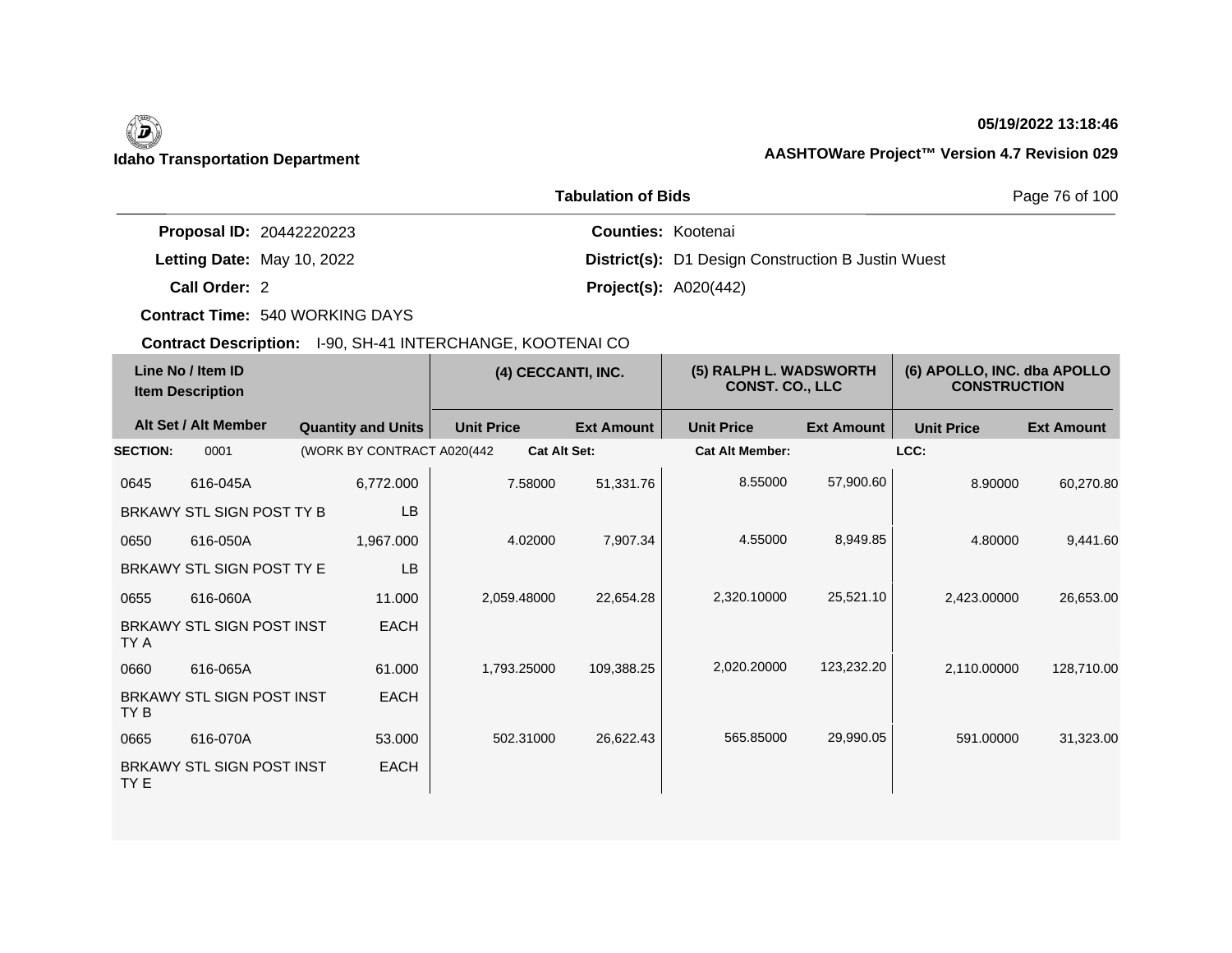**Idaho Transportation Department**

**05/19/2022 13:18:46**

**AASHTOWare Project™ Version 4.7 Revision 029**

## Tabulation of Bids

**Proposal ID:** 20442220223

**Letting Date:** May 10, 2022

**Call Order:** 2

**Contract Time:** 540 WORKING DAYS

**Contract Description:** I-90, SH-41 INTERCHANGE, KOOTENAI CO

**Counties:** Kootenai

**District(s):** D1 Design Construction B Justin Wuest

**Project(s):** A020(442)

| Line No / Item ID | Item Description | Quantity and Units | (4) CECCANTI, INC. | | (5) RALPH L. WADSWORTH CONST. CO., LLC | | (6) APOLLO, INC. dba APOLLO CONSTRUCTION | |
|---|---|---|---|---|---|---|---|---|
| Alt Set / Alt Member | | | Unit Price | Ext Amount | Unit Price | Ext Amount | Unit Price | Ext Amount |
| **SECTION:** 0001 | (WORK BY CONTRACT A020(442 | | **Cat Alt Set:** | | **Cat Alt Member:** | | **LCC:** | |
| 0645 616-045A | BRKAWY STL SIGN POST TY B | 6,772.000 LB | 7.58000 | 51,331.76 | 8.55000 | 57,900.60 | 8.90000 | 60,270.80 |
| 0650 616-050A | BRKAWY STL SIGN POST TY E | 1,967.000 LB | 4.02000 | 7,907.34 | 4.55000 | 8,949.85 | 4.80000 | 9,441.60 |
| 0655 616-060A | BRKAWY STL SIGN POST INST TY A | 11.000 EACH | 2,059.48000 | 22,654.28 | 2,320.10000 | 25,521.10 | 2,423.00000 | 26,653.00 |
| 0660 616-065A | BRKAWY STL SIGN POST INST TY B | 61.000 EACH | 1,793.25000 | 109,388.25 | 2,020.20000 | 123,232.20 | 2,110.00000 | 128,710.00 |
| 0665 616-070A | BRKAWY STL SIGN POST INST TY E | 53.000 EACH | 502.31000 | 26,622.43 | 565.85000 | 29,990.05 | 591.00000 | 31,323.00 |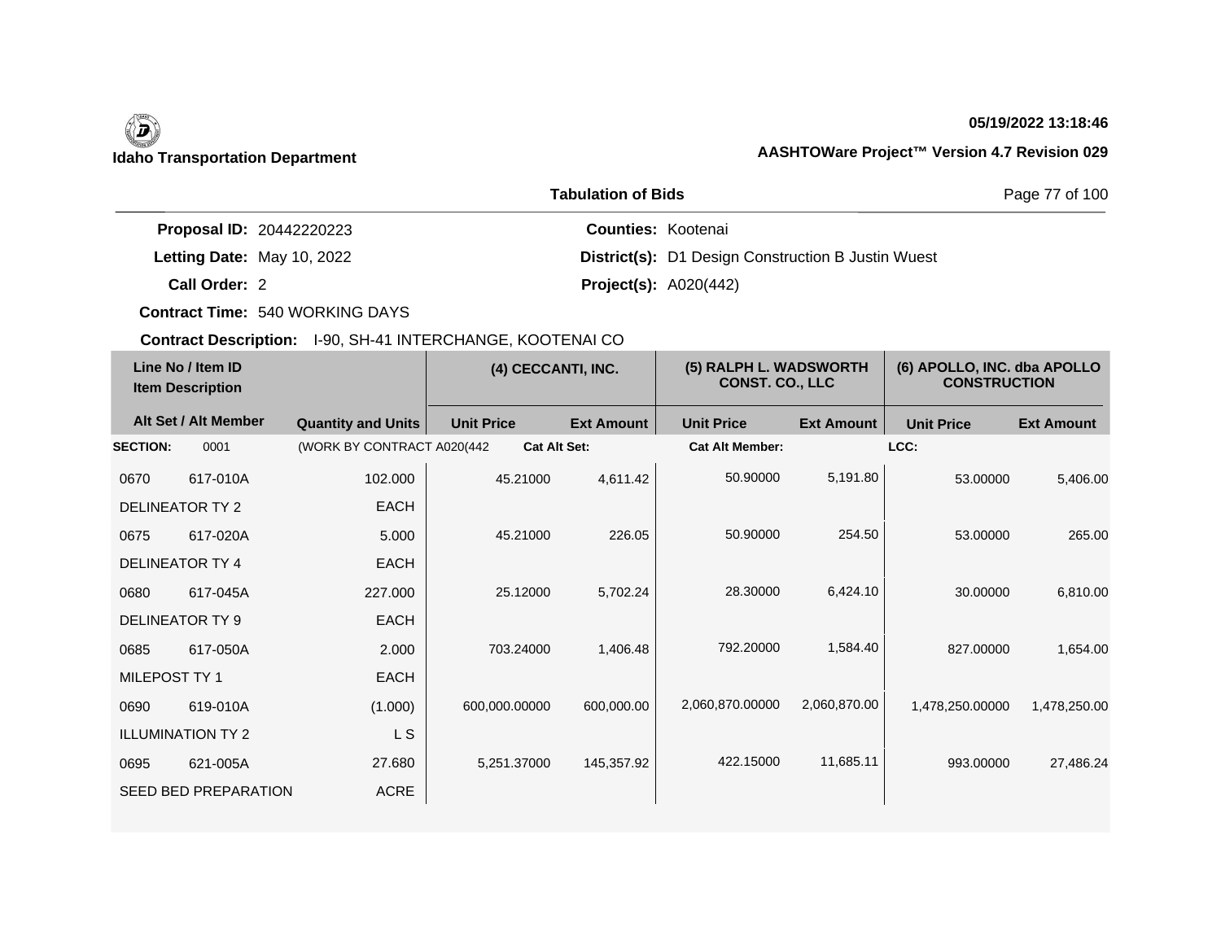**Idaho Transportation Department**

**05/19/2022 13:18:46**

**AASHTOWare Project™ Version 4.7 Revision 029**

## Tabulation of Bids

**Proposal ID:** 20442220223
**Letting Date:** May 10, 2022
**Call Order:** 2
**Contract Time:** 540 WORKING DAYS
**Contract Description:** I-90, SH-41 INTERCHANGE, KOOTENAI CO

**Counties:** Kootenai
**District(s):** D1 Design Construction B Justin Wuest
**Project(s):** A020(442)

| Line No / Item ID<br>Item Description | | | (4) CECCANTI, INC. | | (5) RALPH L. WADSWORTH CONST. CO., LLC | | (6) APOLLO, INC. dba APOLLO CONSTRUCTION | |
|---|---|---|---|---|---|---|---|---|
| Alt Set / Alt Member | | Quantity and Units | Unit Price | Ext Amount | Unit Price | Ext Amount | Unit Price | Ext Amount |
| **SECTION:** | 0001 | (WORK BY CONTRACT A020(442 | **Cat Alt Set:** | | **Cat Alt Member:** | | **LCC:** | |
| 0670 | 617-010A | 102.000 | 45.21000 | 4,611.42 | 50.90000 | 5,191.80 | 53.00000 | 5,406.00 |
| DELINEATOR TY 2 | | EACH | | | | | | |
| 0675 | 617-020A | 5.000 | 45.21000 | 226.05 | 50.90000 | 254.50 | 53.00000 | 265.00 |
| DELINEATOR TY 4 | | EACH | | | | | | |
| 0680 | 617-045A | 227.000 | 25.12000 | 5,702.24 | 28.30000 | 6,424.10 | 30.00000 | 6,810.00 |
| DELINEATOR TY 9 | | EACH | | | | | | |
| 0685 | 617-050A | 2.000 | 703.24000 | 1,406.48 | 792.20000 | 1,584.40 | 827.00000 | 1,654.00 |
| MILEPOST TY 1 | | EACH | | | | | | |
| 0690 | 619-010A | (1.000) | 600,000.00000 | 600,000.00 | 2,060,870.00000 | 2,060,870.00 | 1,478,250.00000 | 1,478,250.00 |
| ILLUMINATION TY 2 | | L S | | | | | | |
| 0695 | 621-005A | 27.680 | 5,251.37000 | 145,357.92 | 422.15000 | 11,685.11 | 993.00000 | 27,486.24 |
| SEED BED PREPARATION | | ACRE | | | | | | |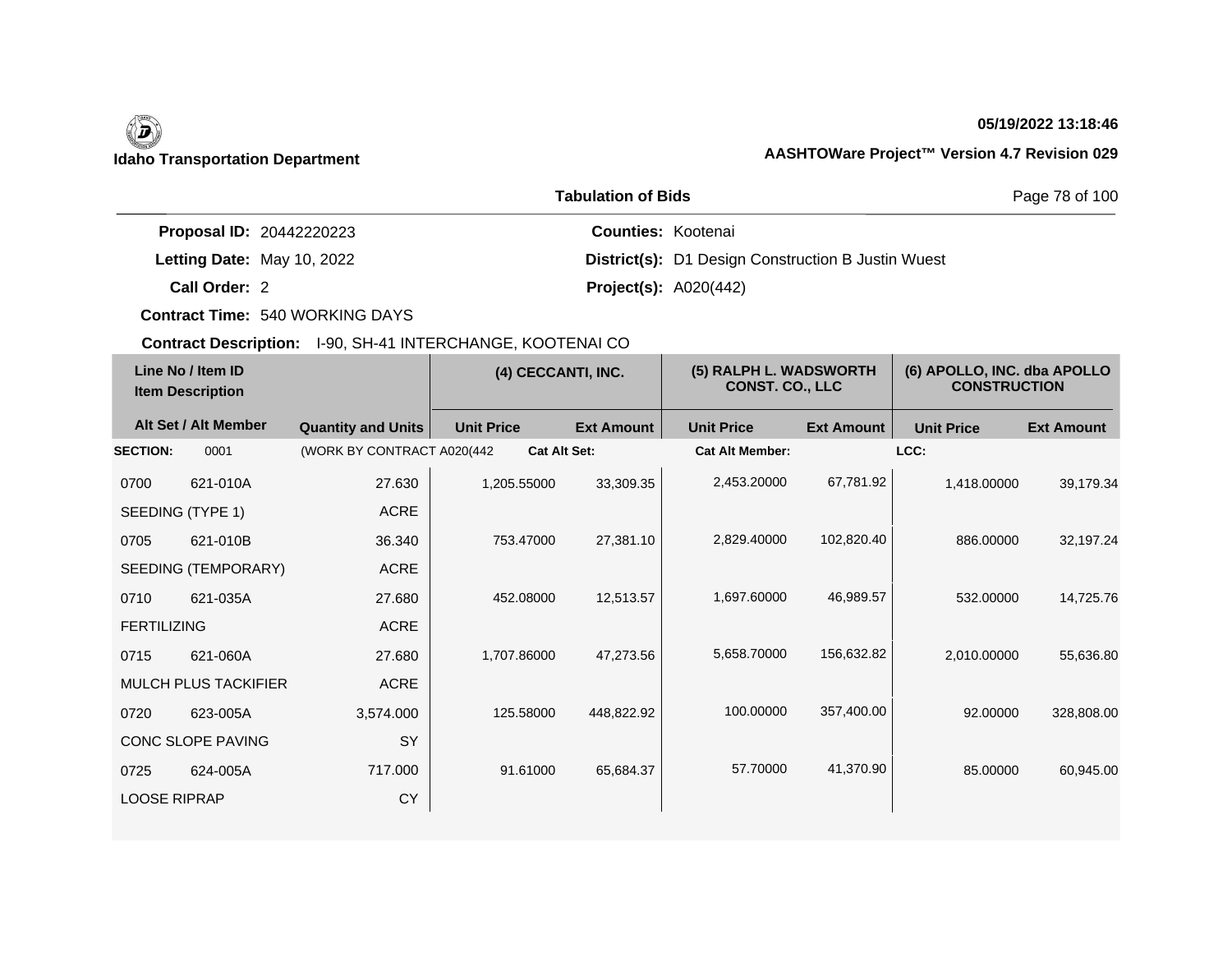Idaho Transportation Department

05/19/2022 13:18:46

AASHTOWare Project™ Version 4.7 Revision 029

## Tabulation of Bids

**Proposal ID:** 20442220223

**Letting Date:** May 10, 2022

**Call Order:** 2

**Contract Time:** 540 WORKING DAYS

**Contract Description:** I-90, SH-41 INTERCHANGE, KOOTENAI CO

**Counties:** Kootenai

**District(s):** D1 Design Construction B Justin Wuest

**Project(s):** A020(442)

| Line No / Item ID | Item Description | Quantity and Units | (4) CECCANTI, INC. | | (5) RALPH L. WADSWORTH CONST. CO., LLC | | (6) APOLLO, INC. dba APOLLO CONSTRUCTION | |
|---|---|---|---|---|---|---|---|---|
| Alt Set / Alt Member | | | Unit Price | Ext Amount | Unit Price | Ext Amount | Unit Price | Ext Amount |
| **SECTION:** 0001 | (WORK BY CONTRACT A020(442 | | **Cat Alt Set:** | | **Cat Alt Member:** | | **LCC:** | |
| 0700 621-010A | SEEDING (TYPE 1) | 27.630 ACRE | 1,205.55000 | 33,309.35 | 2,453.20000 | 67,781.92 | 1,418.00000 | 39,179.34 |
| 0705 621-010B | SEEDING (TEMPORARY) | 36.340 ACRE | 753.47000 | 27,381.10 | 2,829.40000 | 102,820.40 | 886.00000 | 32,197.24 |
| 0710 621-035A | FERTILIZING | 27.680 ACRE | 452.08000 | 12,513.57 | 1,697.60000 | 46,989.57 | 532.00000 | 14,725.76 |
| 0715 621-060A | MULCH PLUS TACKIFIER | 27.680 ACRE | 1,707.86000 | 47,273.56 | 5,658.70000 | 156,632.82 | 2,010.00000 | 55,636.80 |
| 0720 623-005A | CONC SLOPE PAVING | 3,574.000 SY | 125.58000 | 448,822.92 | 100.00000 | 357,400.00 | 92.00000 | 328,808.00 |
| 0725 624-005A | LOOSE RIPRAP | 717.000 CY | 91.61000 | 65,684.37 | 57.70000 | 41,370.90 | 85.00000 | 60,945.00 |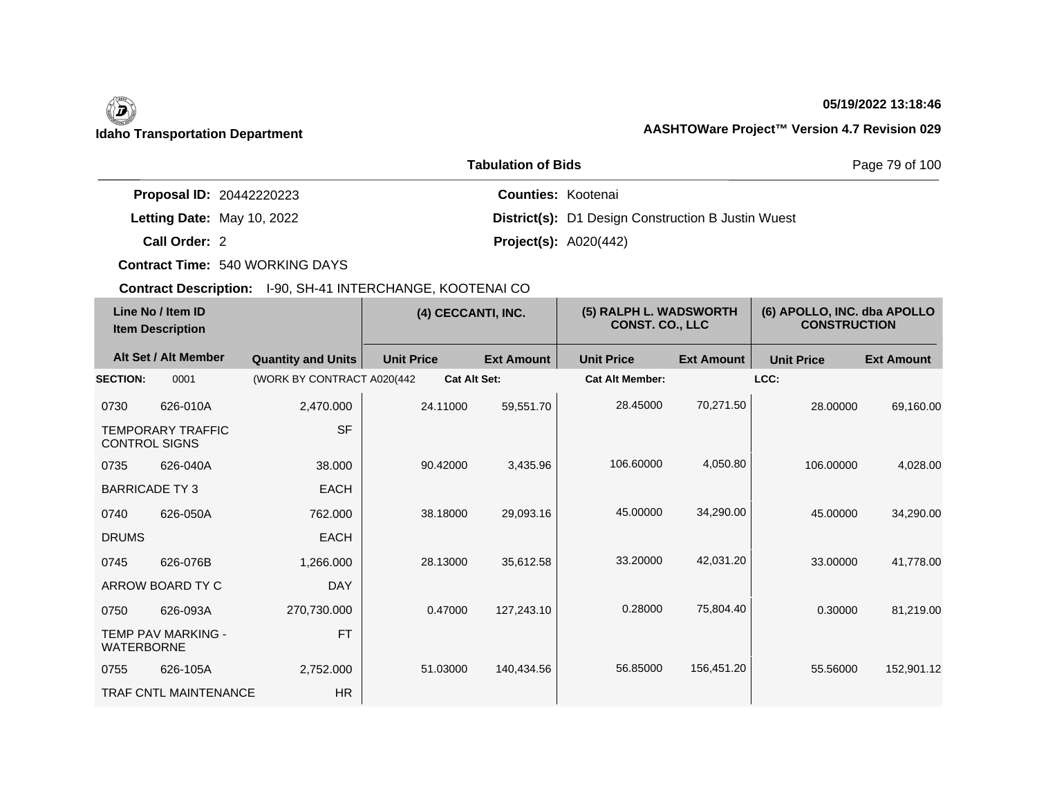Idaho Transportation Department

05/19/2022 13:18:46

AASHTOWare Project™ Version 4.7 Revision 029

## Tabulation of Bids

**Proposal ID:** 20442220223
**Letting Date:** May 10, 2022
**Call Order:** 2
**Contract Time:** 540 WORKING DAYS
**Contract Description:** I-90, SH-41 INTERCHANGE, KOOTENAI CO

**Counties:** Kootenai
**District(s):** D1 Design Construction B Justin Wuest
**Project(s):** A020(442)

| Line No / Item ID | Item Description | Quantity and Units | (4) CECCANTI, INC. Unit Price | (4) CECCANTI, INC. Ext Amount | (5) RALPH L. WADSWORTH CONST. CO., LLC Unit Price | (5) RALPH L. WADSWORTH CONST. CO., LLC Ext Amount | (6) APOLLO, INC. dba APOLLO CONSTRUCTION Unit Price | (6) APOLLO, INC. dba APOLLO CONSTRUCTION Ext Amount |
|---|---|---|---|---|---|---|---|---|
| **SECTION:** 0001 | (WORK BY CONTRACT A020(442 | | Cat Alt Set: | | Cat Alt Member: | | LCC: | |
| 0730 626-010A | TEMPORARY TRAFFIC CONTROL SIGNS | 2,470.000 SF | 24.11000 | 59,551.70 | 28.45000 | 70,271.50 | 28.00000 | 69,160.00 |
| 0735 626-040A | BARRICADE TY 3 | 38.000 EACH | 90.42000 | 3,435.96 | 106.60000 | 4,050.80 | 106.00000 | 4,028.00 |
| 0740 626-050A | DRUMS | 762.000 EACH | 38.18000 | 29,093.16 | 45.00000 | 34,290.00 | 45.00000 | 34,290.00 |
| 0745 626-076B | ARROW BOARD TY C | 1,266.000 DAY | 28.13000 | 35,612.58 | 33.20000 | 42,031.20 | 33.00000 | 41,778.00 |
| 0750 626-093A | TEMP PAV MARKING - WATERBORNE | 270,730.000 FT | 0.47000 | 127,243.10 | 0.28000 | 75,804.40 | 0.30000 | 81,219.00 |
| 0755 626-105A | TRAF CNTL MAINTENANCE | 2,752.000 HR | 51.03000 | 140,434.56 | 56.85000 | 156,451.20 | 55.56000 | 152,901.12 |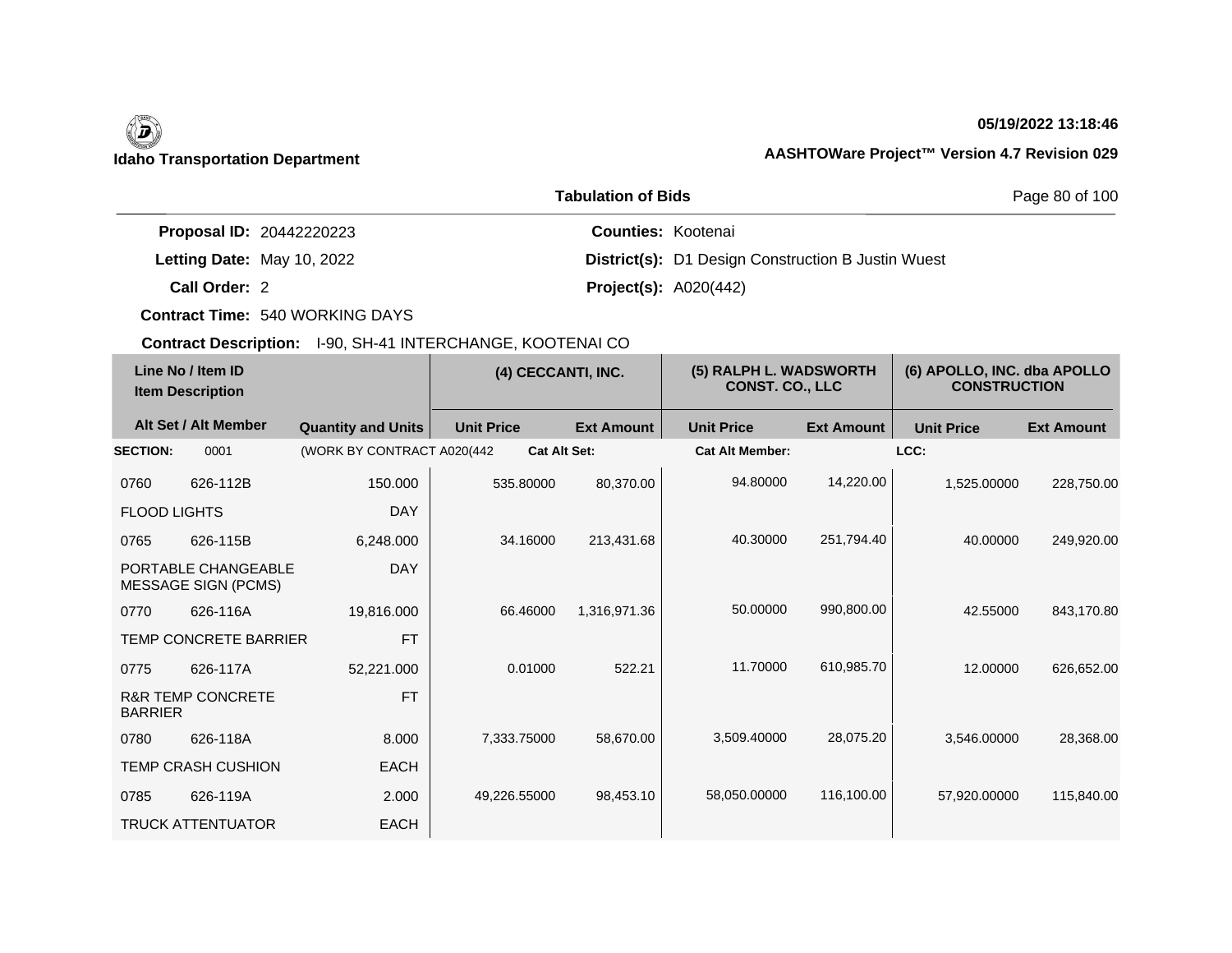**Idaho Transportation Department**

**05/19/2022 13:18:46**

**AASHTOWare Project™ Version 4.7 Revision 029**

**Tabulation of Bids**

| | | | |
|---|---|---|---|
| **Proposal ID:** | 20442220223 | **Counties:** | Kootenai |
| **Letting Date:** | May 10, 2022 | **District(s):** | D1 Design Construction B Justin Wuest |
| **Call Order:** | 2 | **Project(s):** | A020(442) |
| **Contract Time:** | 540 WORKING DAYS | | |

**Contract Description:** I-90, SH-41 INTERCHANGE, KOOTENAI CO

| Line No / Item ID | Item Description | Quantity and Units | (4) CECCANTI, INC. | | (5) RALPH L. WADSWORTH CONST. CO., LLC | | (6) APOLLO, INC. dba APOLLO CONSTRUCTION | |
|---|---|---|---|---|---|---|---|---|
| Alt Set / Alt Member | | | Unit Price | Ext Amount | Unit Price | Ext Amount | Unit Price | Ext Amount |
| **SECTION:** 0001 | | (WORK BY CONTRACT A020(442 | **Cat Alt Set:** | | **Cat Alt Member:** | | **LCC:** | |
| 0760 626-112B | FLOOD LIGHTS | 150.000 DAY | 535.80000 | 80,370.00 | 94.80000 | 14,220.00 | 1,525.00000 | 228,750.00 |
| 0765 626-115B | PORTABLE CHANGEABLE MESSAGE SIGN (PCMS) | 6,248.000 DAY | 34.16000 | 213,431.68 | 40.30000 | 251,794.40 | 40.00000 | 249,920.00 |
| 0770 626-116A | TEMP CONCRETE BARRIER | 19,816.000 FT | 66.46000 | 1,316,971.36 | 50.00000 | 990,800.00 | 42.55000 | 843,170.80 |
| 0775 626-117A | R&R TEMP CONCRETE BARRIER | 52,221.000 FT | 0.01000 | 522.21 | 11.70000 | 610,985.70 | 12.00000 | 626,652.00 |
| 0780 626-118A | TEMP CRASH CUSHION | 8.000 EACH | 7,333.75000 | 58,670.00 | 3,509.40000 | 28,075.20 | 3,546.00000 | 28,368.00 |
| 0785 626-119A | TRUCK ATTENTUATOR | 2.000 EACH | 49,226.55000 | 98,453.10 | 58,050.00000 | 116,100.00 | 57,920.00000 | 115,840.00 |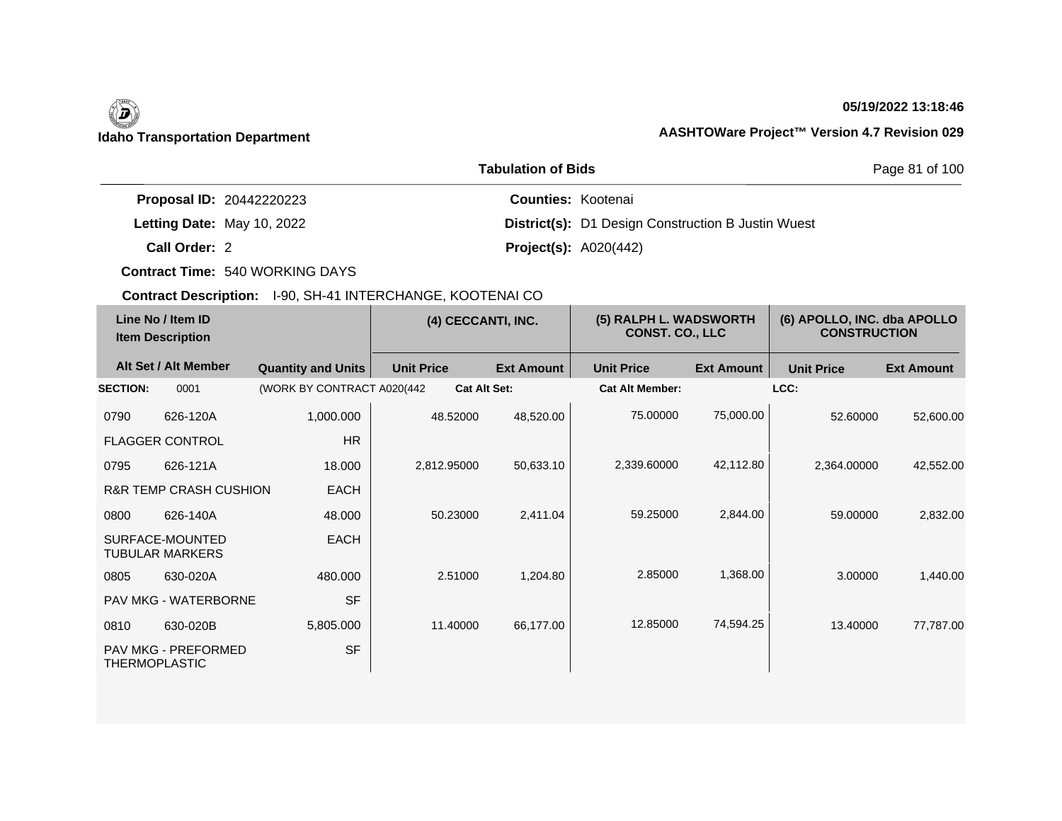**Idaho Transportation Department**

**05/19/2022 13:18:46**

**AASHTOWare Project™ Version 4.7 Revision 029**

**Tabulation of Bids**

**Proposal ID:** 20442220223
**Letting Date:** May 10, 2022
**Call Order:** 2
**Contract Time:** 540 WORKING DAYS
**Contract Description:** I-90, SH-41 INTERCHANGE, KOOTENAI CO

**Counties:** Kootenai
**District(s):** D1 Design Construction B Justin Wuest
**Project(s):** A020(442)

| Line No / Item ID | Item Description | Quantity and Units | (4) CECCANTI, INC. Unit Price | (4) CECCANTI, INC. Ext Amount | (5) RALPH L. WADSWORTH CONST. CO., LLC Unit Price | (5) RALPH L. WADSWORTH CONST. CO., LLC Ext Amount | (6) APOLLO, INC. dba APOLLO CONSTRUCTION Unit Price | (6) APOLLO, INC. dba APOLLO CONSTRUCTION Ext Amount |
|---|---|---|---|---|---|---|---|---|
| **SECTION:** 0001 | (WORK BY CONTRACT A020(442 | | **Cat Alt Set:** | | **Cat Alt Member:** | | **LCC:** | |
| 0790 626-120A | FLAGGER CONTROL | 1,000.000 HR | 48.52000 | 48,520.00 | 75.00000 | 75,000.00 | 52.60000 | 52,600.00 |
| 0795 626-121A | R&R TEMP CRASH CUSHION | 18.000 EACH | 2,812.95000 | 50,633.10 | 2,339.60000 | 42,112.80 | 2,364.00000 | 42,552.00 |
| 0800 626-140A | SURFACE-MOUNTED TUBULAR MARKERS | 48.000 EACH | 50.23000 | 2,411.04 | 59.25000 | 2,844.00 | 59.00000 | 2,832.00 |
| 0805 630-020A | PAV MKG - WATERBORNE | 480.000 SF | 2.51000 | 1,204.80 | 2.85000 | 1,368.00 | 3.00000 | 1,440.00 |
| 0810 630-020B | PAV MKG - PREFORMED THERMOPLASTIC | 5,805.000 SF | 11.40000 | 66,177.00 | 12.85000 | 74,594.25 | 13.40000 | 77,787.00 |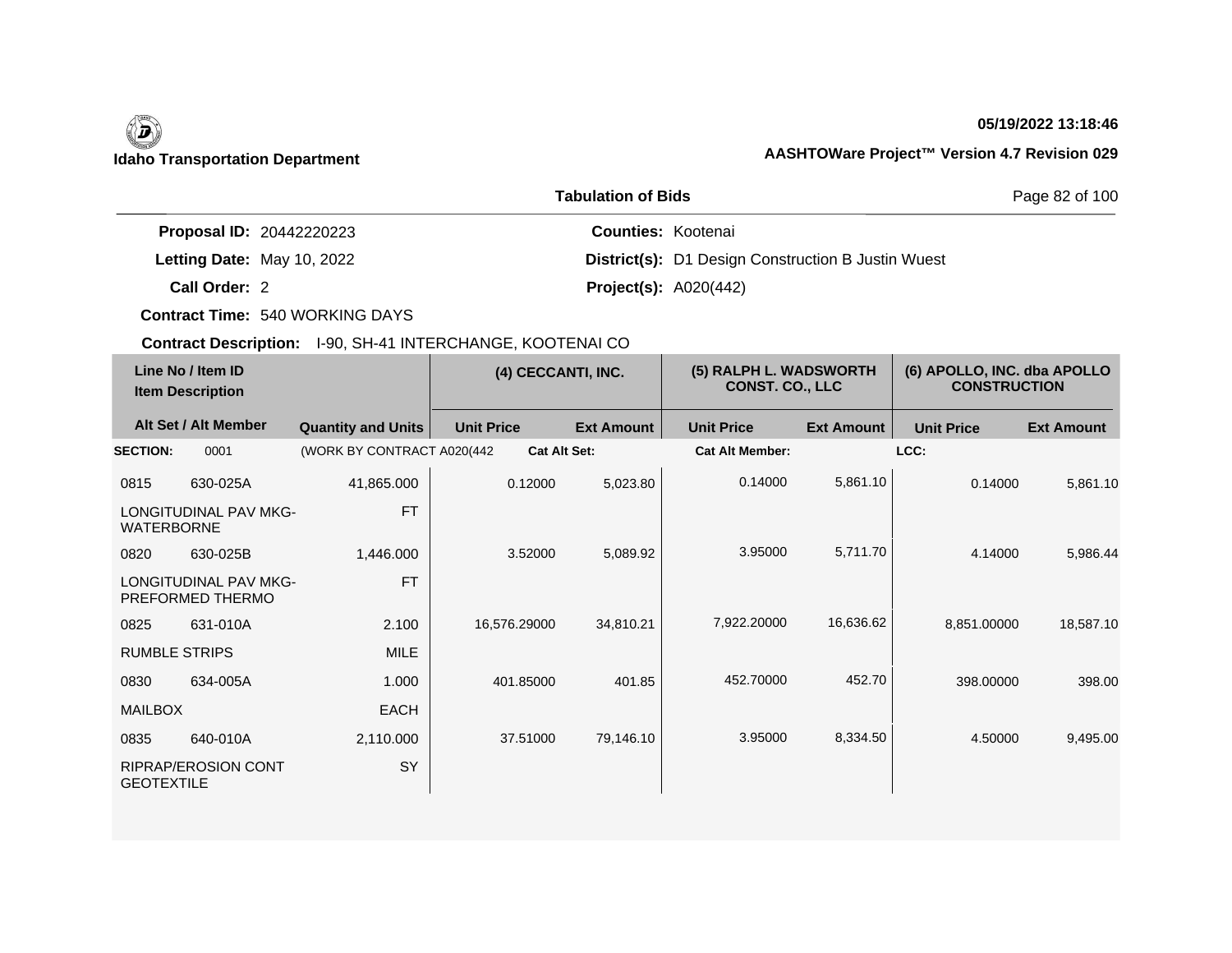**Idaho Transportation Department**

**05/19/2022 13:18:46**

**AASHTOWare Project™ Version 4.7 Revision 029**

**Tabulation of Bids**

**Proposal ID:** 20442220223

**Letting Date:** May 10, 2022

**Call Order:** 2

**Contract Time:** 540 WORKING DAYS

**Counties:** Kootenai

**District(s):** D1 Design Construction B Justin Wuest

**Project(s):** A020(442)

**Contract Description:** I-90, SH-41 INTERCHANGE, KOOTENAI CO

| Line No / Item ID | Item Description | Quantity and Units | (4) CECCANTI, INC. Unit Price | (4) CECCANTI, INC. Ext Amount | (5) RALPH L. WADSWORTH CONST. CO., LLC Unit Price | (5) RALPH L. WADSWORTH CONST. CO., LLC Ext Amount | (6) APOLLO, INC. dba APOLLO CONSTRUCTION Unit Price | (6) APOLLO, INC. dba APOLLO CONSTRUCTION Ext Amount |
|---|---|---|---|---|---|---|---|---|
| **SECTION:** 0001 | (WORK BY CONTRACT A020(442 | | **Cat Alt Set:** | | **Cat Alt Member:** | | **LCC:** | |
| 0815 630-025A | LONGITUDINAL PAV MKG-WATERBORNE | 41,865.000 FT | 0.12000 | 5,023.80 | 0.14000 | 5,861.10 | 0.14000 | 5,861.10 |
| 0820 630-025B | LONGITUDINAL PAV MKG-PREFORMED THERMO | 1,446.000 FT | 3.52000 | 5,089.92 | 3.95000 | 5,711.70 | 4.14000 | 5,986.44 |
| 0825 631-010A | RUMBLE STRIPS | 2.100 MILE | 16,576.29000 | 34,810.21 | 7,922.20000 | 16,636.62 | 8,851.00000 | 18,587.10 |
| 0830 634-005A | MAILBOX | 1.000 EACH | 401.85000 | 401.85 | 452.70000 | 452.70 | 398.00000 | 398.00 |
| 0835 640-010A | RIPRAP/EROSION CONT GEOTEXTILE | 2,110.000 SY | 37.51000 | 79,146.10 | 3.95000 | 8,334.50 | 4.50000 | 9,495.00 |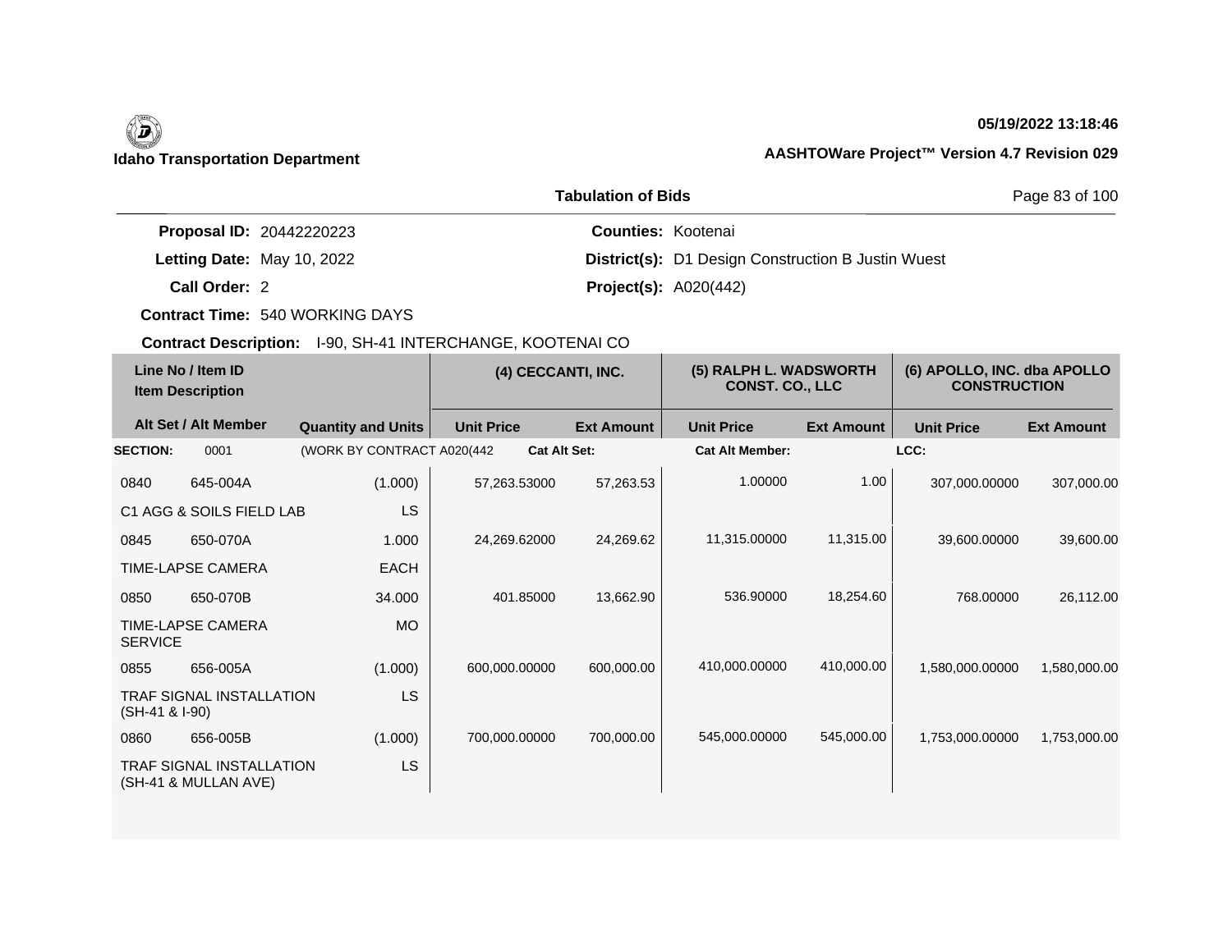**Idaho Transportation Department**

**05/19/2022 13:18:46**

**AASHTOWare Project™ Version 4.7 Revision 029**

## Tabulation of Bids

**Proposal ID:** 20442220223

**Letting Date:** May 10, 2022

**Call Order:** 2

**Contract Time:** 540 WORKING DAYS

**Counties:** Kootenai

**District(s):** D1 Design Construction B Justin Wuest

**Project(s):** A020(442)

**Contract Description:** I-90, SH-41 INTERCHANGE, KOOTENAI CO

| Line No / Item ID | Item Description | Quantity and Units | (4) CECCANTI, INC. Unit Price | (4) CECCANTI, INC. Ext Amount | (5) RALPH L. WADSWORTH CONST. CO., LLC Unit Price | (5) RALPH L. WADSWORTH CONST. CO., LLC Ext Amount | (6) APOLLO, INC. dba APOLLO CONSTRUCTION Unit Price | (6) APOLLO, INC. dba APOLLO CONSTRUCTION Ext Amount |
|---|---|---|---|---|---|---|---|---|
| **SECTION:** 0001 | (WORK BY CONTRACT A020(442 | | **Cat Alt Set:** | | **Cat Alt Member:** | | **LCC:** | |
| 0840 645-004A | C1 AGG & SOILS FIELD LAB | (1.000) LS | 57,263.53000 | 57,263.53 | 1.00000 | 1.00 | 307,000.00000 | 307,000.00 |
| 0845 650-070A | TIME-LAPSE CAMERA | 1.000 EACH | 24,269.62000 | 24,269.62 | 11,315.00000 | 11,315.00 | 39,600.00000 | 39,600.00 |
| 0850 650-070B | TIME-LAPSE CAMERA SERVICE | 34.000 MO | 401.85000 | 13,662.90 | 536.90000 | 18,254.60 | 768.00000 | 26,112.00 |
| 0855 656-005A | TRAF SIGNAL INSTALLATION (SH-41 & I-90) | (1.000) LS | 600,000.00000 | 600,000.00 | 410,000.00000 | 410,000.00 | 1,580,000.00000 | 1,580,000.00 |
| 0860 656-005B | TRAF SIGNAL INSTALLATION (SH-41 & MULLAN AVE) | (1.000) LS | 700,000.00000 | 700,000.00 | 545,000.00000 | 545,000.00 | 1,753,000.00000 | 1,753,000.00 |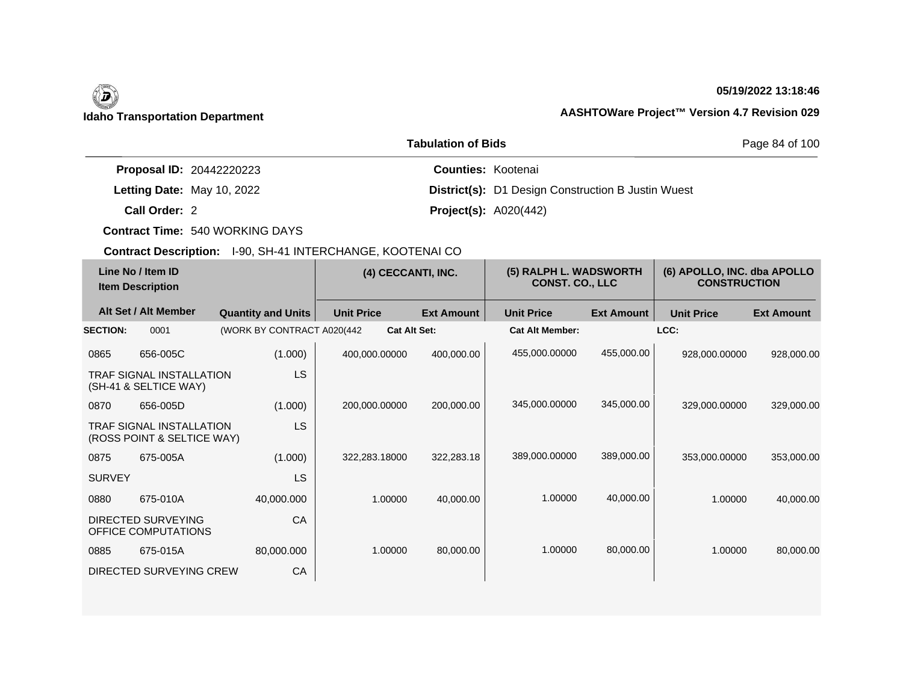**Idaho Transportation Department**

**05/19/2022 13:18:46**

**AASHTOWare Project™ Version 4.7 Revision 029**

**Tabulation of Bids**

**Proposal ID:** 20442220223
**Letting Date:** May 10, 2022
**Call Order:** 2
**Contract Time:** 540 WORKING DAYS
**Contract Description:** I-90, SH-41 INTERCHANGE, KOOTENAI CO

**Counties:** Kootenai
**District(s):** D1 Design Construction B Justin Wuest
**Project(s):** A020(442)

| Line No / Item ID | Item Description | Quantity and Units | (4) CECCANTI, INC. | | (5) RALPH L. WADSWORTH CONST. CO., LLC | | (6) APOLLO, INC. dba APOLLO CONSTRUCTION | |
|---|---|---|---|---|---|---|---|---|
| Alt Set / Alt Member | | | Unit Price | Ext Amount | Unit Price | Ext Amount | Unit Price | Ext Amount |
| **SECTION:** 0001 | (WORK BY CONTRACT A020(442 | | **Cat Alt Set:** | | **Cat Alt Member:** | | **LCC:** | |
| 0865 656-005C | TRAF SIGNAL INSTALLATION (SH-41 & SELTICE WAY) | (1.000) LS | 400,000.00000 | 400,000.00 | 455,000.00000 | 455,000.00 | 928,000.00000 | 928,000.00 |
| 0870 656-005D | TRAF SIGNAL INSTALLATION (ROSS POINT & SELTICE WAY) | (1.000) LS | 200,000.00000 | 200,000.00 | 345,000.00000 | 345,000.00 | 329,000.00000 | 329,000.00 |
| 0875 675-005A | SURVEY | (1.000) LS | 322,283.18000 | 322,283.18 | 389,000.00000 | 389,000.00 | 353,000.00000 | 353,000.00 |
| 0880 675-010A | DIRECTED SURVEYING OFFICE COMPUTATIONS | 40,000.000 CA | 1.00000 | 40,000.00 | 1.00000 | 40,000.00 | 1.00000 | 40,000.00 |
| 0885 675-015A | DIRECTED SURVEYING CREW | 80,000.000 CA | 1.00000 | 80,000.00 | 1.00000 | 80,000.00 | 1.00000 | 80,000.00 |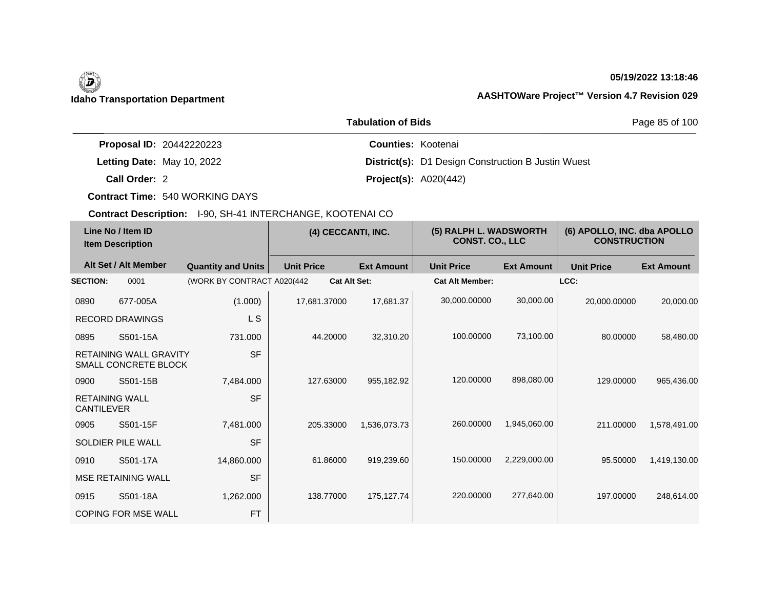**Idaho Transportation Department**

**05/19/2022 13:18:46**

**AASHTOWare Project™ Version 4.7 Revision 029**

**Tabulation of Bids**

**Proposal ID:** 20442220223
**Letting Date:** May 10, 2022
**Call Order:** 2
**Contract Time:** 540 WORKING DAYS

**Counties:** Kootenai
**District(s):** D1 Design Construction B Justin Wuest
**Project(s):** A020(442)

**Contract Description:** I-90, SH-41 INTERCHANGE, KOOTENAI CO

| Line No / Item ID | Item Description | Quantity and Units | (4) CECCANTI, INC. Unit Price | (4) CECCANTI, INC. Ext Amount | (5) RALPH L. WADSWORTH CONST. CO., LLC Unit Price | (5) RALPH L. WADSWORTH CONST. CO., LLC Ext Amount | (6) APOLLO, INC. dba APOLLO CONSTRUCTION Unit Price | (6) APOLLO, INC. dba APOLLO CONSTRUCTION Ext Amount |
|---|---|---|---|---|---|---|---|---|
| **SECTION:** 0001 | (WORK BY CONTRACT A020(442 | | **Cat Alt Set:** | | **Cat Alt Member:** | | **LCC:** | |
| 0890 677-005A | RECORD DRAWINGS | (1.000) L S | 17,681.37000 | 17,681.37 | 30,000.00000 | 30,000.00 | 20,000.00000 | 20,000.00 |
| 0895 S501-15A | RETAINING WALL GRAVITY SMALL CONCRETE BLOCK | 731.000 SF | 44.20000 | 32,310.20 | 100.00000 | 73,100.00 | 80.00000 | 58,480.00 |
| 0900 S501-15B | RETAINING WALL CANTILEVER | 7,484.000 SF | 127.63000 | 955,182.92 | 120.00000 | 898,080.00 | 129.00000 | 965,436.00 |
| 0905 S501-15F | SOLDIER PILE WALL | 7,481.000 SF | 205.33000 | 1,536,073.73 | 260.00000 | 1,945,060.00 | 211.00000 | 1,578,491.00 |
| 0910 S501-17A | MSE RETAINING WALL | 14,860.000 SF | 61.86000 | 919,239.60 | 150.00000 | 2,229,000.00 | 95.50000 | 1,419,130.00 |
| 0915 S501-18A | COPING FOR MSE WALL | 1,262.000 FT | 138.77000 | 175,127.74 | 220.00000 | 277,640.00 | 197.00000 | 248,614.00 |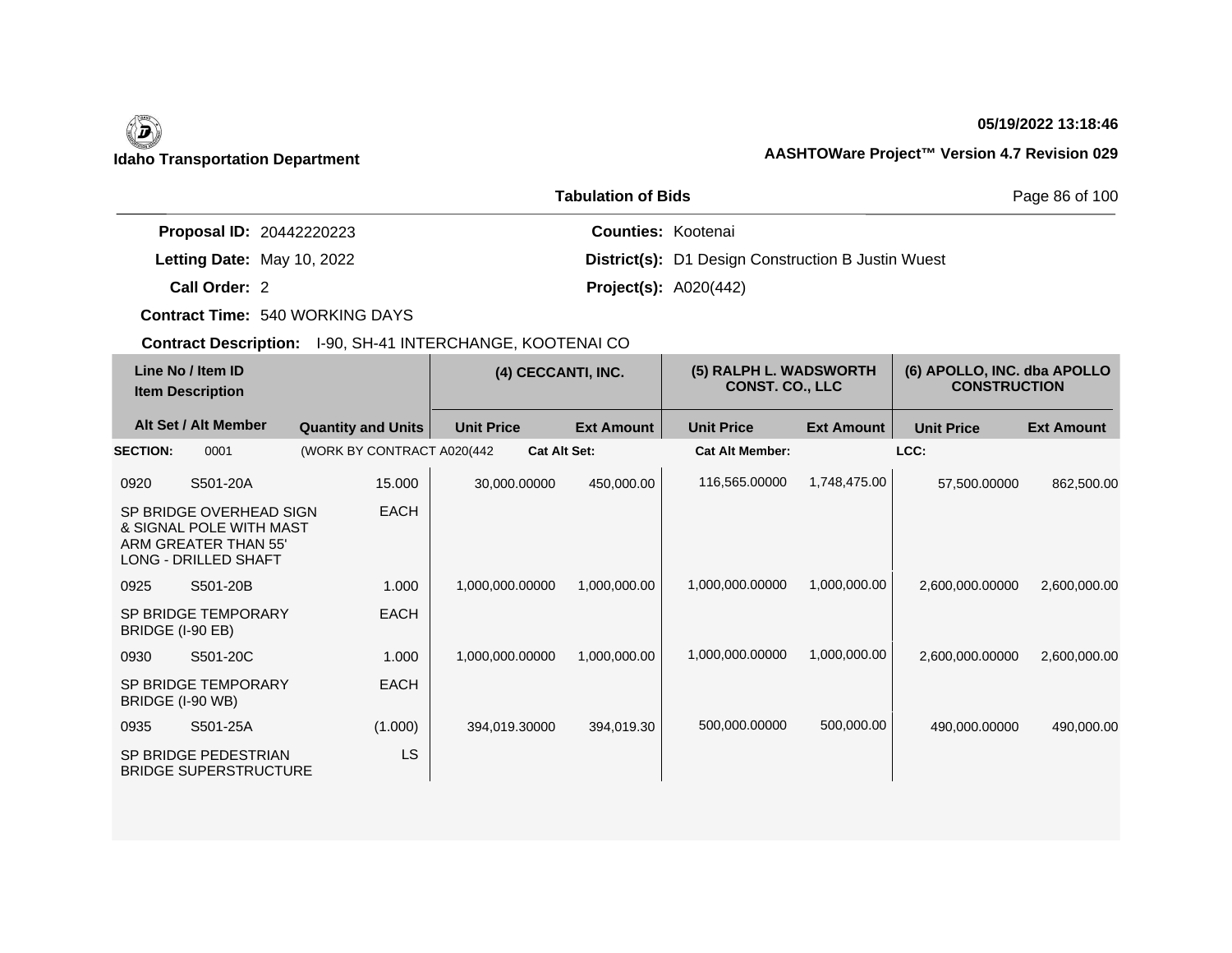**Idaho Transportation Department**

**05/19/2022 13:18:46**

**AASHTOWare Project™ Version 4.7 Revision 029**

**Tabulation of Bids**

**Proposal ID:** 20442220223  
**Letting Date:** May 10, 2022  
**Call Order:** 2  
**Contract Time:** 540 WORKING DAYS  
**Contract Description:** I-90, SH-41 INTERCHANGE, KOOTENAI CO

**Counties:** Kootenai  
**District(s):** D1 Design Construction B Justin Wuest  
**Project(s):** A020(442)

| Line No / Item ID | Item Description | Quantity and Units | (4) CECCANTI, INC. Unit Price | (4) CECCANTI, INC. Ext Amount | (5) RALPH L. WADSWORTH CONST. CO., LLC Unit Price | (5) RALPH L. WADSWORTH CONST. CO., LLC Ext Amount | (6) APOLLO, INC. dba APOLLO CONSTRUCTION Unit Price | (6) APOLLO, INC. dba APOLLO CONSTRUCTION Ext Amount |
|---|---|---|---|---|---|---|---|---|
| **SECTION:** 0001 | (WORK BY CONTRACT A020(442 | **Cat Alt Set:** | | | **Cat Alt Member:** | | **LCC:** | |
| 0920 S501-20A | SP BRIDGE OVERHEAD SIGN & SIGNAL POLE WITH MAST ARM GREATER THAN 55' LONG - DRILLED SHAFT | 15.000 EACH | 30,000.00000 | 450,000.00 | 116,565.00000 | 1,748,475.00 | 57,500.00000 | 862,500.00 |
| 0925 S501-20B | SP BRIDGE TEMPORARY BRIDGE (I-90 EB) | 1.000 EACH | 1,000,000.00000 | 1,000,000.00 | 1,000,000.00000 | 1,000,000.00 | 2,600,000.00000 | 2,600,000.00 |
| 0930 S501-20C | SP BRIDGE TEMPORARY BRIDGE (I-90 WB) | 1.000 EACH | 1,000,000.00000 | 1,000,000.00 | 1,000,000.00000 | 1,000,000.00 | 2,600,000.00000 | 2,600,000.00 |
| 0935 S501-25A | SP BRIDGE PEDESTRIAN BRIDGE SUPERSTRUCTURE | (1.000) LS | 394,019.30000 | 394,019.30 | 500,000.00000 | 500,000.00 | 490,000.00000 | 490,000.00 |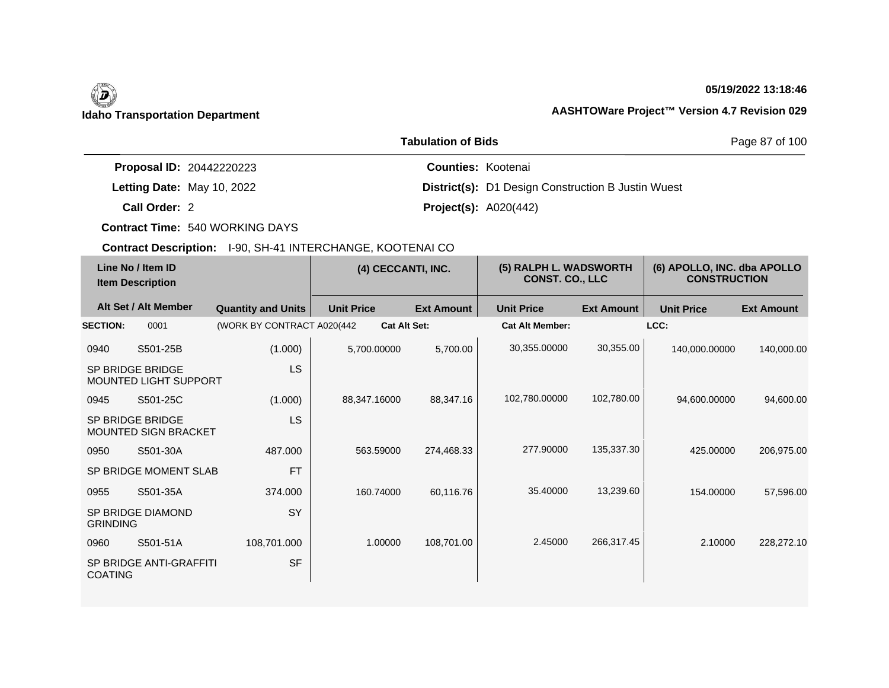Idaho Transportation Department

05/19/2022 13:18:46

AASHTOWare Project™ Version 4.7 Revision 029

## Tabulation of Bids

**Proposal ID:** 20442220223
**Letting Date:** May 10, 2022
**Call Order:** 2
**Contract Time:** 540 WORKING DAYS

**Counties:** Kootenai
**District(s):** D1 Design Construction B Justin Wuest
**Project(s):** A020(442)

**Contract Description:** I-90, SH-41 INTERCHANGE, KOOTENAI CO

| Line No / Item ID | Item Description / Alt Set / Alt Member | Quantity and Units | (4) CECCANTI, INC. Unit Price | (4) CECCANTI, INC. Ext Amount | (5) RALPH L. WADSWORTH CONST. CO., LLC Unit Price | (5) RALPH L. WADSWORTH CONST. CO., LLC Ext Amount | (6) APOLLO, INC. dba APOLLO CONSTRUCTION Unit Price | (6) APOLLO, INC. dba APOLLO CONSTRUCTION Ext Amount |
|---|---|---|---|---|---|---|---|---|
| **SECTION:** 0001 | (WORK BY CONTRACT A020(442 | | Cat Alt Set: | | Cat Alt Member: | | LCC: | |
| 0940 S501-25B | SP BRIDGE BRIDGE MOUNTED LIGHT SUPPORT | (1.000) LS | 5,700.00000 | 5,700.00 | 30,355.00000 | 30,355.00 | 140,000.00000 | 140,000.00 |
| 0945 S501-25C | SP BRIDGE BRIDGE MOUNTED SIGN BRACKET | (1.000) LS | 88,347.16000 | 88,347.16 | 102,780.00000 | 102,780.00 | 94,600.00000 | 94,600.00 |
| 0950 S501-30A | SP BRIDGE MOMENT SLAB | 487.000 FT | 563.59000 | 274,468.33 | 277.90000 | 135,337.30 | 425.00000 | 206,975.00 |
| 0955 S501-35A | SP BRIDGE DIAMOND GRINDING | 374.000 SY | 160.74000 | 60,116.76 | 35.40000 | 13,239.60 | 154.00000 | 57,596.00 |
| 0960 S501-51A | SP BRIDGE ANTI-GRAFFITI COATING | 108,701.000 SF | 1.00000 | 108,701.00 | 2.45000 | 266,317.45 | 2.10000 | 228,272.10 |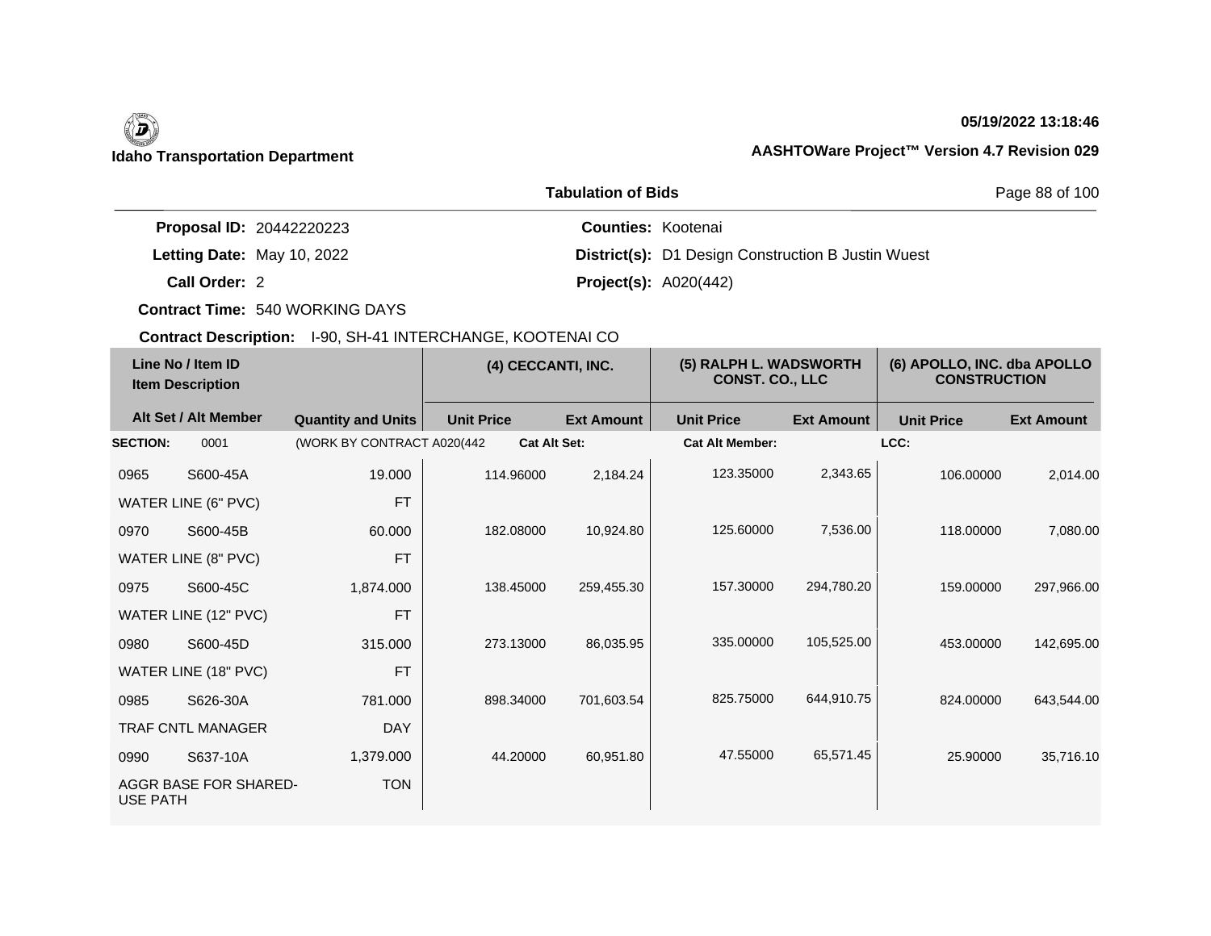Idaho Transportation Department

05/19/2022 13:18:46

AASHTOWare Project™ Version 4.7 Revision 029

## Tabulation of Bids

**Proposal ID:** 20442220223

**Letting Date:** May 10, 2022

**Call Order:** 2

**Contract Time:** 540 WORKING DAYS

**Counties:** Kootenai

**District(s):** D1 Design Construction B Justin Wuest

**Project(s):** A020(442)

**Contract Description:** I-90, SH-41 INTERCHANGE, KOOTENAI CO

| Line No / Item ID | Item Description | Quantity and Units | (4) CECCANTI, INC. | | (5) RALPH L. WADSWORTH CONST. CO., LLC | | (6) APOLLO, INC. dba APOLLO CONSTRUCTION | |
|---|---|---|---|---|---|---|---|---|
| Alt Set / Alt Member | | | Unit Price | Ext Amount | Unit Price | Ext Amount | Unit Price | Ext Amount |
| **SECTION:** 0001 | | (WORK BY CONTRACT A020(442 | **Cat Alt Set:** | | **Cat Alt Member:** | | **LCC:** | |
| 0965 S600-45A | WATER LINE (6" PVC) | 19.000 FT | 114.96000 | 2,184.24 | 123.35000 | 2,343.65 | 106.00000 | 2,014.00 |
| 0970 S600-45B | WATER LINE (8" PVC) | 60.000 FT | 182.08000 | 10,924.80 | 125.60000 | 7,536.00 | 118.00000 | 7,080.00 |
| 0975 S600-45C | WATER LINE (12" PVC) | 1,874.000 FT | 138.45000 | 259,455.30 | 157.30000 | 294,780.20 | 159.00000 | 297,966.00 |
| 0980 S600-45D | WATER LINE (18" PVC) | 315.000 FT | 273.13000 | 86,035.95 | 335.00000 | 105,525.00 | 453.00000 | 142,695.00 |
| 0985 S626-30A | TRAF CNTL MANAGER | 781.000 DAY | 898.34000 | 701,603.54 | 825.75000 | 644,910.75 | 824.00000 | 643,544.00 |
| 0990 S637-10A | AGGR BASE FOR SHARED-USE PATH | 1,379.000 TON | 44.20000 | 60,951.80 | 47.55000 | 65,571.45 | 25.90000 | 35,716.10 |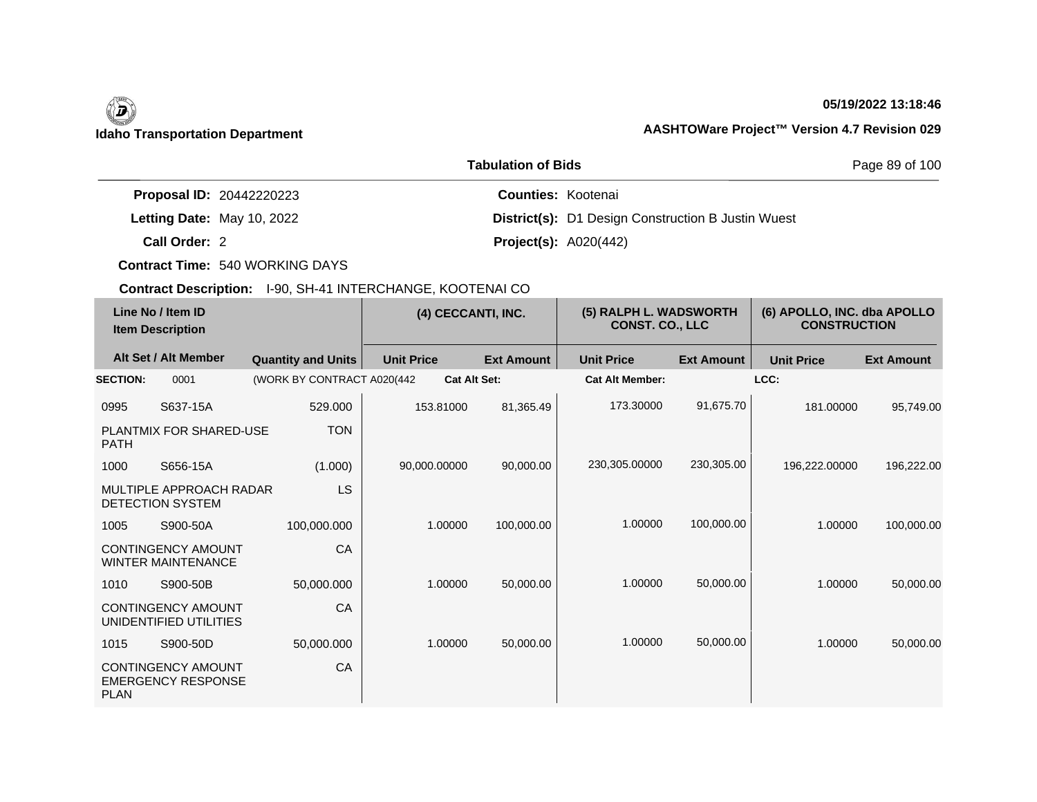**Idaho Transportation Department**

**05/19/2022 13:18:46**

**AASHTOWare Project™ Version 4.7 Revision 029**

**Tabulation of Bids**

**Proposal ID:** 20442220223
**Letting Date:** May 10, 2022
**Call Order:** 2
**Contract Time:** 540 WORKING DAYS

**Counties:** Kootenai
**District(s):** D1 Design Construction B Justin Wuest
**Project(s):** A020(442)

**Contract Description:** I-90, SH-41 INTERCHANGE, KOOTENAI CO

| Line No / Item ID | Item Description | Quantity and Units | (4) CECCANTI, INC. Unit Price | (4) CECCANTI, INC. Ext Amount | (5) RALPH L. WADSWORTH CONST. CO., LLC Unit Price | (5) RALPH L. WADSWORTH CONST. CO., LLC Ext Amount | (6) APOLLO, INC. dba APOLLO CONSTRUCTION Unit Price | (6) APOLLO, INC. dba APOLLO CONSTRUCTION Ext Amount |
|---|---|---|---|---|---|---|---|---|
| **SECTION:** 0001 | (WORK BY CONTRACT A020(442 | | **Cat Alt Set:** | | **Cat Alt Member:** | | **LCC:** | |
| 0995 S637-15A | PLANTMIX FOR SHARED-USE PATH | 529.000 TON | 153.81000 | 81,365.49 | 173.30000 | 91,675.70 | 181.00000 | 95,749.00 |
| 1000 S656-15A | MULTIPLE APPROACH RADAR DETECTION SYSTEM | (1.000) LS | 90,000.00000 | 90,000.00 | 230,305.00000 | 230,305.00 | 196,222.00000 | 196,222.00 |
| 1005 S900-50A | CONTINGENCY AMOUNT WINTER MAINTENANCE | 100,000.000 CA | 1.00000 | 100,000.00 | 1.00000 | 100,000.00 | 1.00000 | 100,000.00 |
| 1010 S900-50B | CONTINGENCY AMOUNT UNIDENTIFIED UTILITIES | 50,000.000 CA | 1.00000 | 50,000.00 | 1.00000 | 50,000.00 | 1.00000 | 50,000.00 |
| 1015 S900-50D | CONTINGENCY AMOUNT EMERGENCY RESPONSE PLAN | 50,000.000 CA | 1.00000 | 50,000.00 | 1.00000 | 50,000.00 | 1.00000 | 50,000.00 |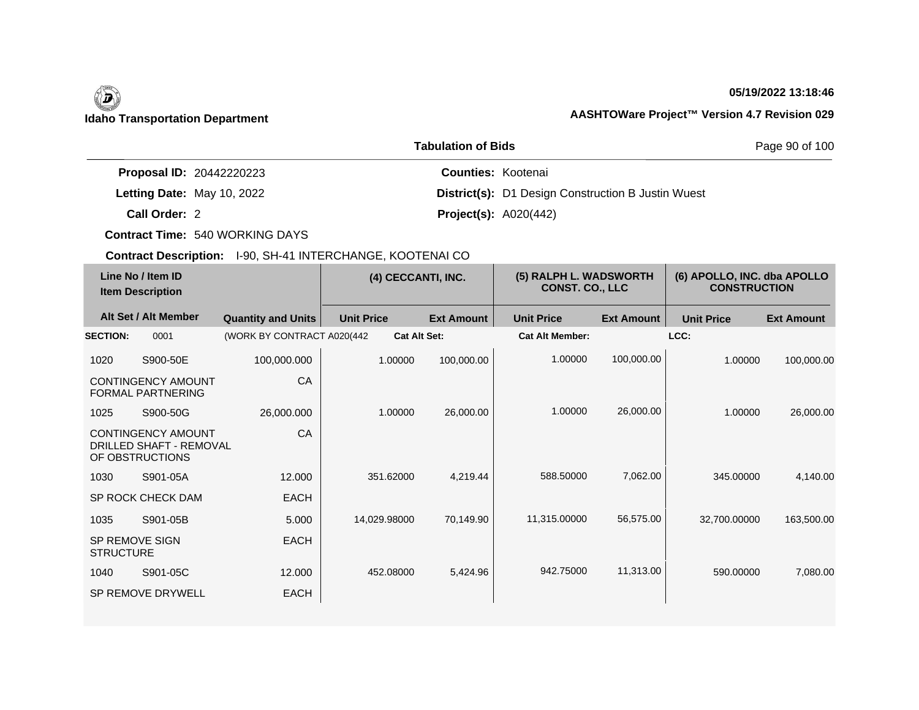**Idaho Transportation Department**

**05/19/2022 13:18:46**

**AASHTOWare Project™ Version 4.7 Revision 029**

**Tabulation of Bids**

**Proposal ID:** 20442220223
**Letting Date:** May 10, 2022
**Call Order:** 2
**Contract Time:** 540 WORKING DAYS

**Counties:** Kootenai
**District(s):** D1 Design Construction B Justin Wuest
**Project(s):** A020(442)

**Contract Description:** I-90, SH-41 INTERCHANGE, KOOTENAI CO

| Line No / Item ID | Item Description | Quantity and Units | (4) CECCANTI, INC. Unit Price | (4) CECCANTI, INC. Ext Amount | (5) RALPH L. WADSWORTH CONST. CO., LLC Unit Price | (5) RALPH L. WADSWORTH CONST. CO., LLC Ext Amount | (6) APOLLO, INC. dba APOLLO CONSTRUCTION Unit Price | (6) APOLLO, INC. dba APOLLO CONSTRUCTION Ext Amount |
|---|---|---|---|---|---|---|---|---|
| **SECTION:** 0001 | (WORK BY CONTRACT A020(442 | | **Cat Alt Set:** | | **Cat Alt Member:** | | **LCC:** | |
| 1020 S900-50E | CONTINGENCY AMOUNT FORMAL PARTNERING | 100,000.000 CA | 1.00000 | 100,000.00 | 1.00000 | 100,000.00 | 1.00000 | 100,000.00 |
| 1025 S900-50G | CONTINGENCY AMOUNT DRILLED SHAFT - REMOVAL OF OBSTRUCTIONS | 26,000.000 CA | 1.00000 | 26,000.00 | 1.00000 | 26,000.00 | 1.00000 | 26,000.00 |
| 1030 S901-05A | SP ROCK CHECK DAM | 12.000 EACH | 351.62000 | 4,219.44 | 588.50000 | 7,062.00 | 345.00000 | 4,140.00 |
| 1035 S901-05B | SP REMOVE SIGN STRUCTURE | 5.000 EACH | 14,029.98000 | 70,149.90 | 11,315.00000 | 56,575.00 | 32,700.00000 | 163,500.00 |
| 1040 S901-05C | SP REMOVE DRYWELL | 12.000 EACH | 452.08000 | 5,424.96 | 942.75000 | 11,313.00 | 590.00000 | 7,080.00 |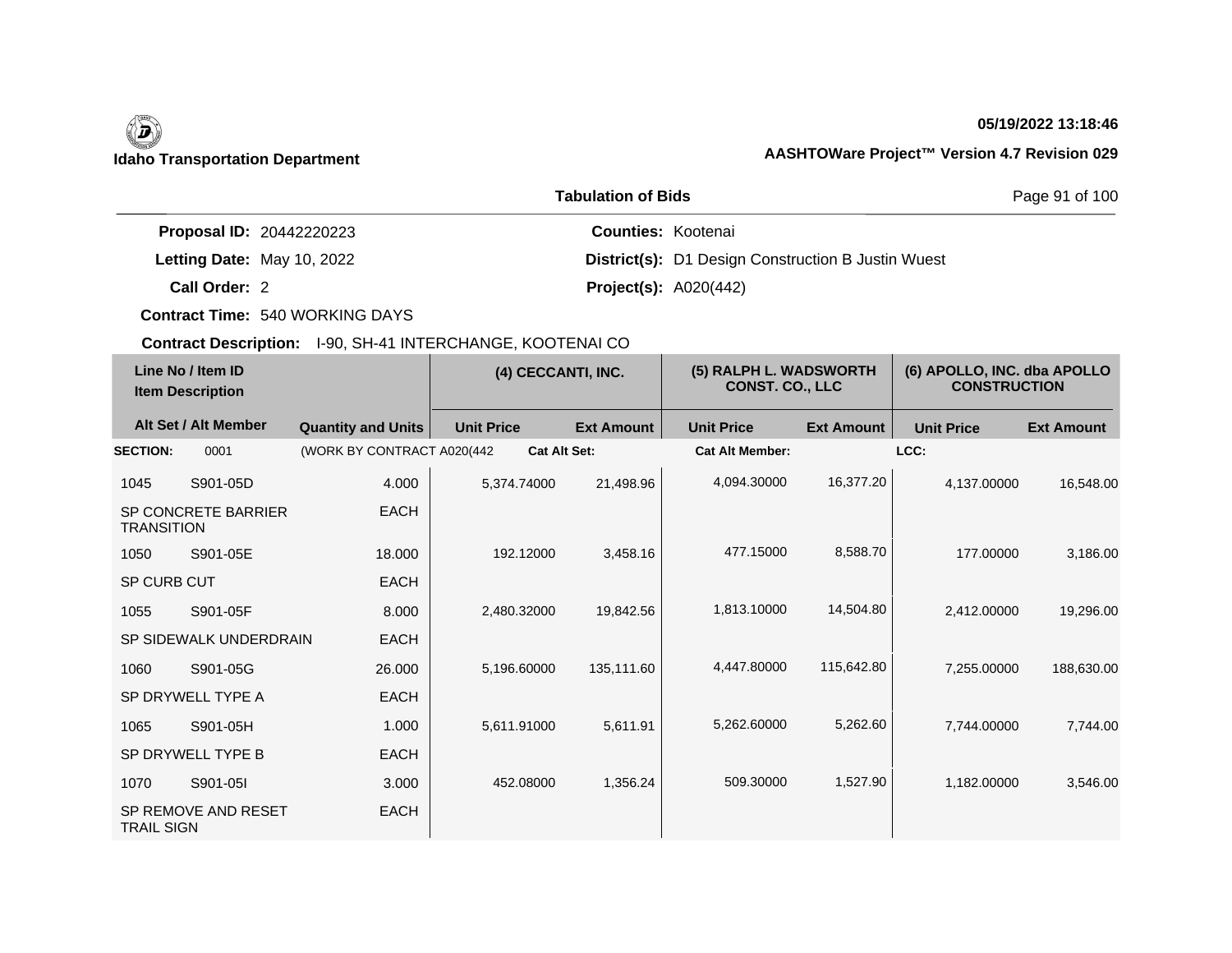**Idaho Transportation Department**

**05/19/2022 13:18:46**

**AASHTOWare Project™ Version 4.7 Revision 029**

**Tabulation of Bids**

**Proposal ID:** 20442220223
**Letting Date:** May 10, 2022
**Call Order:** 2
**Contract Time:** 540 WORKING DAYS

**Counties:** Kootenai
**District(s):** D1 Design Construction B Justin Wuest
**Project(s):** A020(442)

**Contract Description:** I-90, SH-41 INTERCHANGE, KOOTENAI CO

| Line No / Item ID<br>Item Description | | | (4) CECCANTI, INC. | | (5) RALPH L. WADSWORTH CONST. CO., LLC | | (6) APOLLO, INC. dba APOLLO CONSTRUCTION | |
|---|---|---|---|---|---|---|---|---|
| Alt Set / Alt Member | | Quantity and Units | Unit Price | Ext Amount | Unit Price | Ext Amount | Unit Price | Ext Amount |
| **SECTION:** | 0001 | (WORK BY CONTRACT A020(442 | **Cat Alt Set:** | | **Cat Alt Member:** | | **LCC:** | |
| 1045 | S901-05D | 4.000 | 5,374.74000 | 21,498.96 | 4,094.30000 | 16,377.20 | 4,137.00000 | 16,548.00 |
| SP CONCRETE BARRIER TRANSITION | | EACH | | | | | | |
| 1050 | S901-05E | 18.000 | 192.12000 | 3,458.16 | 477.15000 | 8,588.70 | 177.00000 | 3,186.00 |
| SP CURB CUT | | EACH | | | | | | |
| 1055 | S901-05F | 8.000 | 2,480.32000 | 19,842.56 | 1,813.10000 | 14,504.80 | 2,412.00000 | 19,296.00 |
| SP SIDEWALK UNDERDRAIN | | EACH | | | | | | |
| 1060 | S901-05G | 26.000 | 5,196.60000 | 135,111.60 | 4,447.80000 | 115,642.80 | 7,255.00000 | 188,630.00 |
| SP DRYWELL TYPE A | | EACH | | | | | | |
| 1065 | S901-05H | 1.000 | 5,611.91000 | 5,611.91 | 5,262.60000 | 5,262.60 | 7,744.00000 | 7,744.00 |
| SP DRYWELL TYPE B | | EACH | | | | | | |
| 1070 | S901-05I | 3.000 | 452.08000 | 1,356.24 | 509.30000 | 1,527.90 | 1,182.00000 | 3,546.00 |
| SP REMOVE AND RESET TRAIL SIGN | | EACH | | | | | | |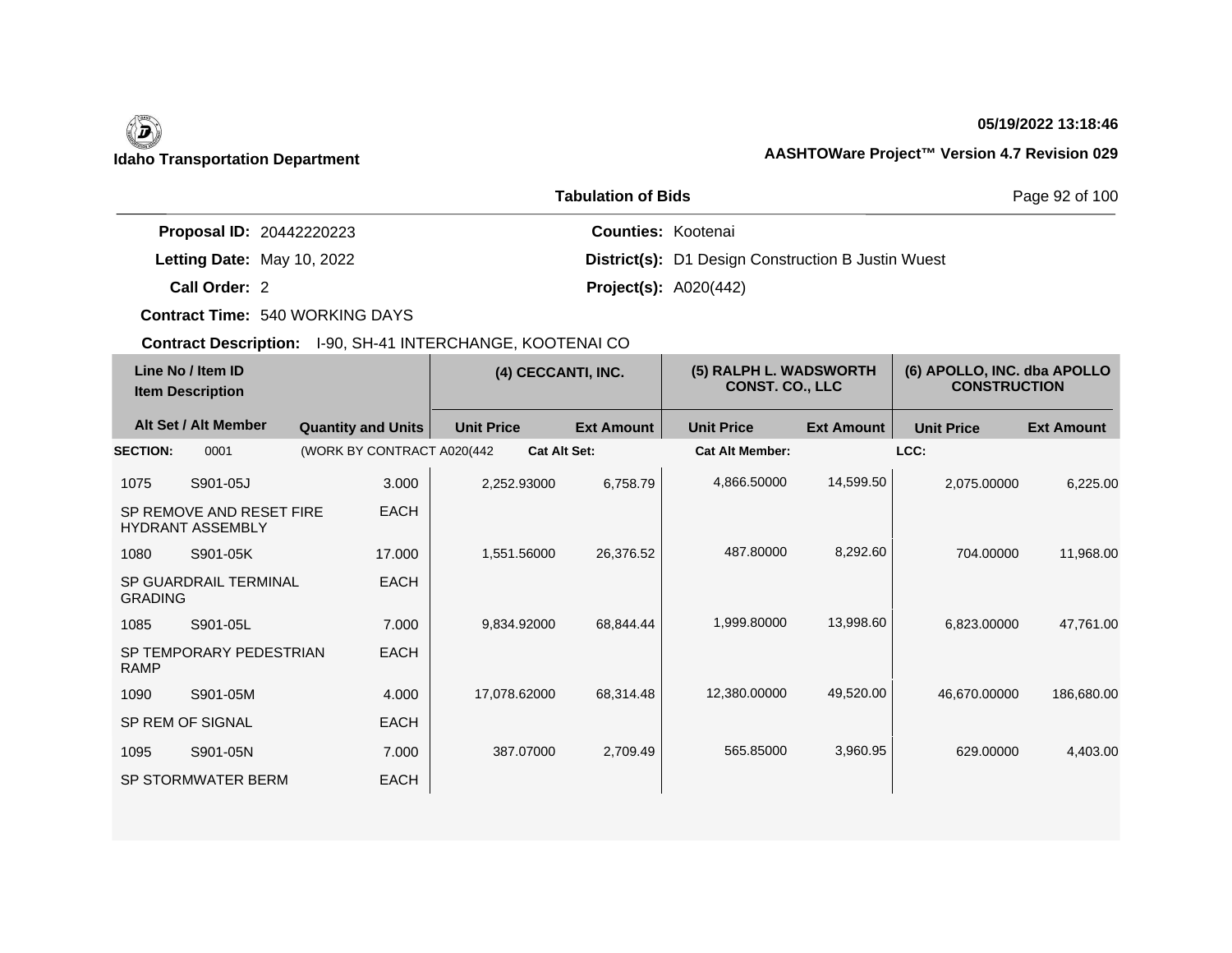Idaho Transportation Department

05/19/2022 13:18:46

AASHTOWare Project™ Version 4.7 Revision 029

## Tabulation of Bids

**Proposal ID:** 20442220223

**Letting Date:** May 10, 2022

**Call Order:** 2

**Contract Time:** 540 WORKING DAYS

**Contract Description:** I-90, SH-41 INTERCHANGE, KOOTENAI CO

**Counties:** Kootenai

**District(s):** D1 Design Construction B Justin Wuest

**Project(s):** A020(442)

| Line No / Item ID | Item Description | Quantity and Units | (4) CECCANTI, INC. Unit Price | (4) CECCANTI, INC. Ext Amount | (5) RALPH L. WADSWORTH CONST. CO., LLC Unit Price | (5) RALPH L. WADSWORTH CONST. CO., LLC Ext Amount | (6) APOLLO, INC. dba APOLLO CONSTRUCTION Unit Price | (6) APOLLO, INC. dba APOLLO CONSTRUCTION Ext Amount |
|---|---|---|---|---|---|---|---|---|
| **SECTION:** 0001 | (WORK BY CONTRACT A020(442 | | **Cat Alt Set:** | | **Cat Alt Member:** | | **LCC:** | |
| 1075 S901-05J | SP REMOVE AND RESET FIRE HYDRANT ASSEMBLY | 3.000 EACH | 2,252.93000 | 6,758.79 | 4,866.50000 | 14,599.50 | 2,075.00000 | 6,225.00 |
| 1080 S901-05K | SP GUARDRAIL TERMINAL GRADING | 17.000 EACH | 1,551.56000 | 26,376.52 | 487.80000 | 8,292.60 | 704.00000 | 11,968.00 |
| 1085 S901-05L | SP TEMPORARY PEDESTRIAN RAMP | 7.000 EACH | 9,834.92000 | 68,844.44 | 1,999.80000 | 13,998.60 | 6,823.00000 | 47,761.00 |
| 1090 S901-05M | SP REM OF SIGNAL | 4.000 EACH | 17,078.62000 | 68,314.48 | 12,380.00000 | 49,520.00 | 46,670.00000 | 186,680.00 |
| 1095 S901-05N | SP STORMWATER BERM | 7.000 EACH | 387.07000 | 2,709.49 | 565.85000 | 3,960.95 | 629.00000 | 4,403.00 |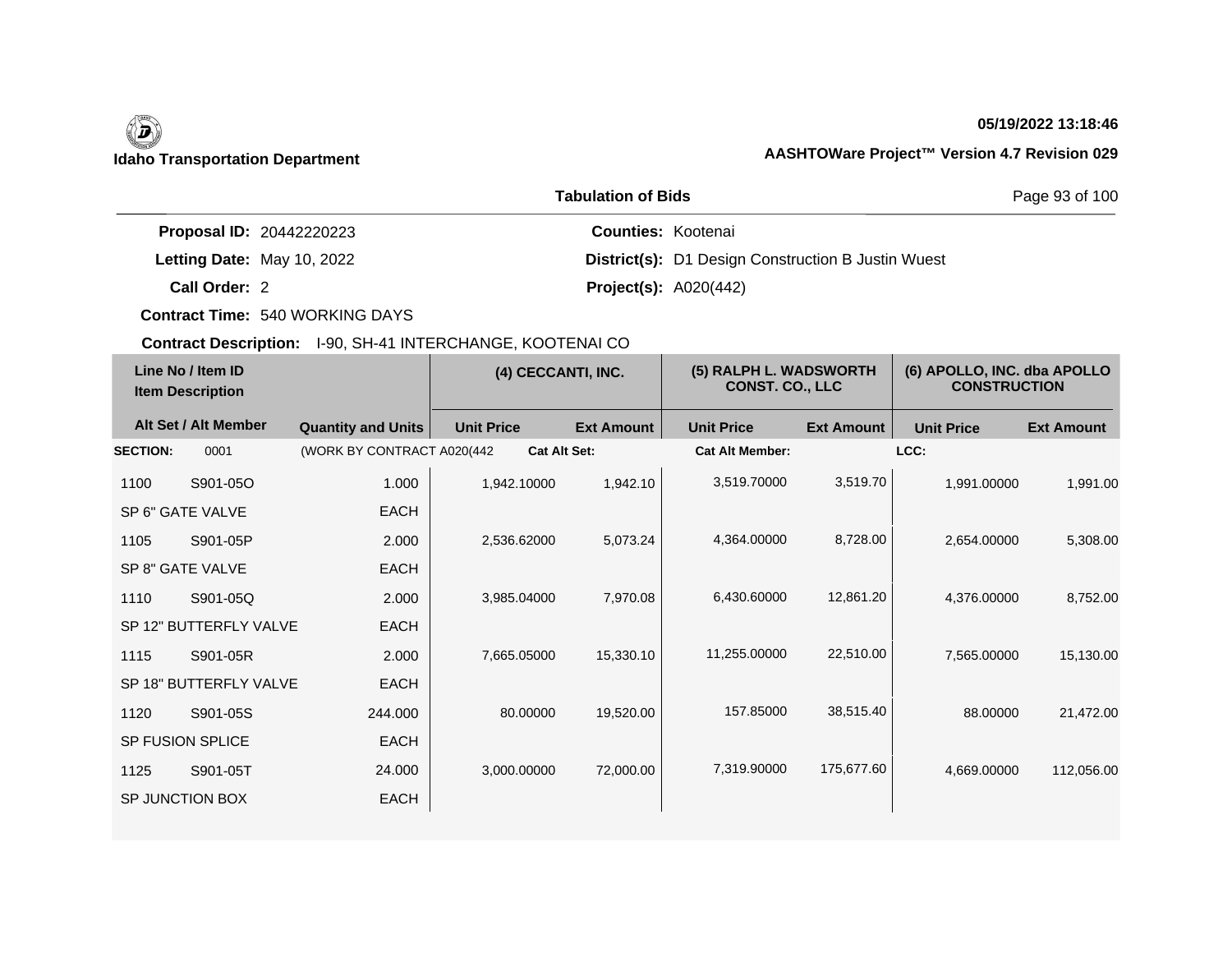**Idaho Transportation Department**

**05/19/2022 13:18:46**

**AASHTOWare Project™ Version 4.7 Revision 029**

## Tabulation of Bids

**Proposal ID:** 20442220223
**Letting Date:** May 10, 2022
**Call Order:** 2
**Contract Time:** 540 WORKING DAYS
**Contract Description:** I-90, SH-41 INTERCHANGE, KOOTENAI CO

**Counties:** Kootenai
**District(s):** D1 Design Construction B Justin Wuest
**Project(s):** A020(442)

| Line No / Item ID<br>Item Description | | | (4) CECCANTI, INC. | | (5) RALPH L. WADSWORTH CONST. CO., LLC | | (6) APOLLO, INC. dba APOLLO CONSTRUCTION | |
|---|---|---|---|---|---|---|---|---|
| Alt Set / Alt Member | | Quantity and Units | Unit Price | Ext Amount | Unit Price | Ext Amount | Unit Price | Ext Amount |
| **SECTION:** | 0001 | (WORK BY CONTRACT A020(442 | **Cat Alt Set:** | | **Cat Alt Member:** | | **LCC:** | |
| 1100 | S901-05O | 1.000 | 1,942.10000 | 1,942.10 | 3,519.70000 | 3,519.70 | 1,991.00000 | 1,991.00 |
| SP 6" GATE VALVE | | EACH | | | | | | |
| 1105 | S901-05P | 2.000 | 2,536.62000 | 5,073.24 | 4,364.00000 | 8,728.00 | 2,654.00000 | 5,308.00 |
| SP 8" GATE VALVE | | EACH | | | | | | |
| 1110 | S901-05Q | 2.000 | 3,985.04000 | 7,970.08 | 6,430.60000 | 12,861.20 | 4,376.00000 | 8,752.00 |
| SP 12" BUTTERFLY VALVE | | EACH | | | | | | |
| 1115 | S901-05R | 2.000 | 7,665.05000 | 15,330.10 | 11,255.00000 | 22,510.00 | 7,565.00000 | 15,130.00 |
| SP 18" BUTTERFLY VALVE | | EACH | | | | | | |
| 1120 | S901-05S | 244.000 | 80.00000 | 19,520.00 | 157.85000 | 38,515.40 | 88.00000 | 21,472.00 |
| SP FUSION SPLICE | | EACH | | | | | | |
| 1125 | S901-05T | 24.000 | 3,000.00000 | 72,000.00 | 7,319.90000 | 175,677.60 | 4,669.00000 | 112,056.00 |
| SP JUNCTION BOX | | EACH | | | | | | |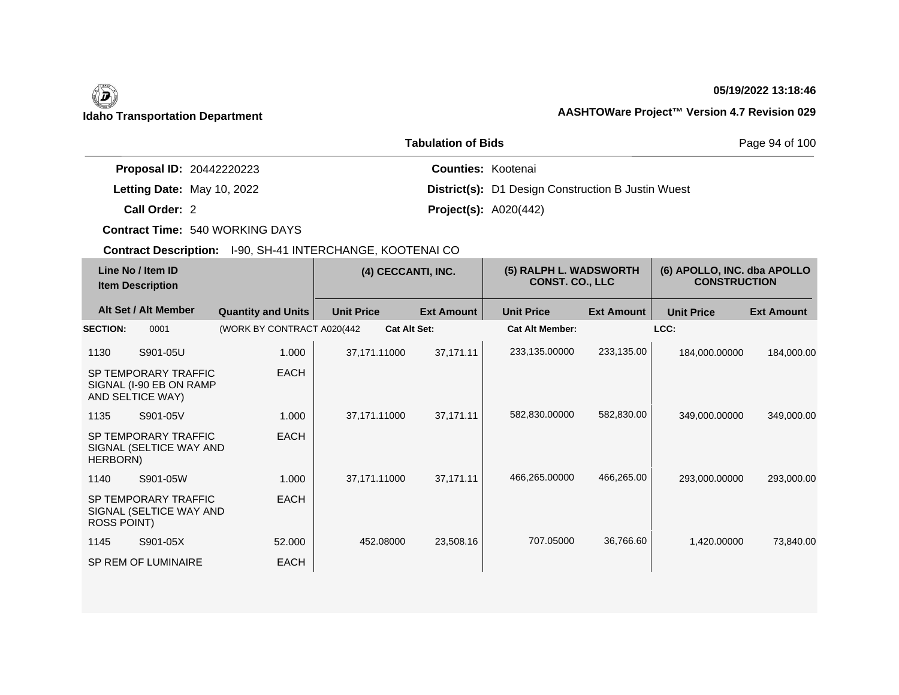**Idaho Transportation Department**

**05/19/2022 13:18:46**

**AASHTOWare Project™ Version 4.7 Revision 029**

**Tabulation of Bids**

**Proposal ID:** 20442220223
**Letting Date:** May 10, 2022
**Call Order:** 2
**Contract Time:** 540 WORKING DAYS
**Contract Description:** I-90, SH-41 INTERCHANGE, KOOTENAI CO

**Counties:** Kootenai
**District(s):** D1 Design Construction B Justin Wuest
**Project(s):** A020(442)

| Line No / Item ID | Item Description | Quantity and Units | (4) CECCANTI, INC. Unit Price | (4) CECCANTI, INC. Ext Amount | (5) RALPH L. WADSWORTH CONST. CO., LLC Unit Price | (5) RALPH L. WADSWORTH CONST. CO., LLC Ext Amount | (6) APOLLO, INC. dba APOLLO CONSTRUCTION Unit Price | (6) APOLLO, INC. dba APOLLO CONSTRUCTION Ext Amount |
|---|---|---|---|---|---|---|---|---|
| **SECTION:** 0001 | (WORK BY CONTRACT A020(442 | | **Cat Alt Set:** | | **Cat Alt Member:** | | **LCC:** | |
| 1130 S901-05U | SP TEMPORARY TRAFFIC SIGNAL (I-90 EB ON RAMP AND SELTICE WAY) | 1.000 EACH | 37,171.11000 | 37,171.11 | 233,135.00000 | 233,135.00 | 184,000.00000 | 184,000.00 |
| 1135 S901-05V | SP TEMPORARY TRAFFIC SIGNAL (SELTICE WAY AND HERBORN) | 1.000 EACH | 37,171.11000 | 37,171.11 | 582,830.00000 | 582,830.00 | 349,000.00000 | 349,000.00 |
| 1140 S901-05W | SP TEMPORARY TRAFFIC SIGNAL (SELTICE WAY AND ROSS POINT) | 1.000 EACH | 37,171.11000 | 37,171.11 | 466,265.00000 | 466,265.00 | 293,000.00000 | 293,000.00 |
| 1145 S901-05X | SP REM OF LUMINAIRE | 52.000 EACH | 452.08000 | 23,508.16 | 707.05000 | 36,766.60 | 1,420.00000 | 73,840.00 |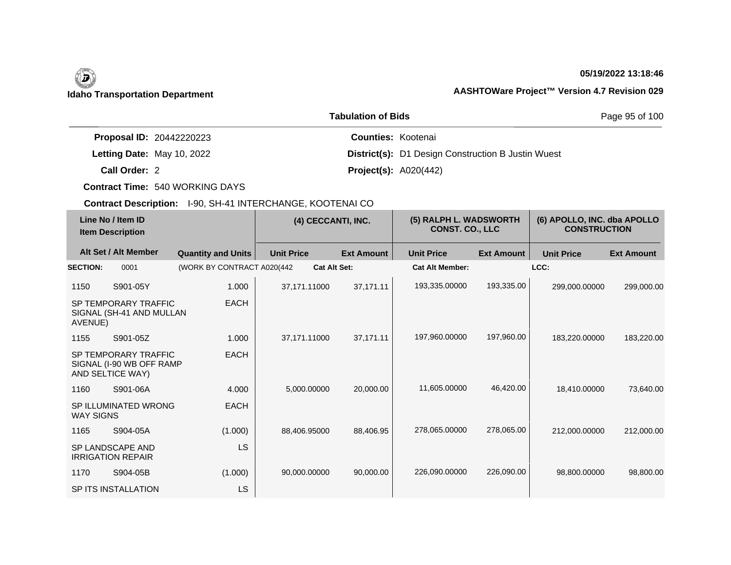**Idaho Transportation Department**

**05/19/2022 13:18:46**

**AASHTOWare Project™ Version 4.7 Revision 029**

**Tabulation of Bids**

| | | | |
|---|---|---|---|
| **Proposal ID:** | 20442220223 | **Counties:** | Kootenai |
| **Letting Date:** | May 10, 2022 | **District(s):** | D1 Design Construction B Justin Wuest |
| **Call Order:** | 2 | **Project(s):** | A020(442) |
| **Contract Time:** | 540 WORKING DAYS | | |

**Contract Description:** I-90, SH-41 INTERCHANGE, KOOTENAI CO

| Line No / Item ID<br>Item Description | | | (4) CECCANTI, INC. | | (5) RALPH L. WADSWORTH CONST. CO., LLC | | (6) APOLLO, INC. dba APOLLO CONSTRUCTION | |
|---|---|---|---|---|---|---|---|---|
| **Alt Set / Alt Member** | | **Quantity and Units** | **Unit Price** | **Ext Amount** | **Unit Price** | **Ext Amount** | **Unit Price** | **Ext Amount** |
| **SECTION:** | 0001 | (WORK BY CONTRACT A020(442 | **Cat Alt Set:** | | **Cat Alt Member:** | | **LCC:** | |
| 1150 | S901-05Y | 1.000 | 37,171.11000 | 37,171.11 | 193,335.00000 | 193,335.00 | 299,000.00000 | 299,000.00 |
| SP TEMPORARY TRAFFIC SIGNAL (SH-41 AND MULLAN AVENUE) | | EACH | | | | | | |
| 1155 | S901-05Z | 1.000 | 37,171.11000 | 37,171.11 | 197,960.00000 | 197,960.00 | 183,220.00000 | 183,220.00 |
| SP TEMPORARY TRAFFIC SIGNAL (I-90 WB OFF RAMP AND SELTICE WAY) | | EACH | | | | | | |
| 1160 | S901-06A | 4.000 | 5,000.00000 | 20,000.00 | 11,605.00000 | 46,420.00 | 18,410.00000 | 73,640.00 |
| SP ILLUMINATED WRONG WAY SIGNS | | EACH | | | | | | |
| 1165 | S904-05A | (1.000) | 88,406.95000 | 88,406.95 | 278,065.00000 | 278,065.00 | 212,000.00000 | 212,000.00 |
| SP LANDSCAPE AND IRRIGATION REPAIR | | LS | | | | | | |
| 1170 | S904-05B | (1.000) | 90,000.00000 | 90,000.00 | 226,090.00000 | 226,090.00 | 98,800.00000 | 98,800.00 |
| SP ITS INSTALLATION | | LS | | | | | | |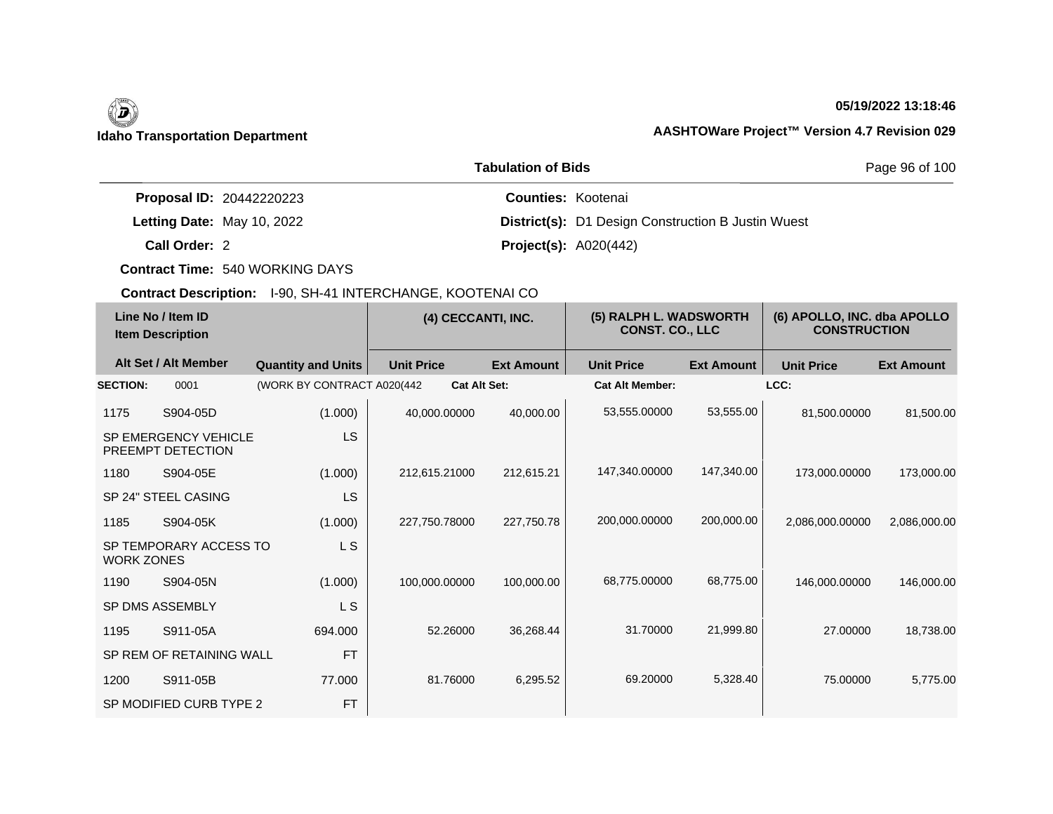Idaho Transportation Department

05/19/2022 13:18:46

AASHTOWare Project™ Version 4.7 Revision 029

Tabulation of Bids

| | | | |
|---|---|---|---|
| **Proposal ID:** 20442220223 | | **Counties:** Kootenai | |
| **Letting Date:** May 10, 2022 | | **District(s):** D1 Design Construction B Justin Wuest | |
| **Call Order:** 2 | | **Project(s):** A020(442) | |
| **Contract Time:** 540 WORKING DAYS | | | |

**Contract Description:** I-90, SH-41 INTERCHANGE, KOOTENAI CO

| Line No / Item ID<br>Item Description | | | (4) CECCANTI, INC. | | (5) RALPH L. WADSWORTH CONST. CO., LLC | | (6) APOLLO, INC. dba APOLLO CONSTRUCTION | |
|---|---|---|---|---|---|---|---|---|
| Alt Set / Alt Member | | Quantity and Units | Unit Price | Ext Amount | Unit Price | Ext Amount | Unit Price | Ext Amount |
| **SECTION:** | 0001 | (WORK BY CONTRACT A020(442 | **Cat Alt Set:** | | **Cat Alt Member:** | | **LCC:** | |
| 1175 | S904-05D | (1.000) | 40,000.00000 | 40,000.00 | 53,555.00000 | 53,555.00 | 81,500.00000 | 81,500.00 |
| SP EMERGENCY VEHICLE PREEMPT DETECTION | | LS | | | | | | |
| 1180 | S904-05E | (1.000) | 212,615.21000 | 212,615.21 | 147,340.00000 | 147,340.00 | 173,000.00000 | 173,000.00 |
| SP 24" STEEL CASING | | LS | | | | | | |
| 1185 | S904-05K | (1.000) | 227,750.78000 | 227,750.78 | 200,000.00000 | 200,000.00 | 2,086,000.00000 | 2,086,000.00 |
| SP TEMPORARY ACCESS TO WORK ZONES | | L S | | | | | | |
| 1190 | S904-05N | (1.000) | 100,000.00000 | 100,000.00 | 68,775.00000 | 68,775.00 | 146,000.00000 | 146,000.00 |
| SP DMS ASSEMBLY | | L S | | | | | | |
| 1195 | S911-05A | 694.000 | 52.26000 | 36,268.44 | 31.70000 | 21,999.80 | 27.00000 | 18,738.00 |
| SP REM OF RETAINING WALL | | FT | | | | | | |
| 1200 | S911-05B | 77.000 | 81.76000 | 6,295.52 | 69.20000 | 5,328.40 | 75.00000 | 5,775.00 |
| SP MODIFIED CURB TYPE 2 | | FT | | | | | | |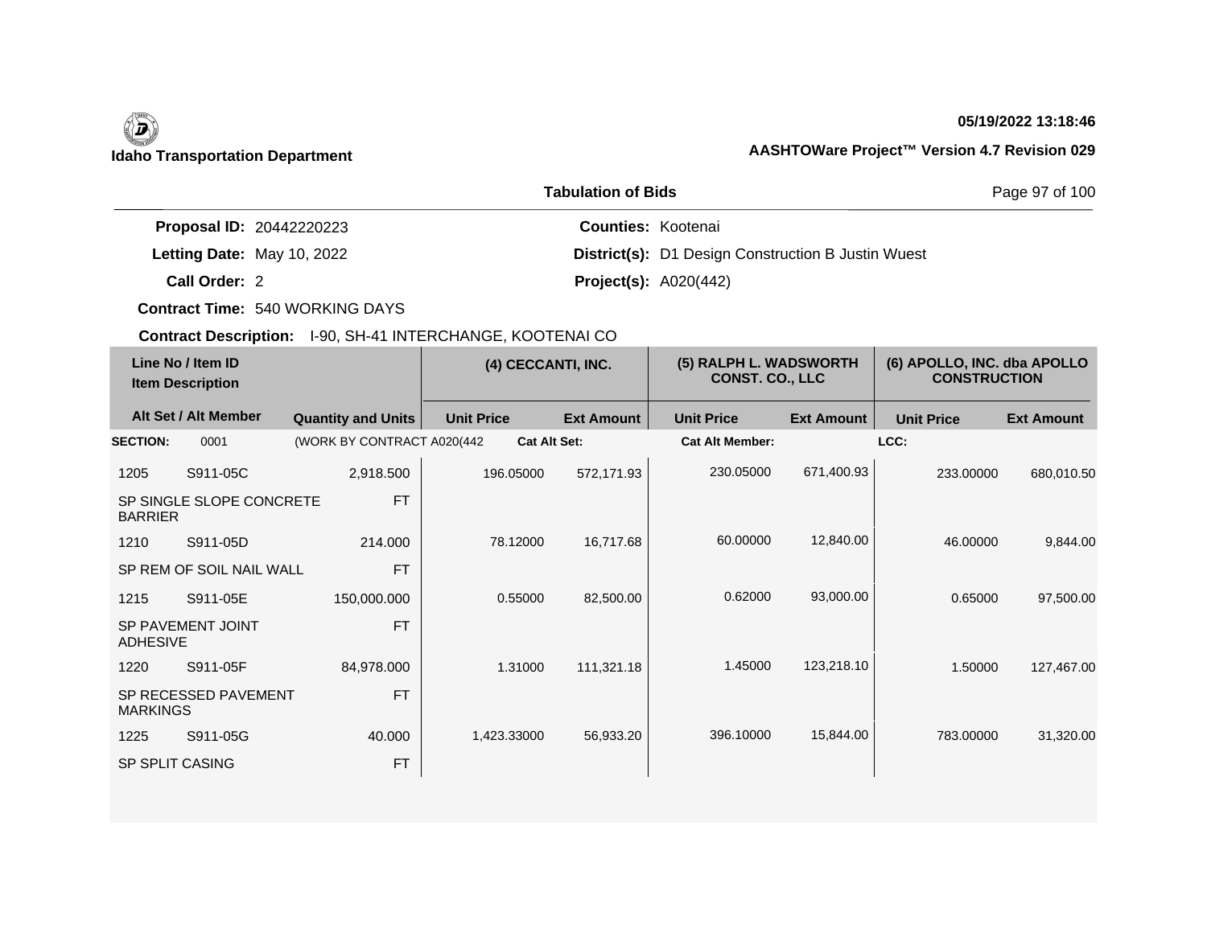**Idaho Transportation Department**

**05/19/2022 13:18:46**

**AASHTOWare Project™ Version 4.7 Revision 029**

**Tabulation of Bids**

**Proposal ID:** 20442220223
**Letting Date:** May 10, 2022
**Call Order:** 2
**Contract Time:** 540 WORKING DAYS

**Counties:** Kootenai
**District(s):** D1 Design Construction B Justin Wuest
**Project(s):** A020(442)

**Contract Description:** I-90, SH-41 INTERCHANGE, KOOTENAI CO

| Line No / Item ID<br>Item Description | | | (4) CECCANTI, INC. | | (5) RALPH L. WADSWORTH CONST. CO., LLC | | (6) APOLLO, INC. dba APOLLO CONSTRUCTION | |
|---|---|---|---|---|---|---|---|---|
| Alt Set / Alt Member | | Quantity and Units | Unit Price | Ext Amount | Unit Price | Ext Amount | Unit Price | Ext Amount |
| **SECTION:** | 0001 | (WORK BY CONTRACT A020(442 | **Cat Alt Set:** | | **Cat Alt Member:** | | **LCC:** | |
| 1205 | S911-05C | 2,918.500 | 196.05000 | 572,171.93 | 230.05000 | 671,400.93 | 233.00000 | 680,010.50 |
| SP SINGLE SLOPE CONCRETE BARRIER | | FT | | | | | | |
| 1210 | S911-05D | 214.000 | 78.12000 | 16,717.68 | 60.00000 | 12,840.00 | 46.00000 | 9,844.00 |
| SP REM OF SOIL NAIL WALL | | FT | | | | | | |
| 1215 | S911-05E | 150,000.000 | 0.55000 | 82,500.00 | 0.62000 | 93,000.00 | 0.65000 | 97,500.00 |
| SP PAVEMENT JOINT ADHESIVE | | FT | | | | | | |
| 1220 | S911-05F | 84,978.000 | 1.31000 | 111,321.18 | 1.45000 | 123,218.10 | 1.50000 | 127,467.00 |
| SP RECESSED PAVEMENT MARKINGS | | FT | | | | | | |
| 1225 | S911-05G | 40.000 | 1,423.33000 | 56,933.20 | 396.10000 | 15,844.00 | 783.00000 | 31,320.00 |
| SP SPLIT CASING | | FT | | | | | | |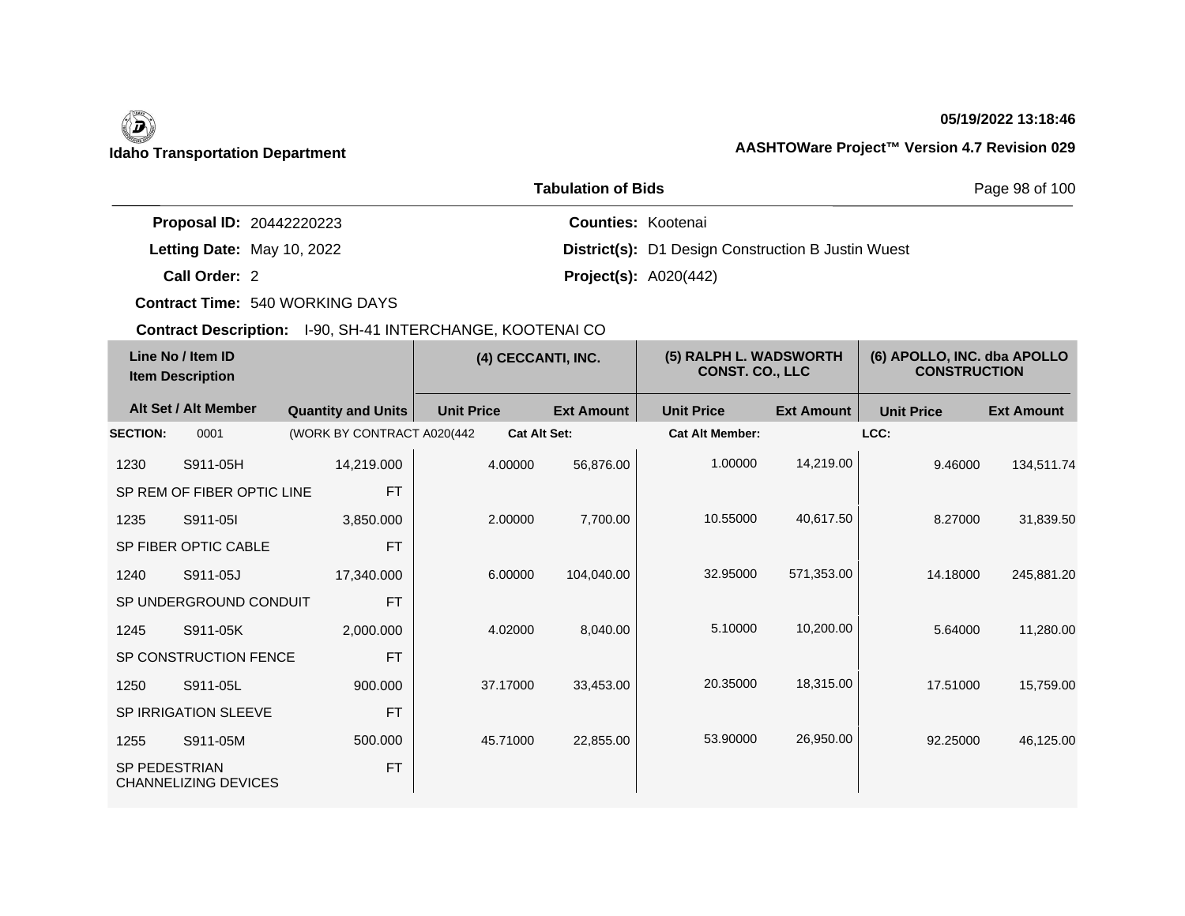**Idaho Transportation Department**

**05/19/2022 13:18:46**

**AASHTOWare Project™ Version 4.7 Revision 029**

**Tabulation of Bids**

**Proposal ID:** 20442220223
**Letting Date:** May 10, 2022
**Call Order:** 2
**Contract Time:** 540 WORKING DAYS
**Contract Description:** I-90, SH-41 INTERCHANGE, KOOTENAI CO

**Counties:** Kootenai
**District(s):** D1 Design Construction B Justin Wuest
**Project(s):** A020(442)

| Line No / Item ID<br>Item Description | | | (4) CECCANTI, INC. | | (5) RALPH L. WADSWORTH CONST. CO., LLC | | (6) APOLLO, INC. dba APOLLO CONSTRUCTION | |
|---|---|---|---|---|---|---|---|---|
| Alt Set / Alt Member | | Quantity and Units | Unit Price | Ext Amount | Unit Price | Ext Amount | Unit Price | Ext Amount |
| **SECTION:** | 0001 | (WORK BY CONTRACT A020(442 | **Cat Alt Set:** | | **Cat Alt Member:** | | **LCC:** | |
| 1230 | S911-05H | 14,219.000 | 4.00000 | 56,876.00 | 1.00000 | 14,219.00 | 9.46000 | 134,511.74 |
| SP REM OF FIBER OPTIC LINE | | FT | | | | | | |
| 1235 | S911-05I | 3,850.000 | 2.00000 | 7,700.00 | 10.55000 | 40,617.50 | 8.27000 | 31,839.50 |
| SP FIBER OPTIC CABLE | | FT | | | | | | |
| 1240 | S911-05J | 17,340.000 | 6.00000 | 104,040.00 | 32.95000 | 571,353.00 | 14.18000 | 245,881.20 |
| SP UNDERGROUND CONDUIT | | FT | | | | | | |
| 1245 | S911-05K | 2,000.000 | 4.02000 | 8,040.00 | 5.10000 | 10,200.00 | 5.64000 | 11,280.00 |
| SP CONSTRUCTION FENCE | | FT | | | | | | |
| 1250 | S911-05L | 900.000 | 37.17000 | 33,453.00 | 20.35000 | 18,315.00 | 17.51000 | 15,759.00 |
| SP IRRIGATION SLEEVE | | FT | | | | | | |
| 1255 | S911-05M | 500.000 | 45.71000 | 22,855.00 | 53.90000 | 26,950.00 | 92.25000 | 46,125.00 |
| SP PEDESTRIAN CHANNELIZING DEVICES | | FT | | | | | | |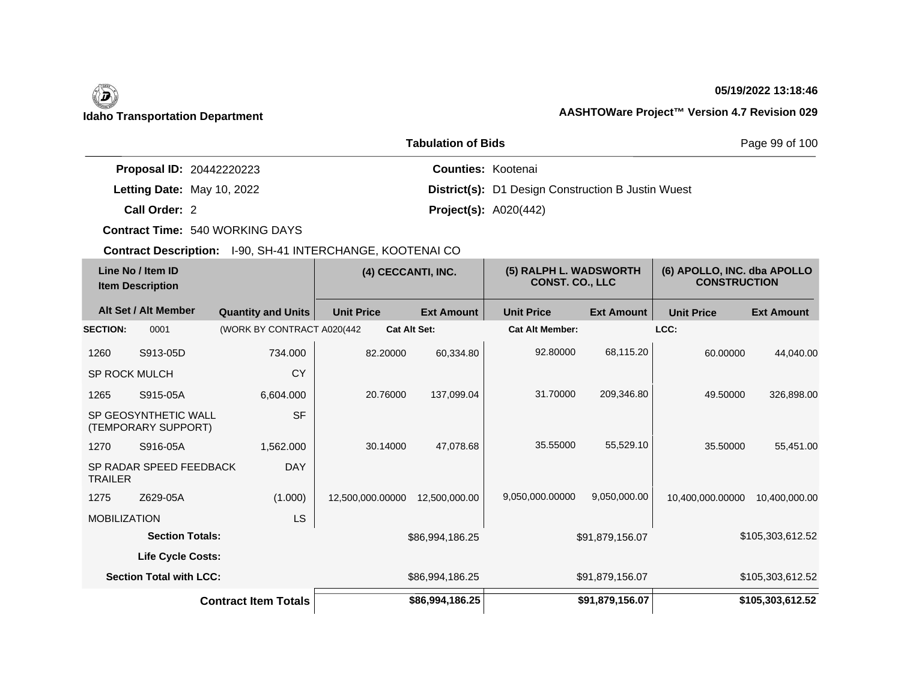**Idaho Transportation Department**

05/19/2022 13:18:46

**AASHTOWare Project™ Version 4.7 Revision 029**

**Tabulation of Bids**

**Proposal ID:** 20442220223
**Letting Date:** May 10, 2022
**Call Order:** 2
**Contract Time:** 540 WORKING DAYS

**Counties:** Kootenai
**District(s):** D1 Design Construction B Justin Wuest
**Project(s):** A020(442)

**Contract Description:** I-90, SH-41 INTERCHANGE, KOOTENAI CO

| Line No / Item ID / Item Description | | Quantity and Units | (4) CECCANTI, INC. Unit Price | (4) CECCANTI, INC. Ext Amount | (5) RALPH L. WADSWORTH CONST. CO., LLC Unit Price | (5) RALPH L. WADSWORTH CONST. CO., LLC Ext Amount | (6) APOLLO, INC. dba APOLLO CONSTRUCTION Unit Price | (6) APOLLO, INC. dba APOLLO CONSTRUCTION Ext Amount |
|---|---|---|---|---|---|---|---|---|
| **SECTION:** | 0001 | (WORK BY CONTRACT A020(442 | **Cat Alt Set:** | | **Cat Alt Member:** | | **LCC:** | |
| 1260 | S913-05D | 734.000 | 82.20000 | 60,334.80 | 92.80000 | 68,115.20 | 60.00000 | 44,040.00 |
| SP ROCK MULCH | | CY | | | | | | |
| 1265 | S915-05A | 6,604.000 | 20.76000 | 137,099.04 | 31.70000 | 209,346.80 | 49.50000 | 326,898.00 |
| SP GEOSYNTHETIC WALL (TEMPORARY SUPPORT) | | SF | | | | | | |
| 1270 | S916-05A | 1,562.000 | 30.14000 | 47,078.68 | 35.55000 | 55,529.10 | 35.50000 | 55,451.00 |
| SP RADAR SPEED FEEDBACK TRAILER | | DAY | | | | | | |
| 1275 | Z629-05A | (1.000) | 12,500,000.00000 | 12,500,000.00 | 9,050,000.00000 | 9,050,000.00 | 10,400,000.00000 | 10,400,000.00 |
| MOBILIZATION | | LS | | | | | | |
| **Section Totals:** | | | | $86,994,186.25 | | $91,879,156.07 | | $105,303,612.52 |
| **Life Cycle Costs:** | | | | | | | | |
| **Section Total with LCC:** | | | | $86,994,186.25 | | $91,879,156.07 | | $105,303,612.52 |
| **Contract Item Totals** | | | | **$86,994,186.25** | | **$91,879,156.07** | | **$105,303,612.52** |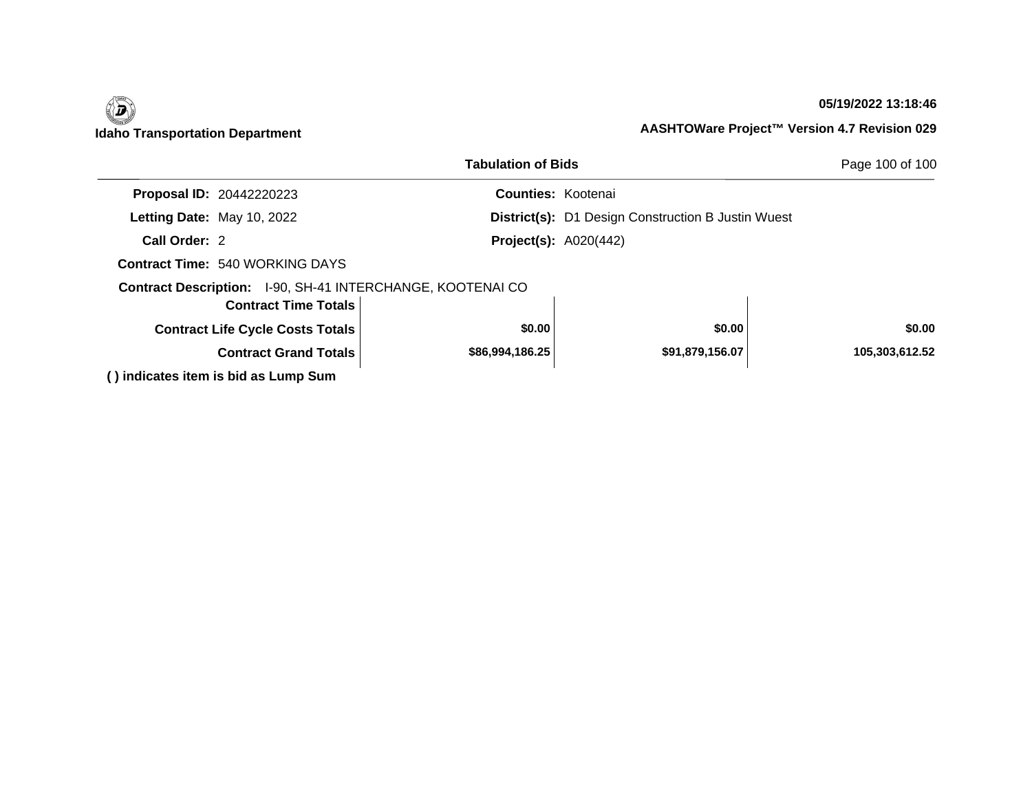Idaho Transportation Department

05/19/2022 13:18:46

AASHTOWare Project™ Version 4.7 Revision 029

**Tabulation of Bids**

**Proposal ID:** 20442220223

**Letting Date:** May 10, 2022

**Call Order:** 2

**Contract Time:** 540 WORKING DAYS

**Counties:** Kootenai

**District(s):** D1 Design Construction B Justin Wuest

**Project(s):** A020(442)

**Contract Description:** I-90, SH-41 INTERCHANGE, KOOTENAI CO

| | | | |
|---|---|---|---|
| **Contract Time Totals** | | | |
| **Contract Life Cycle Costs Totals** | **$0.00** | **$0.00** | **$0.00** |
| **Contract Grand Totals** | **$86,994,186.25** | **$91,879,156.07** | **105,303,612.52** |

**( ) indicates item is bid as Lump Sum**